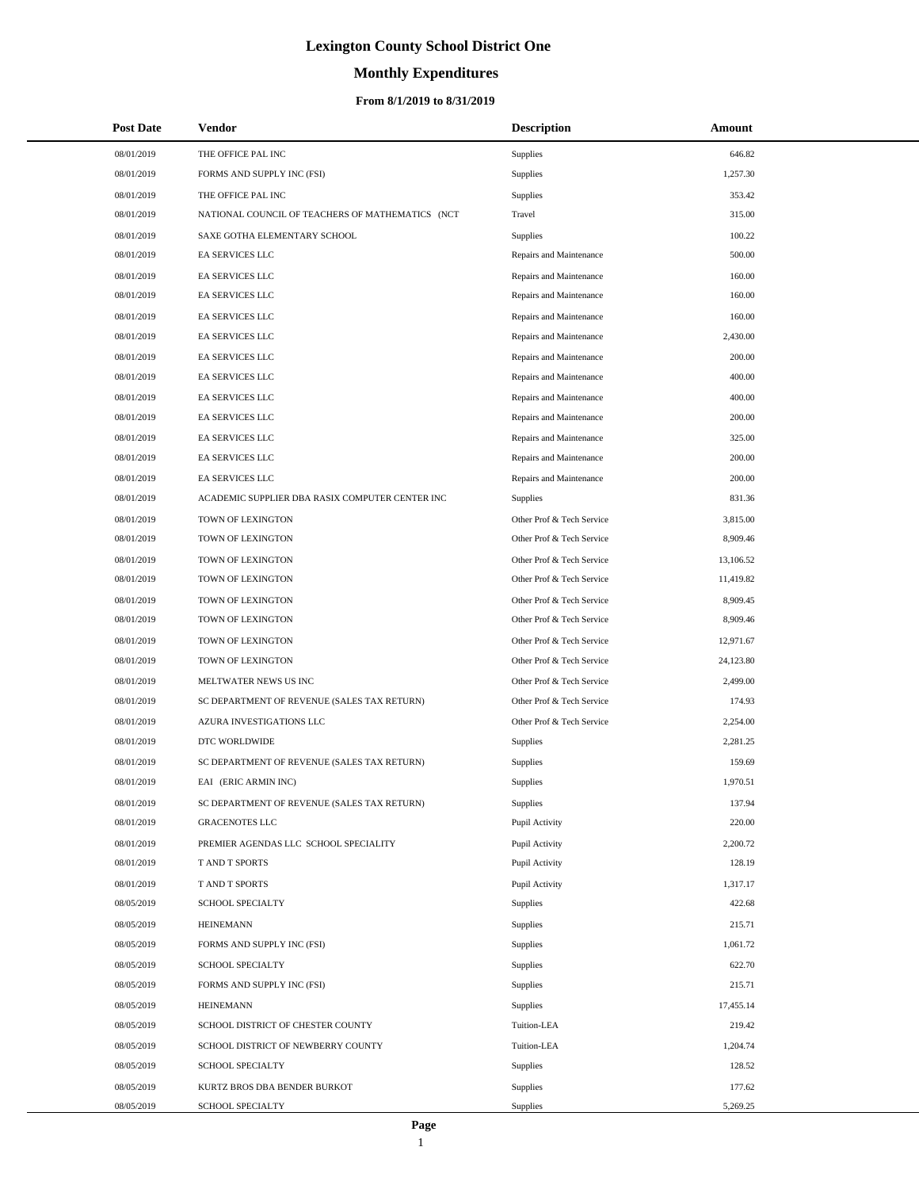# Lexington County School District One

## Monthly Expenditures

### From 8/1/2019 to 8/31/2019

| Post Date | Vendor | Description | Amount |
|---|---|---|---|
| 08/01/2019 | THE OFFICE PAL INC | Supplies | 646.82 |
| 08/01/2019 | FORMS AND SUPPLY INC (FSI) | Supplies | 1,257.30 |
| 08/01/2019 | THE OFFICE PAL INC | Supplies | 353.42 |
| 08/01/2019 | NATIONAL COUNCIL OF TEACHERS OF MATHEMATICS (NCT | Travel | 315.00 |
| 08/01/2019 | SAXE GOTHA ELEMENTARY SCHOOL | Supplies | 100.22 |
| 08/01/2019 | EA SERVICES LLC | Repairs and Maintenance | 500.00 |
| 08/01/2019 | EA SERVICES LLC | Repairs and Maintenance | 160.00 |
| 08/01/2019 | EA SERVICES LLC | Repairs and Maintenance | 160.00 |
| 08/01/2019 | EA SERVICES LLC | Repairs and Maintenance | 160.00 |
| 08/01/2019 | EA SERVICES LLC | Repairs and Maintenance | 2,430.00 |
| 08/01/2019 | EA SERVICES LLC | Repairs and Maintenance | 200.00 |
| 08/01/2019 | EA SERVICES LLC | Repairs and Maintenance | 400.00 |
| 08/01/2019 | EA SERVICES LLC | Repairs and Maintenance | 400.00 |
| 08/01/2019 | EA SERVICES LLC | Repairs and Maintenance | 200.00 |
| 08/01/2019 | EA SERVICES LLC | Repairs and Maintenance | 325.00 |
| 08/01/2019 | EA SERVICES LLC | Repairs and Maintenance | 200.00 |
| 08/01/2019 | EA SERVICES LLC | Repairs and Maintenance | 200.00 |
| 08/01/2019 | ACADEMIC SUPPLIER DBA RASIX COMPUTER CENTER INC | Supplies | 831.36 |
| 08/01/2019 | TOWN OF LEXINGTON | Other Prof & Tech Service | 3,815.00 |
| 08/01/2019 | TOWN OF LEXINGTON | Other Prof & Tech Service | 8,909.46 |
| 08/01/2019 | TOWN OF LEXINGTON | Other Prof & Tech Service | 13,106.52 |
| 08/01/2019 | TOWN OF LEXINGTON | Other Prof & Tech Service | 11,419.82 |
| 08/01/2019 | TOWN OF LEXINGTON | Other Prof & Tech Service | 8,909.45 |
| 08/01/2019 | TOWN OF LEXINGTON | Other Prof & Tech Service | 8,909.46 |
| 08/01/2019 | TOWN OF LEXINGTON | Other Prof & Tech Service | 12,971.67 |
| 08/01/2019 | TOWN OF LEXINGTON | Other Prof & Tech Service | 24,123.80 |
| 08/01/2019 | MELTWATER NEWS US INC | Other Prof & Tech Service | 2,499.00 |
| 08/01/2019 | SC DEPARTMENT OF REVENUE (SALES TAX RETURN) | Other Prof & Tech Service | 174.93 |
| 08/01/2019 | AZURA INVESTIGATIONS LLC | Other Prof & Tech Service | 2,254.00 |
| 08/01/2019 | DTC WORLDWIDE | Supplies | 2,281.25 |
| 08/01/2019 | SC DEPARTMENT OF REVENUE (SALES TAX RETURN) | Supplies | 159.69 |
| 08/01/2019 | EAI (ERIC ARMIN INC) | Supplies | 1,970.51 |
| 08/01/2019 | SC DEPARTMENT OF REVENUE (SALES TAX RETURN) | Supplies | 137.94 |
| 08/01/2019 | GRACENOTES LLC | Pupil Activity | 220.00 |
| 08/01/2019 | PREMIER AGENDAS LLC SCHOOL SPECIALITY | Pupil Activity | 2,200.72 |
| 08/01/2019 | T AND T SPORTS | Pupil Activity | 128.19 |
| 08/01/2019 | T AND T SPORTS | Pupil Activity | 1,317.17 |
| 08/05/2019 | SCHOOL SPECIALTY | Supplies | 422.68 |
| 08/05/2019 | HEINEMANN | Supplies | 215.71 |
| 08/05/2019 | FORMS AND SUPPLY INC (FSI) | Supplies | 1,061.72 |
| 08/05/2019 | SCHOOL SPECIALTY | Supplies | 622.70 |
| 08/05/2019 | FORMS AND SUPPLY INC (FSI) | Supplies | 215.71 |
| 08/05/2019 | HEINEMANN | Supplies | 17,455.14 |
| 08/05/2019 | SCHOOL DISTRICT OF CHESTER COUNTY | Tuition-LEA | 219.42 |
| 08/05/2019 | SCHOOL DISTRICT OF NEWBERRY COUNTY | Tuition-LEA | 1,204.74 |
| 08/05/2019 | SCHOOL SPECIALTY | Supplies | 128.52 |
| 08/05/2019 | KURTZ BROS DBA BENDER BURKOT | Supplies | 177.62 |
| 08/05/2019 | SCHOOL SPECIALTY | Supplies | 5,269.25 |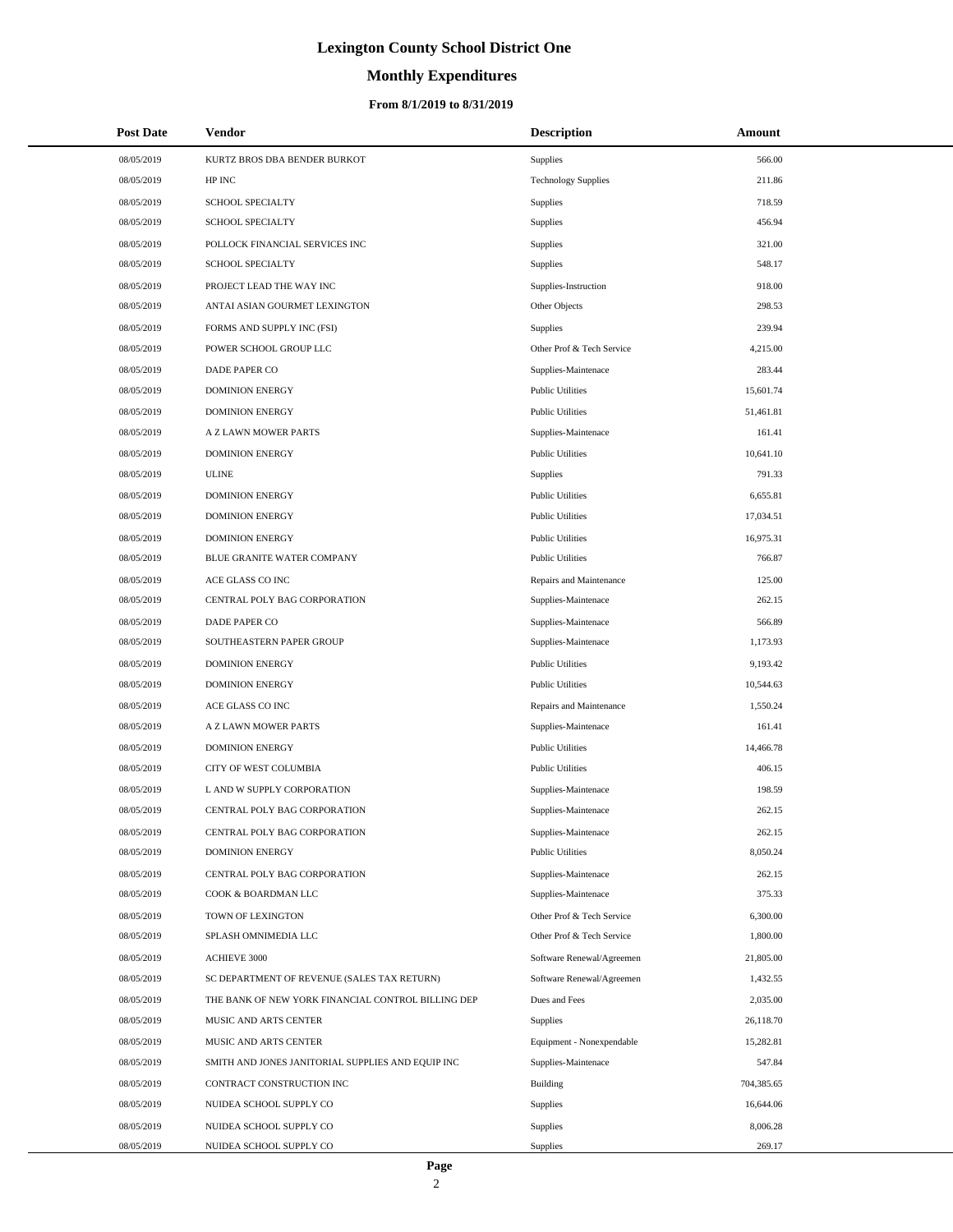# Lexington County School District One

## Monthly Expenditures

### From 8/1/2019 to 8/31/2019

| Post Date | Vendor | Description | Amount |
|---|---|---|---|
| 08/05/2019 | KURTZ BROS DBA BENDER BURKOT | Supplies | 566.00 |
| 08/05/2019 | HP INC | Technology Supplies | 211.86 |
| 08/05/2019 | SCHOOL SPECIALTY | Supplies | 718.59 |
| 08/05/2019 | SCHOOL SPECIALTY | Supplies | 456.94 |
| 08/05/2019 | POLLOCK FINANCIAL SERVICES INC | Supplies | 321.00 |
| 08/05/2019 | SCHOOL SPECIALTY | Supplies | 548.17 |
| 08/05/2019 | PROJECT LEAD THE WAY INC | Supplies-Instruction | 918.00 |
| 08/05/2019 | ANTAI ASIAN GOURMET LEXINGTON | Other Objects | 298.53 |
| 08/05/2019 | FORMS AND SUPPLY INC (FSI) | Supplies | 239.94 |
| 08/05/2019 | POWER SCHOOL GROUP LLC | Other Prof & Tech Service | 4,215.00 |
| 08/05/2019 | DADE PAPER CO | Supplies-Maintenace | 283.44 |
| 08/05/2019 | DOMINION ENERGY | Public Utilities | 15,601.74 |
| 08/05/2019 | DOMINION ENERGY | Public Utilities | 51,461.81 |
| 08/05/2019 | A Z LAWN MOWER PARTS | Supplies-Maintenace | 161.41 |
| 08/05/2019 | DOMINION ENERGY | Public Utilities | 10,641.10 |
| 08/05/2019 | ULINE | Supplies | 791.33 |
| 08/05/2019 | DOMINION ENERGY | Public Utilities | 6,655.81 |
| 08/05/2019 | DOMINION ENERGY | Public Utilities | 17,034.51 |
| 08/05/2019 | DOMINION ENERGY | Public Utilities | 16,975.31 |
| 08/05/2019 | BLUE GRANITE WATER COMPANY | Public Utilities | 766.87 |
| 08/05/2019 | ACE GLASS CO INC | Repairs and Maintenance | 125.00 |
| 08/05/2019 | CENTRAL POLY BAG CORPORATION | Supplies-Maintenace | 262.15 |
| 08/05/2019 | DADE PAPER CO | Supplies-Maintenace | 566.89 |
| 08/05/2019 | SOUTHEASTERN PAPER GROUP | Supplies-Maintenace | 1,173.93 |
| 08/05/2019 | DOMINION ENERGY | Public Utilities | 9,193.42 |
| 08/05/2019 | DOMINION ENERGY | Public Utilities | 10,544.63 |
| 08/05/2019 | ACE GLASS CO INC | Repairs and Maintenance | 1,550.24 |
| 08/05/2019 | A Z LAWN MOWER PARTS | Supplies-Maintenace | 161.41 |
| 08/05/2019 | DOMINION ENERGY | Public Utilities | 14,466.78 |
| 08/05/2019 | CITY OF WEST COLUMBIA | Public Utilities | 406.15 |
| 08/05/2019 | L AND W SUPPLY CORPORATION | Supplies-Maintenace | 198.59 |
| 08/05/2019 | CENTRAL POLY BAG CORPORATION | Supplies-Maintenace | 262.15 |
| 08/05/2019 | CENTRAL POLY BAG CORPORATION | Supplies-Maintenace | 262.15 |
| 08/05/2019 | DOMINION ENERGY | Public Utilities | 8,050.24 |
| 08/05/2019 | CENTRAL POLY BAG CORPORATION | Supplies-Maintenace | 262.15 |
| 08/05/2019 | COOK & BOARDMAN LLC | Supplies-Maintenace | 375.33 |
| 08/05/2019 | TOWN OF LEXINGTON | Other Prof & Tech Service | 6,300.00 |
| 08/05/2019 | SPLASH OMNIMEDIA LLC | Other Prof & Tech Service | 1,800.00 |
| 08/05/2019 | ACHIEVE 3000 | Software Renewal/Agreemen | 21,805.00 |
| 08/05/2019 | SC DEPARTMENT OF REVENUE (SALES TAX RETURN) | Software Renewal/Agreemen | 1,432.55 |
| 08/05/2019 | THE BANK OF NEW YORK FINANCIAL CONTROL BILLING DEP | Dues and Fees | 2,035.00 |
| 08/05/2019 | MUSIC AND ARTS CENTER | Supplies | 26,118.70 |
| 08/05/2019 | MUSIC AND ARTS CENTER | Equipment - Nonexpendable | 15,282.81 |
| 08/05/2019 | SMITH AND JONES JANITORIAL SUPPLIES AND EQUIP INC | Supplies-Maintenace | 547.84 |
| 08/05/2019 | CONTRACT CONSTRUCTION INC | Building | 704,385.65 |
| 08/05/2019 | NUIDEA SCHOOL SUPPLY CO | Supplies | 16,644.06 |
| 08/05/2019 | NUIDEA SCHOOL SUPPLY CO | Supplies | 8,006.28 |
| 08/05/2019 | NUIDEA SCHOOL SUPPLY CO | Supplies | 269.17 |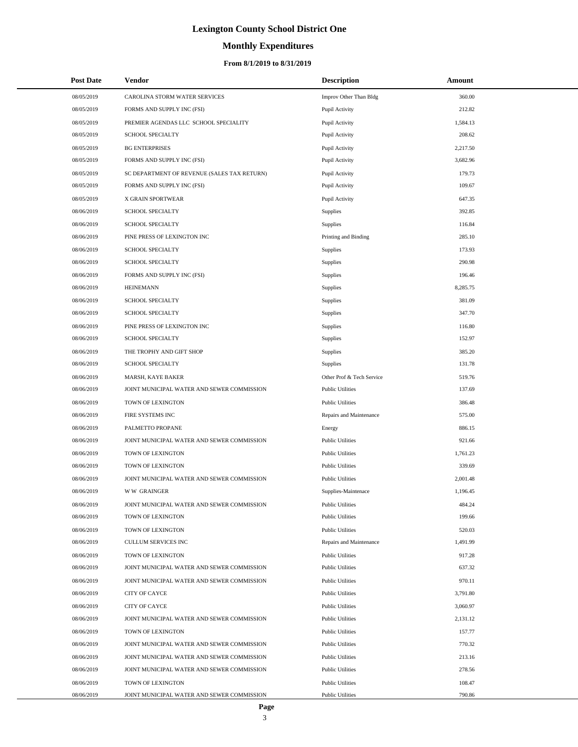# Lexington County School District One

## Monthly Expenditures

### From 8/1/2019 to 8/31/2019

| Post Date | Vendor | Description | Amount |
|---|---|---|---|
| 08/05/2019 | CAROLINA STORM WATER SERVICES | Improv Other Than Bldg | 360.00 |
| 08/05/2019 | FORMS AND SUPPLY INC (FSI) | Pupil Activity | 212.82 |
| 08/05/2019 | PREMIER AGENDAS LLC SCHOOL SPECIALITY | Pupil Activity | 1,584.13 |
| 08/05/2019 | SCHOOL SPECIALTY | Pupil Activity | 208.62 |
| 08/05/2019 | BG ENTERPRISES | Pupil Activity | 2,217.50 |
| 08/05/2019 | FORMS AND SUPPLY INC (FSI) | Pupil Activity | 3,682.96 |
| 08/05/2019 | SC DEPARTMENT OF REVENUE (SALES TAX RETURN) | Pupil Activity | 179.73 |
| 08/05/2019 | FORMS AND SUPPLY INC (FSI) | Pupil Activity | 109.67 |
| 08/05/2019 | X GRAIN SPORTWEAR | Pupil Activity | 647.35 |
| 08/06/2019 | SCHOOL SPECIALTY | Supplies | 392.85 |
| 08/06/2019 | SCHOOL SPECIALTY | Supplies | 116.84 |
| 08/06/2019 | PINE PRESS OF LEXINGTON INC | Printing and Binding | 285.10 |
| 08/06/2019 | SCHOOL SPECIALTY | Supplies | 173.93 |
| 08/06/2019 | SCHOOL SPECIALTY | Supplies | 290.98 |
| 08/06/2019 | FORMS AND SUPPLY INC (FSI) | Supplies | 196.46 |
| 08/06/2019 | HEINEMANN | Supplies | 8,285.75 |
| 08/06/2019 | SCHOOL SPECIALTY | Supplies | 381.09 |
| 08/06/2019 | SCHOOL SPECIALTY | Supplies | 347.70 |
| 08/06/2019 | PINE PRESS OF LEXINGTON INC | Supplies | 116.80 |
| 08/06/2019 | SCHOOL SPECIALTY | Supplies | 152.97 |
| 08/06/2019 | THE TROPHY AND GIFT SHOP | Supplies | 385.20 |
| 08/06/2019 | SCHOOL SPECIALTY | Supplies | 131.78 |
| 08/06/2019 | MARSH, KAYE BAKER | Other Prof & Tech Service | 519.76 |
| 08/06/2019 | JOINT MUNICIPAL WATER AND SEWER COMMISSION | Public Utilities | 137.69 |
| 08/06/2019 | TOWN OF LEXINGTON | Public Utilities | 386.48 |
| 08/06/2019 | FIRE SYSTEMS INC | Repairs and Maintenance | 575.00 |
| 08/06/2019 | PALMETTO PROPANE | Energy | 886.15 |
| 08/06/2019 | JOINT MUNICIPAL WATER AND SEWER COMMISSION | Public Utilities | 921.66 |
| 08/06/2019 | TOWN OF LEXINGTON | Public Utilities | 1,761.23 |
| 08/06/2019 | TOWN OF LEXINGTON | Public Utilities | 339.69 |
| 08/06/2019 | JOINT MUNICIPAL WATER AND SEWER COMMISSION | Public Utilities | 2,001.48 |
| 08/06/2019 | W W GRAINGER | Supplies-Maintenace | 1,196.45 |
| 08/06/2019 | JOINT MUNICIPAL WATER AND SEWER COMMISSION | Public Utilities | 484.24 |
| 08/06/2019 | TOWN OF LEXINGTON | Public Utilities | 199.66 |
| 08/06/2019 | TOWN OF LEXINGTON | Public Utilities | 520.03 |
| 08/06/2019 | CULLUM SERVICES INC | Repairs and Maintenance | 1,491.99 |
| 08/06/2019 | TOWN OF LEXINGTON | Public Utilities | 917.28 |
| 08/06/2019 | JOINT MUNICIPAL WATER AND SEWER COMMISSION | Public Utilities | 637.32 |
| 08/06/2019 | JOINT MUNICIPAL WATER AND SEWER COMMISSION | Public Utilities | 970.11 |
| 08/06/2019 | CITY OF CAYCE | Public Utilities | 3,791.80 |
| 08/06/2019 | CITY OF CAYCE | Public Utilities | 3,060.97 |
| 08/06/2019 | JOINT MUNICIPAL WATER AND SEWER COMMISSION | Public Utilities | 2,131.12 |
| 08/06/2019 | TOWN OF LEXINGTON | Public Utilities | 157.77 |
| 08/06/2019 | JOINT MUNICIPAL WATER AND SEWER COMMISSION | Public Utilities | 770.32 |
| 08/06/2019 | JOINT MUNICIPAL WATER AND SEWER COMMISSION | Public Utilities | 213.16 |
| 08/06/2019 | JOINT MUNICIPAL WATER AND SEWER COMMISSION | Public Utilities | 278.56 |
| 08/06/2019 | TOWN OF LEXINGTON | Public Utilities | 108.47 |
| 08/06/2019 | JOINT MUNICIPAL WATER AND SEWER COMMISSION | Public Utilities | 790.86 |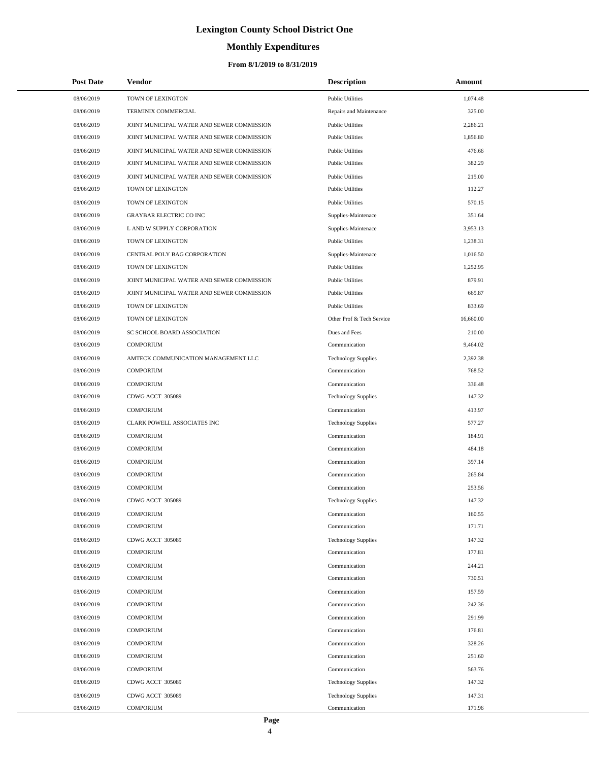# Lexington County School District One

## Monthly Expenditures

### From 8/1/2019 to 8/31/2019

| Post Date | Vendor | Description | Amount |
|---|---|---|---|
| 08/06/2019 | TOWN OF LEXINGTON | Public Utilities | 1,074.48 |
| 08/06/2019 | TERMINIX COMMERCIAL | Repairs and Maintenance | 325.00 |
| 08/06/2019 | JOINT MUNICIPAL WATER AND SEWER COMMISSION | Public Utilities | 2,286.21 |
| 08/06/2019 | JOINT MUNICIPAL WATER AND SEWER COMMISSION | Public Utilities | 1,856.80 |
| 08/06/2019 | JOINT MUNICIPAL WATER AND SEWER COMMISSION | Public Utilities | 476.66 |
| 08/06/2019 | JOINT MUNICIPAL WATER AND SEWER COMMISSION | Public Utilities | 382.29 |
| 08/06/2019 | JOINT MUNICIPAL WATER AND SEWER COMMISSION | Public Utilities | 215.00 |
| 08/06/2019 | TOWN OF LEXINGTON | Public Utilities | 112.27 |
| 08/06/2019 | TOWN OF LEXINGTON | Public Utilities | 570.15 |
| 08/06/2019 | GRAYBAR ELECTRIC CO INC | Supplies-Maintenace | 351.64 |
| 08/06/2019 | L AND W SUPPLY CORPORATION | Supplies-Maintenace | 3,953.13 |
| 08/06/2019 | TOWN OF LEXINGTON | Public Utilities | 1,238.31 |
| 08/06/2019 | CENTRAL POLY BAG CORPORATION | Supplies-Maintenace | 1,016.50 |
| 08/06/2019 | TOWN OF LEXINGTON | Public Utilities | 1,252.95 |
| 08/06/2019 | JOINT MUNICIPAL WATER AND SEWER COMMISSION | Public Utilities | 879.91 |
| 08/06/2019 | JOINT MUNICIPAL WATER AND SEWER COMMISSION | Public Utilities | 665.87 |
| 08/06/2019 | TOWN OF LEXINGTON | Public Utilities | 833.69 |
| 08/06/2019 | TOWN OF LEXINGTON | Other Prof & Tech Service | 16,660.00 |
| 08/06/2019 | SC SCHOOL BOARD ASSOCIATION | Dues and Fees | 210.00 |
| 08/06/2019 | COMPORIUM | Communication | 9,464.02 |
| 08/06/2019 | AMTECK COMMUNICATION MANAGEMENT LLC | Technology Supplies | 2,392.38 |
| 08/06/2019 | COMPORIUM | Communication | 768.52 |
| 08/06/2019 | COMPORIUM | Communication | 336.48 |
| 08/06/2019 | CDWG ACCT 305089 | Technology Supplies | 147.32 |
| 08/06/2019 | COMPORIUM | Communication | 413.97 |
| 08/06/2019 | CLARK POWELL ASSOCIATES INC | Technology Supplies | 577.27 |
| 08/06/2019 | COMPORIUM | Communication | 184.91 |
| 08/06/2019 | COMPORIUM | Communication | 484.18 |
| 08/06/2019 | COMPORIUM | Communication | 397.14 |
| 08/06/2019 | COMPORIUM | Communication | 265.84 |
| 08/06/2019 | COMPORIUM | Communication | 253.56 |
| 08/06/2019 | CDWG ACCT 305089 | Technology Supplies | 147.32 |
| 08/06/2019 | COMPORIUM | Communication | 160.55 |
| 08/06/2019 | COMPORIUM | Communication | 171.71 |
| 08/06/2019 | CDWG ACCT 305089 | Technology Supplies | 147.32 |
| 08/06/2019 | COMPORIUM | Communication | 177.81 |
| 08/06/2019 | COMPORIUM | Communication | 244.21 |
| 08/06/2019 | COMPORIUM | Communication | 730.51 |
| 08/06/2019 | COMPORIUM | Communication | 157.59 |
| 08/06/2019 | COMPORIUM | Communication | 242.36 |
| 08/06/2019 | COMPORIUM | Communication | 291.99 |
| 08/06/2019 | COMPORIUM | Communication | 176.81 |
| 08/06/2019 | COMPORIUM | Communication | 328.26 |
| 08/06/2019 | COMPORIUM | Communication | 251.60 |
| 08/06/2019 | COMPORIUM | Communication | 563.76 |
| 08/06/2019 | CDWG ACCT 305089 | Technology Supplies | 147.32 |
| 08/06/2019 | CDWG ACCT 305089 | Technology Supplies | 147.31 |
| 08/06/2019 | COMPORIUM | Communication | 171.96 |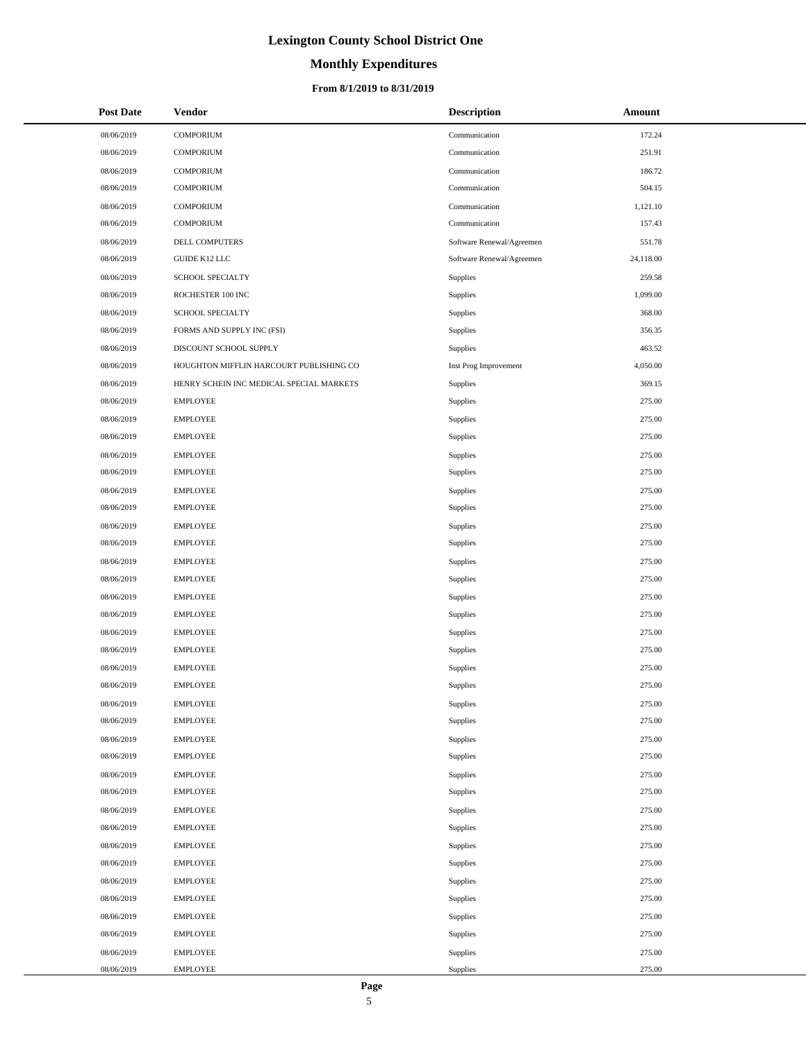# Lexington County School District One

## Monthly Expenditures

### From 8/1/2019 to 8/31/2019

| Post Date | Vendor | Description | Amount |
|---|---|---|---|
| 08/06/2019 | COMPORIUM | Communication | 172.24 |
| 08/06/2019 | COMPORIUM | Communication | 251.91 |
| 08/06/2019 | COMPORIUM | Communication | 186.72 |
| 08/06/2019 | COMPORIUM | Communication | 504.15 |
| 08/06/2019 | COMPORIUM | Communication | 1,121.10 |
| 08/06/2019 | COMPORIUM | Communication | 157.43 |
| 08/06/2019 | DELL COMPUTERS | Software Renewal/Agreemen | 551.78 |
| 08/06/2019 | GUIDE K12 LLC | Software Renewal/Agreemen | 24,118.00 |
| 08/06/2019 | SCHOOL SPECIALTY | Supplies | 259.58 |
| 08/06/2019 | ROCHESTER 100 INC | Supplies | 1,099.00 |
| 08/06/2019 | SCHOOL SPECIALTY | Supplies | 368.00 |
| 08/06/2019 | FORMS AND SUPPLY INC (FSI) | Supplies | 356.35 |
| 08/06/2019 | DISCOUNT SCHOOL SUPPLY | Supplies | 463.52 |
| 08/06/2019 | HOUGHTON MIFFLIN HARCOURT PUBLISHING CO | Inst Prog Improvement | 4,050.00 |
| 08/06/2019 | HENRY SCHEIN INC MEDICAL SPECIAL MARKETS | Supplies | 369.15 |
| 08/06/2019 | EMPLOYEE | Supplies | 275.00 |
| 08/06/2019 | EMPLOYEE | Supplies | 275.00 |
| 08/06/2019 | EMPLOYEE | Supplies | 275.00 |
| 08/06/2019 | EMPLOYEE | Supplies | 275.00 |
| 08/06/2019 | EMPLOYEE | Supplies | 275.00 |
| 08/06/2019 | EMPLOYEE | Supplies | 275.00 |
| 08/06/2019 | EMPLOYEE | Supplies | 275.00 |
| 08/06/2019 | EMPLOYEE | Supplies | 275.00 |
| 08/06/2019 | EMPLOYEE | Supplies | 275.00 |
| 08/06/2019 | EMPLOYEE | Supplies | 275.00 |
| 08/06/2019 | EMPLOYEE | Supplies | 275.00 |
| 08/06/2019 | EMPLOYEE | Supplies | 275.00 |
| 08/06/2019 | EMPLOYEE | Supplies | 275.00 |
| 08/06/2019 | EMPLOYEE | Supplies | 275.00 |
| 08/06/2019 | EMPLOYEE | Supplies | 275.00 |
| 08/06/2019 | EMPLOYEE | Supplies | 275.00 |
| 08/06/2019 | EMPLOYEE | Supplies | 275.00 |
| 08/06/2019 | EMPLOYEE | Supplies | 275.00 |
| 08/06/2019 | EMPLOYEE | Supplies | 275.00 |
| 08/06/2019 | EMPLOYEE | Supplies | 275.00 |
| 08/06/2019 | EMPLOYEE | Supplies | 275.00 |
| 08/06/2019 | EMPLOYEE | Supplies | 275.00 |
| 08/06/2019 | EMPLOYEE | Supplies | 275.00 |
| 08/06/2019 | EMPLOYEE | Supplies | 275.00 |
| 08/06/2019 | EMPLOYEE | Supplies | 275.00 |
| 08/06/2019 | EMPLOYEE | Supplies | 275.00 |
| 08/06/2019 | EMPLOYEE | Supplies | 275.00 |
| 08/06/2019 | EMPLOYEE | Supplies | 275.00 |
| 08/06/2019 | EMPLOYEE | Supplies | 275.00 |
| 08/06/2019 | EMPLOYEE | Supplies | 275.00 |
| 08/06/2019 | EMPLOYEE | Supplies | 275.00 |
| 08/06/2019 | EMPLOYEE | Supplies | 275.00 |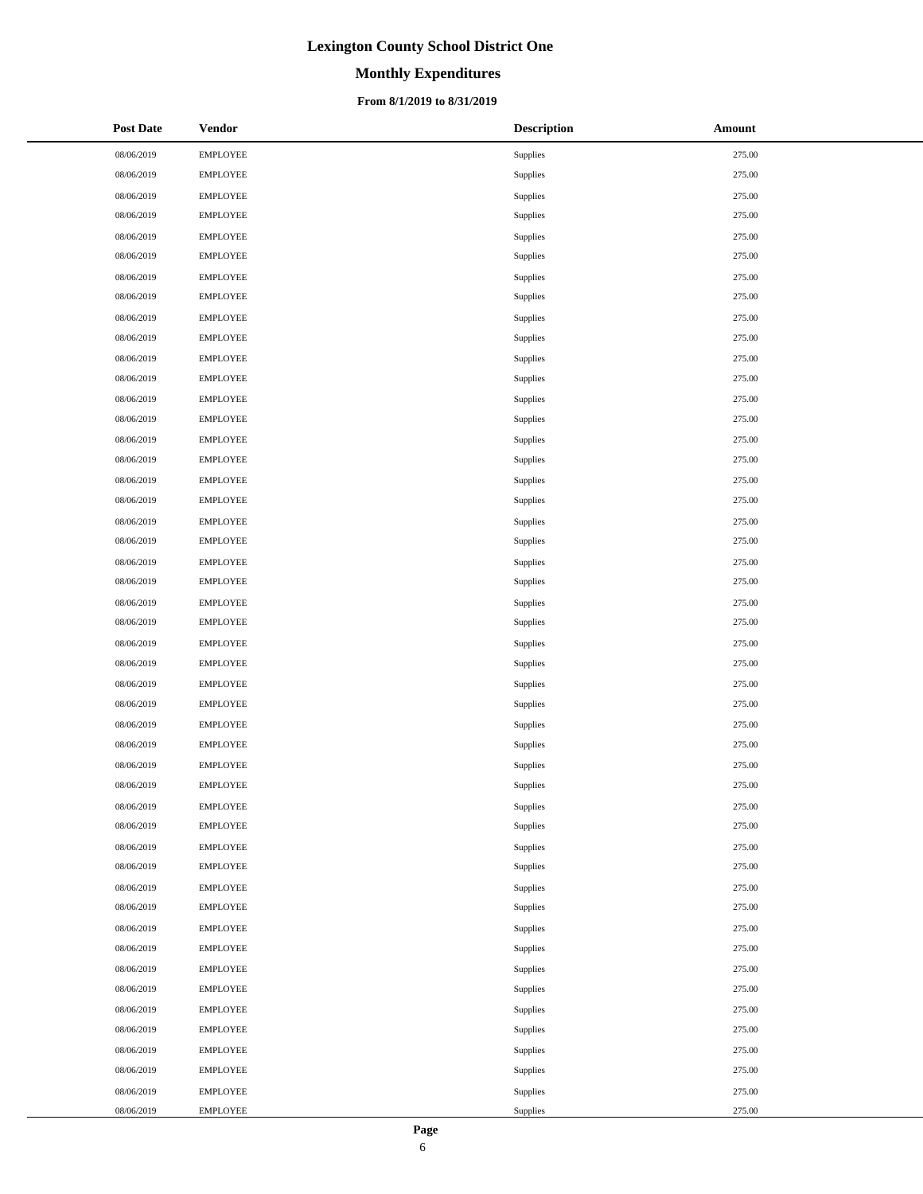# Lexington County School District One

## Monthly Expenditures

### From 8/1/2019 to 8/31/2019

| Post Date | Vendor | Description | Amount |
|---|---|---|---|
| 08/06/2019 | EMPLOYEE | Supplies | 275.00 |
| 08/06/2019 | EMPLOYEE | Supplies | 275.00 |
| 08/06/2019 | EMPLOYEE | Supplies | 275.00 |
| 08/06/2019 | EMPLOYEE | Supplies | 275.00 |
| 08/06/2019 | EMPLOYEE | Supplies | 275.00 |
| 08/06/2019 | EMPLOYEE | Supplies | 275.00 |
| 08/06/2019 | EMPLOYEE | Supplies | 275.00 |
| 08/06/2019 | EMPLOYEE | Supplies | 275.00 |
| 08/06/2019 | EMPLOYEE | Supplies | 275.00 |
| 08/06/2019 | EMPLOYEE | Supplies | 275.00 |
| 08/06/2019 | EMPLOYEE | Supplies | 275.00 |
| 08/06/2019 | EMPLOYEE | Supplies | 275.00 |
| 08/06/2019 | EMPLOYEE | Supplies | 275.00 |
| 08/06/2019 | EMPLOYEE | Supplies | 275.00 |
| 08/06/2019 | EMPLOYEE | Supplies | 275.00 |
| 08/06/2019 | EMPLOYEE | Supplies | 275.00 |
| 08/06/2019 | EMPLOYEE | Supplies | 275.00 |
| 08/06/2019 | EMPLOYEE | Supplies | 275.00 |
| 08/06/2019 | EMPLOYEE | Supplies | 275.00 |
| 08/06/2019 | EMPLOYEE | Supplies | 275.00 |
| 08/06/2019 | EMPLOYEE | Supplies | 275.00 |
| 08/06/2019 | EMPLOYEE | Supplies | 275.00 |
| 08/06/2019 | EMPLOYEE | Supplies | 275.00 |
| 08/06/2019 | EMPLOYEE | Supplies | 275.00 |
| 08/06/2019 | EMPLOYEE | Supplies | 275.00 |
| 08/06/2019 | EMPLOYEE | Supplies | 275.00 |
| 08/06/2019 | EMPLOYEE | Supplies | 275.00 |
| 08/06/2019 | EMPLOYEE | Supplies | 275.00 |
| 08/06/2019 | EMPLOYEE | Supplies | 275.00 |
| 08/06/2019 | EMPLOYEE | Supplies | 275.00 |
| 08/06/2019 | EMPLOYEE | Supplies | 275.00 |
| 08/06/2019 | EMPLOYEE | Supplies | 275.00 |
| 08/06/2019 | EMPLOYEE | Supplies | 275.00 |
| 08/06/2019 | EMPLOYEE | Supplies | 275.00 |
| 08/06/2019 | EMPLOYEE | Supplies | 275.00 |
| 08/06/2019 | EMPLOYEE | Supplies | 275.00 |
| 08/06/2019 | EMPLOYEE | Supplies | 275.00 |
| 08/06/2019 | EMPLOYEE | Supplies | 275.00 |
| 08/06/2019 | EMPLOYEE | Supplies | 275.00 |
| 08/06/2019 | EMPLOYEE | Supplies | 275.00 |
| 08/06/2019 | EMPLOYEE | Supplies | 275.00 |
| 08/06/2019 | EMPLOYEE | Supplies | 275.00 |
| 08/06/2019 | EMPLOYEE | Supplies | 275.00 |
| 08/06/2019 | EMPLOYEE | Supplies | 275.00 |
| 08/06/2019 | EMPLOYEE | Supplies | 275.00 |
| 08/06/2019 | EMPLOYEE | Supplies | 275.00 |
| 08/06/2019 | EMPLOYEE | Supplies | 275.00 |
| 08/06/2019 | EMPLOYEE | Supplies | 275.00 |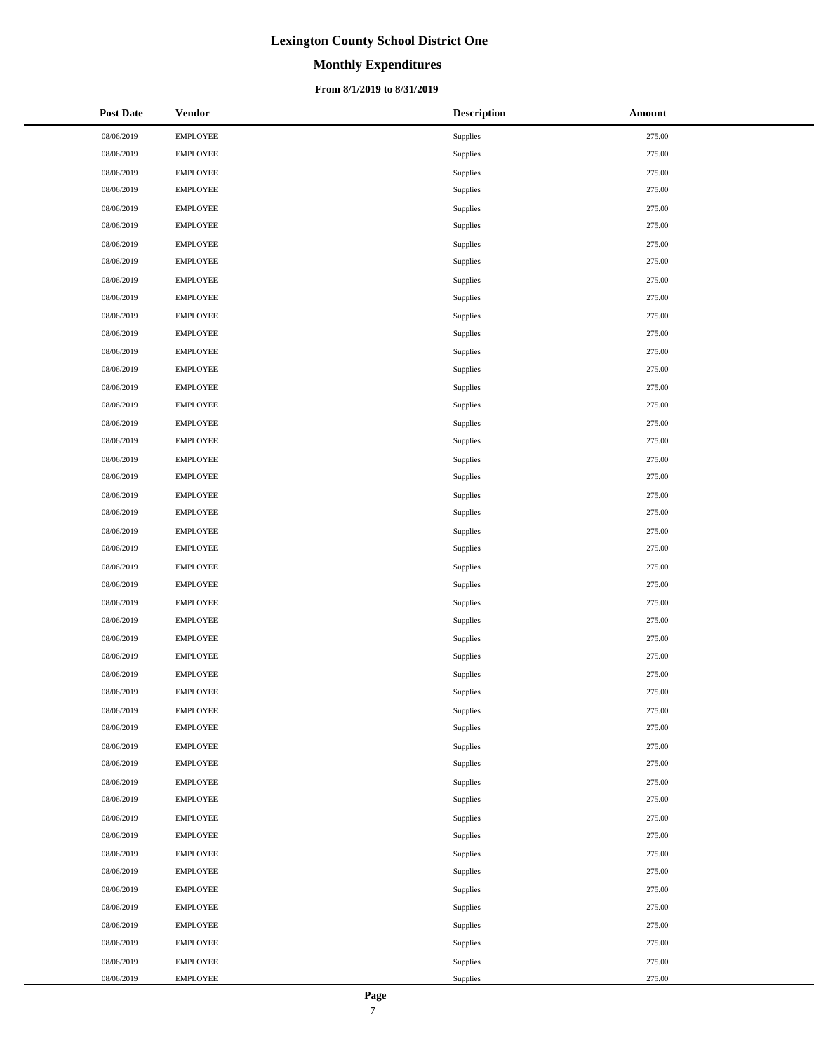# Lexington County School District One

## Monthly Expenditures

### From 8/1/2019 to 8/31/2019

| Post Date | Vendor | Description | Amount |
|---|---|---|---|
| 08/06/2019 | EMPLOYEE | Supplies | 275.00 |
| 08/06/2019 | EMPLOYEE | Supplies | 275.00 |
| 08/06/2019 | EMPLOYEE | Supplies | 275.00 |
| 08/06/2019 | EMPLOYEE | Supplies | 275.00 |
| 08/06/2019 | EMPLOYEE | Supplies | 275.00 |
| 08/06/2019 | EMPLOYEE | Supplies | 275.00 |
| 08/06/2019 | EMPLOYEE | Supplies | 275.00 |
| 08/06/2019 | EMPLOYEE | Supplies | 275.00 |
| 08/06/2019 | EMPLOYEE | Supplies | 275.00 |
| 08/06/2019 | EMPLOYEE | Supplies | 275.00 |
| 08/06/2019 | EMPLOYEE | Supplies | 275.00 |
| 08/06/2019 | EMPLOYEE | Supplies | 275.00 |
| 08/06/2019 | EMPLOYEE | Supplies | 275.00 |
| 08/06/2019 | EMPLOYEE | Supplies | 275.00 |
| 08/06/2019 | EMPLOYEE | Supplies | 275.00 |
| 08/06/2019 | EMPLOYEE | Supplies | 275.00 |
| 08/06/2019 | EMPLOYEE | Supplies | 275.00 |
| 08/06/2019 | EMPLOYEE | Supplies | 275.00 |
| 08/06/2019 | EMPLOYEE | Supplies | 275.00 |
| 08/06/2019 | EMPLOYEE | Supplies | 275.00 |
| 08/06/2019 | EMPLOYEE | Supplies | 275.00 |
| 08/06/2019 | EMPLOYEE | Supplies | 275.00 |
| 08/06/2019 | EMPLOYEE | Supplies | 275.00 |
| 08/06/2019 | EMPLOYEE | Supplies | 275.00 |
| 08/06/2019 | EMPLOYEE | Supplies | 275.00 |
| 08/06/2019 | EMPLOYEE | Supplies | 275.00 |
| 08/06/2019 | EMPLOYEE | Supplies | 275.00 |
| 08/06/2019 | EMPLOYEE | Supplies | 275.00 |
| 08/06/2019 | EMPLOYEE | Supplies | 275.00 |
| 08/06/2019 | EMPLOYEE | Supplies | 275.00 |
| 08/06/2019 | EMPLOYEE | Supplies | 275.00 |
| 08/06/2019 | EMPLOYEE | Supplies | 275.00 |
| 08/06/2019 | EMPLOYEE | Supplies | 275.00 |
| 08/06/2019 | EMPLOYEE | Supplies | 275.00 |
| 08/06/2019 | EMPLOYEE | Supplies | 275.00 |
| 08/06/2019 | EMPLOYEE | Supplies | 275.00 |
| 08/06/2019 | EMPLOYEE | Supplies | 275.00 |
| 08/06/2019 | EMPLOYEE | Supplies | 275.00 |
| 08/06/2019 | EMPLOYEE | Supplies | 275.00 |
| 08/06/2019 | EMPLOYEE | Supplies | 275.00 |
| 08/06/2019 | EMPLOYEE | Supplies | 275.00 |
| 08/06/2019 | EMPLOYEE | Supplies | 275.00 |
| 08/06/2019 | EMPLOYEE | Supplies | 275.00 |
| 08/06/2019 | EMPLOYEE | Supplies | 275.00 |
| 08/06/2019 | EMPLOYEE | Supplies | 275.00 |
| 08/06/2019 | EMPLOYEE | Supplies | 275.00 |
| 08/06/2019 | EMPLOYEE | Supplies | 275.00 |
| 08/06/2019 | EMPLOYEE | Supplies | 275.00 |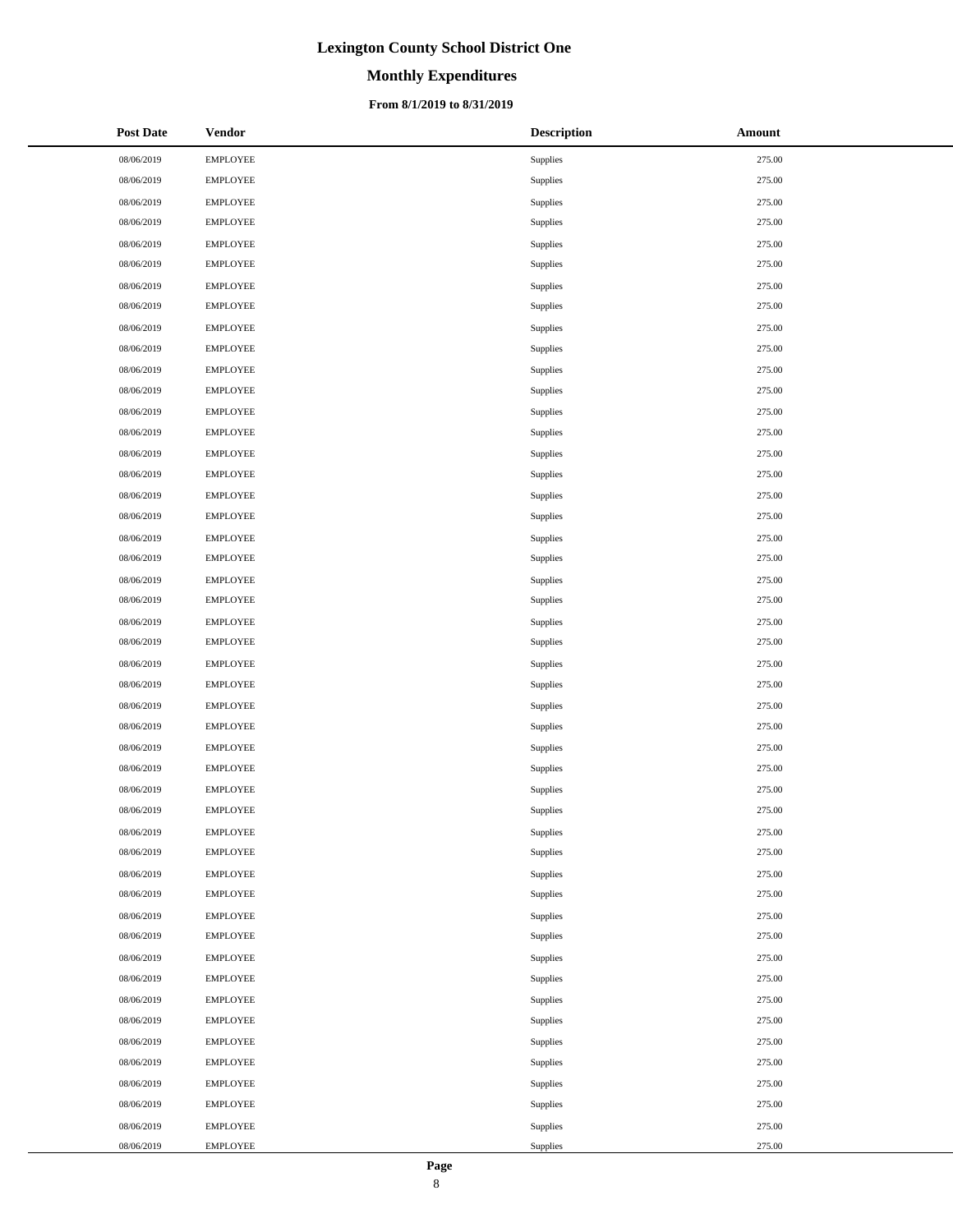# Lexington County School District One

## Monthly Expenditures

### From 8/1/2019 to 8/31/2019

| Post Date | Vendor | Description | Amount |
|---|---|---|---|
| 08/06/2019 | EMPLOYEE | Supplies | 275.00 |
| 08/06/2019 | EMPLOYEE | Supplies | 275.00 |
| 08/06/2019 | EMPLOYEE | Supplies | 275.00 |
| 08/06/2019 | EMPLOYEE | Supplies | 275.00 |
| 08/06/2019 | EMPLOYEE | Supplies | 275.00 |
| 08/06/2019 | EMPLOYEE | Supplies | 275.00 |
| 08/06/2019 | EMPLOYEE | Supplies | 275.00 |
| 08/06/2019 | EMPLOYEE | Supplies | 275.00 |
| 08/06/2019 | EMPLOYEE | Supplies | 275.00 |
| 08/06/2019 | EMPLOYEE | Supplies | 275.00 |
| 08/06/2019 | EMPLOYEE | Supplies | 275.00 |
| 08/06/2019 | EMPLOYEE | Supplies | 275.00 |
| 08/06/2019 | EMPLOYEE | Supplies | 275.00 |
| 08/06/2019 | EMPLOYEE | Supplies | 275.00 |
| 08/06/2019 | EMPLOYEE | Supplies | 275.00 |
| 08/06/2019 | EMPLOYEE | Supplies | 275.00 |
| 08/06/2019 | EMPLOYEE | Supplies | 275.00 |
| 08/06/2019 | EMPLOYEE | Supplies | 275.00 |
| 08/06/2019 | EMPLOYEE | Supplies | 275.00 |
| 08/06/2019 | EMPLOYEE | Supplies | 275.00 |
| 08/06/2019 | EMPLOYEE | Supplies | 275.00 |
| 08/06/2019 | EMPLOYEE | Supplies | 275.00 |
| 08/06/2019 | EMPLOYEE | Supplies | 275.00 |
| 08/06/2019 | EMPLOYEE | Supplies | 275.00 |
| 08/06/2019 | EMPLOYEE | Supplies | 275.00 |
| 08/06/2019 | EMPLOYEE | Supplies | 275.00 |
| 08/06/2019 | EMPLOYEE | Supplies | 275.00 |
| 08/06/2019 | EMPLOYEE | Supplies | 275.00 |
| 08/06/2019 | EMPLOYEE | Supplies | 275.00 |
| 08/06/2019 | EMPLOYEE | Supplies | 275.00 |
| 08/06/2019 | EMPLOYEE | Supplies | 275.00 |
| 08/06/2019 | EMPLOYEE | Supplies | 275.00 |
| 08/06/2019 | EMPLOYEE | Supplies | 275.00 |
| 08/06/2019 | EMPLOYEE | Supplies | 275.00 |
| 08/06/2019 | EMPLOYEE | Supplies | 275.00 |
| 08/06/2019 | EMPLOYEE | Supplies | 275.00 |
| 08/06/2019 | EMPLOYEE | Supplies | 275.00 |
| 08/06/2019 | EMPLOYEE | Supplies | 275.00 |
| 08/06/2019 | EMPLOYEE | Supplies | 275.00 |
| 08/06/2019 | EMPLOYEE | Supplies | 275.00 |
| 08/06/2019 | EMPLOYEE | Supplies | 275.00 |
| 08/06/2019 | EMPLOYEE | Supplies | 275.00 |
| 08/06/2019 | EMPLOYEE | Supplies | 275.00 |
| 08/06/2019 | EMPLOYEE | Supplies | 275.00 |
| 08/06/2019 | EMPLOYEE | Supplies | 275.00 |
| 08/06/2019 | EMPLOYEE | Supplies | 275.00 |
| 08/06/2019 | EMPLOYEE | Supplies | 275.00 |
| 08/06/2019 | EMPLOYEE | Supplies | 275.00 |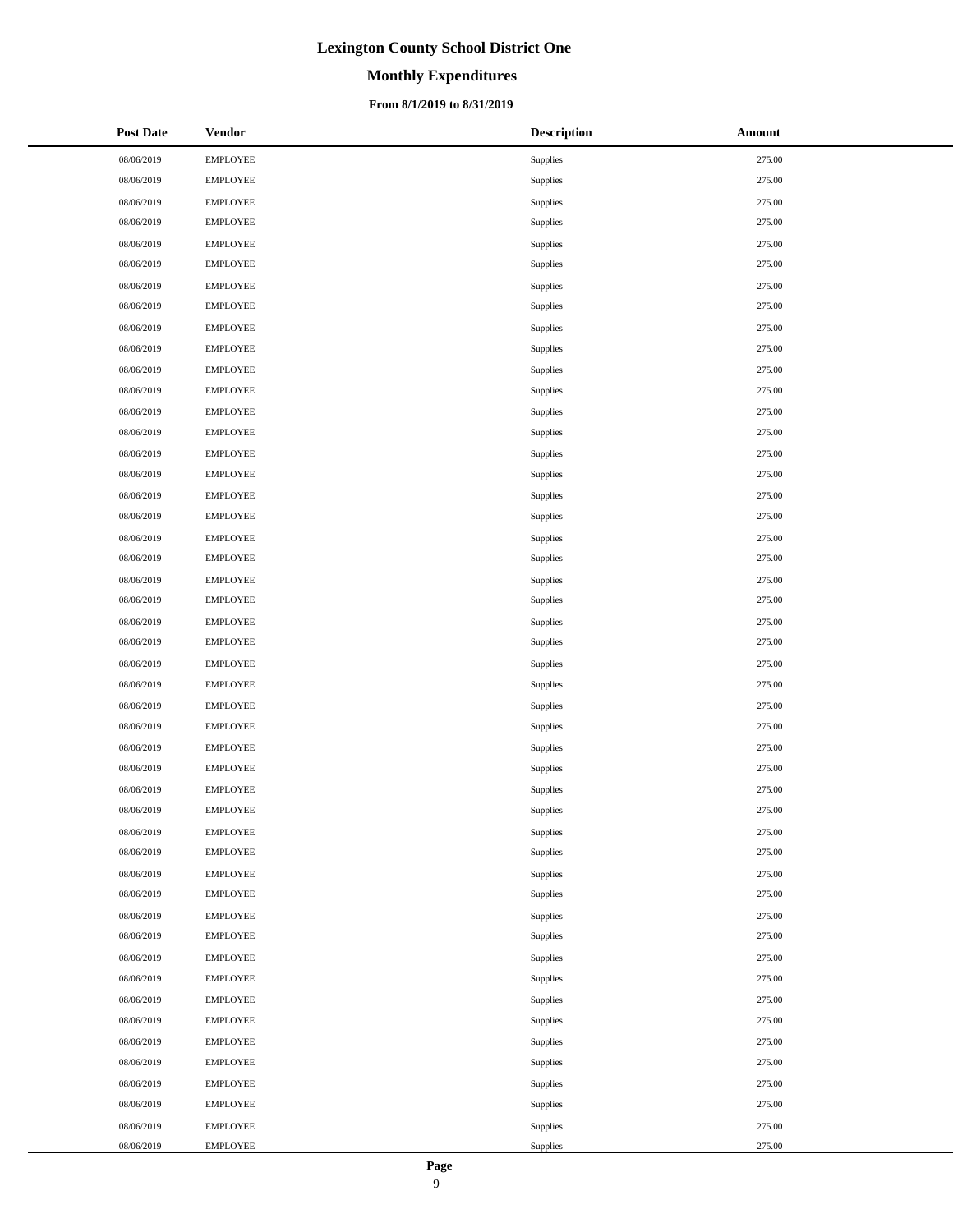# Lexington County School District One

## Monthly Expenditures

### From 8/1/2019 to 8/31/2019

| Post Date | Vendor | Description | Amount |
|---|---|---|---|
| 08/06/2019 | EMPLOYEE | Supplies | 275.00 |
| 08/06/2019 | EMPLOYEE | Supplies | 275.00 |
| 08/06/2019 | EMPLOYEE | Supplies | 275.00 |
| 08/06/2019 | EMPLOYEE | Supplies | 275.00 |
| 08/06/2019 | EMPLOYEE | Supplies | 275.00 |
| 08/06/2019 | EMPLOYEE | Supplies | 275.00 |
| 08/06/2019 | EMPLOYEE | Supplies | 275.00 |
| 08/06/2019 | EMPLOYEE | Supplies | 275.00 |
| 08/06/2019 | EMPLOYEE | Supplies | 275.00 |
| 08/06/2019 | EMPLOYEE | Supplies | 275.00 |
| 08/06/2019 | EMPLOYEE | Supplies | 275.00 |
| 08/06/2019 | EMPLOYEE | Supplies | 275.00 |
| 08/06/2019 | EMPLOYEE | Supplies | 275.00 |
| 08/06/2019 | EMPLOYEE | Supplies | 275.00 |
| 08/06/2019 | EMPLOYEE | Supplies | 275.00 |
| 08/06/2019 | EMPLOYEE | Supplies | 275.00 |
| 08/06/2019 | EMPLOYEE | Supplies | 275.00 |
| 08/06/2019 | EMPLOYEE | Supplies | 275.00 |
| 08/06/2019 | EMPLOYEE | Supplies | 275.00 |
| 08/06/2019 | EMPLOYEE | Supplies | 275.00 |
| 08/06/2019 | EMPLOYEE | Supplies | 275.00 |
| 08/06/2019 | EMPLOYEE | Supplies | 275.00 |
| 08/06/2019 | EMPLOYEE | Supplies | 275.00 |
| 08/06/2019 | EMPLOYEE | Supplies | 275.00 |
| 08/06/2019 | EMPLOYEE | Supplies | 275.00 |
| 08/06/2019 | EMPLOYEE | Supplies | 275.00 |
| 08/06/2019 | EMPLOYEE | Supplies | 275.00 |
| 08/06/2019 | EMPLOYEE | Supplies | 275.00 |
| 08/06/2019 | EMPLOYEE | Supplies | 275.00 |
| 08/06/2019 | EMPLOYEE | Supplies | 275.00 |
| 08/06/2019 | EMPLOYEE | Supplies | 275.00 |
| 08/06/2019 | EMPLOYEE | Supplies | 275.00 |
| 08/06/2019 | EMPLOYEE | Supplies | 275.00 |
| 08/06/2019 | EMPLOYEE | Supplies | 275.00 |
| 08/06/2019 | EMPLOYEE | Supplies | 275.00 |
| 08/06/2019 | EMPLOYEE | Supplies | 275.00 |
| 08/06/2019 | EMPLOYEE | Supplies | 275.00 |
| 08/06/2019 | EMPLOYEE | Supplies | 275.00 |
| 08/06/2019 | EMPLOYEE | Supplies | 275.00 |
| 08/06/2019 | EMPLOYEE | Supplies | 275.00 |
| 08/06/2019 | EMPLOYEE | Supplies | 275.00 |
| 08/06/2019 | EMPLOYEE | Supplies | 275.00 |
| 08/06/2019 | EMPLOYEE | Supplies | 275.00 |
| 08/06/2019 | EMPLOYEE | Supplies | 275.00 |
| 08/06/2019 | EMPLOYEE | Supplies | 275.00 |
| 08/06/2019 | EMPLOYEE | Supplies | 275.00 |
| 08/06/2019 | EMPLOYEE | Supplies | 275.00 |
| 08/06/2019 | EMPLOYEE | Supplies | 275.00 |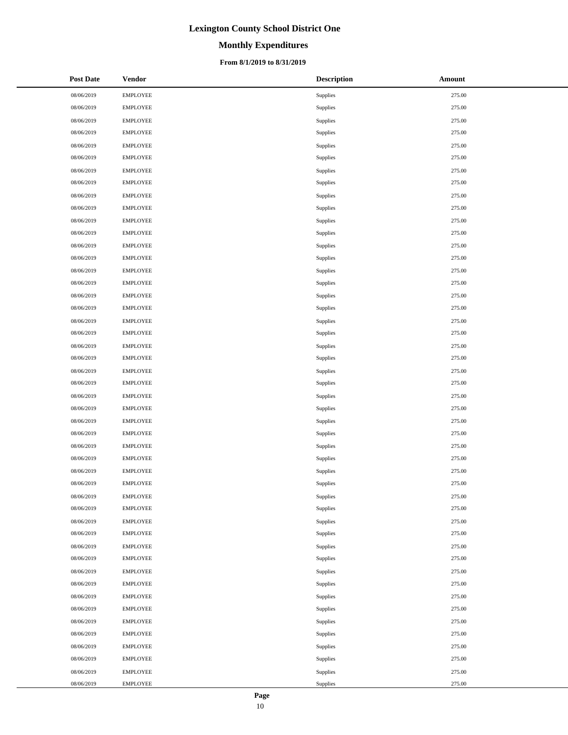# Lexington County School District One

## Monthly Expenditures

### From 8/1/2019 to 8/31/2019

| Post Date | Vendor | Description | Amount |
|---|---|---|---|
| 08/06/2019 | EMPLOYEE | Supplies | 275.00 |
| 08/06/2019 | EMPLOYEE | Supplies | 275.00 |
| 08/06/2019 | EMPLOYEE | Supplies | 275.00 |
| 08/06/2019 | EMPLOYEE | Supplies | 275.00 |
| 08/06/2019 | EMPLOYEE | Supplies | 275.00 |
| 08/06/2019 | EMPLOYEE | Supplies | 275.00 |
| 08/06/2019 | EMPLOYEE | Supplies | 275.00 |
| 08/06/2019 | EMPLOYEE | Supplies | 275.00 |
| 08/06/2019 | EMPLOYEE | Supplies | 275.00 |
| 08/06/2019 | EMPLOYEE | Supplies | 275.00 |
| 08/06/2019 | EMPLOYEE | Supplies | 275.00 |
| 08/06/2019 | EMPLOYEE | Supplies | 275.00 |
| 08/06/2019 | EMPLOYEE | Supplies | 275.00 |
| 08/06/2019 | EMPLOYEE | Supplies | 275.00 |
| 08/06/2019 | EMPLOYEE | Supplies | 275.00 |
| 08/06/2019 | EMPLOYEE | Supplies | 275.00 |
| 08/06/2019 | EMPLOYEE | Supplies | 275.00 |
| 08/06/2019 | EMPLOYEE | Supplies | 275.00 |
| 08/06/2019 | EMPLOYEE | Supplies | 275.00 |
| 08/06/2019 | EMPLOYEE | Supplies | 275.00 |
| 08/06/2019 | EMPLOYEE | Supplies | 275.00 |
| 08/06/2019 | EMPLOYEE | Supplies | 275.00 |
| 08/06/2019 | EMPLOYEE | Supplies | 275.00 |
| 08/06/2019 | EMPLOYEE | Supplies | 275.00 |
| 08/06/2019 | EMPLOYEE | Supplies | 275.00 |
| 08/06/2019 | EMPLOYEE | Supplies | 275.00 |
| 08/06/2019 | EMPLOYEE | Supplies | 275.00 |
| 08/06/2019 | EMPLOYEE | Supplies | 275.00 |
| 08/06/2019 | EMPLOYEE | Supplies | 275.00 |
| 08/06/2019 | EMPLOYEE | Supplies | 275.00 |
| 08/06/2019 | EMPLOYEE | Supplies | 275.00 |
| 08/06/2019 | EMPLOYEE | Supplies | 275.00 |
| 08/06/2019 | EMPLOYEE | Supplies | 275.00 |
| 08/06/2019 | EMPLOYEE | Supplies | 275.00 |
| 08/06/2019 | EMPLOYEE | Supplies | 275.00 |
| 08/06/2019 | EMPLOYEE | Supplies | 275.00 |
| 08/06/2019 | EMPLOYEE | Supplies | 275.00 |
| 08/06/2019 | EMPLOYEE | Supplies | 275.00 |
| 08/06/2019 | EMPLOYEE | Supplies | 275.00 |
| 08/06/2019 | EMPLOYEE | Supplies | 275.00 |
| 08/06/2019 | EMPLOYEE | Supplies | 275.00 |
| 08/06/2019 | EMPLOYEE | Supplies | 275.00 |
| 08/06/2019 | EMPLOYEE | Supplies | 275.00 |
| 08/06/2019 | EMPLOYEE | Supplies | 275.00 |
| 08/06/2019 | EMPLOYEE | Supplies | 275.00 |
| 08/06/2019 | EMPLOYEE | Supplies | 275.00 |
| 08/06/2019 | EMPLOYEE | Supplies | 275.00 |
| 08/06/2019 | EMPLOYEE | Supplies | 275.00 |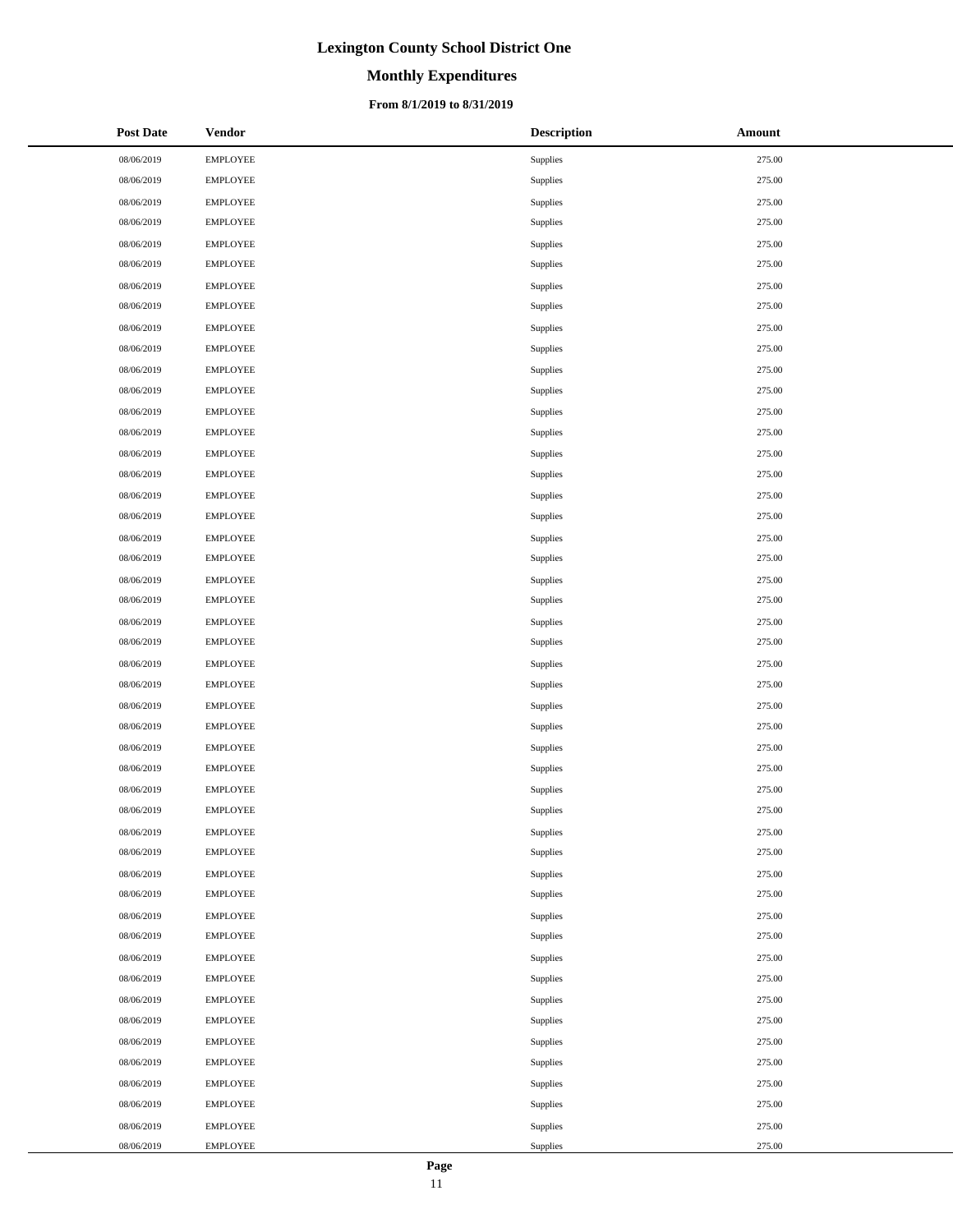# Lexington County School District One

## Monthly Expenditures

### From 8/1/2019 to 8/31/2019

| Post Date | Vendor | Description | Amount |
|---|---|---|---|
| 08/06/2019 | EMPLOYEE | Supplies | 275.00 |
| 08/06/2019 | EMPLOYEE | Supplies | 275.00 |
| 08/06/2019 | EMPLOYEE | Supplies | 275.00 |
| 08/06/2019 | EMPLOYEE | Supplies | 275.00 |
| 08/06/2019 | EMPLOYEE | Supplies | 275.00 |
| 08/06/2019 | EMPLOYEE | Supplies | 275.00 |
| 08/06/2019 | EMPLOYEE | Supplies | 275.00 |
| 08/06/2019 | EMPLOYEE | Supplies | 275.00 |
| 08/06/2019 | EMPLOYEE | Supplies | 275.00 |
| 08/06/2019 | EMPLOYEE | Supplies | 275.00 |
| 08/06/2019 | EMPLOYEE | Supplies | 275.00 |
| 08/06/2019 | EMPLOYEE | Supplies | 275.00 |
| 08/06/2019 | EMPLOYEE | Supplies | 275.00 |
| 08/06/2019 | EMPLOYEE | Supplies | 275.00 |
| 08/06/2019 | EMPLOYEE | Supplies | 275.00 |
| 08/06/2019 | EMPLOYEE | Supplies | 275.00 |
| 08/06/2019 | EMPLOYEE | Supplies | 275.00 |
| 08/06/2019 | EMPLOYEE | Supplies | 275.00 |
| 08/06/2019 | EMPLOYEE | Supplies | 275.00 |
| 08/06/2019 | EMPLOYEE | Supplies | 275.00 |
| 08/06/2019 | EMPLOYEE | Supplies | 275.00 |
| 08/06/2019 | EMPLOYEE | Supplies | 275.00 |
| 08/06/2019 | EMPLOYEE | Supplies | 275.00 |
| 08/06/2019 | EMPLOYEE | Supplies | 275.00 |
| 08/06/2019 | EMPLOYEE | Supplies | 275.00 |
| 08/06/2019 | EMPLOYEE | Supplies | 275.00 |
| 08/06/2019 | EMPLOYEE | Supplies | 275.00 |
| 08/06/2019 | EMPLOYEE | Supplies | 275.00 |
| 08/06/2019 | EMPLOYEE | Supplies | 275.00 |
| 08/06/2019 | EMPLOYEE | Supplies | 275.00 |
| 08/06/2019 | EMPLOYEE | Supplies | 275.00 |
| 08/06/2019 | EMPLOYEE | Supplies | 275.00 |
| 08/06/2019 | EMPLOYEE | Supplies | 275.00 |
| 08/06/2019 | EMPLOYEE | Supplies | 275.00 |
| 08/06/2019 | EMPLOYEE | Supplies | 275.00 |
| 08/06/2019 | EMPLOYEE | Supplies | 275.00 |
| 08/06/2019 | EMPLOYEE | Supplies | 275.00 |
| 08/06/2019 | EMPLOYEE | Supplies | 275.00 |
| 08/06/2019 | EMPLOYEE | Supplies | 275.00 |
| 08/06/2019 | EMPLOYEE | Supplies | 275.00 |
| 08/06/2019 | EMPLOYEE | Supplies | 275.00 |
| 08/06/2019 | EMPLOYEE | Supplies | 275.00 |
| 08/06/2019 | EMPLOYEE | Supplies | 275.00 |
| 08/06/2019 | EMPLOYEE | Supplies | 275.00 |
| 08/06/2019 | EMPLOYEE | Supplies | 275.00 |
| 08/06/2019 | EMPLOYEE | Supplies | 275.00 |
| 08/06/2019 | EMPLOYEE | Supplies | 275.00 |
| 08/06/2019 | EMPLOYEE | Supplies | 275.00 |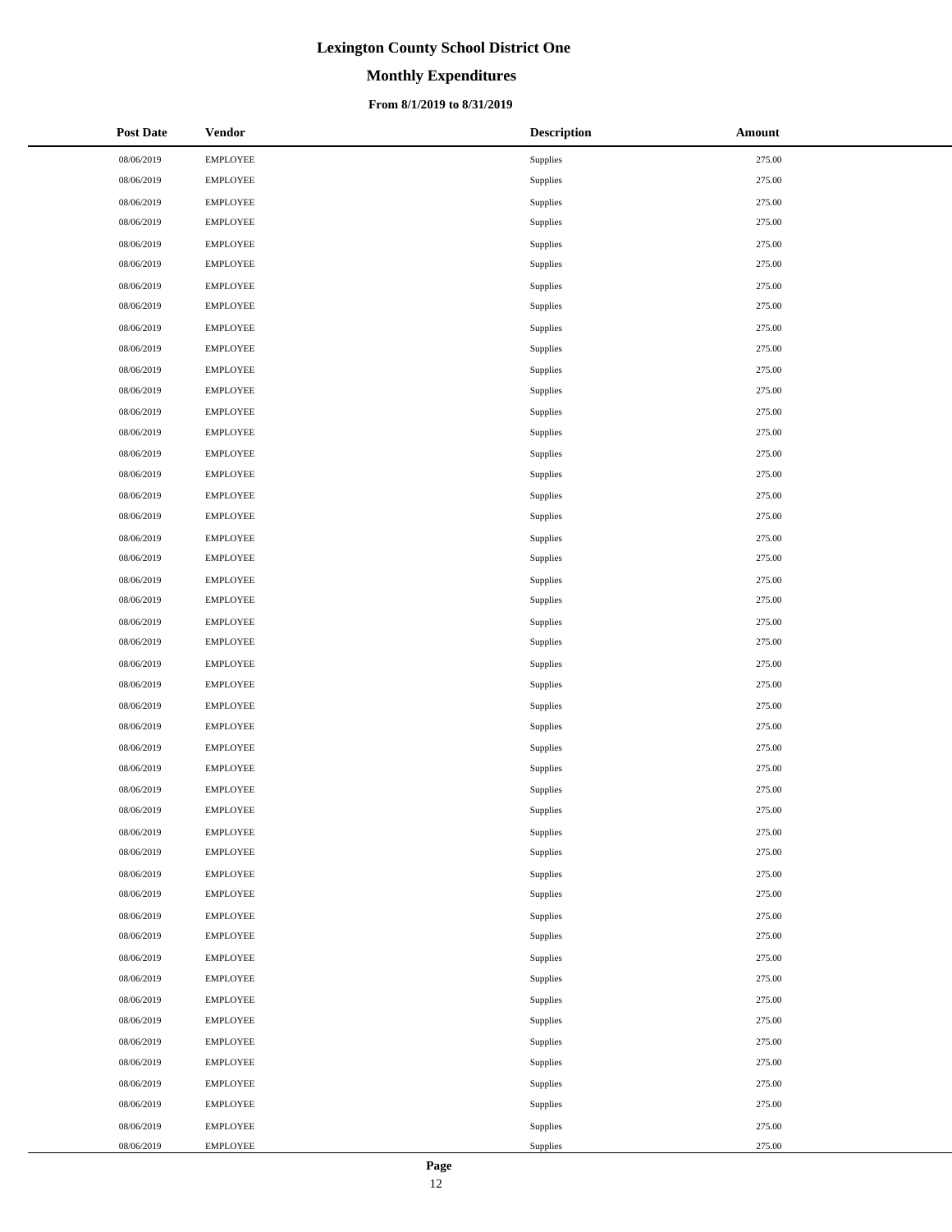# Lexington County School District One

## Monthly Expenditures

### From 8/1/2019 to 8/31/2019

| Post Date | Vendor | Description | Amount |
|---|---|---|---|
| 08/06/2019 | EMPLOYEE | Supplies | 275.00 |
| 08/06/2019 | EMPLOYEE | Supplies | 275.00 |
| 08/06/2019 | EMPLOYEE | Supplies | 275.00 |
| 08/06/2019 | EMPLOYEE | Supplies | 275.00 |
| 08/06/2019 | EMPLOYEE | Supplies | 275.00 |
| 08/06/2019 | EMPLOYEE | Supplies | 275.00 |
| 08/06/2019 | EMPLOYEE | Supplies | 275.00 |
| 08/06/2019 | EMPLOYEE | Supplies | 275.00 |
| 08/06/2019 | EMPLOYEE | Supplies | 275.00 |
| 08/06/2019 | EMPLOYEE | Supplies | 275.00 |
| 08/06/2019 | EMPLOYEE | Supplies | 275.00 |
| 08/06/2019 | EMPLOYEE | Supplies | 275.00 |
| 08/06/2019 | EMPLOYEE | Supplies | 275.00 |
| 08/06/2019 | EMPLOYEE | Supplies | 275.00 |
| 08/06/2019 | EMPLOYEE | Supplies | 275.00 |
| 08/06/2019 | EMPLOYEE | Supplies | 275.00 |
| 08/06/2019 | EMPLOYEE | Supplies | 275.00 |
| 08/06/2019 | EMPLOYEE | Supplies | 275.00 |
| 08/06/2019 | EMPLOYEE | Supplies | 275.00 |
| 08/06/2019 | EMPLOYEE | Supplies | 275.00 |
| 08/06/2019 | EMPLOYEE | Supplies | 275.00 |
| 08/06/2019 | EMPLOYEE | Supplies | 275.00 |
| 08/06/2019 | EMPLOYEE | Supplies | 275.00 |
| 08/06/2019 | EMPLOYEE | Supplies | 275.00 |
| 08/06/2019 | EMPLOYEE | Supplies | 275.00 |
| 08/06/2019 | EMPLOYEE | Supplies | 275.00 |
| 08/06/2019 | EMPLOYEE | Supplies | 275.00 |
| 08/06/2019 | EMPLOYEE | Supplies | 275.00 |
| 08/06/2019 | EMPLOYEE | Supplies | 275.00 |
| 08/06/2019 | EMPLOYEE | Supplies | 275.00 |
| 08/06/2019 | EMPLOYEE | Supplies | 275.00 |
| 08/06/2019 | EMPLOYEE | Supplies | 275.00 |
| 08/06/2019 | EMPLOYEE | Supplies | 275.00 |
| 08/06/2019 | EMPLOYEE | Supplies | 275.00 |
| 08/06/2019 | EMPLOYEE | Supplies | 275.00 |
| 08/06/2019 | EMPLOYEE | Supplies | 275.00 |
| 08/06/2019 | EMPLOYEE | Supplies | 275.00 |
| 08/06/2019 | EMPLOYEE | Supplies | 275.00 |
| 08/06/2019 | EMPLOYEE | Supplies | 275.00 |
| 08/06/2019 | EMPLOYEE | Supplies | 275.00 |
| 08/06/2019 | EMPLOYEE | Supplies | 275.00 |
| 08/06/2019 | EMPLOYEE | Supplies | 275.00 |
| 08/06/2019 | EMPLOYEE | Supplies | 275.00 |
| 08/06/2019 | EMPLOYEE | Supplies | 275.00 |
| 08/06/2019 | EMPLOYEE | Supplies | 275.00 |
| 08/06/2019 | EMPLOYEE | Supplies | 275.00 |
| 08/06/2019 | EMPLOYEE | Supplies | 275.00 |
| 08/06/2019 | EMPLOYEE | Supplies | 275.00 |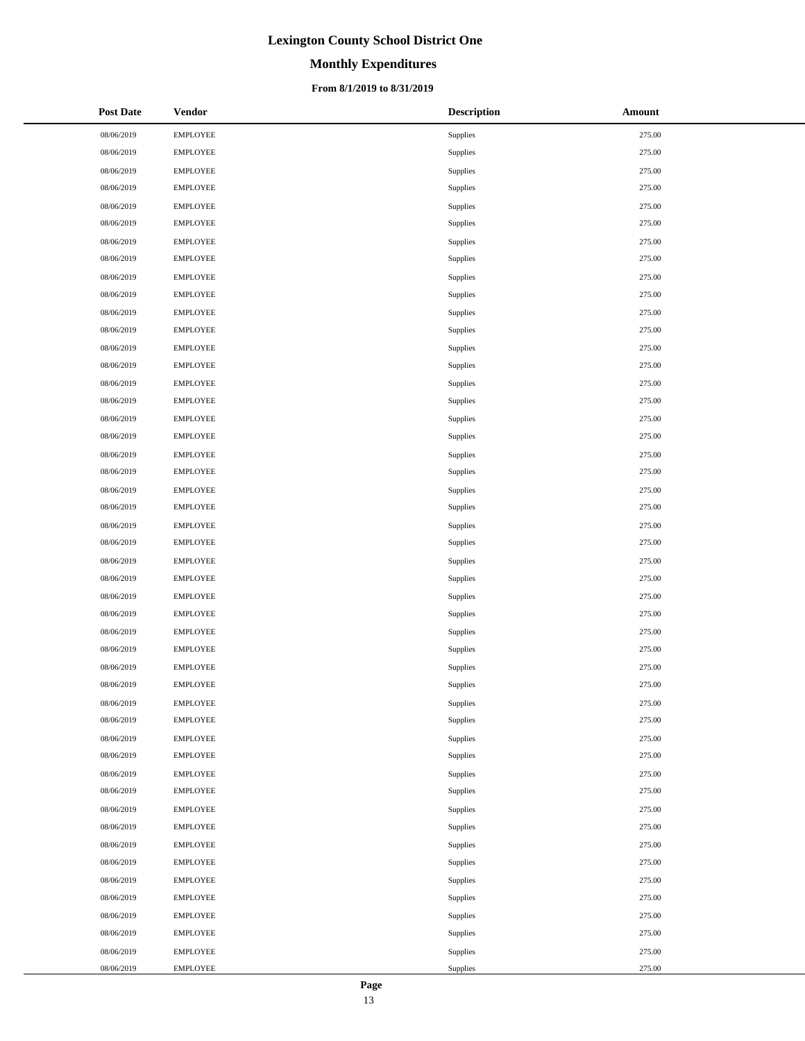# Lexington County School District One

## Monthly Expenditures

### From 8/1/2019 to 8/31/2019

| Post Date | Vendor | Description | Amount |
|---|---|---|---|
| 08/06/2019 | EMPLOYEE | Supplies | 275.00 |
| 08/06/2019 | EMPLOYEE | Supplies | 275.00 |
| 08/06/2019 | EMPLOYEE | Supplies | 275.00 |
| 08/06/2019 | EMPLOYEE | Supplies | 275.00 |
| 08/06/2019 | EMPLOYEE | Supplies | 275.00 |
| 08/06/2019 | EMPLOYEE | Supplies | 275.00 |
| 08/06/2019 | EMPLOYEE | Supplies | 275.00 |
| 08/06/2019 | EMPLOYEE | Supplies | 275.00 |
| 08/06/2019 | EMPLOYEE | Supplies | 275.00 |
| 08/06/2019 | EMPLOYEE | Supplies | 275.00 |
| 08/06/2019 | EMPLOYEE | Supplies | 275.00 |
| 08/06/2019 | EMPLOYEE | Supplies | 275.00 |
| 08/06/2019 | EMPLOYEE | Supplies | 275.00 |
| 08/06/2019 | EMPLOYEE | Supplies | 275.00 |
| 08/06/2019 | EMPLOYEE | Supplies | 275.00 |
| 08/06/2019 | EMPLOYEE | Supplies | 275.00 |
| 08/06/2019 | EMPLOYEE | Supplies | 275.00 |
| 08/06/2019 | EMPLOYEE | Supplies | 275.00 |
| 08/06/2019 | EMPLOYEE | Supplies | 275.00 |
| 08/06/2019 | EMPLOYEE | Supplies | 275.00 |
| 08/06/2019 | EMPLOYEE | Supplies | 275.00 |
| 08/06/2019 | EMPLOYEE | Supplies | 275.00 |
| 08/06/2019 | EMPLOYEE | Supplies | 275.00 |
| 08/06/2019 | EMPLOYEE | Supplies | 275.00 |
| 08/06/2019 | EMPLOYEE | Supplies | 275.00 |
| 08/06/2019 | EMPLOYEE | Supplies | 275.00 |
| 08/06/2019 | EMPLOYEE | Supplies | 275.00 |
| 08/06/2019 | EMPLOYEE | Supplies | 275.00 |
| 08/06/2019 | EMPLOYEE | Supplies | 275.00 |
| 08/06/2019 | EMPLOYEE | Supplies | 275.00 |
| 08/06/2019 | EMPLOYEE | Supplies | 275.00 |
| 08/06/2019 | EMPLOYEE | Supplies | 275.00 |
| 08/06/2019 | EMPLOYEE | Supplies | 275.00 |
| 08/06/2019 | EMPLOYEE | Supplies | 275.00 |
| 08/06/2019 | EMPLOYEE | Supplies | 275.00 |
| 08/06/2019 | EMPLOYEE | Supplies | 275.00 |
| 08/06/2019 | EMPLOYEE | Supplies | 275.00 |
| 08/06/2019 | EMPLOYEE | Supplies | 275.00 |
| 08/06/2019 | EMPLOYEE | Supplies | 275.00 |
| 08/06/2019 | EMPLOYEE | Supplies | 275.00 |
| 08/06/2019 | EMPLOYEE | Supplies | 275.00 |
| 08/06/2019 | EMPLOYEE | Supplies | 275.00 |
| 08/06/2019 | EMPLOYEE | Supplies | 275.00 |
| 08/06/2019 | EMPLOYEE | Supplies | 275.00 |
| 08/06/2019 | EMPLOYEE | Supplies | 275.00 |
| 08/06/2019 | EMPLOYEE | Supplies | 275.00 |
| 08/06/2019 | EMPLOYEE | Supplies | 275.00 |
| 08/06/2019 | EMPLOYEE | Supplies | 275.00 |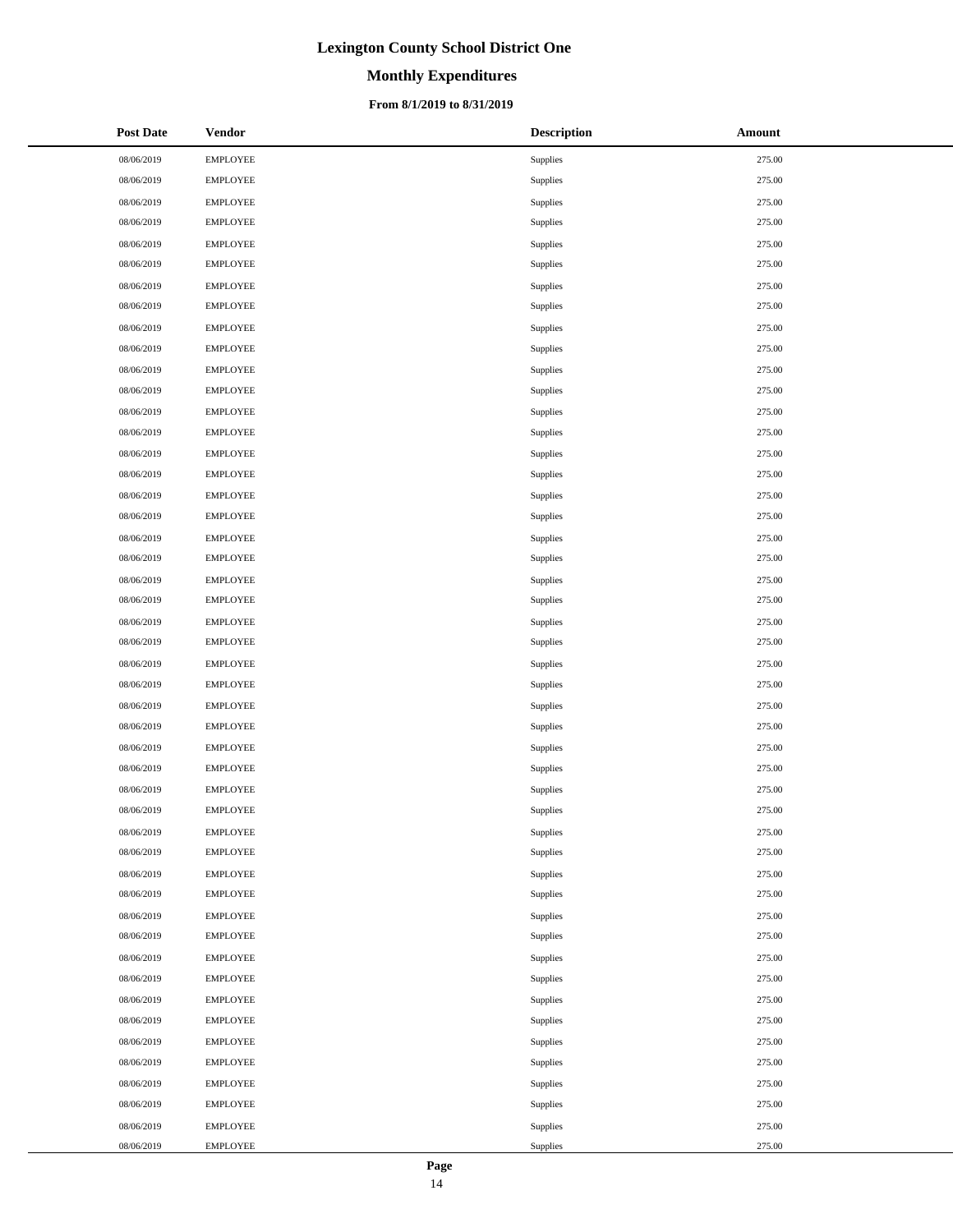# Lexington County School District One

## Monthly Expenditures

### From 8/1/2019 to 8/31/2019

| Post Date | Vendor | Description | Amount |
|---|---|---|---|
| 08/06/2019 | EMPLOYEE | Supplies | 275.00 |
| 08/06/2019 | EMPLOYEE | Supplies | 275.00 |
| 08/06/2019 | EMPLOYEE | Supplies | 275.00 |
| 08/06/2019 | EMPLOYEE | Supplies | 275.00 |
| 08/06/2019 | EMPLOYEE | Supplies | 275.00 |
| 08/06/2019 | EMPLOYEE | Supplies | 275.00 |
| 08/06/2019 | EMPLOYEE | Supplies | 275.00 |
| 08/06/2019 | EMPLOYEE | Supplies | 275.00 |
| 08/06/2019 | EMPLOYEE | Supplies | 275.00 |
| 08/06/2019 | EMPLOYEE | Supplies | 275.00 |
| 08/06/2019 | EMPLOYEE | Supplies | 275.00 |
| 08/06/2019 | EMPLOYEE | Supplies | 275.00 |
| 08/06/2019 | EMPLOYEE | Supplies | 275.00 |
| 08/06/2019 | EMPLOYEE | Supplies | 275.00 |
| 08/06/2019 | EMPLOYEE | Supplies | 275.00 |
| 08/06/2019 | EMPLOYEE | Supplies | 275.00 |
| 08/06/2019 | EMPLOYEE | Supplies | 275.00 |
| 08/06/2019 | EMPLOYEE | Supplies | 275.00 |
| 08/06/2019 | EMPLOYEE | Supplies | 275.00 |
| 08/06/2019 | EMPLOYEE | Supplies | 275.00 |
| 08/06/2019 | EMPLOYEE | Supplies | 275.00 |
| 08/06/2019 | EMPLOYEE | Supplies | 275.00 |
| 08/06/2019 | EMPLOYEE | Supplies | 275.00 |
| 08/06/2019 | EMPLOYEE | Supplies | 275.00 |
| 08/06/2019 | EMPLOYEE | Supplies | 275.00 |
| 08/06/2019 | EMPLOYEE | Supplies | 275.00 |
| 08/06/2019 | EMPLOYEE | Supplies | 275.00 |
| 08/06/2019 | EMPLOYEE | Supplies | 275.00 |
| 08/06/2019 | EMPLOYEE | Supplies | 275.00 |
| 08/06/2019 | EMPLOYEE | Supplies | 275.00 |
| 08/06/2019 | EMPLOYEE | Supplies | 275.00 |
| 08/06/2019 | EMPLOYEE | Supplies | 275.00 |
| 08/06/2019 | EMPLOYEE | Supplies | 275.00 |
| 08/06/2019 | EMPLOYEE | Supplies | 275.00 |
| 08/06/2019 | EMPLOYEE | Supplies | 275.00 |
| 08/06/2019 | EMPLOYEE | Supplies | 275.00 |
| 08/06/2019 | EMPLOYEE | Supplies | 275.00 |
| 08/06/2019 | EMPLOYEE | Supplies | 275.00 |
| 08/06/2019 | EMPLOYEE | Supplies | 275.00 |
| 08/06/2019 | EMPLOYEE | Supplies | 275.00 |
| 08/06/2019 | EMPLOYEE | Supplies | 275.00 |
| 08/06/2019 | EMPLOYEE | Supplies | 275.00 |
| 08/06/2019 | EMPLOYEE | Supplies | 275.00 |
| 08/06/2019 | EMPLOYEE | Supplies | 275.00 |
| 08/06/2019 | EMPLOYEE | Supplies | 275.00 |
| 08/06/2019 | EMPLOYEE | Supplies | 275.00 |
| 08/06/2019 | EMPLOYEE | Supplies | 275.00 |
| 08/06/2019 | EMPLOYEE | Supplies | 275.00 |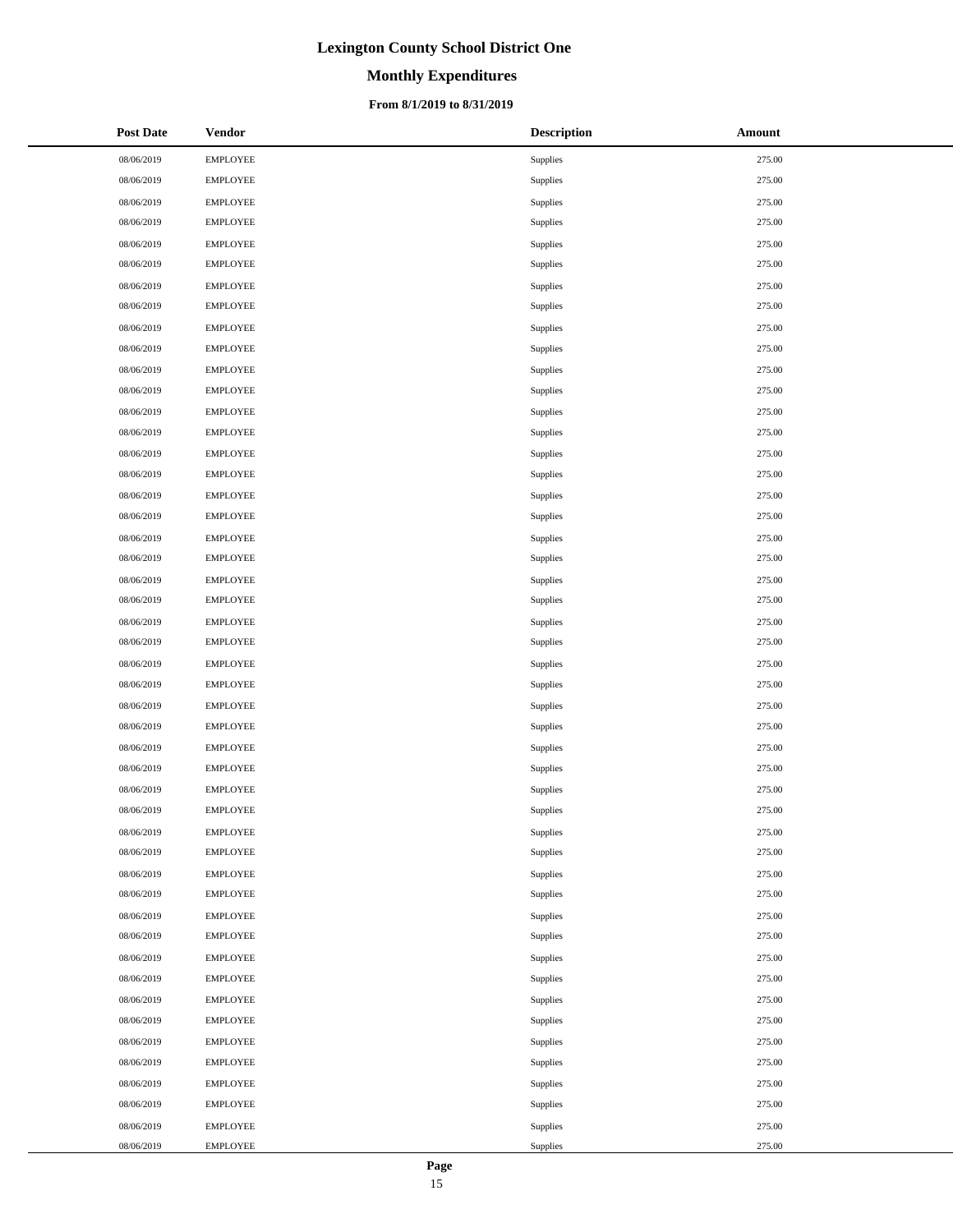| Post Date | Vendor | Description | Amount |
|---|---|---|---|
| 08/06/2019 | EMPLOYEE | Supplies | 275.00 |
| 08/06/2019 | EMPLOYEE | Supplies | 275.00 |
| 08/06/2019 | EMPLOYEE | Supplies | 275.00 |
| 08/06/2019 | EMPLOYEE | Supplies | 275.00 |
| 08/06/2019 | EMPLOYEE | Supplies | 275.00 |
| 08/06/2019 | EMPLOYEE | Supplies | 275.00 |
| 08/06/2019 | EMPLOYEE | Supplies | 275.00 |
| 08/06/2019 | EMPLOYEE | Supplies | 275.00 |
| 08/06/2019 | EMPLOYEE | Supplies | 275.00 |
| 08/06/2019 | EMPLOYEE | Supplies | 275.00 |
| 08/06/2019 | EMPLOYEE | Supplies | 275.00 |
| 08/06/2019 | EMPLOYEE | Supplies | 275.00 |
| 08/06/2019 | EMPLOYEE | Supplies | 275.00 |
| 08/06/2019 | EMPLOYEE | Supplies | 275.00 |
| 08/06/2019 | EMPLOYEE | Supplies | 275.00 |
| 08/06/2019 | EMPLOYEE | Supplies | 275.00 |
| 08/06/2019 | EMPLOYEE | Supplies | 275.00 |
| 08/06/2019 | EMPLOYEE | Supplies | 275.00 |
| 08/06/2019 | EMPLOYEE | Supplies | 275.00 |
| 08/06/2019 | EMPLOYEE | Supplies | 275.00 |
| 08/06/2019 | EMPLOYEE | Supplies | 275.00 |
| 08/06/2019 | EMPLOYEE | Supplies | 275.00 |
| 08/06/2019 | EMPLOYEE | Supplies | 275.00 |
| 08/06/2019 | EMPLOYEE | Supplies | 275.00 |
| 08/06/2019 | EMPLOYEE | Supplies | 275.00 |
| 08/06/2019 | EMPLOYEE | Supplies | 275.00 |
| 08/06/2019 | EMPLOYEE | Supplies | 275.00 |
| 08/06/2019 | EMPLOYEE | Supplies | 275.00 |
| 08/06/2019 | EMPLOYEE | Supplies | 275.00 |
| 08/06/2019 | EMPLOYEE | Supplies | 275.00 |
| 08/06/2019 | EMPLOYEE | Supplies | 275.00 |
| 08/06/2019 | EMPLOYEE | Supplies | 275.00 |
| 08/06/2019 | EMPLOYEE | Supplies | 275.00 |
| 08/06/2019 | EMPLOYEE | Supplies | 275.00 |
| 08/06/2019 | EMPLOYEE | Supplies | 275.00 |
| 08/06/2019 | EMPLOYEE | Supplies | 275.00 |
| 08/06/2019 | EMPLOYEE | Supplies | 275.00 |
| 08/06/2019 | EMPLOYEE | Supplies | 275.00 |
| 08/06/2019 | EMPLOYEE | Supplies | 275.00 |
| 08/06/2019 | EMPLOYEE | Supplies | 275.00 |
| 08/06/2019 | EMPLOYEE | Supplies | 275.00 |
| 08/06/2019 | EMPLOYEE | Supplies | 275.00 |
| 08/06/2019 | EMPLOYEE | Supplies | 275.00 |
| 08/06/2019 | EMPLOYEE | Supplies | 275.00 |
| 08/06/2019 | EMPLOYEE | Supplies | 275.00 |
| 08/06/2019 | EMPLOYEE | Supplies | 275.00 |
| 08/06/2019 | EMPLOYEE | Supplies | 275.00 |
| 08/06/2019 | EMPLOYEE | Supplies | 275.00 |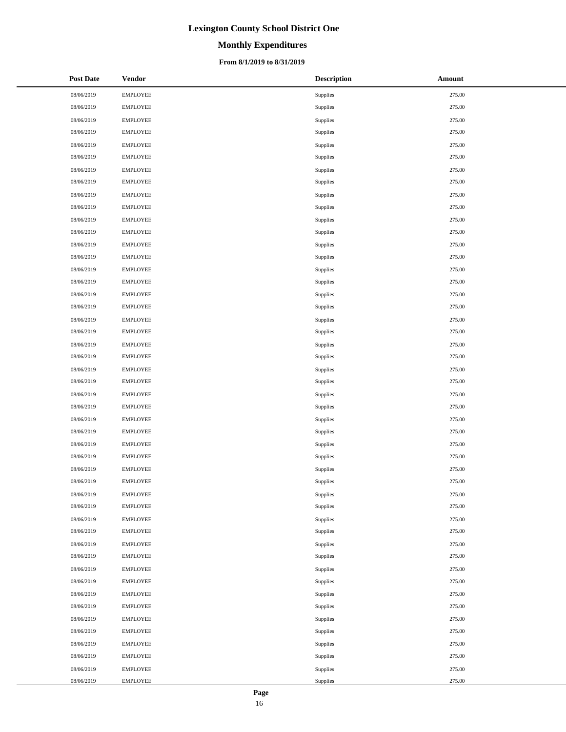# Lexington County School District One

## Monthly Expenditures

### From 8/1/2019 to 8/31/2019

| Post Date | Vendor | Description | Amount |
|---|---|---|---|
| 08/06/2019 | EMPLOYEE | Supplies | 275.00 |
| 08/06/2019 | EMPLOYEE | Supplies | 275.00 |
| 08/06/2019 | EMPLOYEE | Supplies | 275.00 |
| 08/06/2019 | EMPLOYEE | Supplies | 275.00 |
| 08/06/2019 | EMPLOYEE | Supplies | 275.00 |
| 08/06/2019 | EMPLOYEE | Supplies | 275.00 |
| 08/06/2019 | EMPLOYEE | Supplies | 275.00 |
| 08/06/2019 | EMPLOYEE | Supplies | 275.00 |
| 08/06/2019 | EMPLOYEE | Supplies | 275.00 |
| 08/06/2019 | EMPLOYEE | Supplies | 275.00 |
| 08/06/2019 | EMPLOYEE | Supplies | 275.00 |
| 08/06/2019 | EMPLOYEE | Supplies | 275.00 |
| 08/06/2019 | EMPLOYEE | Supplies | 275.00 |
| 08/06/2019 | EMPLOYEE | Supplies | 275.00 |
| 08/06/2019 | EMPLOYEE | Supplies | 275.00 |
| 08/06/2019 | EMPLOYEE | Supplies | 275.00 |
| 08/06/2019 | EMPLOYEE | Supplies | 275.00 |
| 08/06/2019 | EMPLOYEE | Supplies | 275.00 |
| 08/06/2019 | EMPLOYEE | Supplies | 275.00 |
| 08/06/2019 | EMPLOYEE | Supplies | 275.00 |
| 08/06/2019 | EMPLOYEE | Supplies | 275.00 |
| 08/06/2019 | EMPLOYEE | Supplies | 275.00 |
| 08/06/2019 | EMPLOYEE | Supplies | 275.00 |
| 08/06/2019 | EMPLOYEE | Supplies | 275.00 |
| 08/06/2019 | EMPLOYEE | Supplies | 275.00 |
| 08/06/2019 | EMPLOYEE | Supplies | 275.00 |
| 08/06/2019 | EMPLOYEE | Supplies | 275.00 |
| 08/06/2019 | EMPLOYEE | Supplies | 275.00 |
| 08/06/2019 | EMPLOYEE | Supplies | 275.00 |
| 08/06/2019 | EMPLOYEE | Supplies | 275.00 |
| 08/06/2019 | EMPLOYEE | Supplies | 275.00 |
| 08/06/2019 | EMPLOYEE | Supplies | 275.00 |
| 08/06/2019 | EMPLOYEE | Supplies | 275.00 |
| 08/06/2019 | EMPLOYEE | Supplies | 275.00 |
| 08/06/2019 | EMPLOYEE | Supplies | 275.00 |
| 08/06/2019 | EMPLOYEE | Supplies | 275.00 |
| 08/06/2019 | EMPLOYEE | Supplies | 275.00 |
| 08/06/2019 | EMPLOYEE | Supplies | 275.00 |
| 08/06/2019 | EMPLOYEE | Supplies | 275.00 |
| 08/06/2019 | EMPLOYEE | Supplies | 275.00 |
| 08/06/2019 | EMPLOYEE | Supplies | 275.00 |
| 08/06/2019 | EMPLOYEE | Supplies | 275.00 |
| 08/06/2019 | EMPLOYEE | Supplies | 275.00 |
| 08/06/2019 | EMPLOYEE | Supplies | 275.00 |
| 08/06/2019 | EMPLOYEE | Supplies | 275.00 |
| 08/06/2019 | EMPLOYEE | Supplies | 275.00 |
| 08/06/2019 | EMPLOYEE | Supplies | 275.00 |
| 08/06/2019 | EMPLOYEE | Supplies | 275.00 |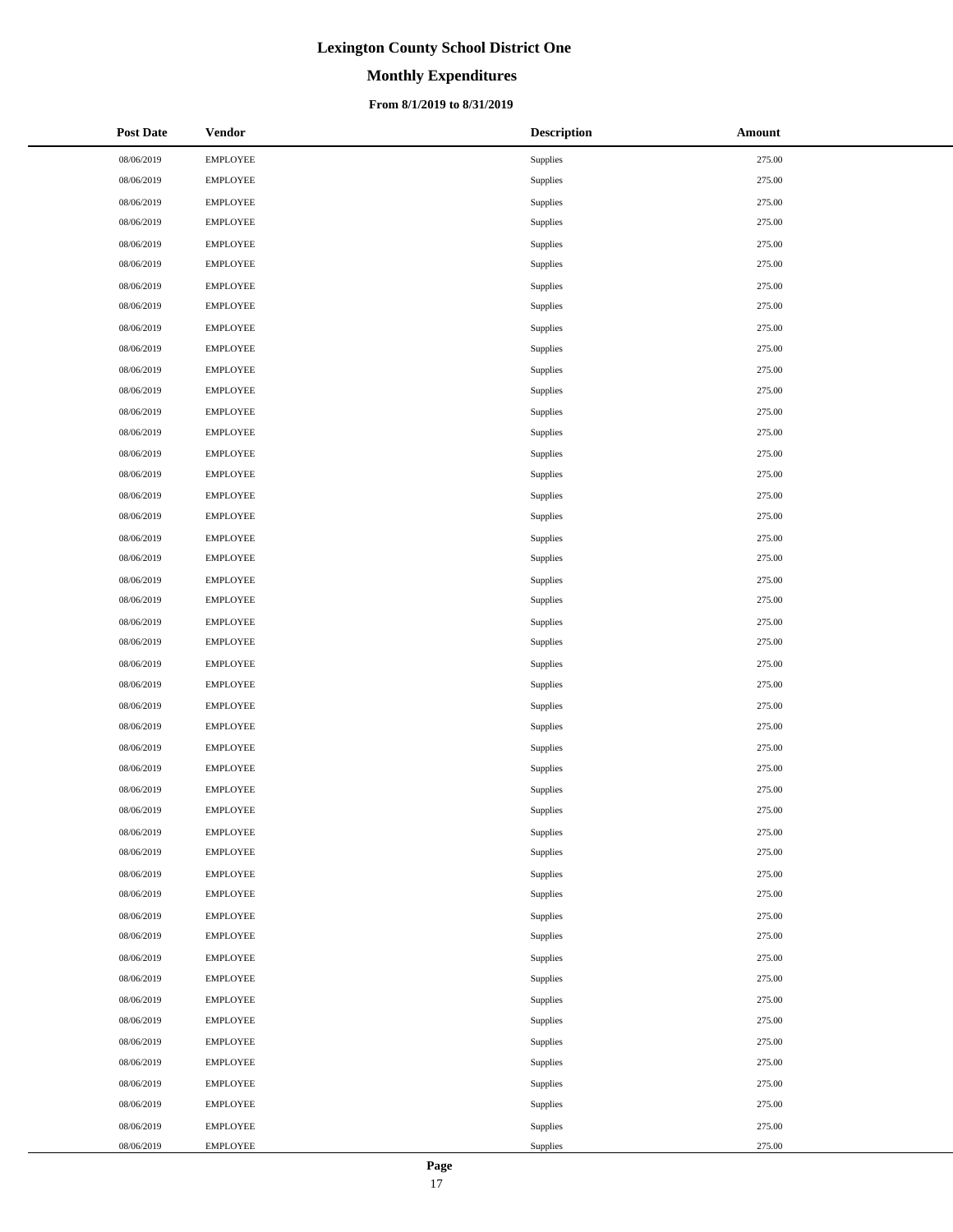# Lexington County School District One

## Monthly Expenditures

### From 8/1/2019 to 8/31/2019

| Post Date | Vendor | Description | Amount |
|---|---|---|---|
| 08/06/2019 | EMPLOYEE | Supplies | 275.00 |
| 08/06/2019 | EMPLOYEE | Supplies | 275.00 |
| 08/06/2019 | EMPLOYEE | Supplies | 275.00 |
| 08/06/2019 | EMPLOYEE | Supplies | 275.00 |
| 08/06/2019 | EMPLOYEE | Supplies | 275.00 |
| 08/06/2019 | EMPLOYEE | Supplies | 275.00 |
| 08/06/2019 | EMPLOYEE | Supplies | 275.00 |
| 08/06/2019 | EMPLOYEE | Supplies | 275.00 |
| 08/06/2019 | EMPLOYEE | Supplies | 275.00 |
| 08/06/2019 | EMPLOYEE | Supplies | 275.00 |
| 08/06/2019 | EMPLOYEE | Supplies | 275.00 |
| 08/06/2019 | EMPLOYEE | Supplies | 275.00 |
| 08/06/2019 | EMPLOYEE | Supplies | 275.00 |
| 08/06/2019 | EMPLOYEE | Supplies | 275.00 |
| 08/06/2019 | EMPLOYEE | Supplies | 275.00 |
| 08/06/2019 | EMPLOYEE | Supplies | 275.00 |
| 08/06/2019 | EMPLOYEE | Supplies | 275.00 |
| 08/06/2019 | EMPLOYEE | Supplies | 275.00 |
| 08/06/2019 | EMPLOYEE | Supplies | 275.00 |
| 08/06/2019 | EMPLOYEE | Supplies | 275.00 |
| 08/06/2019 | EMPLOYEE | Supplies | 275.00 |
| 08/06/2019 | EMPLOYEE | Supplies | 275.00 |
| 08/06/2019 | EMPLOYEE | Supplies | 275.00 |
| 08/06/2019 | EMPLOYEE | Supplies | 275.00 |
| 08/06/2019 | EMPLOYEE | Supplies | 275.00 |
| 08/06/2019 | EMPLOYEE | Supplies | 275.00 |
| 08/06/2019 | EMPLOYEE | Supplies | 275.00 |
| 08/06/2019 | EMPLOYEE | Supplies | 275.00 |
| 08/06/2019 | EMPLOYEE | Supplies | 275.00 |
| 08/06/2019 | EMPLOYEE | Supplies | 275.00 |
| 08/06/2019 | EMPLOYEE | Supplies | 275.00 |
| 08/06/2019 | EMPLOYEE | Supplies | 275.00 |
| 08/06/2019 | EMPLOYEE | Supplies | 275.00 |
| 08/06/2019 | EMPLOYEE | Supplies | 275.00 |
| 08/06/2019 | EMPLOYEE | Supplies | 275.00 |
| 08/06/2019 | EMPLOYEE | Supplies | 275.00 |
| 08/06/2019 | EMPLOYEE | Supplies | 275.00 |
| 08/06/2019 | EMPLOYEE | Supplies | 275.00 |
| 08/06/2019 | EMPLOYEE | Supplies | 275.00 |
| 08/06/2019 | EMPLOYEE | Supplies | 275.00 |
| 08/06/2019 | EMPLOYEE | Supplies | 275.00 |
| 08/06/2019 | EMPLOYEE | Supplies | 275.00 |
| 08/06/2019 | EMPLOYEE | Supplies | 275.00 |
| 08/06/2019 | EMPLOYEE | Supplies | 275.00 |
| 08/06/2019 | EMPLOYEE | Supplies | 275.00 |
| 08/06/2019 | EMPLOYEE | Supplies | 275.00 |
| 08/06/2019 | EMPLOYEE | Supplies | 275.00 |
| 08/06/2019 | EMPLOYEE | Supplies | 275.00 |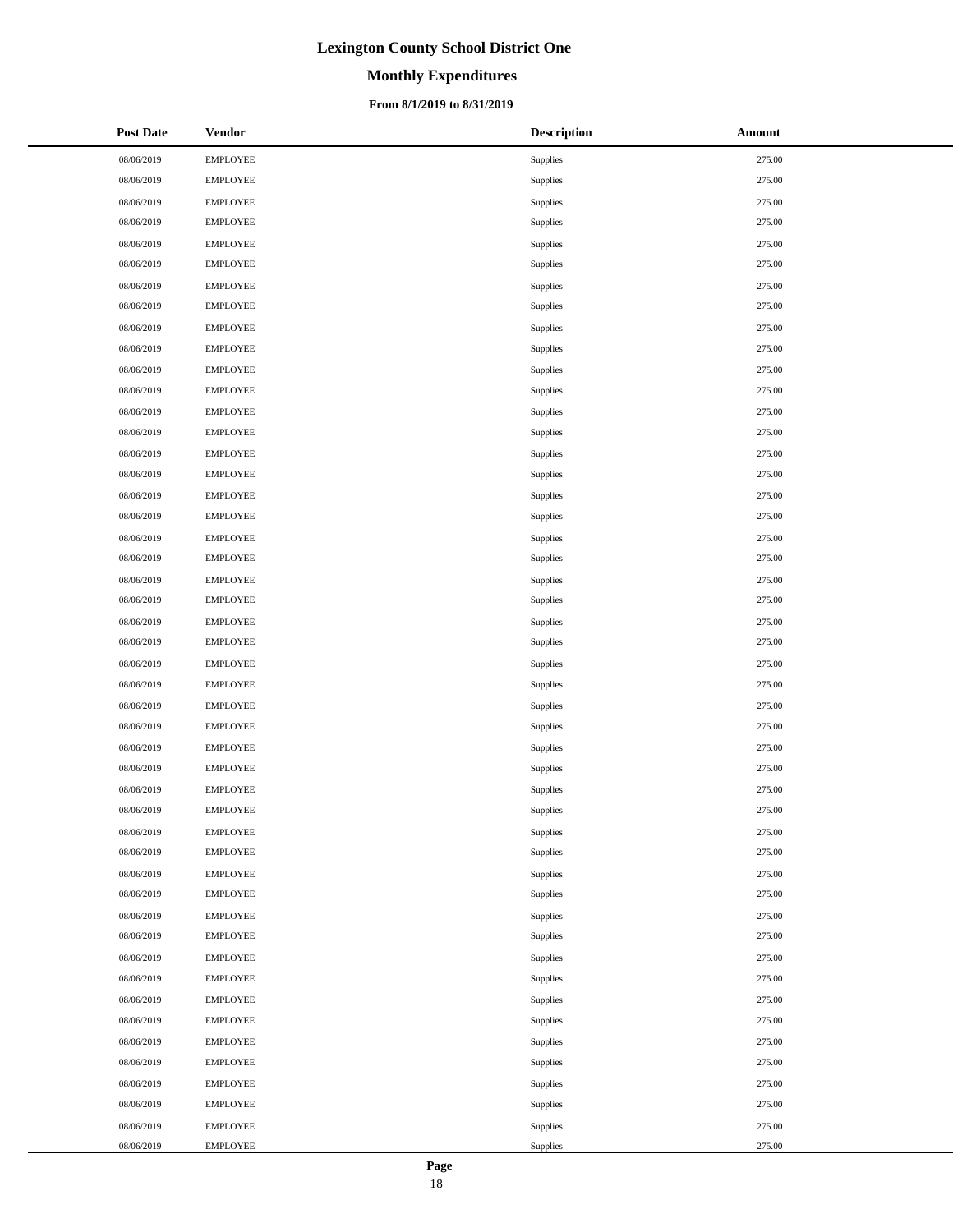# Lexington County School District One

## Monthly Expenditures

### From 8/1/2019 to 8/31/2019

| Post Date | Vendor | Description | Amount |
|---|---|---|---|
| 08/06/2019 | EMPLOYEE | Supplies | 275.00 |
| 08/06/2019 | EMPLOYEE | Supplies | 275.00 |
| 08/06/2019 | EMPLOYEE | Supplies | 275.00 |
| 08/06/2019 | EMPLOYEE | Supplies | 275.00 |
| 08/06/2019 | EMPLOYEE | Supplies | 275.00 |
| 08/06/2019 | EMPLOYEE | Supplies | 275.00 |
| 08/06/2019 | EMPLOYEE | Supplies | 275.00 |
| 08/06/2019 | EMPLOYEE | Supplies | 275.00 |
| 08/06/2019 | EMPLOYEE | Supplies | 275.00 |
| 08/06/2019 | EMPLOYEE | Supplies | 275.00 |
| 08/06/2019 | EMPLOYEE | Supplies | 275.00 |
| 08/06/2019 | EMPLOYEE | Supplies | 275.00 |
| 08/06/2019 | EMPLOYEE | Supplies | 275.00 |
| 08/06/2019 | EMPLOYEE | Supplies | 275.00 |
| 08/06/2019 | EMPLOYEE | Supplies | 275.00 |
| 08/06/2019 | EMPLOYEE | Supplies | 275.00 |
| 08/06/2019 | EMPLOYEE | Supplies | 275.00 |
| 08/06/2019 | EMPLOYEE | Supplies | 275.00 |
| 08/06/2019 | EMPLOYEE | Supplies | 275.00 |
| 08/06/2019 | EMPLOYEE | Supplies | 275.00 |
| 08/06/2019 | EMPLOYEE | Supplies | 275.00 |
| 08/06/2019 | EMPLOYEE | Supplies | 275.00 |
| 08/06/2019 | EMPLOYEE | Supplies | 275.00 |
| 08/06/2019 | EMPLOYEE | Supplies | 275.00 |
| 08/06/2019 | EMPLOYEE | Supplies | 275.00 |
| 08/06/2019 | EMPLOYEE | Supplies | 275.00 |
| 08/06/2019 | EMPLOYEE | Supplies | 275.00 |
| 08/06/2019 | EMPLOYEE | Supplies | 275.00 |
| 08/06/2019 | EMPLOYEE | Supplies | 275.00 |
| 08/06/2019 | EMPLOYEE | Supplies | 275.00 |
| 08/06/2019 | EMPLOYEE | Supplies | 275.00 |
| 08/06/2019 | EMPLOYEE | Supplies | 275.00 |
| 08/06/2019 | EMPLOYEE | Supplies | 275.00 |
| 08/06/2019 | EMPLOYEE | Supplies | 275.00 |
| 08/06/2019 | EMPLOYEE | Supplies | 275.00 |
| 08/06/2019 | EMPLOYEE | Supplies | 275.00 |
| 08/06/2019 | EMPLOYEE | Supplies | 275.00 |
| 08/06/2019 | EMPLOYEE | Supplies | 275.00 |
| 08/06/2019 | EMPLOYEE | Supplies | 275.00 |
| 08/06/2019 | EMPLOYEE | Supplies | 275.00 |
| 08/06/2019 | EMPLOYEE | Supplies | 275.00 |
| 08/06/2019 | EMPLOYEE | Supplies | 275.00 |
| 08/06/2019 | EMPLOYEE | Supplies | 275.00 |
| 08/06/2019 | EMPLOYEE | Supplies | 275.00 |
| 08/06/2019 | EMPLOYEE | Supplies | 275.00 |
| 08/06/2019 | EMPLOYEE | Supplies | 275.00 |
| 08/06/2019 | EMPLOYEE | Supplies | 275.00 |
| 08/06/2019 | EMPLOYEE | Supplies | 275.00 |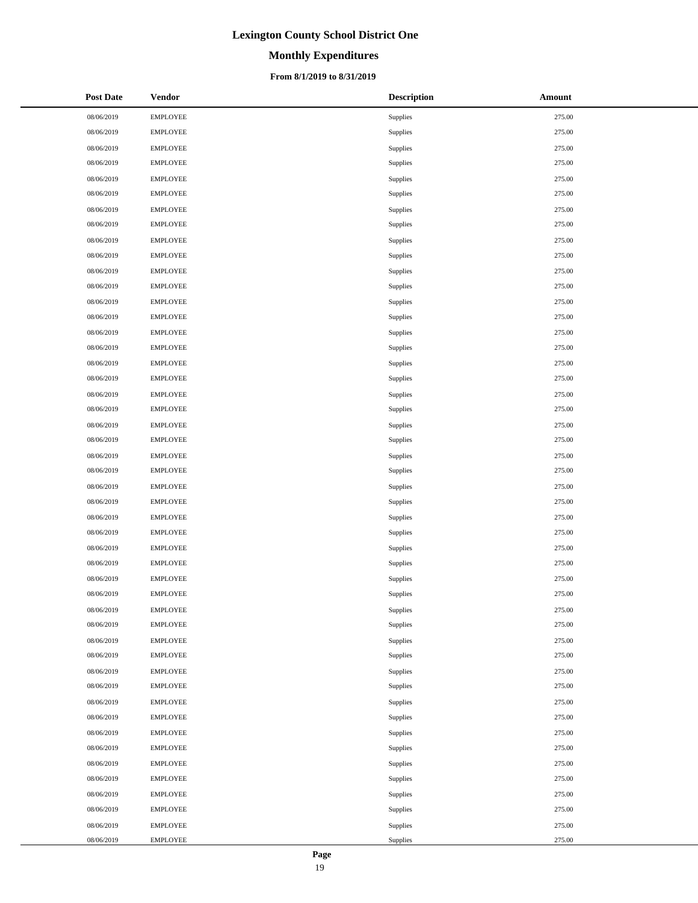# Lexington County School District One

## Monthly Expenditures

### From 8/1/2019 to 8/31/2019

| Post Date | Vendor | Description | Amount |
|---|---|---|---|
| 08/06/2019 | EMPLOYEE | Supplies | 275.00 |
| 08/06/2019 | EMPLOYEE | Supplies | 275.00 |
| 08/06/2019 | EMPLOYEE | Supplies | 275.00 |
| 08/06/2019 | EMPLOYEE | Supplies | 275.00 |
| 08/06/2019 | EMPLOYEE | Supplies | 275.00 |
| 08/06/2019 | EMPLOYEE | Supplies | 275.00 |
| 08/06/2019 | EMPLOYEE | Supplies | 275.00 |
| 08/06/2019 | EMPLOYEE | Supplies | 275.00 |
| 08/06/2019 | EMPLOYEE | Supplies | 275.00 |
| 08/06/2019 | EMPLOYEE | Supplies | 275.00 |
| 08/06/2019 | EMPLOYEE | Supplies | 275.00 |
| 08/06/2019 | EMPLOYEE | Supplies | 275.00 |
| 08/06/2019 | EMPLOYEE | Supplies | 275.00 |
| 08/06/2019 | EMPLOYEE | Supplies | 275.00 |
| 08/06/2019 | EMPLOYEE | Supplies | 275.00 |
| 08/06/2019 | EMPLOYEE | Supplies | 275.00 |
| 08/06/2019 | EMPLOYEE | Supplies | 275.00 |
| 08/06/2019 | EMPLOYEE | Supplies | 275.00 |
| 08/06/2019 | EMPLOYEE | Supplies | 275.00 |
| 08/06/2019 | EMPLOYEE | Supplies | 275.00 |
| 08/06/2019 | EMPLOYEE | Supplies | 275.00 |
| 08/06/2019 | EMPLOYEE | Supplies | 275.00 |
| 08/06/2019 | EMPLOYEE | Supplies | 275.00 |
| 08/06/2019 | EMPLOYEE | Supplies | 275.00 |
| 08/06/2019 | EMPLOYEE | Supplies | 275.00 |
| 08/06/2019 | EMPLOYEE | Supplies | 275.00 |
| 08/06/2019 | EMPLOYEE | Supplies | 275.00 |
| 08/06/2019 | EMPLOYEE | Supplies | 275.00 |
| 08/06/2019 | EMPLOYEE | Supplies | 275.00 |
| 08/06/2019 | EMPLOYEE | Supplies | 275.00 |
| 08/06/2019 | EMPLOYEE | Supplies | 275.00 |
| 08/06/2019 | EMPLOYEE | Supplies | 275.00 |
| 08/06/2019 | EMPLOYEE | Supplies | 275.00 |
| 08/06/2019 | EMPLOYEE | Supplies | 275.00 |
| 08/06/2019 | EMPLOYEE | Supplies | 275.00 |
| 08/06/2019 | EMPLOYEE | Supplies | 275.00 |
| 08/06/2019 | EMPLOYEE | Supplies | 275.00 |
| 08/06/2019 | EMPLOYEE | Supplies | 275.00 |
| 08/06/2019 | EMPLOYEE | Supplies | 275.00 |
| 08/06/2019 | EMPLOYEE | Supplies | 275.00 |
| 08/06/2019 | EMPLOYEE | Supplies | 275.00 |
| 08/06/2019 | EMPLOYEE | Supplies | 275.00 |
| 08/06/2019 | EMPLOYEE | Supplies | 275.00 |
| 08/06/2019 | EMPLOYEE | Supplies | 275.00 |
| 08/06/2019 | EMPLOYEE | Supplies | 275.00 |
| 08/06/2019 | EMPLOYEE | Supplies | 275.00 |
| 08/06/2019 | EMPLOYEE | Supplies | 275.00 |
| 08/06/2019 | EMPLOYEE | Supplies | 275.00 |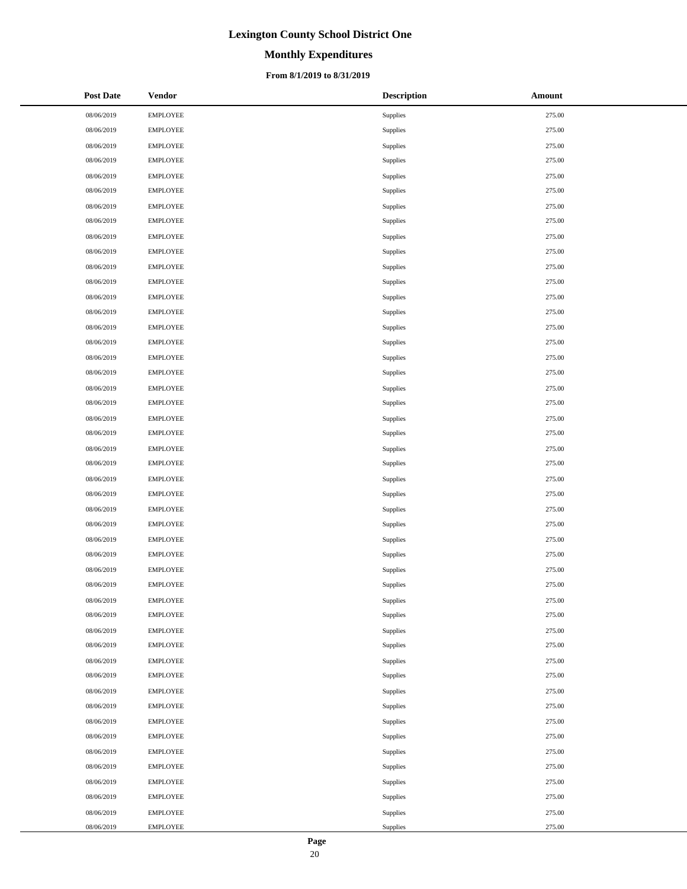# Lexington County School District One

## Monthly Expenditures

### From 8/1/2019 to 8/31/2019

| Post Date | Vendor | Description | Amount |
|---|---|---|---|
| 08/06/2019 | EMPLOYEE | Supplies | 275.00 |
| 08/06/2019 | EMPLOYEE | Supplies | 275.00 |
| 08/06/2019 | EMPLOYEE | Supplies | 275.00 |
| 08/06/2019 | EMPLOYEE | Supplies | 275.00 |
| 08/06/2019 | EMPLOYEE | Supplies | 275.00 |
| 08/06/2019 | EMPLOYEE | Supplies | 275.00 |
| 08/06/2019 | EMPLOYEE | Supplies | 275.00 |
| 08/06/2019 | EMPLOYEE | Supplies | 275.00 |
| 08/06/2019 | EMPLOYEE | Supplies | 275.00 |
| 08/06/2019 | EMPLOYEE | Supplies | 275.00 |
| 08/06/2019 | EMPLOYEE | Supplies | 275.00 |
| 08/06/2019 | EMPLOYEE | Supplies | 275.00 |
| 08/06/2019 | EMPLOYEE | Supplies | 275.00 |
| 08/06/2019 | EMPLOYEE | Supplies | 275.00 |
| 08/06/2019 | EMPLOYEE | Supplies | 275.00 |
| 08/06/2019 | EMPLOYEE | Supplies | 275.00 |
| 08/06/2019 | EMPLOYEE | Supplies | 275.00 |
| 08/06/2019 | EMPLOYEE | Supplies | 275.00 |
| 08/06/2019 | EMPLOYEE | Supplies | 275.00 |
| 08/06/2019 | EMPLOYEE | Supplies | 275.00 |
| 08/06/2019 | EMPLOYEE | Supplies | 275.00 |
| 08/06/2019 | EMPLOYEE | Supplies | 275.00 |
| 08/06/2019 | EMPLOYEE | Supplies | 275.00 |
| 08/06/2019 | EMPLOYEE | Supplies | 275.00 |
| 08/06/2019 | EMPLOYEE | Supplies | 275.00 |
| 08/06/2019 | EMPLOYEE | Supplies | 275.00 |
| 08/06/2019 | EMPLOYEE | Supplies | 275.00 |
| 08/06/2019 | EMPLOYEE | Supplies | 275.00 |
| 08/06/2019 | EMPLOYEE | Supplies | 275.00 |
| 08/06/2019 | EMPLOYEE | Supplies | 275.00 |
| 08/06/2019 | EMPLOYEE | Supplies | 275.00 |
| 08/06/2019 | EMPLOYEE | Supplies | 275.00 |
| 08/06/2019 | EMPLOYEE | Supplies | 275.00 |
| 08/06/2019 | EMPLOYEE | Supplies | 275.00 |
| 08/06/2019 | EMPLOYEE | Supplies | 275.00 |
| 08/06/2019 | EMPLOYEE | Supplies | 275.00 |
| 08/06/2019 | EMPLOYEE | Supplies | 275.00 |
| 08/06/2019 | EMPLOYEE | Supplies | 275.00 |
| 08/06/2019 | EMPLOYEE | Supplies | 275.00 |
| 08/06/2019 | EMPLOYEE | Supplies | 275.00 |
| 08/06/2019 | EMPLOYEE | Supplies | 275.00 |
| 08/06/2019 | EMPLOYEE | Supplies | 275.00 |
| 08/06/2019 | EMPLOYEE | Supplies | 275.00 |
| 08/06/2019 | EMPLOYEE | Supplies | 275.00 |
| 08/06/2019 | EMPLOYEE | Supplies | 275.00 |
| 08/06/2019 | EMPLOYEE | Supplies | 275.00 |
| 08/06/2019 | EMPLOYEE | Supplies | 275.00 |
| 08/06/2019 | EMPLOYEE | Supplies | 275.00 |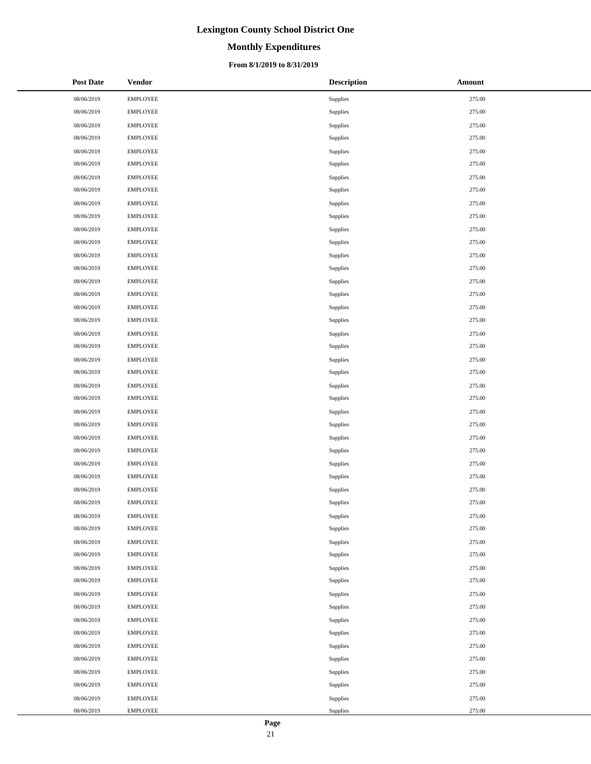# Lexington County School District One

## Monthly Expenditures

### From 8/1/2019 to 8/31/2019

| Post Date | Vendor | Description | Amount |
|---|---|---|---|
| 08/06/2019 | EMPLOYEE | Supplies | 275.00 |
| 08/06/2019 | EMPLOYEE | Supplies | 275.00 |
| 08/06/2019 | EMPLOYEE | Supplies | 275.00 |
| 08/06/2019 | EMPLOYEE | Supplies | 275.00 |
| 08/06/2019 | EMPLOYEE | Supplies | 275.00 |
| 08/06/2019 | EMPLOYEE | Supplies | 275.00 |
| 08/06/2019 | EMPLOYEE | Supplies | 275.00 |
| 08/06/2019 | EMPLOYEE | Supplies | 275.00 |
| 08/06/2019 | EMPLOYEE | Supplies | 275.00 |
| 08/06/2019 | EMPLOYEE | Supplies | 275.00 |
| 08/06/2019 | EMPLOYEE | Supplies | 275.00 |
| 08/06/2019 | EMPLOYEE | Supplies | 275.00 |
| 08/06/2019 | EMPLOYEE | Supplies | 275.00 |
| 08/06/2019 | EMPLOYEE | Supplies | 275.00 |
| 08/06/2019 | EMPLOYEE | Supplies | 275.00 |
| 08/06/2019 | EMPLOYEE | Supplies | 275.00 |
| 08/06/2019 | EMPLOYEE | Supplies | 275.00 |
| 08/06/2019 | EMPLOYEE | Supplies | 275.00 |
| 08/06/2019 | EMPLOYEE | Supplies | 275.00 |
| 08/06/2019 | EMPLOYEE | Supplies | 275.00 |
| 08/06/2019 | EMPLOYEE | Supplies | 275.00 |
| 08/06/2019 | EMPLOYEE | Supplies | 275.00 |
| 08/06/2019 | EMPLOYEE | Supplies | 275.00 |
| 08/06/2019 | EMPLOYEE | Supplies | 275.00 |
| 08/06/2019 | EMPLOYEE | Supplies | 275.00 |
| 08/06/2019 | EMPLOYEE | Supplies | 275.00 |
| 08/06/2019 | EMPLOYEE | Supplies | 275.00 |
| 08/06/2019 | EMPLOYEE | Supplies | 275.00 |
| 08/06/2019 | EMPLOYEE | Supplies | 275.00 |
| 08/06/2019 | EMPLOYEE | Supplies | 275.00 |
| 08/06/2019 | EMPLOYEE | Supplies | 275.00 |
| 08/06/2019 | EMPLOYEE | Supplies | 275.00 |
| 08/06/2019 | EMPLOYEE | Supplies | 275.00 |
| 08/06/2019 | EMPLOYEE | Supplies | 275.00 |
| 08/06/2019 | EMPLOYEE | Supplies | 275.00 |
| 08/06/2019 | EMPLOYEE | Supplies | 275.00 |
| 08/06/2019 | EMPLOYEE | Supplies | 275.00 |
| 08/06/2019 | EMPLOYEE | Supplies | 275.00 |
| 08/06/2019 | EMPLOYEE | Supplies | 275.00 |
| 08/06/2019 | EMPLOYEE | Supplies | 275.00 |
| 08/06/2019 | EMPLOYEE | Supplies | 275.00 |
| 08/06/2019 | EMPLOYEE | Supplies | 275.00 |
| 08/06/2019 | EMPLOYEE | Supplies | 275.00 |
| 08/06/2019 | EMPLOYEE | Supplies | 275.00 |
| 08/06/2019 | EMPLOYEE | Supplies | 275.00 |
| 08/06/2019 | EMPLOYEE | Supplies | 275.00 |
| 08/06/2019 | EMPLOYEE | Supplies | 275.00 |
| 08/06/2019 | EMPLOYEE | Supplies | 275.00 |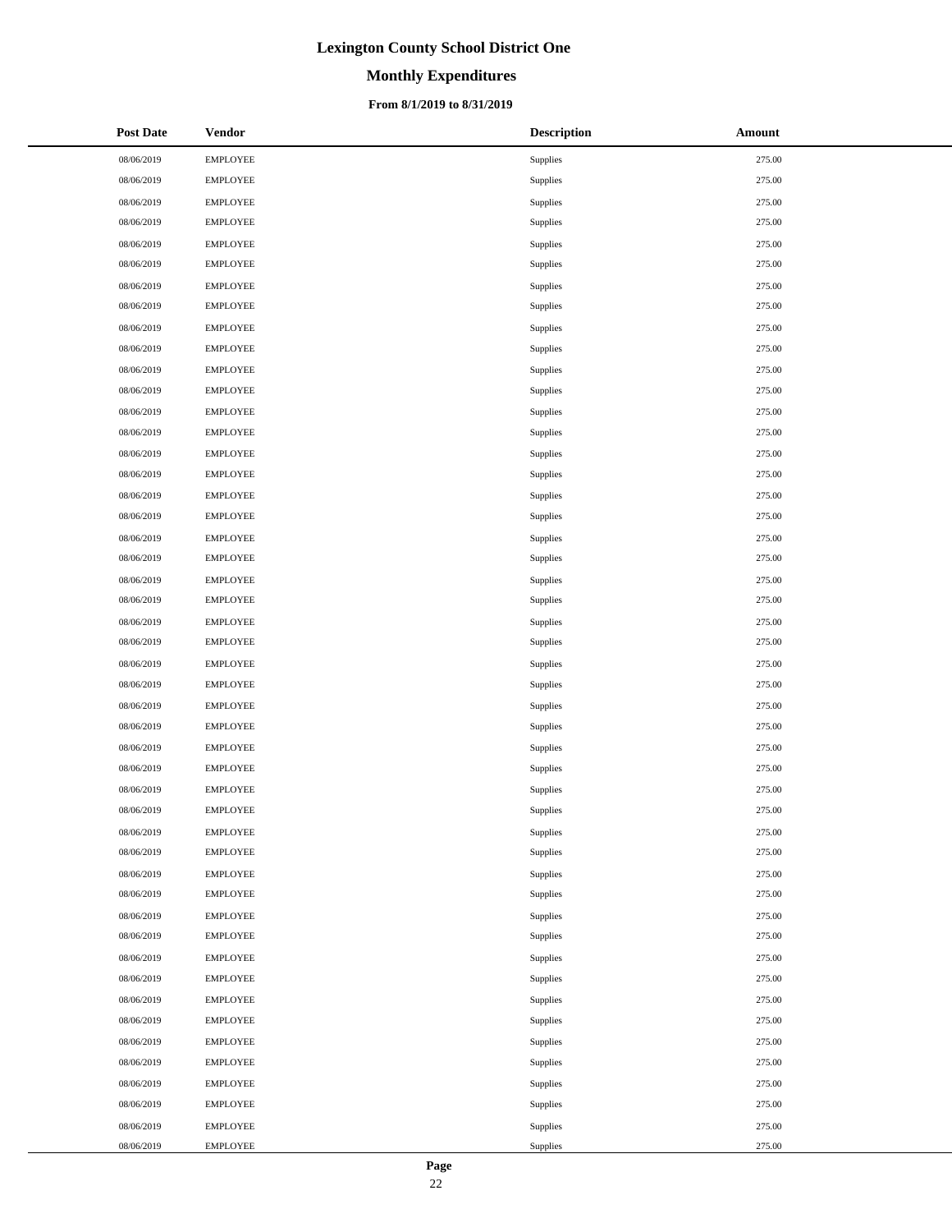# Lexington County School District One

## Monthly Expenditures

### From 8/1/2019 to 8/31/2019

| Post Date | Vendor | Description | Amount |
|---|---|---|---|
| 08/06/2019 | EMPLOYEE | Supplies | 275.00 |
| 08/06/2019 | EMPLOYEE | Supplies | 275.00 |
| 08/06/2019 | EMPLOYEE | Supplies | 275.00 |
| 08/06/2019 | EMPLOYEE | Supplies | 275.00 |
| 08/06/2019 | EMPLOYEE | Supplies | 275.00 |
| 08/06/2019 | EMPLOYEE | Supplies | 275.00 |
| 08/06/2019 | EMPLOYEE | Supplies | 275.00 |
| 08/06/2019 | EMPLOYEE | Supplies | 275.00 |
| 08/06/2019 | EMPLOYEE | Supplies | 275.00 |
| 08/06/2019 | EMPLOYEE | Supplies | 275.00 |
| 08/06/2019 | EMPLOYEE | Supplies | 275.00 |
| 08/06/2019 | EMPLOYEE | Supplies | 275.00 |
| 08/06/2019 | EMPLOYEE | Supplies | 275.00 |
| 08/06/2019 | EMPLOYEE | Supplies | 275.00 |
| 08/06/2019 | EMPLOYEE | Supplies | 275.00 |
| 08/06/2019 | EMPLOYEE | Supplies | 275.00 |
| 08/06/2019 | EMPLOYEE | Supplies | 275.00 |
| 08/06/2019 | EMPLOYEE | Supplies | 275.00 |
| 08/06/2019 | EMPLOYEE | Supplies | 275.00 |
| 08/06/2019 | EMPLOYEE | Supplies | 275.00 |
| 08/06/2019 | EMPLOYEE | Supplies | 275.00 |
| 08/06/2019 | EMPLOYEE | Supplies | 275.00 |
| 08/06/2019 | EMPLOYEE | Supplies | 275.00 |
| 08/06/2019 | EMPLOYEE | Supplies | 275.00 |
| 08/06/2019 | EMPLOYEE | Supplies | 275.00 |
| 08/06/2019 | EMPLOYEE | Supplies | 275.00 |
| 08/06/2019 | EMPLOYEE | Supplies | 275.00 |
| 08/06/2019 | EMPLOYEE | Supplies | 275.00 |
| 08/06/2019 | EMPLOYEE | Supplies | 275.00 |
| 08/06/2019 | EMPLOYEE | Supplies | 275.00 |
| 08/06/2019 | EMPLOYEE | Supplies | 275.00 |
| 08/06/2019 | EMPLOYEE | Supplies | 275.00 |
| 08/06/2019 | EMPLOYEE | Supplies | 275.00 |
| 08/06/2019 | EMPLOYEE | Supplies | 275.00 |
| 08/06/2019 | EMPLOYEE | Supplies | 275.00 |
| 08/06/2019 | EMPLOYEE | Supplies | 275.00 |
| 08/06/2019 | EMPLOYEE | Supplies | 275.00 |
| 08/06/2019 | EMPLOYEE | Supplies | 275.00 |
| 08/06/2019 | EMPLOYEE | Supplies | 275.00 |
| 08/06/2019 | EMPLOYEE | Supplies | 275.00 |
| 08/06/2019 | EMPLOYEE | Supplies | 275.00 |
| 08/06/2019 | EMPLOYEE | Supplies | 275.00 |
| 08/06/2019 | EMPLOYEE | Supplies | 275.00 |
| 08/06/2019 | EMPLOYEE | Supplies | 275.00 |
| 08/06/2019 | EMPLOYEE | Supplies | 275.00 |
| 08/06/2019 | EMPLOYEE | Supplies | 275.00 |
| 08/06/2019 | EMPLOYEE | Supplies | 275.00 |
| 08/06/2019 | EMPLOYEE | Supplies | 275.00 |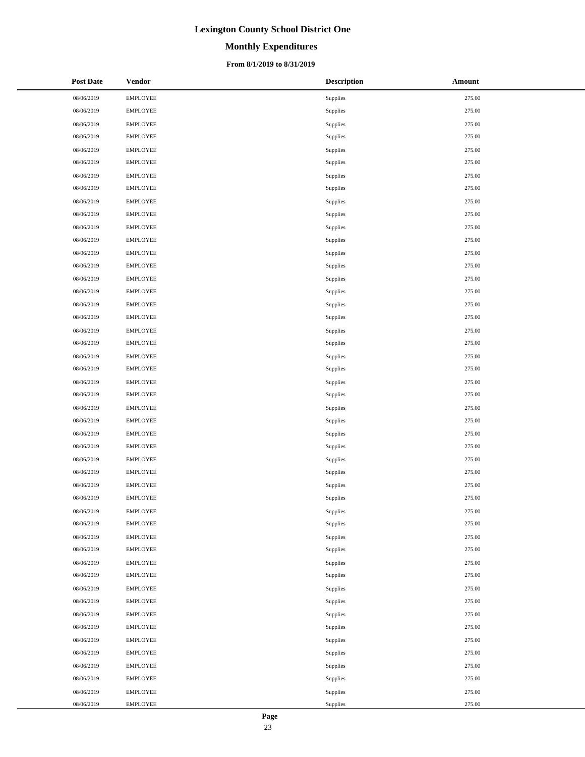# Lexington County School District One

## Monthly Expenditures

### From 8/1/2019 to 8/31/2019

| Post Date | Vendor | Description | Amount |
|---|---|---|---|
| 08/06/2019 | EMPLOYEE | Supplies | 275.00 |
| 08/06/2019 | EMPLOYEE | Supplies | 275.00 |
| 08/06/2019 | EMPLOYEE | Supplies | 275.00 |
| 08/06/2019 | EMPLOYEE | Supplies | 275.00 |
| 08/06/2019 | EMPLOYEE | Supplies | 275.00 |
| 08/06/2019 | EMPLOYEE | Supplies | 275.00 |
| 08/06/2019 | EMPLOYEE | Supplies | 275.00 |
| 08/06/2019 | EMPLOYEE | Supplies | 275.00 |
| 08/06/2019 | EMPLOYEE | Supplies | 275.00 |
| 08/06/2019 | EMPLOYEE | Supplies | 275.00 |
| 08/06/2019 | EMPLOYEE | Supplies | 275.00 |
| 08/06/2019 | EMPLOYEE | Supplies | 275.00 |
| 08/06/2019 | EMPLOYEE | Supplies | 275.00 |
| 08/06/2019 | EMPLOYEE | Supplies | 275.00 |
| 08/06/2019 | EMPLOYEE | Supplies | 275.00 |
| 08/06/2019 | EMPLOYEE | Supplies | 275.00 |
| 08/06/2019 | EMPLOYEE | Supplies | 275.00 |
| 08/06/2019 | EMPLOYEE | Supplies | 275.00 |
| 08/06/2019 | EMPLOYEE | Supplies | 275.00 |
| 08/06/2019 | EMPLOYEE | Supplies | 275.00 |
| 08/06/2019 | EMPLOYEE | Supplies | 275.00 |
| 08/06/2019 | EMPLOYEE | Supplies | 275.00 |
| 08/06/2019 | EMPLOYEE | Supplies | 275.00 |
| 08/06/2019 | EMPLOYEE | Supplies | 275.00 |
| 08/06/2019 | EMPLOYEE | Supplies | 275.00 |
| 08/06/2019 | EMPLOYEE | Supplies | 275.00 |
| 08/06/2019 | EMPLOYEE | Supplies | 275.00 |
| 08/06/2019 | EMPLOYEE | Supplies | 275.00 |
| 08/06/2019 | EMPLOYEE | Supplies | 275.00 |
| 08/06/2019 | EMPLOYEE | Supplies | 275.00 |
| 08/06/2019 | EMPLOYEE | Supplies | 275.00 |
| 08/06/2019 | EMPLOYEE | Supplies | 275.00 |
| 08/06/2019 | EMPLOYEE | Supplies | 275.00 |
| 08/06/2019 | EMPLOYEE | Supplies | 275.00 |
| 08/06/2019 | EMPLOYEE | Supplies | 275.00 |
| 08/06/2019 | EMPLOYEE | Supplies | 275.00 |
| 08/06/2019 | EMPLOYEE | Supplies | 275.00 |
| 08/06/2019 | EMPLOYEE | Supplies | 275.00 |
| 08/06/2019 | EMPLOYEE | Supplies | 275.00 |
| 08/06/2019 | EMPLOYEE | Supplies | 275.00 |
| 08/06/2019 | EMPLOYEE | Supplies | 275.00 |
| 08/06/2019 | EMPLOYEE | Supplies | 275.00 |
| 08/06/2019 | EMPLOYEE | Supplies | 275.00 |
| 08/06/2019 | EMPLOYEE | Supplies | 275.00 |
| 08/06/2019 | EMPLOYEE | Supplies | 275.00 |
| 08/06/2019 | EMPLOYEE | Supplies | 275.00 |
| 08/06/2019 | EMPLOYEE | Supplies | 275.00 |
| 08/06/2019 | EMPLOYEE | Supplies | 275.00 |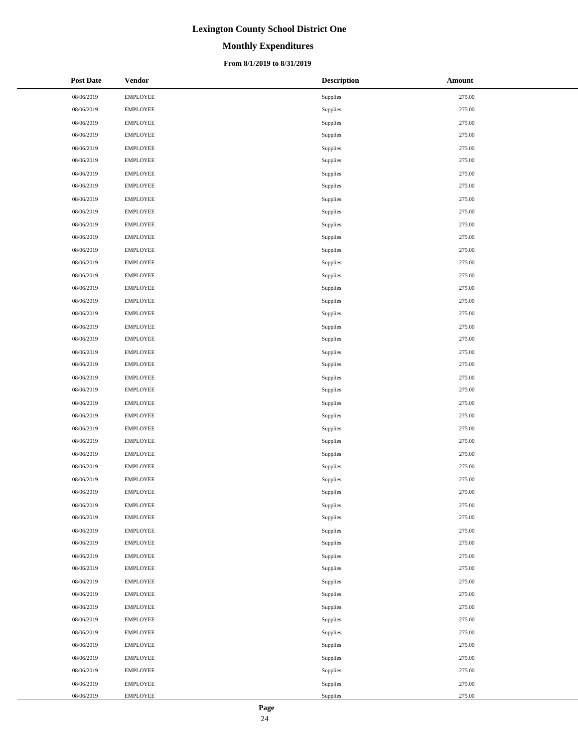# Lexington County School District One

## Monthly Expenditures

### From 8/1/2019 to 8/31/2019

| Post Date | Vendor | Description | Amount |
|---|---|---|---|
| 08/06/2019 | EMPLOYEE | Supplies | 275.00 |
| 08/06/2019 | EMPLOYEE | Supplies | 275.00 |
| 08/06/2019 | EMPLOYEE | Supplies | 275.00 |
| 08/06/2019 | EMPLOYEE | Supplies | 275.00 |
| 08/06/2019 | EMPLOYEE | Supplies | 275.00 |
| 08/06/2019 | EMPLOYEE | Supplies | 275.00 |
| 08/06/2019 | EMPLOYEE | Supplies | 275.00 |
| 08/06/2019 | EMPLOYEE | Supplies | 275.00 |
| 08/06/2019 | EMPLOYEE | Supplies | 275.00 |
| 08/06/2019 | EMPLOYEE | Supplies | 275.00 |
| 08/06/2019 | EMPLOYEE | Supplies | 275.00 |
| 08/06/2019 | EMPLOYEE | Supplies | 275.00 |
| 08/06/2019 | EMPLOYEE | Supplies | 275.00 |
| 08/06/2019 | EMPLOYEE | Supplies | 275.00 |
| 08/06/2019 | EMPLOYEE | Supplies | 275.00 |
| 08/06/2019 | EMPLOYEE | Supplies | 275.00 |
| 08/06/2019 | EMPLOYEE | Supplies | 275.00 |
| 08/06/2019 | EMPLOYEE | Supplies | 275.00 |
| 08/06/2019 | EMPLOYEE | Supplies | 275.00 |
| 08/06/2019 | EMPLOYEE | Supplies | 275.00 |
| 08/06/2019 | EMPLOYEE | Supplies | 275.00 |
| 08/06/2019 | EMPLOYEE | Supplies | 275.00 |
| 08/06/2019 | EMPLOYEE | Supplies | 275.00 |
| 08/06/2019 | EMPLOYEE | Supplies | 275.00 |
| 08/06/2019 | EMPLOYEE | Supplies | 275.00 |
| 08/06/2019 | EMPLOYEE | Supplies | 275.00 |
| 08/06/2019 | EMPLOYEE | Supplies | 275.00 |
| 08/06/2019 | EMPLOYEE | Supplies | 275.00 |
| 08/06/2019 | EMPLOYEE | Supplies | 275.00 |
| 08/06/2019 | EMPLOYEE | Supplies | 275.00 |
| 08/06/2019 | EMPLOYEE | Supplies | 275.00 |
| 08/06/2019 | EMPLOYEE | Supplies | 275.00 |
| 08/06/2019 | EMPLOYEE | Supplies | 275.00 |
| 08/06/2019 | EMPLOYEE | Supplies | 275.00 |
| 08/06/2019 | EMPLOYEE | Supplies | 275.00 |
| 08/06/2019 | EMPLOYEE | Supplies | 275.00 |
| 08/06/2019 | EMPLOYEE | Supplies | 275.00 |
| 08/06/2019 | EMPLOYEE | Supplies | 275.00 |
| 08/06/2019 | EMPLOYEE | Supplies | 275.00 |
| 08/06/2019 | EMPLOYEE | Supplies | 275.00 |
| 08/06/2019 | EMPLOYEE | Supplies | 275.00 |
| 08/06/2019 | EMPLOYEE | Supplies | 275.00 |
| 08/06/2019 | EMPLOYEE | Supplies | 275.00 |
| 08/06/2019 | EMPLOYEE | Supplies | 275.00 |
| 08/06/2019 | EMPLOYEE | Supplies | 275.00 |
| 08/06/2019 | EMPLOYEE | Supplies | 275.00 |
| 08/06/2019 | EMPLOYEE | Supplies | 275.00 |
| 08/06/2019 | EMPLOYEE | Supplies | 275.00 |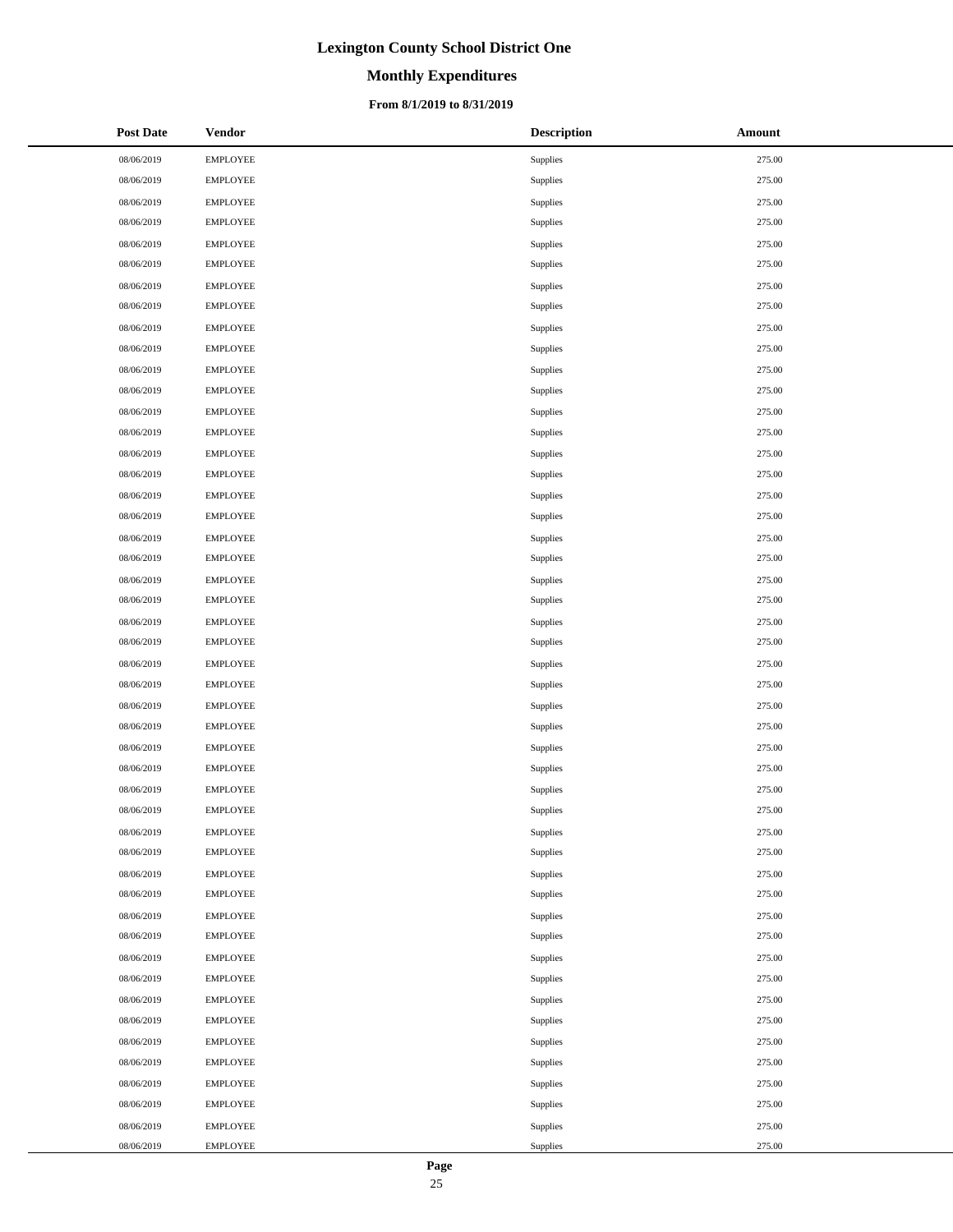# Lexington County School District One

## Monthly Expenditures

### From 8/1/2019 to 8/31/2019

| Post Date | Vendor | Description | Amount |
|---|---|---|---|
| 08/06/2019 | EMPLOYEE | Supplies | 275.00 |
| 08/06/2019 | EMPLOYEE | Supplies | 275.00 |
| 08/06/2019 | EMPLOYEE | Supplies | 275.00 |
| 08/06/2019 | EMPLOYEE | Supplies | 275.00 |
| 08/06/2019 | EMPLOYEE | Supplies | 275.00 |
| 08/06/2019 | EMPLOYEE | Supplies | 275.00 |
| 08/06/2019 | EMPLOYEE | Supplies | 275.00 |
| 08/06/2019 | EMPLOYEE | Supplies | 275.00 |
| 08/06/2019 | EMPLOYEE | Supplies | 275.00 |
| 08/06/2019 | EMPLOYEE | Supplies | 275.00 |
| 08/06/2019 | EMPLOYEE | Supplies | 275.00 |
| 08/06/2019 | EMPLOYEE | Supplies | 275.00 |
| 08/06/2019 | EMPLOYEE | Supplies | 275.00 |
| 08/06/2019 | EMPLOYEE | Supplies | 275.00 |
| 08/06/2019 | EMPLOYEE | Supplies | 275.00 |
| 08/06/2019 | EMPLOYEE | Supplies | 275.00 |
| 08/06/2019 | EMPLOYEE | Supplies | 275.00 |
| 08/06/2019 | EMPLOYEE | Supplies | 275.00 |
| 08/06/2019 | EMPLOYEE | Supplies | 275.00 |
| 08/06/2019 | EMPLOYEE | Supplies | 275.00 |
| 08/06/2019 | EMPLOYEE | Supplies | 275.00 |
| 08/06/2019 | EMPLOYEE | Supplies | 275.00 |
| 08/06/2019 | EMPLOYEE | Supplies | 275.00 |
| 08/06/2019 | EMPLOYEE | Supplies | 275.00 |
| 08/06/2019 | EMPLOYEE | Supplies | 275.00 |
| 08/06/2019 | EMPLOYEE | Supplies | 275.00 |
| 08/06/2019 | EMPLOYEE | Supplies | 275.00 |
| 08/06/2019 | EMPLOYEE | Supplies | 275.00 |
| 08/06/2019 | EMPLOYEE | Supplies | 275.00 |
| 08/06/2019 | EMPLOYEE | Supplies | 275.00 |
| 08/06/2019 | EMPLOYEE | Supplies | 275.00 |
| 08/06/2019 | EMPLOYEE | Supplies | 275.00 |
| 08/06/2019 | EMPLOYEE | Supplies | 275.00 |
| 08/06/2019 | EMPLOYEE | Supplies | 275.00 |
| 08/06/2019 | EMPLOYEE | Supplies | 275.00 |
| 08/06/2019 | EMPLOYEE | Supplies | 275.00 |
| 08/06/2019 | EMPLOYEE | Supplies | 275.00 |
| 08/06/2019 | EMPLOYEE | Supplies | 275.00 |
| 08/06/2019 | EMPLOYEE | Supplies | 275.00 |
| 08/06/2019 | EMPLOYEE | Supplies | 275.00 |
| 08/06/2019 | EMPLOYEE | Supplies | 275.00 |
| 08/06/2019 | EMPLOYEE | Supplies | 275.00 |
| 08/06/2019 | EMPLOYEE | Supplies | 275.00 |
| 08/06/2019 | EMPLOYEE | Supplies | 275.00 |
| 08/06/2019 | EMPLOYEE | Supplies | 275.00 |
| 08/06/2019 | EMPLOYEE | Supplies | 275.00 |
| 08/06/2019 | EMPLOYEE | Supplies | 275.00 |
| 08/06/2019 | EMPLOYEE | Supplies | 275.00 |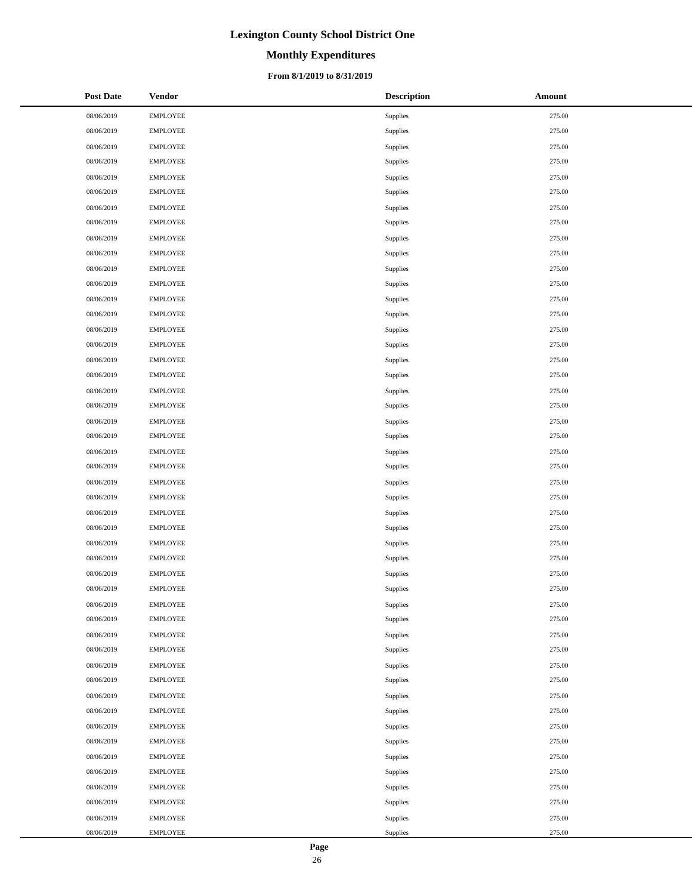# Lexington County School District One

## Monthly Expenditures

### From 8/1/2019 to 8/31/2019

| Post Date | Vendor | Description | Amount |
| --- | --- | --- | --- |
| 08/06/2019 | EMPLOYEE | Supplies | 275.00 |
| 08/06/2019 | EMPLOYEE | Supplies | 275.00 |
| 08/06/2019 | EMPLOYEE | Supplies | 275.00 |
| 08/06/2019 | EMPLOYEE | Supplies | 275.00 |
| 08/06/2019 | EMPLOYEE | Supplies | 275.00 |
| 08/06/2019 | EMPLOYEE | Supplies | 275.00 |
| 08/06/2019 | EMPLOYEE | Supplies | 275.00 |
| 08/06/2019 | EMPLOYEE | Supplies | 275.00 |
| 08/06/2019 | EMPLOYEE | Supplies | 275.00 |
| 08/06/2019 | EMPLOYEE | Supplies | 275.00 |
| 08/06/2019 | EMPLOYEE | Supplies | 275.00 |
| 08/06/2019 | EMPLOYEE | Supplies | 275.00 |
| 08/06/2019 | EMPLOYEE | Supplies | 275.00 |
| 08/06/2019 | EMPLOYEE | Supplies | 275.00 |
| 08/06/2019 | EMPLOYEE | Supplies | 275.00 |
| 08/06/2019 | EMPLOYEE | Supplies | 275.00 |
| 08/06/2019 | EMPLOYEE | Supplies | 275.00 |
| 08/06/2019 | EMPLOYEE | Supplies | 275.00 |
| 08/06/2019 | EMPLOYEE | Supplies | 275.00 |
| 08/06/2019 | EMPLOYEE | Supplies | 275.00 |
| 08/06/2019 | EMPLOYEE | Supplies | 275.00 |
| 08/06/2019 | EMPLOYEE | Supplies | 275.00 |
| 08/06/2019 | EMPLOYEE | Supplies | 275.00 |
| 08/06/2019 | EMPLOYEE | Supplies | 275.00 |
| 08/06/2019 | EMPLOYEE | Supplies | 275.00 |
| 08/06/2019 | EMPLOYEE | Supplies | 275.00 |
| 08/06/2019 | EMPLOYEE | Supplies | 275.00 |
| 08/06/2019 | EMPLOYEE | Supplies | 275.00 |
| 08/06/2019 | EMPLOYEE | Supplies | 275.00 |
| 08/06/2019 | EMPLOYEE | Supplies | 275.00 |
| 08/06/2019 | EMPLOYEE | Supplies | 275.00 |
| 08/06/2019 | EMPLOYEE | Supplies | 275.00 |
| 08/06/2019 | EMPLOYEE | Supplies | 275.00 |
| 08/06/2019 | EMPLOYEE | Supplies | 275.00 |
| 08/06/2019 | EMPLOYEE | Supplies | 275.00 |
| 08/06/2019 | EMPLOYEE | Supplies | 275.00 |
| 08/06/2019 | EMPLOYEE | Supplies | 275.00 |
| 08/06/2019 | EMPLOYEE | Supplies | 275.00 |
| 08/06/2019 | EMPLOYEE | Supplies | 275.00 |
| 08/06/2019 | EMPLOYEE | Supplies | 275.00 |
| 08/06/2019 | EMPLOYEE | Supplies | 275.00 |
| 08/06/2019 | EMPLOYEE | Supplies | 275.00 |
| 08/06/2019 | EMPLOYEE | Supplies | 275.00 |
| 08/06/2019 | EMPLOYEE | Supplies | 275.00 |
| 08/06/2019 | EMPLOYEE | Supplies | 275.00 |
| 08/06/2019 | EMPLOYEE | Supplies | 275.00 |
| 08/06/2019 | EMPLOYEE | Supplies | 275.00 |
| 08/06/2019 | EMPLOYEE | Supplies | 275.00 |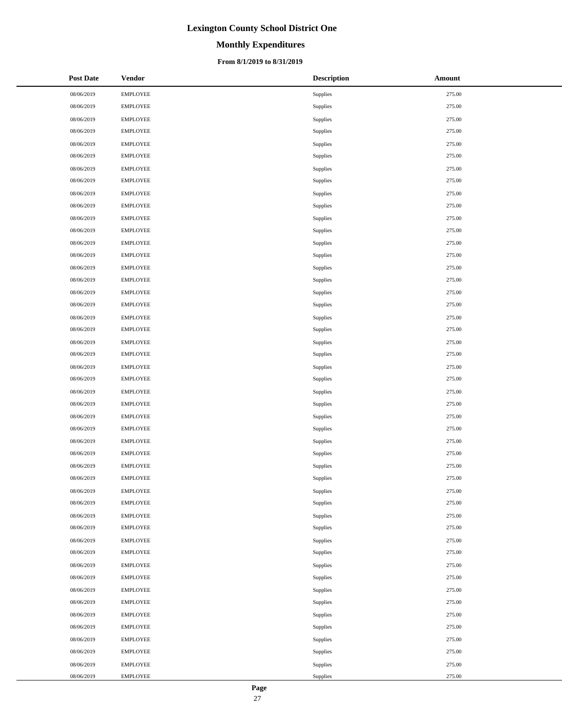# Lexington County School District One

## Monthly Expenditures

### From 8/1/2019 to 8/31/2019

| Post Date | Vendor | Description | Amount |
|---|---|---|---|
| 08/06/2019 | EMPLOYEE | Supplies | 275.00 |
| 08/06/2019 | EMPLOYEE | Supplies | 275.00 |
| 08/06/2019 | EMPLOYEE | Supplies | 275.00 |
| 08/06/2019 | EMPLOYEE | Supplies | 275.00 |
| 08/06/2019 | EMPLOYEE | Supplies | 275.00 |
| 08/06/2019 | EMPLOYEE | Supplies | 275.00 |
| 08/06/2019 | EMPLOYEE | Supplies | 275.00 |
| 08/06/2019 | EMPLOYEE | Supplies | 275.00 |
| 08/06/2019 | EMPLOYEE | Supplies | 275.00 |
| 08/06/2019 | EMPLOYEE | Supplies | 275.00 |
| 08/06/2019 | EMPLOYEE | Supplies | 275.00 |
| 08/06/2019 | EMPLOYEE | Supplies | 275.00 |
| 08/06/2019 | EMPLOYEE | Supplies | 275.00 |
| 08/06/2019 | EMPLOYEE | Supplies | 275.00 |
| 08/06/2019 | EMPLOYEE | Supplies | 275.00 |
| 08/06/2019 | EMPLOYEE | Supplies | 275.00 |
| 08/06/2019 | EMPLOYEE | Supplies | 275.00 |
| 08/06/2019 | EMPLOYEE | Supplies | 275.00 |
| 08/06/2019 | EMPLOYEE | Supplies | 275.00 |
| 08/06/2019 | EMPLOYEE | Supplies | 275.00 |
| 08/06/2019 | EMPLOYEE | Supplies | 275.00 |
| 08/06/2019 | EMPLOYEE | Supplies | 275.00 |
| 08/06/2019 | EMPLOYEE | Supplies | 275.00 |
| 08/06/2019 | EMPLOYEE | Supplies | 275.00 |
| 08/06/2019 | EMPLOYEE | Supplies | 275.00 |
| 08/06/2019 | EMPLOYEE | Supplies | 275.00 |
| 08/06/2019 | EMPLOYEE | Supplies | 275.00 |
| 08/06/2019 | EMPLOYEE | Supplies | 275.00 |
| 08/06/2019 | EMPLOYEE | Supplies | 275.00 |
| 08/06/2019 | EMPLOYEE | Supplies | 275.00 |
| 08/06/2019 | EMPLOYEE | Supplies | 275.00 |
| 08/06/2019 | EMPLOYEE | Supplies | 275.00 |
| 08/06/2019 | EMPLOYEE | Supplies | 275.00 |
| 08/06/2019 | EMPLOYEE | Supplies | 275.00 |
| 08/06/2019 | EMPLOYEE | Supplies | 275.00 |
| 08/06/2019 | EMPLOYEE | Supplies | 275.00 |
| 08/06/2019 | EMPLOYEE | Supplies | 275.00 |
| 08/06/2019 | EMPLOYEE | Supplies | 275.00 |
| 08/06/2019 | EMPLOYEE | Supplies | 275.00 |
| 08/06/2019 | EMPLOYEE | Supplies | 275.00 |
| 08/06/2019 | EMPLOYEE | Supplies | 275.00 |
| 08/06/2019 | EMPLOYEE | Supplies | 275.00 |
| 08/06/2019 | EMPLOYEE | Supplies | 275.00 |
| 08/06/2019 | EMPLOYEE | Supplies | 275.00 |
| 08/06/2019 | EMPLOYEE | Supplies | 275.00 |
| 08/06/2019 | EMPLOYEE | Supplies | 275.00 |
| 08/06/2019 | EMPLOYEE | Supplies | 275.00 |
| 08/06/2019 | EMPLOYEE | Supplies | 275.00 |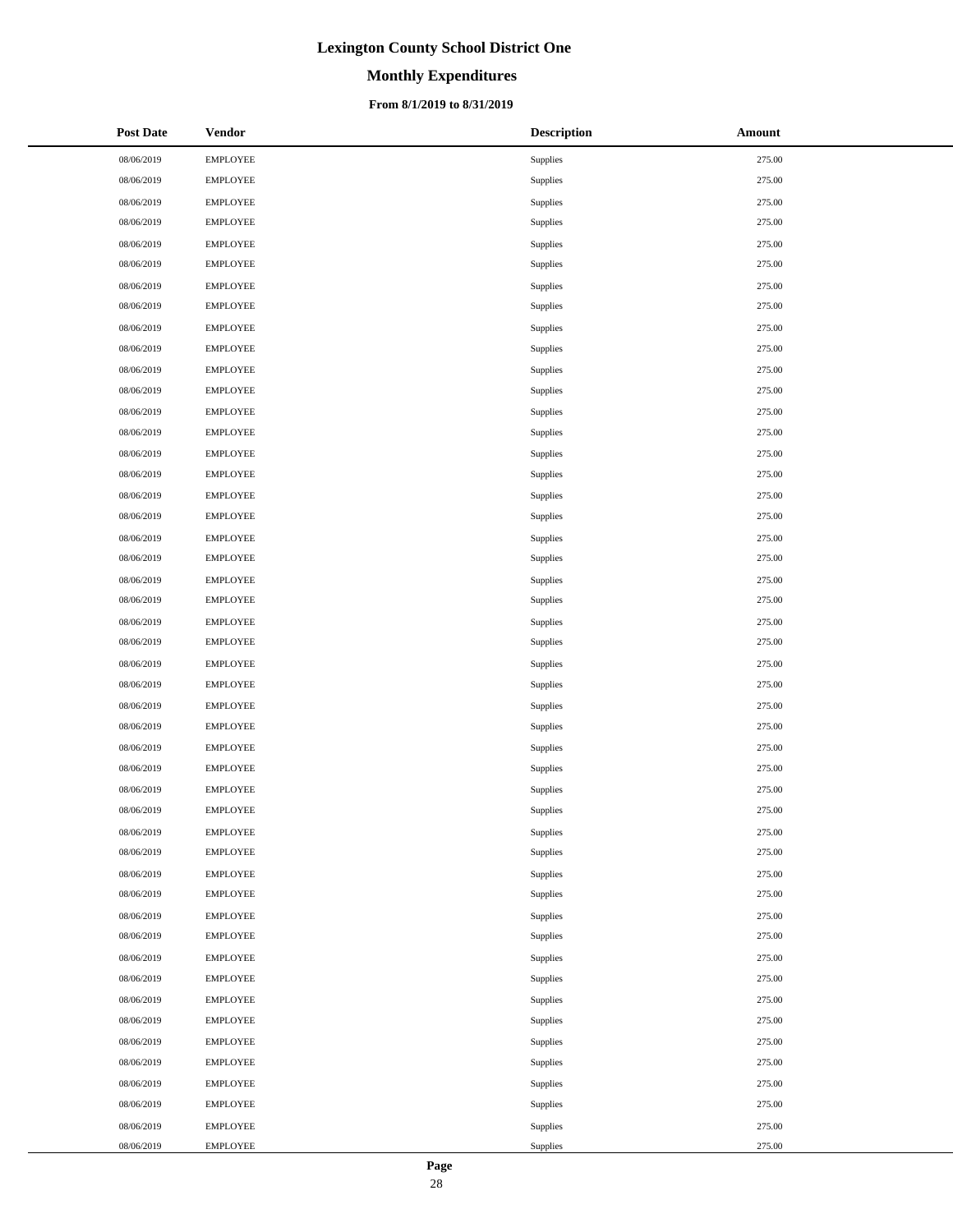# Lexington County School District One

## Monthly Expenditures

### From 8/1/2019 to 8/31/2019

| Post Date | Vendor | Description | Amount |
|---|---|---|---|
| 08/06/2019 | EMPLOYEE | Supplies | 275.00 |
| 08/06/2019 | EMPLOYEE | Supplies | 275.00 |
| 08/06/2019 | EMPLOYEE | Supplies | 275.00 |
| 08/06/2019 | EMPLOYEE | Supplies | 275.00 |
| 08/06/2019 | EMPLOYEE | Supplies | 275.00 |
| 08/06/2019 | EMPLOYEE | Supplies | 275.00 |
| 08/06/2019 | EMPLOYEE | Supplies | 275.00 |
| 08/06/2019 | EMPLOYEE | Supplies | 275.00 |
| 08/06/2019 | EMPLOYEE | Supplies | 275.00 |
| 08/06/2019 | EMPLOYEE | Supplies | 275.00 |
| 08/06/2019 | EMPLOYEE | Supplies | 275.00 |
| 08/06/2019 | EMPLOYEE | Supplies | 275.00 |
| 08/06/2019 | EMPLOYEE | Supplies | 275.00 |
| 08/06/2019 | EMPLOYEE | Supplies | 275.00 |
| 08/06/2019 | EMPLOYEE | Supplies | 275.00 |
| 08/06/2019 | EMPLOYEE | Supplies | 275.00 |
| 08/06/2019 | EMPLOYEE | Supplies | 275.00 |
| 08/06/2019 | EMPLOYEE | Supplies | 275.00 |
| 08/06/2019 | EMPLOYEE | Supplies | 275.00 |
| 08/06/2019 | EMPLOYEE | Supplies | 275.00 |
| 08/06/2019 | EMPLOYEE | Supplies | 275.00 |
| 08/06/2019 | EMPLOYEE | Supplies | 275.00 |
| 08/06/2019 | EMPLOYEE | Supplies | 275.00 |
| 08/06/2019 | EMPLOYEE | Supplies | 275.00 |
| 08/06/2019 | EMPLOYEE | Supplies | 275.00 |
| 08/06/2019 | EMPLOYEE | Supplies | 275.00 |
| 08/06/2019 | EMPLOYEE | Supplies | 275.00 |
| 08/06/2019 | EMPLOYEE | Supplies | 275.00 |
| 08/06/2019 | EMPLOYEE | Supplies | 275.00 |
| 08/06/2019 | EMPLOYEE | Supplies | 275.00 |
| 08/06/2019 | EMPLOYEE | Supplies | 275.00 |
| 08/06/2019 | EMPLOYEE | Supplies | 275.00 |
| 08/06/2019 | EMPLOYEE | Supplies | 275.00 |
| 08/06/2019 | EMPLOYEE | Supplies | 275.00 |
| 08/06/2019 | EMPLOYEE | Supplies | 275.00 |
| 08/06/2019 | EMPLOYEE | Supplies | 275.00 |
| 08/06/2019 | EMPLOYEE | Supplies | 275.00 |
| 08/06/2019 | EMPLOYEE | Supplies | 275.00 |
| 08/06/2019 | EMPLOYEE | Supplies | 275.00 |
| 08/06/2019 | EMPLOYEE | Supplies | 275.00 |
| 08/06/2019 | EMPLOYEE | Supplies | 275.00 |
| 08/06/2019 | EMPLOYEE | Supplies | 275.00 |
| 08/06/2019 | EMPLOYEE | Supplies | 275.00 |
| 08/06/2019 | EMPLOYEE | Supplies | 275.00 |
| 08/06/2019 | EMPLOYEE | Supplies | 275.00 |
| 08/06/2019 | EMPLOYEE | Supplies | 275.00 |
| 08/06/2019 | EMPLOYEE | Supplies | 275.00 |
| 08/06/2019 | EMPLOYEE | Supplies | 275.00 |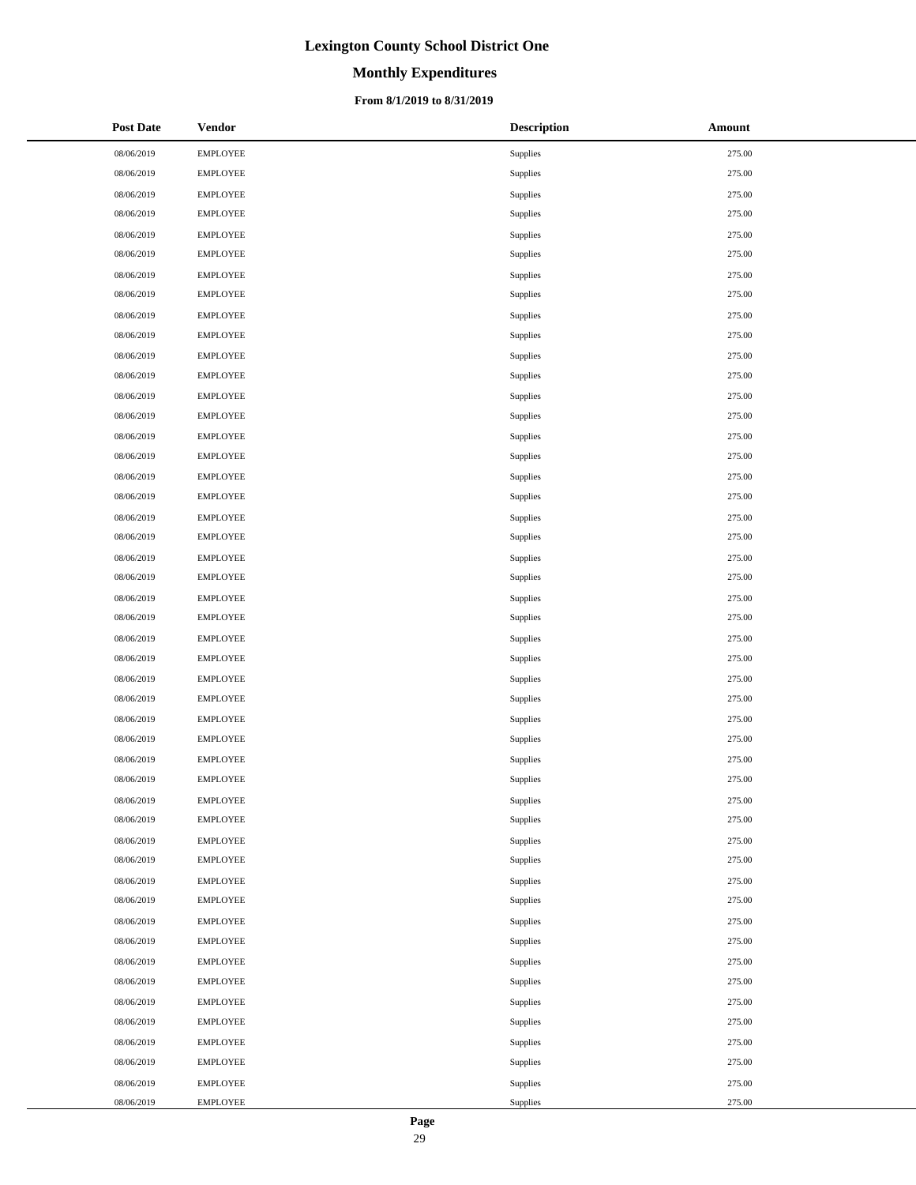# Lexington County School District One

## Monthly Expenditures

### From 8/1/2019 to 8/31/2019

| Post Date | Vendor | Description | Amount |
|---|---|---|---|
| 08/06/2019 | EMPLOYEE | Supplies | 275.00 |
| 08/06/2019 | EMPLOYEE | Supplies | 275.00 |
| 08/06/2019 | EMPLOYEE | Supplies | 275.00 |
| 08/06/2019 | EMPLOYEE | Supplies | 275.00 |
| 08/06/2019 | EMPLOYEE | Supplies | 275.00 |
| 08/06/2019 | EMPLOYEE | Supplies | 275.00 |
| 08/06/2019 | EMPLOYEE | Supplies | 275.00 |
| 08/06/2019 | EMPLOYEE | Supplies | 275.00 |
| 08/06/2019 | EMPLOYEE | Supplies | 275.00 |
| 08/06/2019 | EMPLOYEE | Supplies | 275.00 |
| 08/06/2019 | EMPLOYEE | Supplies | 275.00 |
| 08/06/2019 | EMPLOYEE | Supplies | 275.00 |
| 08/06/2019 | EMPLOYEE | Supplies | 275.00 |
| 08/06/2019 | EMPLOYEE | Supplies | 275.00 |
| 08/06/2019 | EMPLOYEE | Supplies | 275.00 |
| 08/06/2019 | EMPLOYEE | Supplies | 275.00 |
| 08/06/2019 | EMPLOYEE | Supplies | 275.00 |
| 08/06/2019 | EMPLOYEE | Supplies | 275.00 |
| 08/06/2019 | EMPLOYEE | Supplies | 275.00 |
| 08/06/2019 | EMPLOYEE | Supplies | 275.00 |
| 08/06/2019 | EMPLOYEE | Supplies | 275.00 |
| 08/06/2019 | EMPLOYEE | Supplies | 275.00 |
| 08/06/2019 | EMPLOYEE | Supplies | 275.00 |
| 08/06/2019 | EMPLOYEE | Supplies | 275.00 |
| 08/06/2019 | EMPLOYEE | Supplies | 275.00 |
| 08/06/2019 | EMPLOYEE | Supplies | 275.00 |
| 08/06/2019 | EMPLOYEE | Supplies | 275.00 |
| 08/06/2019 | EMPLOYEE | Supplies | 275.00 |
| 08/06/2019 | EMPLOYEE | Supplies | 275.00 |
| 08/06/2019 | EMPLOYEE | Supplies | 275.00 |
| 08/06/2019 | EMPLOYEE | Supplies | 275.00 |
| 08/06/2019 | EMPLOYEE | Supplies | 275.00 |
| 08/06/2019 | EMPLOYEE | Supplies | 275.00 |
| 08/06/2019 | EMPLOYEE | Supplies | 275.00 |
| 08/06/2019 | EMPLOYEE | Supplies | 275.00 |
| 08/06/2019 | EMPLOYEE | Supplies | 275.00 |
| 08/06/2019 | EMPLOYEE | Supplies | 275.00 |
| 08/06/2019 | EMPLOYEE | Supplies | 275.00 |
| 08/06/2019 | EMPLOYEE | Supplies | 275.00 |
| 08/06/2019 | EMPLOYEE | Supplies | 275.00 |
| 08/06/2019 | EMPLOYEE | Supplies | 275.00 |
| 08/06/2019 | EMPLOYEE | Supplies | 275.00 |
| 08/06/2019 | EMPLOYEE | Supplies | 275.00 |
| 08/06/2019 | EMPLOYEE | Supplies | 275.00 |
| 08/06/2019 | EMPLOYEE | Supplies | 275.00 |
| 08/06/2019 | EMPLOYEE | Supplies | 275.00 |
| 08/06/2019 | EMPLOYEE | Supplies | 275.00 |
| 08/06/2019 | EMPLOYEE | Supplies | 275.00 |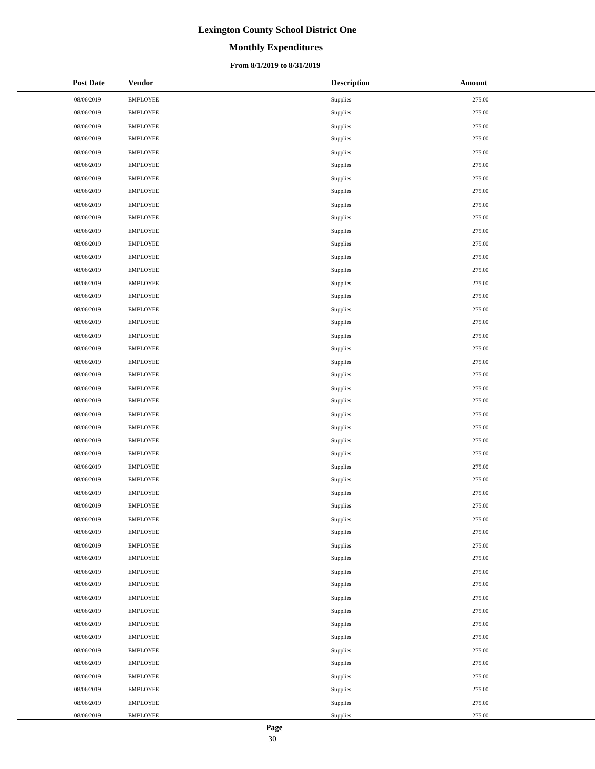# Lexington County School District One

## Monthly Expenditures

### From 8/1/2019 to 8/31/2019

| Post Date | Vendor | Description | Amount |
|---|---|---|---|
| 08/06/2019 | EMPLOYEE | Supplies | 275.00 |
| 08/06/2019 | EMPLOYEE | Supplies | 275.00 |
| 08/06/2019 | EMPLOYEE | Supplies | 275.00 |
| 08/06/2019 | EMPLOYEE | Supplies | 275.00 |
| 08/06/2019 | EMPLOYEE | Supplies | 275.00 |
| 08/06/2019 | EMPLOYEE | Supplies | 275.00 |
| 08/06/2019 | EMPLOYEE | Supplies | 275.00 |
| 08/06/2019 | EMPLOYEE | Supplies | 275.00 |
| 08/06/2019 | EMPLOYEE | Supplies | 275.00 |
| 08/06/2019 | EMPLOYEE | Supplies | 275.00 |
| 08/06/2019 | EMPLOYEE | Supplies | 275.00 |
| 08/06/2019 | EMPLOYEE | Supplies | 275.00 |
| 08/06/2019 | EMPLOYEE | Supplies | 275.00 |
| 08/06/2019 | EMPLOYEE | Supplies | 275.00 |
| 08/06/2019 | EMPLOYEE | Supplies | 275.00 |
| 08/06/2019 | EMPLOYEE | Supplies | 275.00 |
| 08/06/2019 | EMPLOYEE | Supplies | 275.00 |
| 08/06/2019 | EMPLOYEE | Supplies | 275.00 |
| 08/06/2019 | EMPLOYEE | Supplies | 275.00 |
| 08/06/2019 | EMPLOYEE | Supplies | 275.00 |
| 08/06/2019 | EMPLOYEE | Supplies | 275.00 |
| 08/06/2019 | EMPLOYEE | Supplies | 275.00 |
| 08/06/2019 | EMPLOYEE | Supplies | 275.00 |
| 08/06/2019 | EMPLOYEE | Supplies | 275.00 |
| 08/06/2019 | EMPLOYEE | Supplies | 275.00 |
| 08/06/2019 | EMPLOYEE | Supplies | 275.00 |
| 08/06/2019 | EMPLOYEE | Supplies | 275.00 |
| 08/06/2019 | EMPLOYEE | Supplies | 275.00 |
| 08/06/2019 | EMPLOYEE | Supplies | 275.00 |
| 08/06/2019 | EMPLOYEE | Supplies | 275.00 |
| 08/06/2019 | EMPLOYEE | Supplies | 275.00 |
| 08/06/2019 | EMPLOYEE | Supplies | 275.00 |
| 08/06/2019 | EMPLOYEE | Supplies | 275.00 |
| 08/06/2019 | EMPLOYEE | Supplies | 275.00 |
| 08/06/2019 | EMPLOYEE | Supplies | 275.00 |
| 08/06/2019 | EMPLOYEE | Supplies | 275.00 |
| 08/06/2019 | EMPLOYEE | Supplies | 275.00 |
| 08/06/2019 | EMPLOYEE | Supplies | 275.00 |
| 08/06/2019 | EMPLOYEE | Supplies | 275.00 |
| 08/06/2019 | EMPLOYEE | Supplies | 275.00 |
| 08/06/2019 | EMPLOYEE | Supplies | 275.00 |
| 08/06/2019 | EMPLOYEE | Supplies | 275.00 |
| 08/06/2019 | EMPLOYEE | Supplies | 275.00 |
| 08/06/2019 | EMPLOYEE | Supplies | 275.00 |
| 08/06/2019 | EMPLOYEE | Supplies | 275.00 |
| 08/06/2019 | EMPLOYEE | Supplies | 275.00 |
| 08/06/2019 | EMPLOYEE | Supplies | 275.00 |
| 08/06/2019 | EMPLOYEE | Supplies | 275.00 |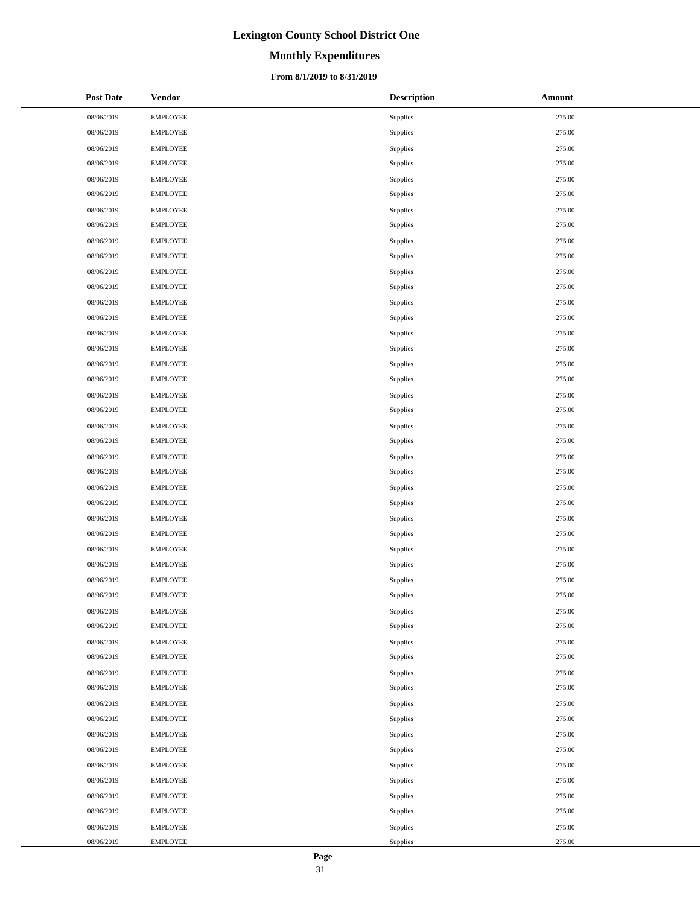| Post Date | Vendor | Description | Amount |
|---|---|---|---|
| 08/06/2019 | EMPLOYEE | Supplies | 275.00 |
| 08/06/2019 | EMPLOYEE | Supplies | 275.00 |
| 08/06/2019 | EMPLOYEE | Supplies | 275.00 |
| 08/06/2019 | EMPLOYEE | Supplies | 275.00 |
| 08/06/2019 | EMPLOYEE | Supplies | 275.00 |
| 08/06/2019 | EMPLOYEE | Supplies | 275.00 |
| 08/06/2019 | EMPLOYEE | Supplies | 275.00 |
| 08/06/2019 | EMPLOYEE | Supplies | 275.00 |
| 08/06/2019 | EMPLOYEE | Supplies | 275.00 |
| 08/06/2019 | EMPLOYEE | Supplies | 275.00 |
| 08/06/2019 | EMPLOYEE | Supplies | 275.00 |
| 08/06/2019 | EMPLOYEE | Supplies | 275.00 |
| 08/06/2019 | EMPLOYEE | Supplies | 275.00 |
| 08/06/2019 | EMPLOYEE | Supplies | 275.00 |
| 08/06/2019 | EMPLOYEE | Supplies | 275.00 |
| 08/06/2019 | EMPLOYEE | Supplies | 275.00 |
| 08/06/2019 | EMPLOYEE | Supplies | 275.00 |
| 08/06/2019 | EMPLOYEE | Supplies | 275.00 |
| 08/06/2019 | EMPLOYEE | Supplies | 275.00 |
| 08/06/2019 | EMPLOYEE | Supplies | 275.00 |
| 08/06/2019 | EMPLOYEE | Supplies | 275.00 |
| 08/06/2019 | EMPLOYEE | Supplies | 275.00 |
| 08/06/2019 | EMPLOYEE | Supplies | 275.00 |
| 08/06/2019 | EMPLOYEE | Supplies | 275.00 |
| 08/06/2019 | EMPLOYEE | Supplies | 275.00 |
| 08/06/2019 | EMPLOYEE | Supplies | 275.00 |
| 08/06/2019 | EMPLOYEE | Supplies | 275.00 |
| 08/06/2019 | EMPLOYEE | Supplies | 275.00 |
| 08/06/2019 | EMPLOYEE | Supplies | 275.00 |
| 08/06/2019 | EMPLOYEE | Supplies | 275.00 |
| 08/06/2019 | EMPLOYEE | Supplies | 275.00 |
| 08/06/2019 | EMPLOYEE | Supplies | 275.00 |
| 08/06/2019 | EMPLOYEE | Supplies | 275.00 |
| 08/06/2019 | EMPLOYEE | Supplies | 275.00 |
| 08/06/2019 | EMPLOYEE | Supplies | 275.00 |
| 08/06/2019 | EMPLOYEE | Supplies | 275.00 |
| 08/06/2019 | EMPLOYEE | Supplies | 275.00 |
| 08/06/2019 | EMPLOYEE | Supplies | 275.00 |
| 08/06/2019 | EMPLOYEE | Supplies | 275.00 |
| 08/06/2019 | EMPLOYEE | Supplies | 275.00 |
| 08/06/2019 | EMPLOYEE | Supplies | 275.00 |
| 08/06/2019 | EMPLOYEE | Supplies | 275.00 |
| 08/06/2019 | EMPLOYEE | Supplies | 275.00 |
| 08/06/2019 | EMPLOYEE | Supplies | 275.00 |
| 08/06/2019 | EMPLOYEE | Supplies | 275.00 |
| 08/06/2019 | EMPLOYEE | Supplies | 275.00 |
| 08/06/2019 | EMPLOYEE | Supplies | 275.00 |
| 08/06/2019 | EMPLOYEE | Supplies | 275.00 |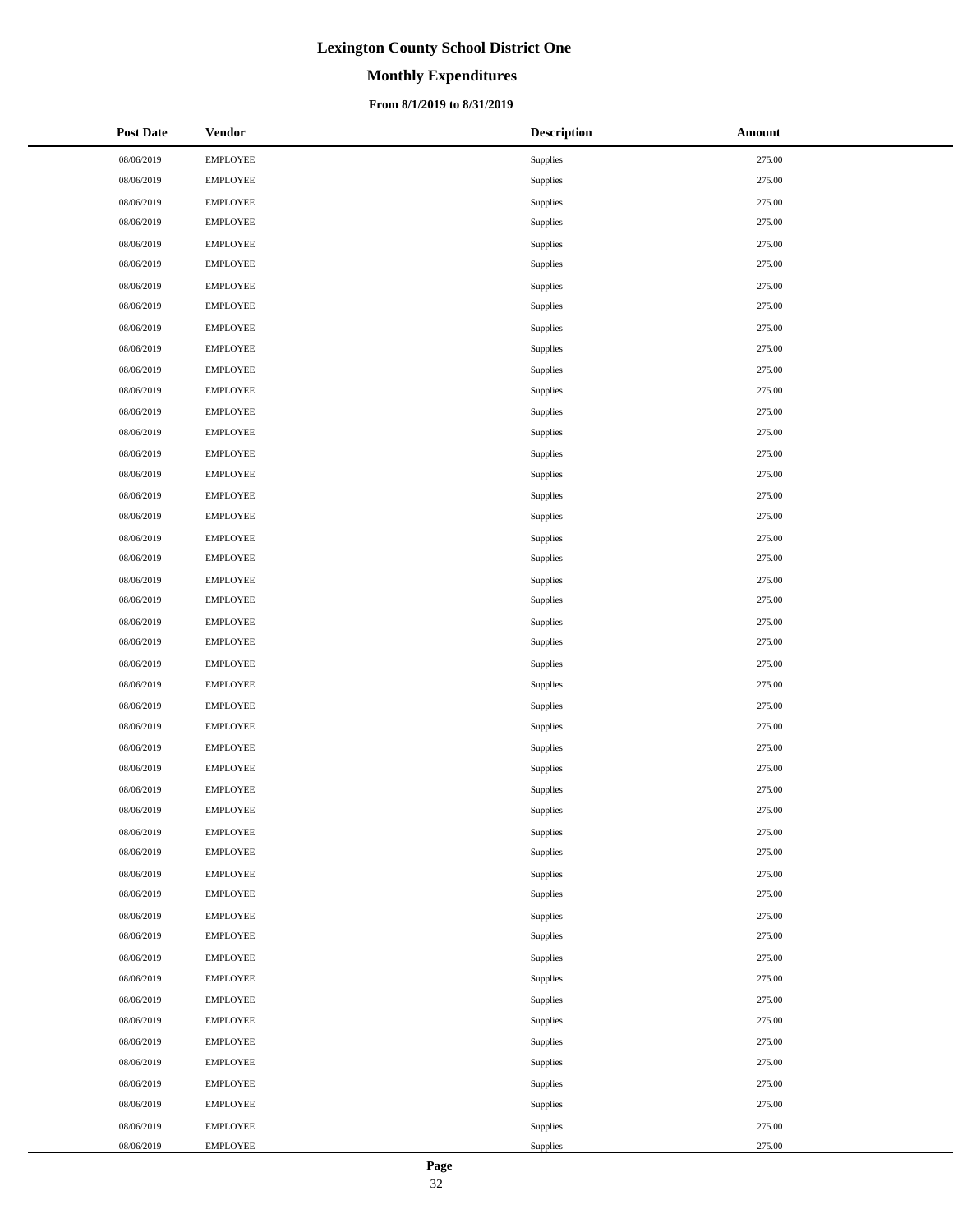# Lexington County School District One

## Monthly Expenditures

### From 8/1/2019 to 8/31/2019

| Post Date | Vendor | Description | Amount |
|---|---|---|---|
| 08/06/2019 | EMPLOYEE | Supplies | 275.00 |
| 08/06/2019 | EMPLOYEE | Supplies | 275.00 |
| 08/06/2019 | EMPLOYEE | Supplies | 275.00 |
| 08/06/2019 | EMPLOYEE | Supplies | 275.00 |
| 08/06/2019 | EMPLOYEE | Supplies | 275.00 |
| 08/06/2019 | EMPLOYEE | Supplies | 275.00 |
| 08/06/2019 | EMPLOYEE | Supplies | 275.00 |
| 08/06/2019 | EMPLOYEE | Supplies | 275.00 |
| 08/06/2019 | EMPLOYEE | Supplies | 275.00 |
| 08/06/2019 | EMPLOYEE | Supplies | 275.00 |
| 08/06/2019 | EMPLOYEE | Supplies | 275.00 |
| 08/06/2019 | EMPLOYEE | Supplies | 275.00 |
| 08/06/2019 | EMPLOYEE | Supplies | 275.00 |
| 08/06/2019 | EMPLOYEE | Supplies | 275.00 |
| 08/06/2019 | EMPLOYEE | Supplies | 275.00 |
| 08/06/2019 | EMPLOYEE | Supplies | 275.00 |
| 08/06/2019 | EMPLOYEE | Supplies | 275.00 |
| 08/06/2019 | EMPLOYEE | Supplies | 275.00 |
| 08/06/2019 | EMPLOYEE | Supplies | 275.00 |
| 08/06/2019 | EMPLOYEE | Supplies | 275.00 |
| 08/06/2019 | EMPLOYEE | Supplies | 275.00 |
| 08/06/2019 | EMPLOYEE | Supplies | 275.00 |
| 08/06/2019 | EMPLOYEE | Supplies | 275.00 |
| 08/06/2019 | EMPLOYEE | Supplies | 275.00 |
| 08/06/2019 | EMPLOYEE | Supplies | 275.00 |
| 08/06/2019 | EMPLOYEE | Supplies | 275.00 |
| 08/06/2019 | EMPLOYEE | Supplies | 275.00 |
| 08/06/2019 | EMPLOYEE | Supplies | 275.00 |
| 08/06/2019 | EMPLOYEE | Supplies | 275.00 |
| 08/06/2019 | EMPLOYEE | Supplies | 275.00 |
| 08/06/2019 | EMPLOYEE | Supplies | 275.00 |
| 08/06/2019 | EMPLOYEE | Supplies | 275.00 |
| 08/06/2019 | EMPLOYEE | Supplies | 275.00 |
| 08/06/2019 | EMPLOYEE | Supplies | 275.00 |
| 08/06/2019 | EMPLOYEE | Supplies | 275.00 |
| 08/06/2019 | EMPLOYEE | Supplies | 275.00 |
| 08/06/2019 | EMPLOYEE | Supplies | 275.00 |
| 08/06/2019 | EMPLOYEE | Supplies | 275.00 |
| 08/06/2019 | EMPLOYEE | Supplies | 275.00 |
| 08/06/2019 | EMPLOYEE | Supplies | 275.00 |
| 08/06/2019 | EMPLOYEE | Supplies | 275.00 |
| 08/06/2019 | EMPLOYEE | Supplies | 275.00 |
| 08/06/2019 | EMPLOYEE | Supplies | 275.00 |
| 08/06/2019 | EMPLOYEE | Supplies | 275.00 |
| 08/06/2019 | EMPLOYEE | Supplies | 275.00 |
| 08/06/2019 | EMPLOYEE | Supplies | 275.00 |
| 08/06/2019 | EMPLOYEE | Supplies | 275.00 |
| 08/06/2019 | EMPLOYEE | Supplies | 275.00 |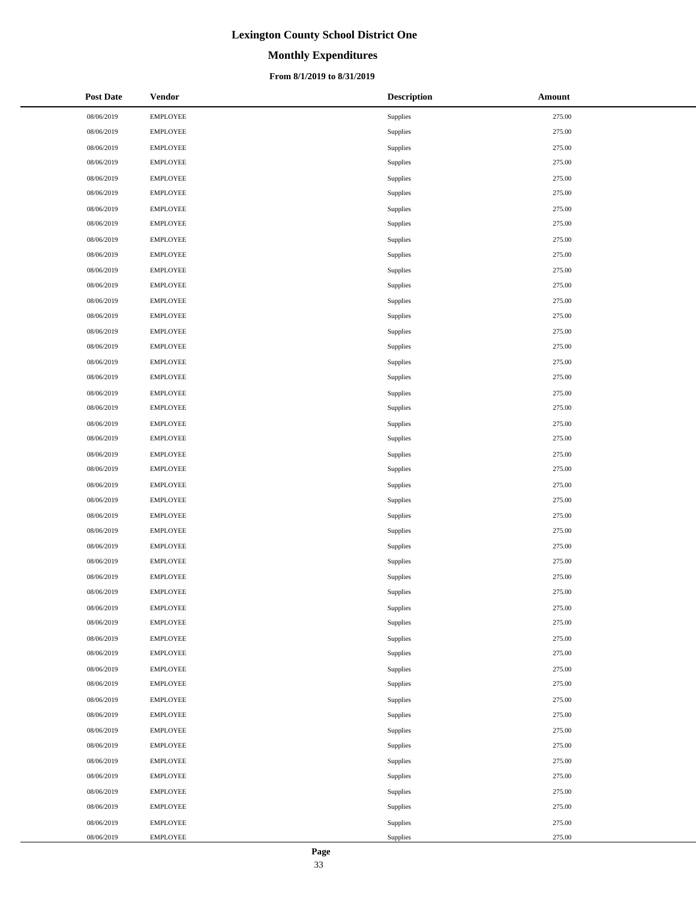# Lexington County School District One

## Monthly Expenditures

### From 8/1/2019 to 8/31/2019

| Post Date | Vendor | Description | Amount |
|---|---|---|---|
| 08/06/2019 | EMPLOYEE | Supplies | 275.00 |
| 08/06/2019 | EMPLOYEE | Supplies | 275.00 |
| 08/06/2019 | EMPLOYEE | Supplies | 275.00 |
| 08/06/2019 | EMPLOYEE | Supplies | 275.00 |
| 08/06/2019 | EMPLOYEE | Supplies | 275.00 |
| 08/06/2019 | EMPLOYEE | Supplies | 275.00 |
| 08/06/2019 | EMPLOYEE | Supplies | 275.00 |
| 08/06/2019 | EMPLOYEE | Supplies | 275.00 |
| 08/06/2019 | EMPLOYEE | Supplies | 275.00 |
| 08/06/2019 | EMPLOYEE | Supplies | 275.00 |
| 08/06/2019 | EMPLOYEE | Supplies | 275.00 |
| 08/06/2019 | EMPLOYEE | Supplies | 275.00 |
| 08/06/2019 | EMPLOYEE | Supplies | 275.00 |
| 08/06/2019 | EMPLOYEE | Supplies | 275.00 |
| 08/06/2019 | EMPLOYEE | Supplies | 275.00 |
| 08/06/2019 | EMPLOYEE | Supplies | 275.00 |
| 08/06/2019 | EMPLOYEE | Supplies | 275.00 |
| 08/06/2019 | EMPLOYEE | Supplies | 275.00 |
| 08/06/2019 | EMPLOYEE | Supplies | 275.00 |
| 08/06/2019 | EMPLOYEE | Supplies | 275.00 |
| 08/06/2019 | EMPLOYEE | Supplies | 275.00 |
| 08/06/2019 | EMPLOYEE | Supplies | 275.00 |
| 08/06/2019 | EMPLOYEE | Supplies | 275.00 |
| 08/06/2019 | EMPLOYEE | Supplies | 275.00 |
| 08/06/2019 | EMPLOYEE | Supplies | 275.00 |
| 08/06/2019 | EMPLOYEE | Supplies | 275.00 |
| 08/06/2019 | EMPLOYEE | Supplies | 275.00 |
| 08/06/2019 | EMPLOYEE | Supplies | 275.00 |
| 08/06/2019 | EMPLOYEE | Supplies | 275.00 |
| 08/06/2019 | EMPLOYEE | Supplies | 275.00 |
| 08/06/2019 | EMPLOYEE | Supplies | 275.00 |
| 08/06/2019 | EMPLOYEE | Supplies | 275.00 |
| 08/06/2019 | EMPLOYEE | Supplies | 275.00 |
| 08/06/2019 | EMPLOYEE | Supplies | 275.00 |
| 08/06/2019 | EMPLOYEE | Supplies | 275.00 |
| 08/06/2019 | EMPLOYEE | Supplies | 275.00 |
| 08/06/2019 | EMPLOYEE | Supplies | 275.00 |
| 08/06/2019 | EMPLOYEE | Supplies | 275.00 |
| 08/06/2019 | EMPLOYEE | Supplies | 275.00 |
| 08/06/2019 | EMPLOYEE | Supplies | 275.00 |
| 08/06/2019 | EMPLOYEE | Supplies | 275.00 |
| 08/06/2019 | EMPLOYEE | Supplies | 275.00 |
| 08/06/2019 | EMPLOYEE | Supplies | 275.00 |
| 08/06/2019 | EMPLOYEE | Supplies | 275.00 |
| 08/06/2019 | EMPLOYEE | Supplies | 275.00 |
| 08/06/2019 | EMPLOYEE | Supplies | 275.00 |
| 08/06/2019 | EMPLOYEE | Supplies | 275.00 |
| 08/06/2019 | EMPLOYEE | Supplies | 275.00 |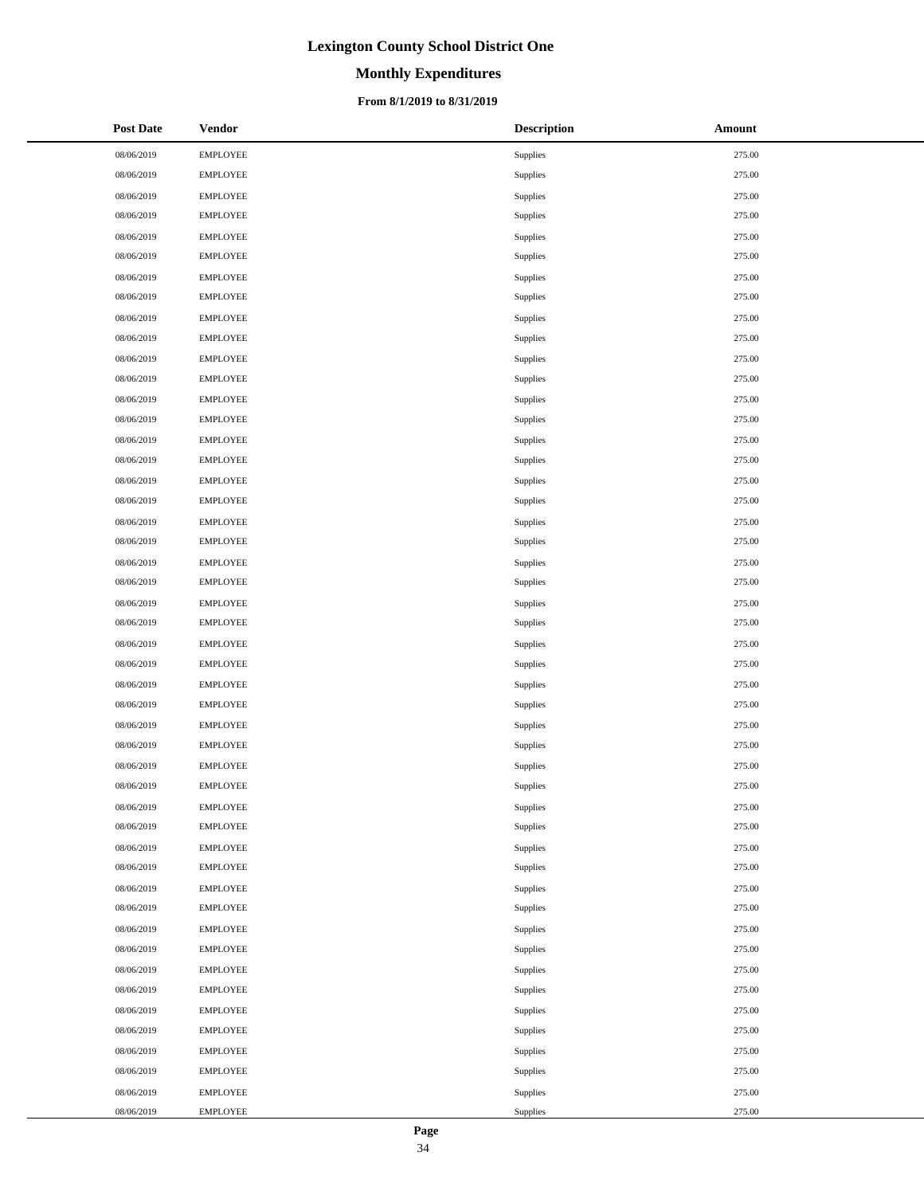| Post Date | Vendor | Description | Amount |
|---|---|---|---|
| 08/06/2019 | EMPLOYEE | Supplies | 275.00 |
| 08/06/2019 | EMPLOYEE | Supplies | 275.00 |
| 08/06/2019 | EMPLOYEE | Supplies | 275.00 |
| 08/06/2019 | EMPLOYEE | Supplies | 275.00 |
| 08/06/2019 | EMPLOYEE | Supplies | 275.00 |
| 08/06/2019 | EMPLOYEE | Supplies | 275.00 |
| 08/06/2019 | EMPLOYEE | Supplies | 275.00 |
| 08/06/2019 | EMPLOYEE | Supplies | 275.00 |
| 08/06/2019 | EMPLOYEE | Supplies | 275.00 |
| 08/06/2019 | EMPLOYEE | Supplies | 275.00 |
| 08/06/2019 | EMPLOYEE | Supplies | 275.00 |
| 08/06/2019 | EMPLOYEE | Supplies | 275.00 |
| 08/06/2019 | EMPLOYEE | Supplies | 275.00 |
| 08/06/2019 | EMPLOYEE | Supplies | 275.00 |
| 08/06/2019 | EMPLOYEE | Supplies | 275.00 |
| 08/06/2019 | EMPLOYEE | Supplies | 275.00 |
| 08/06/2019 | EMPLOYEE | Supplies | 275.00 |
| 08/06/2019 | EMPLOYEE | Supplies | 275.00 |
| 08/06/2019 | EMPLOYEE | Supplies | 275.00 |
| 08/06/2019 | EMPLOYEE | Supplies | 275.00 |
| 08/06/2019 | EMPLOYEE | Supplies | 275.00 |
| 08/06/2019 | EMPLOYEE | Supplies | 275.00 |
| 08/06/2019 | EMPLOYEE | Supplies | 275.00 |
| 08/06/2019 | EMPLOYEE | Supplies | 275.00 |
| 08/06/2019 | EMPLOYEE | Supplies | 275.00 |
| 08/06/2019 | EMPLOYEE | Supplies | 275.00 |
| 08/06/2019 | EMPLOYEE | Supplies | 275.00 |
| 08/06/2019 | EMPLOYEE | Supplies | 275.00 |
| 08/06/2019 | EMPLOYEE | Supplies | 275.00 |
| 08/06/2019 | EMPLOYEE | Supplies | 275.00 |
| 08/06/2019 | EMPLOYEE | Supplies | 275.00 |
| 08/06/2019 | EMPLOYEE | Supplies | 275.00 |
| 08/06/2019 | EMPLOYEE | Supplies | 275.00 |
| 08/06/2019 | EMPLOYEE | Supplies | 275.00 |
| 08/06/2019 | EMPLOYEE | Supplies | 275.00 |
| 08/06/2019 | EMPLOYEE | Supplies | 275.00 |
| 08/06/2019 | EMPLOYEE | Supplies | 275.00 |
| 08/06/2019 | EMPLOYEE | Supplies | 275.00 |
| 08/06/2019 | EMPLOYEE | Supplies | 275.00 |
| 08/06/2019 | EMPLOYEE | Supplies | 275.00 |
| 08/06/2019 | EMPLOYEE | Supplies | 275.00 |
| 08/06/2019 | EMPLOYEE | Supplies | 275.00 |
| 08/06/2019 | EMPLOYEE | Supplies | 275.00 |
| 08/06/2019 | EMPLOYEE | Supplies | 275.00 |
| 08/06/2019 | EMPLOYEE | Supplies | 275.00 |
| 08/06/2019 | EMPLOYEE | Supplies | 275.00 |
| 08/06/2019 | EMPLOYEE | Supplies | 275.00 |
| 08/06/2019 | EMPLOYEE | Supplies | 275.00 |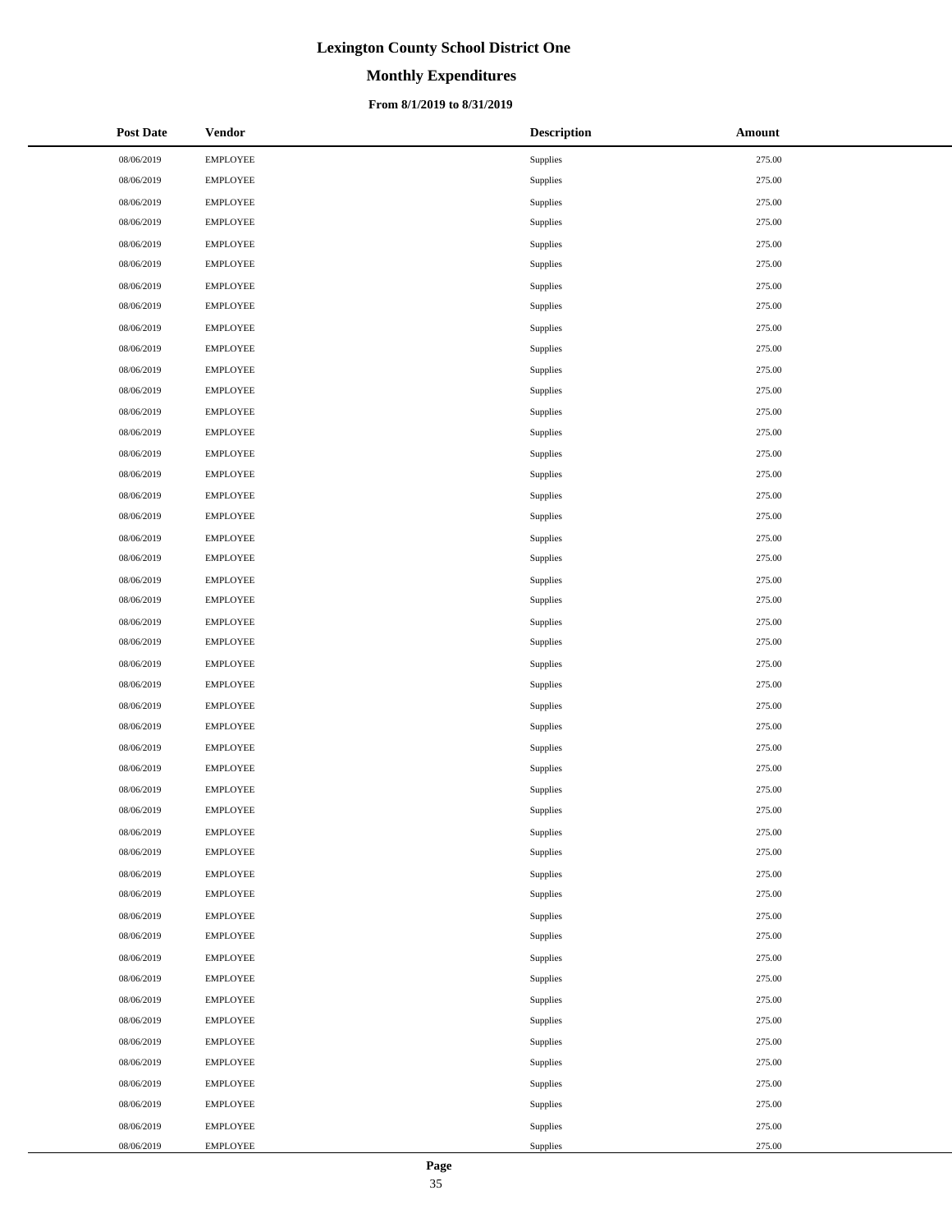# Lexington County School District One

## Monthly Expenditures

### From 8/1/2019 to 8/31/2019

| Post Date | Vendor | Description | Amount |
|---|---|---|---|
| 08/06/2019 | EMPLOYEE | Supplies | 275.00 |
| 08/06/2019 | EMPLOYEE | Supplies | 275.00 |
| 08/06/2019 | EMPLOYEE | Supplies | 275.00 |
| 08/06/2019 | EMPLOYEE | Supplies | 275.00 |
| 08/06/2019 | EMPLOYEE | Supplies | 275.00 |
| 08/06/2019 | EMPLOYEE | Supplies | 275.00 |
| 08/06/2019 | EMPLOYEE | Supplies | 275.00 |
| 08/06/2019 | EMPLOYEE | Supplies | 275.00 |
| 08/06/2019 | EMPLOYEE | Supplies | 275.00 |
| 08/06/2019 | EMPLOYEE | Supplies | 275.00 |
| 08/06/2019 | EMPLOYEE | Supplies | 275.00 |
| 08/06/2019 | EMPLOYEE | Supplies | 275.00 |
| 08/06/2019 | EMPLOYEE | Supplies | 275.00 |
| 08/06/2019 | EMPLOYEE | Supplies | 275.00 |
| 08/06/2019 | EMPLOYEE | Supplies | 275.00 |
| 08/06/2019 | EMPLOYEE | Supplies | 275.00 |
| 08/06/2019 | EMPLOYEE | Supplies | 275.00 |
| 08/06/2019 | EMPLOYEE | Supplies | 275.00 |
| 08/06/2019 | EMPLOYEE | Supplies | 275.00 |
| 08/06/2019 | EMPLOYEE | Supplies | 275.00 |
| 08/06/2019 | EMPLOYEE | Supplies | 275.00 |
| 08/06/2019 | EMPLOYEE | Supplies | 275.00 |
| 08/06/2019 | EMPLOYEE | Supplies | 275.00 |
| 08/06/2019 | EMPLOYEE | Supplies | 275.00 |
| 08/06/2019 | EMPLOYEE | Supplies | 275.00 |
| 08/06/2019 | EMPLOYEE | Supplies | 275.00 |
| 08/06/2019 | EMPLOYEE | Supplies | 275.00 |
| 08/06/2019 | EMPLOYEE | Supplies | 275.00 |
| 08/06/2019 | EMPLOYEE | Supplies | 275.00 |
| 08/06/2019 | EMPLOYEE | Supplies | 275.00 |
| 08/06/2019 | EMPLOYEE | Supplies | 275.00 |
| 08/06/2019 | EMPLOYEE | Supplies | 275.00 |
| 08/06/2019 | EMPLOYEE | Supplies | 275.00 |
| 08/06/2019 | EMPLOYEE | Supplies | 275.00 |
| 08/06/2019 | EMPLOYEE | Supplies | 275.00 |
| 08/06/2019 | EMPLOYEE | Supplies | 275.00 |
| 08/06/2019 | EMPLOYEE | Supplies | 275.00 |
| 08/06/2019 | EMPLOYEE | Supplies | 275.00 |
| 08/06/2019 | EMPLOYEE | Supplies | 275.00 |
| 08/06/2019 | EMPLOYEE | Supplies | 275.00 |
| 08/06/2019 | EMPLOYEE | Supplies | 275.00 |
| 08/06/2019 | EMPLOYEE | Supplies | 275.00 |
| 08/06/2019 | EMPLOYEE | Supplies | 275.00 |
| 08/06/2019 | EMPLOYEE | Supplies | 275.00 |
| 08/06/2019 | EMPLOYEE | Supplies | 275.00 |
| 08/06/2019 | EMPLOYEE | Supplies | 275.00 |
| 08/06/2019 | EMPLOYEE | Supplies | 275.00 |
| 08/06/2019 | EMPLOYEE | Supplies | 275.00 |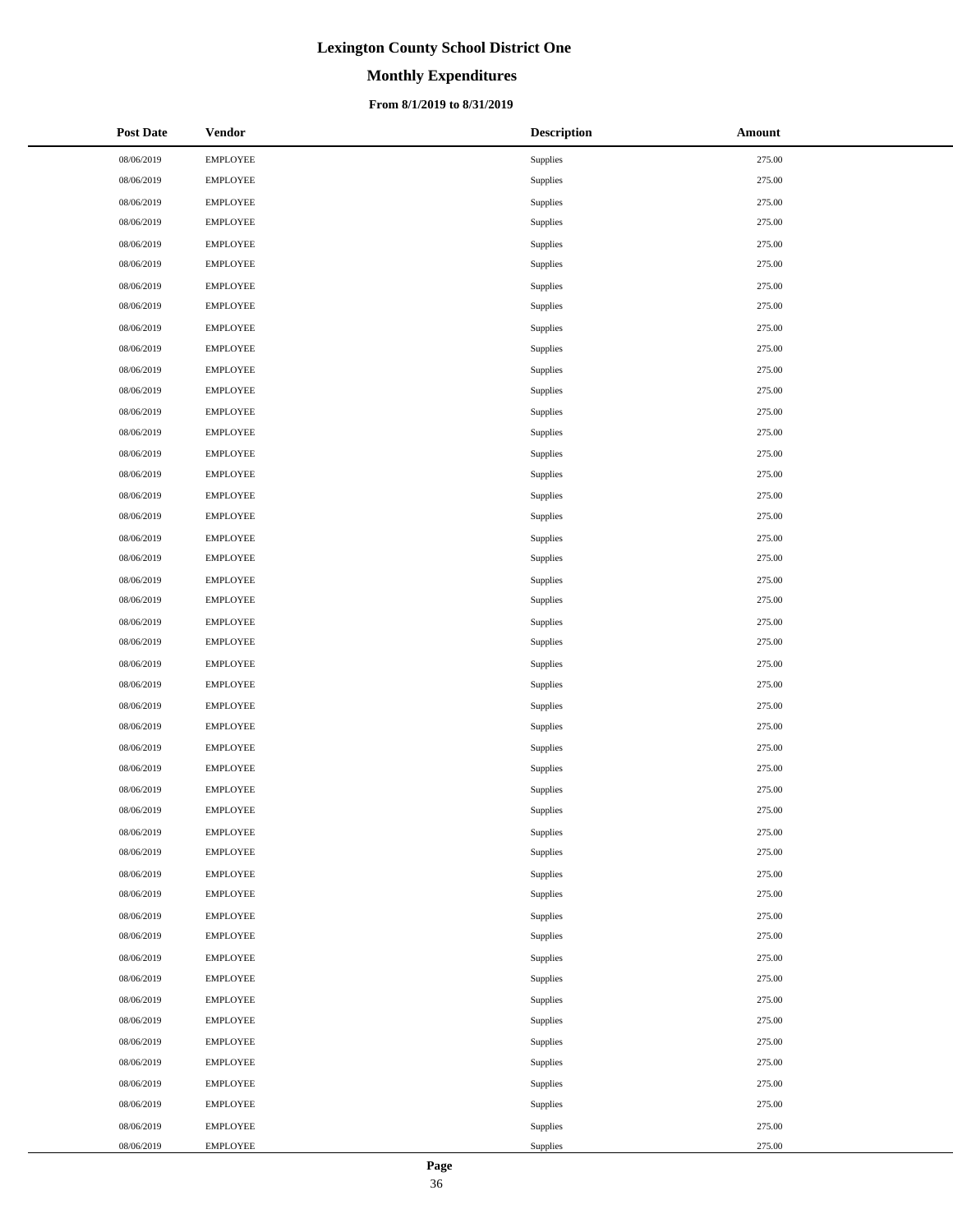# Lexington County School District One

## Monthly Expenditures

### From 8/1/2019 to 8/31/2019

| Post Date | Vendor | Description | Amount |
|---|---|---|---|
| 08/06/2019 | EMPLOYEE | Supplies | 275.00 |
| 08/06/2019 | EMPLOYEE | Supplies | 275.00 |
| 08/06/2019 | EMPLOYEE | Supplies | 275.00 |
| 08/06/2019 | EMPLOYEE | Supplies | 275.00 |
| 08/06/2019 | EMPLOYEE | Supplies | 275.00 |
| 08/06/2019 | EMPLOYEE | Supplies | 275.00 |
| 08/06/2019 | EMPLOYEE | Supplies | 275.00 |
| 08/06/2019 | EMPLOYEE | Supplies | 275.00 |
| 08/06/2019 | EMPLOYEE | Supplies | 275.00 |
| 08/06/2019 | EMPLOYEE | Supplies | 275.00 |
| 08/06/2019 | EMPLOYEE | Supplies | 275.00 |
| 08/06/2019 | EMPLOYEE | Supplies | 275.00 |
| 08/06/2019 | EMPLOYEE | Supplies | 275.00 |
| 08/06/2019 | EMPLOYEE | Supplies | 275.00 |
| 08/06/2019 | EMPLOYEE | Supplies | 275.00 |
| 08/06/2019 | EMPLOYEE | Supplies | 275.00 |
| 08/06/2019 | EMPLOYEE | Supplies | 275.00 |
| 08/06/2019 | EMPLOYEE | Supplies | 275.00 |
| 08/06/2019 | EMPLOYEE | Supplies | 275.00 |
| 08/06/2019 | EMPLOYEE | Supplies | 275.00 |
| 08/06/2019 | EMPLOYEE | Supplies | 275.00 |
| 08/06/2019 | EMPLOYEE | Supplies | 275.00 |
| 08/06/2019 | EMPLOYEE | Supplies | 275.00 |
| 08/06/2019 | EMPLOYEE | Supplies | 275.00 |
| 08/06/2019 | EMPLOYEE | Supplies | 275.00 |
| 08/06/2019 | EMPLOYEE | Supplies | 275.00 |
| 08/06/2019 | EMPLOYEE | Supplies | 275.00 |
| 08/06/2019 | EMPLOYEE | Supplies | 275.00 |
| 08/06/2019 | EMPLOYEE | Supplies | 275.00 |
| 08/06/2019 | EMPLOYEE | Supplies | 275.00 |
| 08/06/2019 | EMPLOYEE | Supplies | 275.00 |
| 08/06/2019 | EMPLOYEE | Supplies | 275.00 |
| 08/06/2019 | EMPLOYEE | Supplies | 275.00 |
| 08/06/2019 | EMPLOYEE | Supplies | 275.00 |
| 08/06/2019 | EMPLOYEE | Supplies | 275.00 |
| 08/06/2019 | EMPLOYEE | Supplies | 275.00 |
| 08/06/2019 | EMPLOYEE | Supplies | 275.00 |
| 08/06/2019 | EMPLOYEE | Supplies | 275.00 |
| 08/06/2019 | EMPLOYEE | Supplies | 275.00 |
| 08/06/2019 | EMPLOYEE | Supplies | 275.00 |
| 08/06/2019 | EMPLOYEE | Supplies | 275.00 |
| 08/06/2019 | EMPLOYEE | Supplies | 275.00 |
| 08/06/2019 | EMPLOYEE | Supplies | 275.00 |
| 08/06/2019 | EMPLOYEE | Supplies | 275.00 |
| 08/06/2019 | EMPLOYEE | Supplies | 275.00 |
| 08/06/2019 | EMPLOYEE | Supplies | 275.00 |
| 08/06/2019 | EMPLOYEE | Supplies | 275.00 |
| 08/06/2019 | EMPLOYEE | Supplies | 275.00 |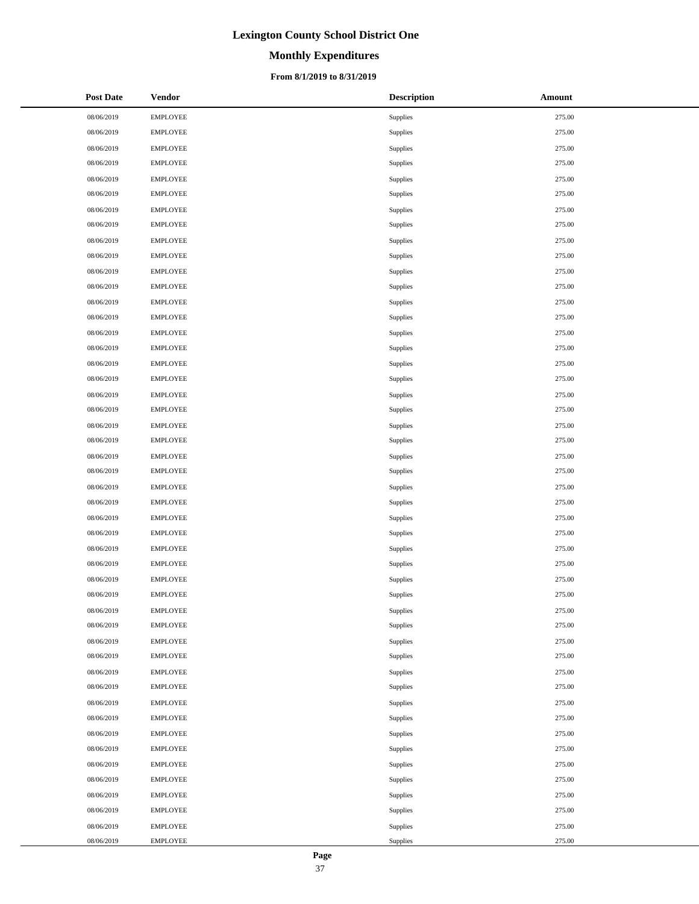# Lexington County School District One

## Monthly Expenditures

### From 8/1/2019 to 8/31/2019

| Post Date | Vendor | Description | Amount |
|---|---|---|---|
| 08/06/2019 | EMPLOYEE | Supplies | 275.00 |
| 08/06/2019 | EMPLOYEE | Supplies | 275.00 |
| 08/06/2019 | EMPLOYEE | Supplies | 275.00 |
| 08/06/2019 | EMPLOYEE | Supplies | 275.00 |
| 08/06/2019 | EMPLOYEE | Supplies | 275.00 |
| 08/06/2019 | EMPLOYEE | Supplies | 275.00 |
| 08/06/2019 | EMPLOYEE | Supplies | 275.00 |
| 08/06/2019 | EMPLOYEE | Supplies | 275.00 |
| 08/06/2019 | EMPLOYEE | Supplies | 275.00 |
| 08/06/2019 | EMPLOYEE | Supplies | 275.00 |
| 08/06/2019 | EMPLOYEE | Supplies | 275.00 |
| 08/06/2019 | EMPLOYEE | Supplies | 275.00 |
| 08/06/2019 | EMPLOYEE | Supplies | 275.00 |
| 08/06/2019 | EMPLOYEE | Supplies | 275.00 |
| 08/06/2019 | EMPLOYEE | Supplies | 275.00 |
| 08/06/2019 | EMPLOYEE | Supplies | 275.00 |
| 08/06/2019 | EMPLOYEE | Supplies | 275.00 |
| 08/06/2019 | EMPLOYEE | Supplies | 275.00 |
| 08/06/2019 | EMPLOYEE | Supplies | 275.00 |
| 08/06/2019 | EMPLOYEE | Supplies | 275.00 |
| 08/06/2019 | EMPLOYEE | Supplies | 275.00 |
| 08/06/2019 | EMPLOYEE | Supplies | 275.00 |
| 08/06/2019 | EMPLOYEE | Supplies | 275.00 |
| 08/06/2019 | EMPLOYEE | Supplies | 275.00 |
| 08/06/2019 | EMPLOYEE | Supplies | 275.00 |
| 08/06/2019 | EMPLOYEE | Supplies | 275.00 |
| 08/06/2019 | EMPLOYEE | Supplies | 275.00 |
| 08/06/2019 | EMPLOYEE | Supplies | 275.00 |
| 08/06/2019 | EMPLOYEE | Supplies | 275.00 |
| 08/06/2019 | EMPLOYEE | Supplies | 275.00 |
| 08/06/2019 | EMPLOYEE | Supplies | 275.00 |
| 08/06/2019 | EMPLOYEE | Supplies | 275.00 |
| 08/06/2019 | EMPLOYEE | Supplies | 275.00 |
| 08/06/2019 | EMPLOYEE | Supplies | 275.00 |
| 08/06/2019 | EMPLOYEE | Supplies | 275.00 |
| 08/06/2019 | EMPLOYEE | Supplies | 275.00 |
| 08/06/2019 | EMPLOYEE | Supplies | 275.00 |
| 08/06/2019 | EMPLOYEE | Supplies | 275.00 |
| 08/06/2019 | EMPLOYEE | Supplies | 275.00 |
| 08/06/2019 | EMPLOYEE | Supplies | 275.00 |
| 08/06/2019 | EMPLOYEE | Supplies | 275.00 |
| 08/06/2019 | EMPLOYEE | Supplies | 275.00 |
| 08/06/2019 | EMPLOYEE | Supplies | 275.00 |
| 08/06/2019 | EMPLOYEE | Supplies | 275.00 |
| 08/06/2019 | EMPLOYEE | Supplies | 275.00 |
| 08/06/2019 | EMPLOYEE | Supplies | 275.00 |
| 08/06/2019 | EMPLOYEE | Supplies | 275.00 |
| 08/06/2019 | EMPLOYEE | Supplies | 275.00 |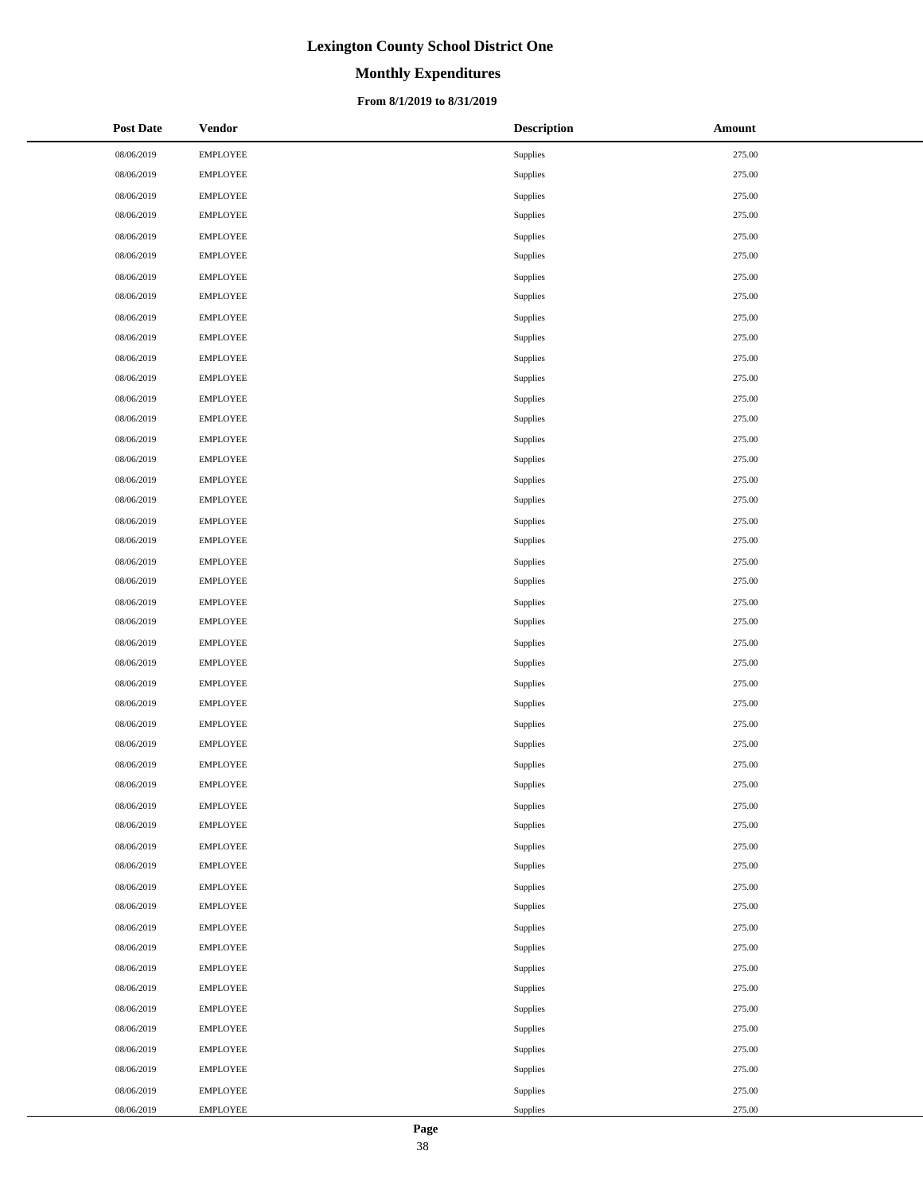# Lexington County School District One

## Monthly Expenditures

### From 8/1/2019 to 8/31/2019

| Post Date | Vendor | Description | Amount |
|---|---|---|---|
| 08/06/2019 | EMPLOYEE | Supplies | 275.00 |
| 08/06/2019 | EMPLOYEE | Supplies | 275.00 |
| 08/06/2019 | EMPLOYEE | Supplies | 275.00 |
| 08/06/2019 | EMPLOYEE | Supplies | 275.00 |
| 08/06/2019 | EMPLOYEE | Supplies | 275.00 |
| 08/06/2019 | EMPLOYEE | Supplies | 275.00 |
| 08/06/2019 | EMPLOYEE | Supplies | 275.00 |
| 08/06/2019 | EMPLOYEE | Supplies | 275.00 |
| 08/06/2019 | EMPLOYEE | Supplies | 275.00 |
| 08/06/2019 | EMPLOYEE | Supplies | 275.00 |
| 08/06/2019 | EMPLOYEE | Supplies | 275.00 |
| 08/06/2019 | EMPLOYEE | Supplies | 275.00 |
| 08/06/2019 | EMPLOYEE | Supplies | 275.00 |
| 08/06/2019 | EMPLOYEE | Supplies | 275.00 |
| 08/06/2019 | EMPLOYEE | Supplies | 275.00 |
| 08/06/2019 | EMPLOYEE | Supplies | 275.00 |
| 08/06/2019 | EMPLOYEE | Supplies | 275.00 |
| 08/06/2019 | EMPLOYEE | Supplies | 275.00 |
| 08/06/2019 | EMPLOYEE | Supplies | 275.00 |
| 08/06/2019 | EMPLOYEE | Supplies | 275.00 |
| 08/06/2019 | EMPLOYEE | Supplies | 275.00 |
| 08/06/2019 | EMPLOYEE | Supplies | 275.00 |
| 08/06/2019 | EMPLOYEE | Supplies | 275.00 |
| 08/06/2019 | EMPLOYEE | Supplies | 275.00 |
| 08/06/2019 | EMPLOYEE | Supplies | 275.00 |
| 08/06/2019 | EMPLOYEE | Supplies | 275.00 |
| 08/06/2019 | EMPLOYEE | Supplies | 275.00 |
| 08/06/2019 | EMPLOYEE | Supplies | 275.00 |
| 08/06/2019 | EMPLOYEE | Supplies | 275.00 |
| 08/06/2019 | EMPLOYEE | Supplies | 275.00 |
| 08/06/2019 | EMPLOYEE | Supplies | 275.00 |
| 08/06/2019 | EMPLOYEE | Supplies | 275.00 |
| 08/06/2019 | EMPLOYEE | Supplies | 275.00 |
| 08/06/2019 | EMPLOYEE | Supplies | 275.00 |
| 08/06/2019 | EMPLOYEE | Supplies | 275.00 |
| 08/06/2019 | EMPLOYEE | Supplies | 275.00 |
| 08/06/2019 | EMPLOYEE | Supplies | 275.00 |
| 08/06/2019 | EMPLOYEE | Supplies | 275.00 |
| 08/06/2019 | EMPLOYEE | Supplies | 275.00 |
| 08/06/2019 | EMPLOYEE | Supplies | 275.00 |
| 08/06/2019 | EMPLOYEE | Supplies | 275.00 |
| 08/06/2019 | EMPLOYEE | Supplies | 275.00 |
| 08/06/2019 | EMPLOYEE | Supplies | 275.00 |
| 08/06/2019 | EMPLOYEE | Supplies | 275.00 |
| 08/06/2019 | EMPLOYEE | Supplies | 275.00 |
| 08/06/2019 | EMPLOYEE | Supplies | 275.00 |
| 08/06/2019 | EMPLOYEE | Supplies | 275.00 |
| 08/06/2019 | EMPLOYEE | Supplies | 275.00 |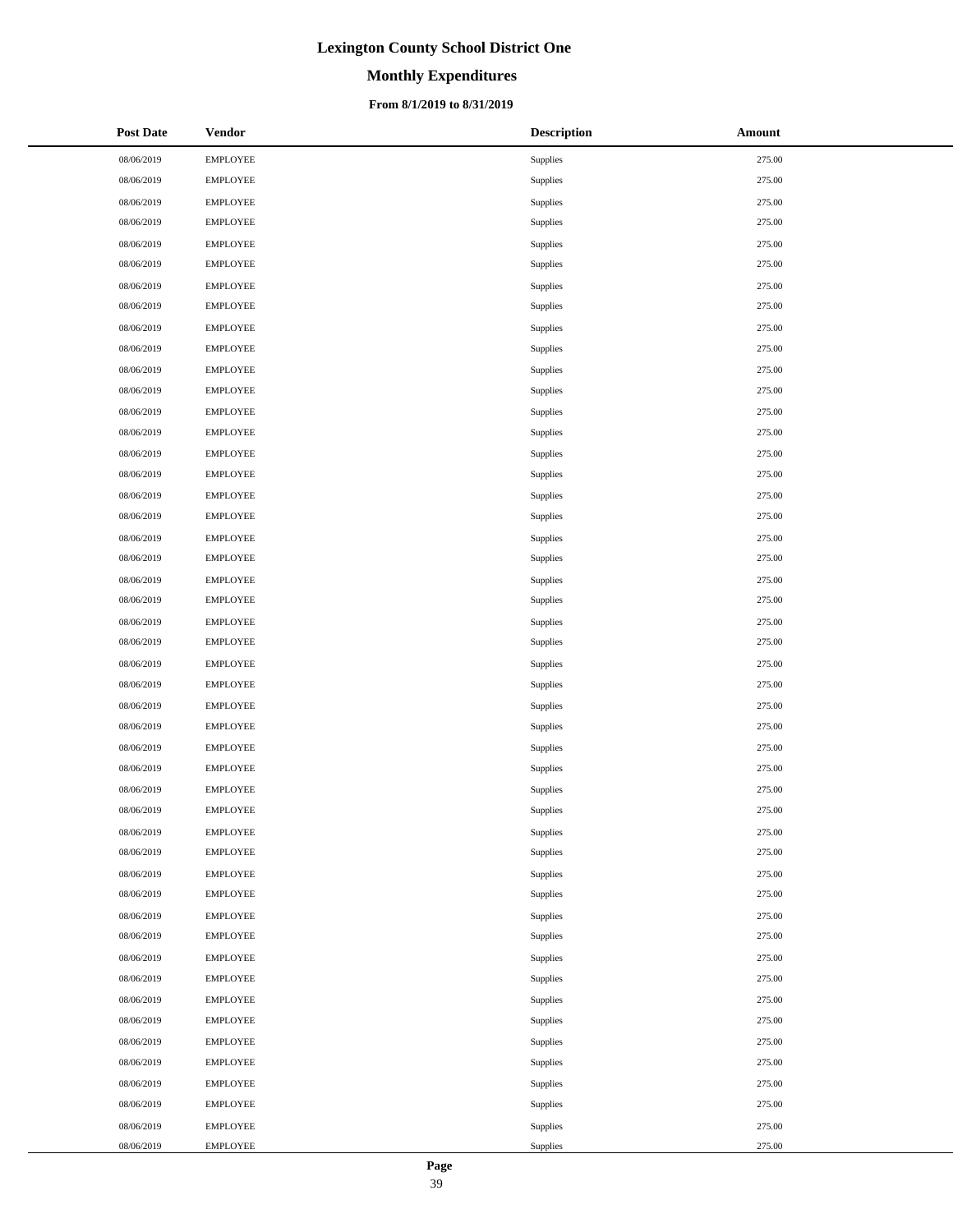# Lexington County School District One

## Monthly Expenditures

### From 8/1/2019 to 8/31/2019

| Post Date | Vendor | Description | Amount |
|---|---|---|---|
| 08/06/2019 | EMPLOYEE | Supplies | 275.00 |
| 08/06/2019 | EMPLOYEE | Supplies | 275.00 |
| 08/06/2019 | EMPLOYEE | Supplies | 275.00 |
| 08/06/2019 | EMPLOYEE | Supplies | 275.00 |
| 08/06/2019 | EMPLOYEE | Supplies | 275.00 |
| 08/06/2019 | EMPLOYEE | Supplies | 275.00 |
| 08/06/2019 | EMPLOYEE | Supplies | 275.00 |
| 08/06/2019 | EMPLOYEE | Supplies | 275.00 |
| 08/06/2019 | EMPLOYEE | Supplies | 275.00 |
| 08/06/2019 | EMPLOYEE | Supplies | 275.00 |
| 08/06/2019 | EMPLOYEE | Supplies | 275.00 |
| 08/06/2019 | EMPLOYEE | Supplies | 275.00 |
| 08/06/2019 | EMPLOYEE | Supplies | 275.00 |
| 08/06/2019 | EMPLOYEE | Supplies | 275.00 |
| 08/06/2019 | EMPLOYEE | Supplies | 275.00 |
| 08/06/2019 | EMPLOYEE | Supplies | 275.00 |
| 08/06/2019 | EMPLOYEE | Supplies | 275.00 |
| 08/06/2019 | EMPLOYEE | Supplies | 275.00 |
| 08/06/2019 | EMPLOYEE | Supplies | 275.00 |
| 08/06/2019 | EMPLOYEE | Supplies | 275.00 |
| 08/06/2019 | EMPLOYEE | Supplies | 275.00 |
| 08/06/2019 | EMPLOYEE | Supplies | 275.00 |
| 08/06/2019 | EMPLOYEE | Supplies | 275.00 |
| 08/06/2019 | EMPLOYEE | Supplies | 275.00 |
| 08/06/2019 | EMPLOYEE | Supplies | 275.00 |
| 08/06/2019 | EMPLOYEE | Supplies | 275.00 |
| 08/06/2019 | EMPLOYEE | Supplies | 275.00 |
| 08/06/2019 | EMPLOYEE | Supplies | 275.00 |
| 08/06/2019 | EMPLOYEE | Supplies | 275.00 |
| 08/06/2019 | EMPLOYEE | Supplies | 275.00 |
| 08/06/2019 | EMPLOYEE | Supplies | 275.00 |
| 08/06/2019 | EMPLOYEE | Supplies | 275.00 |
| 08/06/2019 | EMPLOYEE | Supplies | 275.00 |
| 08/06/2019 | EMPLOYEE | Supplies | 275.00 |
| 08/06/2019 | EMPLOYEE | Supplies | 275.00 |
| 08/06/2019 | EMPLOYEE | Supplies | 275.00 |
| 08/06/2019 | EMPLOYEE | Supplies | 275.00 |
| 08/06/2019 | EMPLOYEE | Supplies | 275.00 |
| 08/06/2019 | EMPLOYEE | Supplies | 275.00 |
| 08/06/2019 | EMPLOYEE | Supplies | 275.00 |
| 08/06/2019 | EMPLOYEE | Supplies | 275.00 |
| 08/06/2019 | EMPLOYEE | Supplies | 275.00 |
| 08/06/2019 | EMPLOYEE | Supplies | 275.00 |
| 08/06/2019 | EMPLOYEE | Supplies | 275.00 |
| 08/06/2019 | EMPLOYEE | Supplies | 275.00 |
| 08/06/2019 | EMPLOYEE | Supplies | 275.00 |
| 08/06/2019 | EMPLOYEE | Supplies | 275.00 |
| 08/06/2019 | EMPLOYEE | Supplies | 275.00 |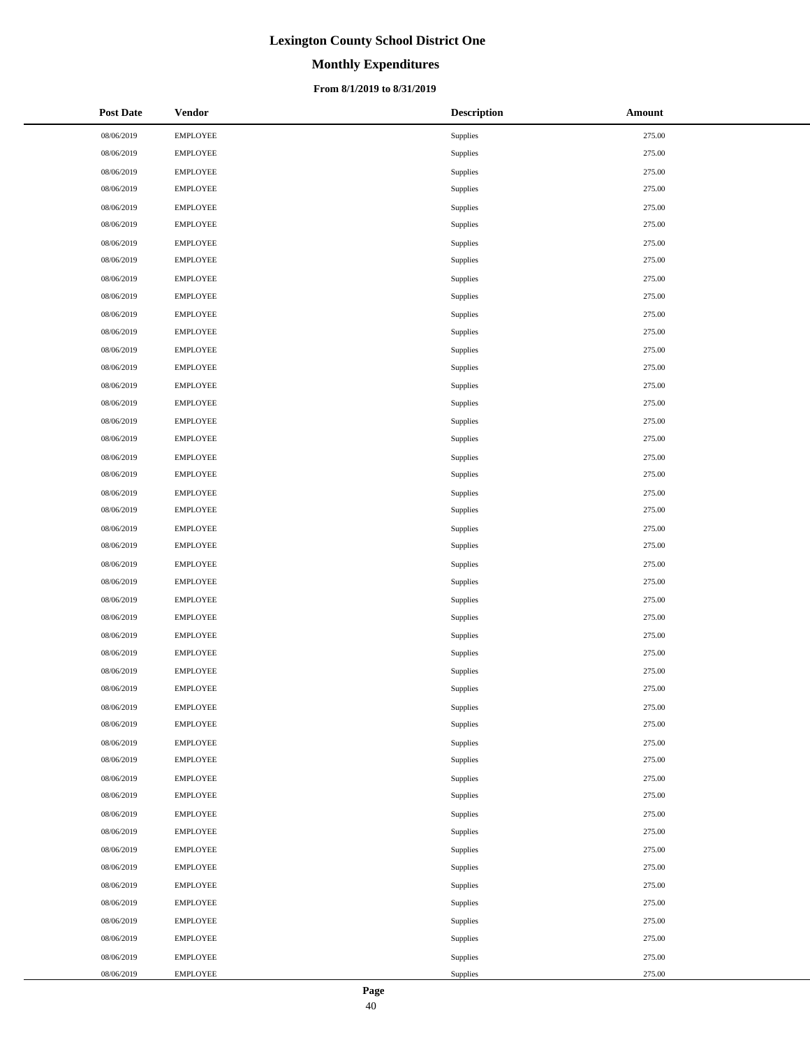# Lexington County School District One

## Monthly Expenditures

### From 8/1/2019 to 8/31/2019

| Post Date | Vendor | Description | Amount |
|---|---|---|---|
| 08/06/2019 | EMPLOYEE | Supplies | 275.00 |
| 08/06/2019 | EMPLOYEE | Supplies | 275.00 |
| 08/06/2019 | EMPLOYEE | Supplies | 275.00 |
| 08/06/2019 | EMPLOYEE | Supplies | 275.00 |
| 08/06/2019 | EMPLOYEE | Supplies | 275.00 |
| 08/06/2019 | EMPLOYEE | Supplies | 275.00 |
| 08/06/2019 | EMPLOYEE | Supplies | 275.00 |
| 08/06/2019 | EMPLOYEE | Supplies | 275.00 |
| 08/06/2019 | EMPLOYEE | Supplies | 275.00 |
| 08/06/2019 | EMPLOYEE | Supplies | 275.00 |
| 08/06/2019 | EMPLOYEE | Supplies | 275.00 |
| 08/06/2019 | EMPLOYEE | Supplies | 275.00 |
| 08/06/2019 | EMPLOYEE | Supplies | 275.00 |
| 08/06/2019 | EMPLOYEE | Supplies | 275.00 |
| 08/06/2019 | EMPLOYEE | Supplies | 275.00 |
| 08/06/2019 | EMPLOYEE | Supplies | 275.00 |
| 08/06/2019 | EMPLOYEE | Supplies | 275.00 |
| 08/06/2019 | EMPLOYEE | Supplies | 275.00 |
| 08/06/2019 | EMPLOYEE | Supplies | 275.00 |
| 08/06/2019 | EMPLOYEE | Supplies | 275.00 |
| 08/06/2019 | EMPLOYEE | Supplies | 275.00 |
| 08/06/2019 | EMPLOYEE | Supplies | 275.00 |
| 08/06/2019 | EMPLOYEE | Supplies | 275.00 |
| 08/06/2019 | EMPLOYEE | Supplies | 275.00 |
| 08/06/2019 | EMPLOYEE | Supplies | 275.00 |
| 08/06/2019 | EMPLOYEE | Supplies | 275.00 |
| 08/06/2019 | EMPLOYEE | Supplies | 275.00 |
| 08/06/2019 | EMPLOYEE | Supplies | 275.00 |
| 08/06/2019 | EMPLOYEE | Supplies | 275.00 |
| 08/06/2019 | EMPLOYEE | Supplies | 275.00 |
| 08/06/2019 | EMPLOYEE | Supplies | 275.00 |
| 08/06/2019 | EMPLOYEE | Supplies | 275.00 |
| 08/06/2019 | EMPLOYEE | Supplies | 275.00 |
| 08/06/2019 | EMPLOYEE | Supplies | 275.00 |
| 08/06/2019 | EMPLOYEE | Supplies | 275.00 |
| 08/06/2019 | EMPLOYEE | Supplies | 275.00 |
| 08/06/2019 | EMPLOYEE | Supplies | 275.00 |
| 08/06/2019 | EMPLOYEE | Supplies | 275.00 |
| 08/06/2019 | EMPLOYEE | Supplies | 275.00 |
| 08/06/2019 | EMPLOYEE | Supplies | 275.00 |
| 08/06/2019 | EMPLOYEE | Supplies | 275.00 |
| 08/06/2019 | EMPLOYEE | Supplies | 275.00 |
| 08/06/2019 | EMPLOYEE | Supplies | 275.00 |
| 08/06/2019 | EMPLOYEE | Supplies | 275.00 |
| 08/06/2019 | EMPLOYEE | Supplies | 275.00 |
| 08/06/2019 | EMPLOYEE | Supplies | 275.00 |
| 08/06/2019 | EMPLOYEE | Supplies | 275.00 |
| 08/06/2019 | EMPLOYEE | Supplies | 275.00 |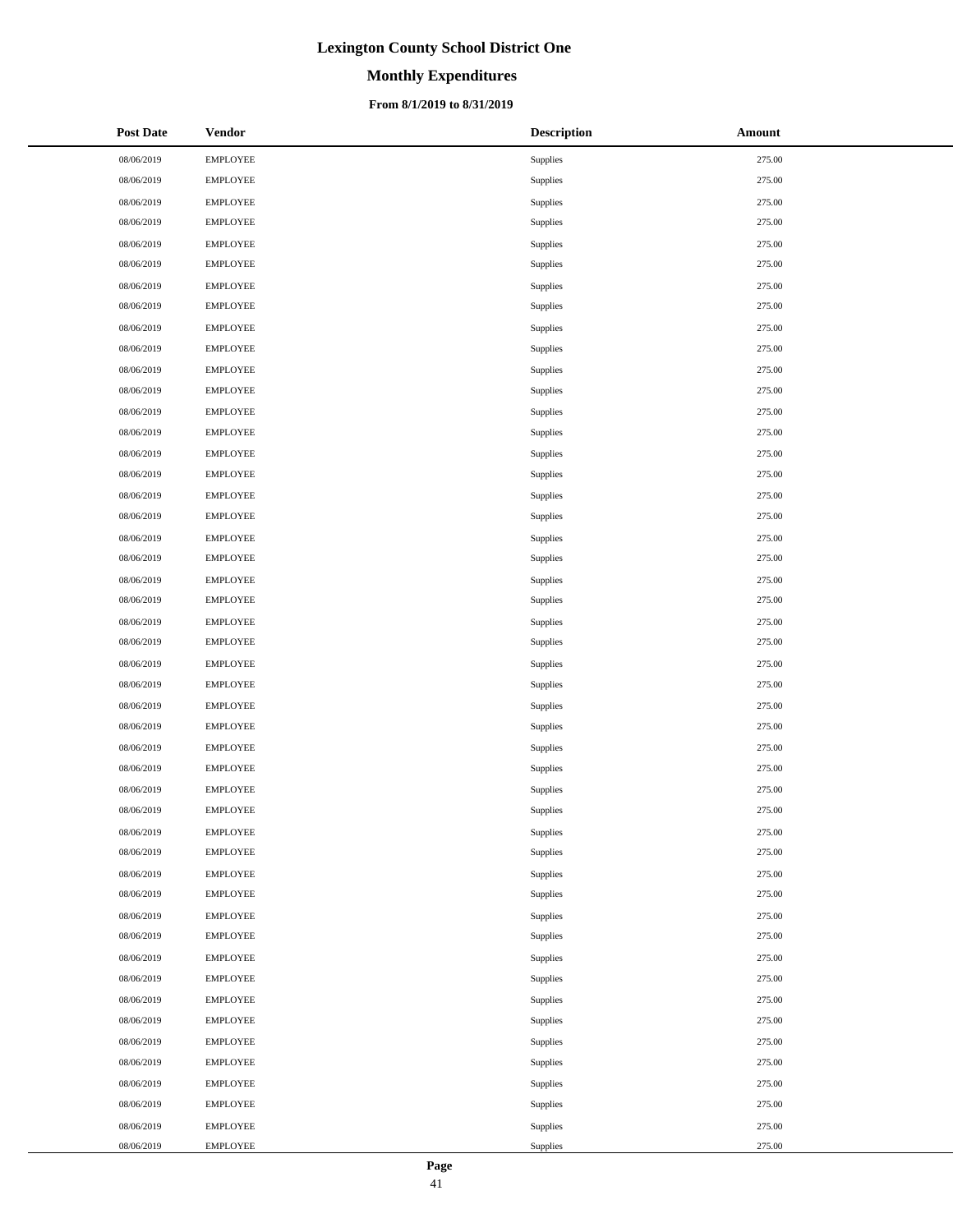# Lexington County School District One

## Monthly Expenditures

### From 8/1/2019 to 8/31/2019

| Post Date | Vendor | Description | Amount |
|---|---|---|---|
| 08/06/2019 | EMPLOYEE | Supplies | 275.00 |
| 08/06/2019 | EMPLOYEE | Supplies | 275.00 |
| 08/06/2019 | EMPLOYEE | Supplies | 275.00 |
| 08/06/2019 | EMPLOYEE | Supplies | 275.00 |
| 08/06/2019 | EMPLOYEE | Supplies | 275.00 |
| 08/06/2019 | EMPLOYEE | Supplies | 275.00 |
| 08/06/2019 | EMPLOYEE | Supplies | 275.00 |
| 08/06/2019 | EMPLOYEE | Supplies | 275.00 |
| 08/06/2019 | EMPLOYEE | Supplies | 275.00 |
| 08/06/2019 | EMPLOYEE | Supplies | 275.00 |
| 08/06/2019 | EMPLOYEE | Supplies | 275.00 |
| 08/06/2019 | EMPLOYEE | Supplies | 275.00 |
| 08/06/2019 | EMPLOYEE | Supplies | 275.00 |
| 08/06/2019 | EMPLOYEE | Supplies | 275.00 |
| 08/06/2019 | EMPLOYEE | Supplies | 275.00 |
| 08/06/2019 | EMPLOYEE | Supplies | 275.00 |
| 08/06/2019 | EMPLOYEE | Supplies | 275.00 |
| 08/06/2019 | EMPLOYEE | Supplies | 275.00 |
| 08/06/2019 | EMPLOYEE | Supplies | 275.00 |
| 08/06/2019 | EMPLOYEE | Supplies | 275.00 |
| 08/06/2019 | EMPLOYEE | Supplies | 275.00 |
| 08/06/2019 | EMPLOYEE | Supplies | 275.00 |
| 08/06/2019 | EMPLOYEE | Supplies | 275.00 |
| 08/06/2019 | EMPLOYEE | Supplies | 275.00 |
| 08/06/2019 | EMPLOYEE | Supplies | 275.00 |
| 08/06/2019 | EMPLOYEE | Supplies | 275.00 |
| 08/06/2019 | EMPLOYEE | Supplies | 275.00 |
| 08/06/2019 | EMPLOYEE | Supplies | 275.00 |
| 08/06/2019 | EMPLOYEE | Supplies | 275.00 |
| 08/06/2019 | EMPLOYEE | Supplies | 275.00 |
| 08/06/2019 | EMPLOYEE | Supplies | 275.00 |
| 08/06/2019 | EMPLOYEE | Supplies | 275.00 |
| 08/06/2019 | EMPLOYEE | Supplies | 275.00 |
| 08/06/2019 | EMPLOYEE | Supplies | 275.00 |
| 08/06/2019 | EMPLOYEE | Supplies | 275.00 |
| 08/06/2019 | EMPLOYEE | Supplies | 275.00 |
| 08/06/2019 | EMPLOYEE | Supplies | 275.00 |
| 08/06/2019 | EMPLOYEE | Supplies | 275.00 |
| 08/06/2019 | EMPLOYEE | Supplies | 275.00 |
| 08/06/2019 | EMPLOYEE | Supplies | 275.00 |
| 08/06/2019 | EMPLOYEE | Supplies | 275.00 |
| 08/06/2019 | EMPLOYEE | Supplies | 275.00 |
| 08/06/2019 | EMPLOYEE | Supplies | 275.00 |
| 08/06/2019 | EMPLOYEE | Supplies | 275.00 |
| 08/06/2019 | EMPLOYEE | Supplies | 275.00 |
| 08/06/2019 | EMPLOYEE | Supplies | 275.00 |
| 08/06/2019 | EMPLOYEE | Supplies | 275.00 |
| 08/06/2019 | EMPLOYEE | Supplies | 275.00 |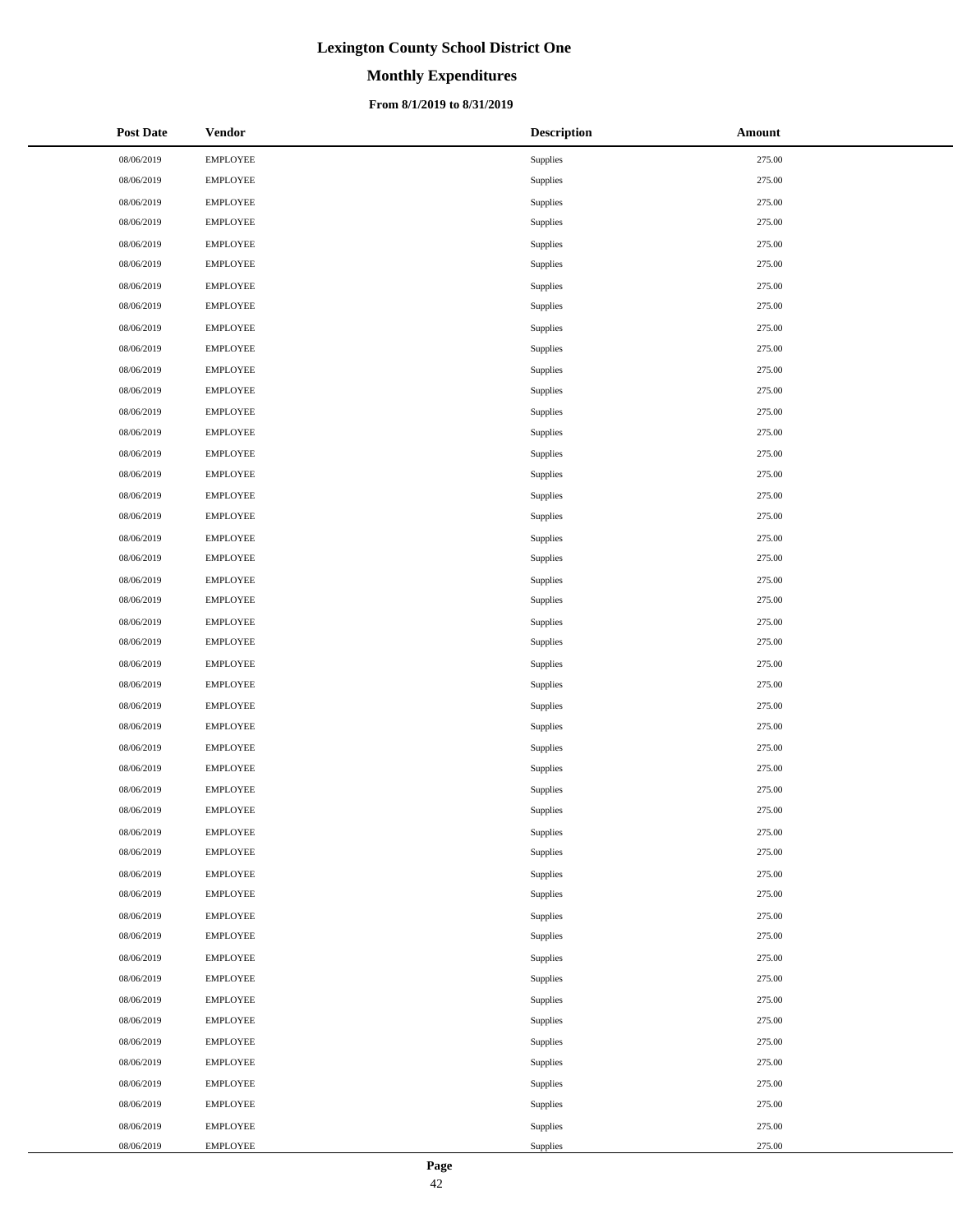# Lexington County School District One

## Monthly Expenditures

### From 8/1/2019 to 8/31/2019

| Post Date | Vendor | Description | Amount |
|---|---|---|---|
| 08/06/2019 | EMPLOYEE | Supplies | 275.00 |
| 08/06/2019 | EMPLOYEE | Supplies | 275.00 |
| 08/06/2019 | EMPLOYEE | Supplies | 275.00 |
| 08/06/2019 | EMPLOYEE | Supplies | 275.00 |
| 08/06/2019 | EMPLOYEE | Supplies | 275.00 |
| 08/06/2019 | EMPLOYEE | Supplies | 275.00 |
| 08/06/2019 | EMPLOYEE | Supplies | 275.00 |
| 08/06/2019 | EMPLOYEE | Supplies | 275.00 |
| 08/06/2019 | EMPLOYEE | Supplies | 275.00 |
| 08/06/2019 | EMPLOYEE | Supplies | 275.00 |
| 08/06/2019 | EMPLOYEE | Supplies | 275.00 |
| 08/06/2019 | EMPLOYEE | Supplies | 275.00 |
| 08/06/2019 | EMPLOYEE | Supplies | 275.00 |
| 08/06/2019 | EMPLOYEE | Supplies | 275.00 |
| 08/06/2019 | EMPLOYEE | Supplies | 275.00 |
| 08/06/2019 | EMPLOYEE | Supplies | 275.00 |
| 08/06/2019 | EMPLOYEE | Supplies | 275.00 |
| 08/06/2019 | EMPLOYEE | Supplies | 275.00 |
| 08/06/2019 | EMPLOYEE | Supplies | 275.00 |
| 08/06/2019 | EMPLOYEE | Supplies | 275.00 |
| 08/06/2019 | EMPLOYEE | Supplies | 275.00 |
| 08/06/2019 | EMPLOYEE | Supplies | 275.00 |
| 08/06/2019 | EMPLOYEE | Supplies | 275.00 |
| 08/06/2019 | EMPLOYEE | Supplies | 275.00 |
| 08/06/2019 | EMPLOYEE | Supplies | 275.00 |
| 08/06/2019 | EMPLOYEE | Supplies | 275.00 |
| 08/06/2019 | EMPLOYEE | Supplies | 275.00 |
| 08/06/2019 | EMPLOYEE | Supplies | 275.00 |
| 08/06/2019 | EMPLOYEE | Supplies | 275.00 |
| 08/06/2019 | EMPLOYEE | Supplies | 275.00 |
| 08/06/2019 | EMPLOYEE | Supplies | 275.00 |
| 08/06/2019 | EMPLOYEE | Supplies | 275.00 |
| 08/06/2019 | EMPLOYEE | Supplies | 275.00 |
| 08/06/2019 | EMPLOYEE | Supplies | 275.00 |
| 08/06/2019 | EMPLOYEE | Supplies | 275.00 |
| 08/06/2019 | EMPLOYEE | Supplies | 275.00 |
| 08/06/2019 | EMPLOYEE | Supplies | 275.00 |
| 08/06/2019 | EMPLOYEE | Supplies | 275.00 |
| 08/06/2019 | EMPLOYEE | Supplies | 275.00 |
| 08/06/2019 | EMPLOYEE | Supplies | 275.00 |
| 08/06/2019 | EMPLOYEE | Supplies | 275.00 |
| 08/06/2019 | EMPLOYEE | Supplies | 275.00 |
| 08/06/2019 | EMPLOYEE | Supplies | 275.00 |
| 08/06/2019 | EMPLOYEE | Supplies | 275.00 |
| 08/06/2019 | EMPLOYEE | Supplies | 275.00 |
| 08/06/2019 | EMPLOYEE | Supplies | 275.00 |
| 08/06/2019 | EMPLOYEE | Supplies | 275.00 |
| 08/06/2019 | EMPLOYEE | Supplies | 275.00 |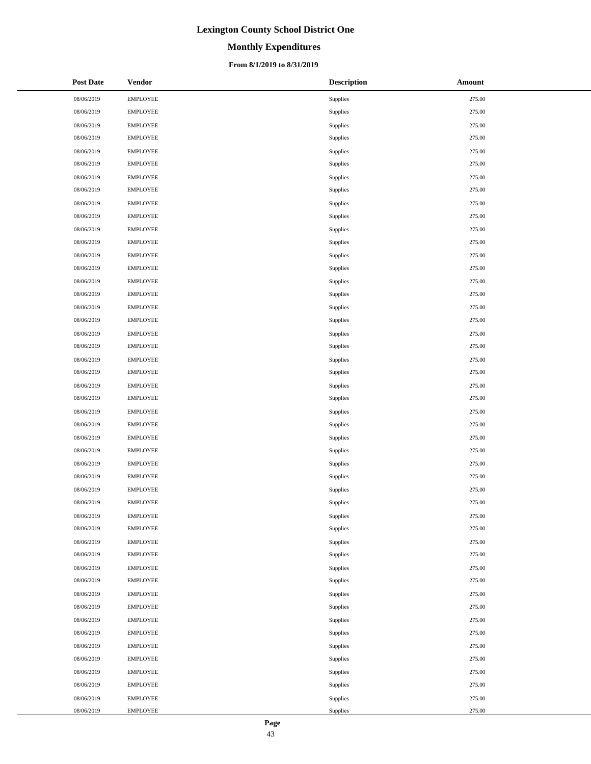# Lexington County School District One

## Monthly Expenditures

### From 8/1/2019 to 8/31/2019

| Post Date | Vendor | Description | Amount |
|---|---|---|---|
| 08/06/2019 | EMPLOYEE | Supplies | 275.00 |
| 08/06/2019 | EMPLOYEE | Supplies | 275.00 |
| 08/06/2019 | EMPLOYEE | Supplies | 275.00 |
| 08/06/2019 | EMPLOYEE | Supplies | 275.00 |
| 08/06/2019 | EMPLOYEE | Supplies | 275.00 |
| 08/06/2019 | EMPLOYEE | Supplies | 275.00 |
| 08/06/2019 | EMPLOYEE | Supplies | 275.00 |
| 08/06/2019 | EMPLOYEE | Supplies | 275.00 |
| 08/06/2019 | EMPLOYEE | Supplies | 275.00 |
| 08/06/2019 | EMPLOYEE | Supplies | 275.00 |
| 08/06/2019 | EMPLOYEE | Supplies | 275.00 |
| 08/06/2019 | EMPLOYEE | Supplies | 275.00 |
| 08/06/2019 | EMPLOYEE | Supplies | 275.00 |
| 08/06/2019 | EMPLOYEE | Supplies | 275.00 |
| 08/06/2019 | EMPLOYEE | Supplies | 275.00 |
| 08/06/2019 | EMPLOYEE | Supplies | 275.00 |
| 08/06/2019 | EMPLOYEE | Supplies | 275.00 |
| 08/06/2019 | EMPLOYEE | Supplies | 275.00 |
| 08/06/2019 | EMPLOYEE | Supplies | 275.00 |
| 08/06/2019 | EMPLOYEE | Supplies | 275.00 |
| 08/06/2019 | EMPLOYEE | Supplies | 275.00 |
| 08/06/2019 | EMPLOYEE | Supplies | 275.00 |
| 08/06/2019 | EMPLOYEE | Supplies | 275.00 |
| 08/06/2019 | EMPLOYEE | Supplies | 275.00 |
| 08/06/2019 | EMPLOYEE | Supplies | 275.00 |
| 08/06/2019 | EMPLOYEE | Supplies | 275.00 |
| 08/06/2019 | EMPLOYEE | Supplies | 275.00 |
| 08/06/2019 | EMPLOYEE | Supplies | 275.00 |
| 08/06/2019 | EMPLOYEE | Supplies | 275.00 |
| 08/06/2019 | EMPLOYEE | Supplies | 275.00 |
| 08/06/2019 | EMPLOYEE | Supplies | 275.00 |
| 08/06/2019 | EMPLOYEE | Supplies | 275.00 |
| 08/06/2019 | EMPLOYEE | Supplies | 275.00 |
| 08/06/2019 | EMPLOYEE | Supplies | 275.00 |
| 08/06/2019 | EMPLOYEE | Supplies | 275.00 |
| 08/06/2019 | EMPLOYEE | Supplies | 275.00 |
| 08/06/2019 | EMPLOYEE | Supplies | 275.00 |
| 08/06/2019 | EMPLOYEE | Supplies | 275.00 |
| 08/06/2019 | EMPLOYEE | Supplies | 275.00 |
| 08/06/2019 | EMPLOYEE | Supplies | 275.00 |
| 08/06/2019 | EMPLOYEE | Supplies | 275.00 |
| 08/06/2019 | EMPLOYEE | Supplies | 275.00 |
| 08/06/2019 | EMPLOYEE | Supplies | 275.00 |
| 08/06/2019 | EMPLOYEE | Supplies | 275.00 |
| 08/06/2019 | EMPLOYEE | Supplies | 275.00 |
| 08/06/2019 | EMPLOYEE | Supplies | 275.00 |
| 08/06/2019 | EMPLOYEE | Supplies | 275.00 |
| 08/06/2019 | EMPLOYEE | Supplies | 275.00 |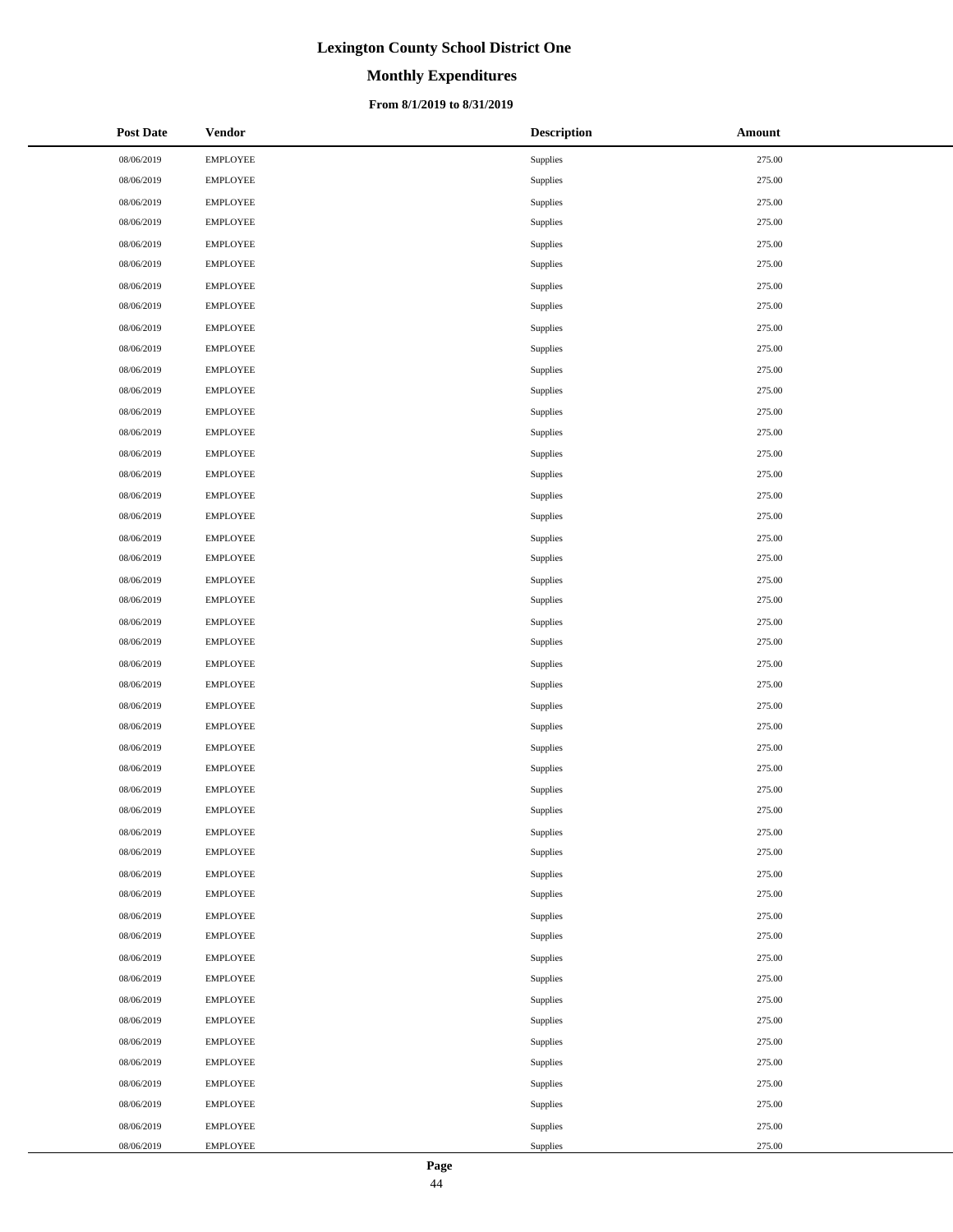# Lexington County School District One

## Monthly Expenditures

### From 8/1/2019 to 8/31/2019

| Post Date | Vendor | Description | Amount |
|---|---|---|---|
| 08/06/2019 | EMPLOYEE | Supplies | 275.00 |
| 08/06/2019 | EMPLOYEE | Supplies | 275.00 |
| 08/06/2019 | EMPLOYEE | Supplies | 275.00 |
| 08/06/2019 | EMPLOYEE | Supplies | 275.00 |
| 08/06/2019 | EMPLOYEE | Supplies | 275.00 |
| 08/06/2019 | EMPLOYEE | Supplies | 275.00 |
| 08/06/2019 | EMPLOYEE | Supplies | 275.00 |
| 08/06/2019 | EMPLOYEE | Supplies | 275.00 |
| 08/06/2019 | EMPLOYEE | Supplies | 275.00 |
| 08/06/2019 | EMPLOYEE | Supplies | 275.00 |
| 08/06/2019 | EMPLOYEE | Supplies | 275.00 |
| 08/06/2019 | EMPLOYEE | Supplies | 275.00 |
| 08/06/2019 | EMPLOYEE | Supplies | 275.00 |
| 08/06/2019 | EMPLOYEE | Supplies | 275.00 |
| 08/06/2019 | EMPLOYEE | Supplies | 275.00 |
| 08/06/2019 | EMPLOYEE | Supplies | 275.00 |
| 08/06/2019 | EMPLOYEE | Supplies | 275.00 |
| 08/06/2019 | EMPLOYEE | Supplies | 275.00 |
| 08/06/2019 | EMPLOYEE | Supplies | 275.00 |
| 08/06/2019 | EMPLOYEE | Supplies | 275.00 |
| 08/06/2019 | EMPLOYEE | Supplies | 275.00 |
| 08/06/2019 | EMPLOYEE | Supplies | 275.00 |
| 08/06/2019 | EMPLOYEE | Supplies | 275.00 |
| 08/06/2019 | EMPLOYEE | Supplies | 275.00 |
| 08/06/2019 | EMPLOYEE | Supplies | 275.00 |
| 08/06/2019 | EMPLOYEE | Supplies | 275.00 |
| 08/06/2019 | EMPLOYEE | Supplies | 275.00 |
| 08/06/2019 | EMPLOYEE | Supplies | 275.00 |
| 08/06/2019 | EMPLOYEE | Supplies | 275.00 |
| 08/06/2019 | EMPLOYEE | Supplies | 275.00 |
| 08/06/2019 | EMPLOYEE | Supplies | 275.00 |
| 08/06/2019 | EMPLOYEE | Supplies | 275.00 |
| 08/06/2019 | EMPLOYEE | Supplies | 275.00 |
| 08/06/2019 | EMPLOYEE | Supplies | 275.00 |
| 08/06/2019 | EMPLOYEE | Supplies | 275.00 |
| 08/06/2019 | EMPLOYEE | Supplies | 275.00 |
| 08/06/2019 | EMPLOYEE | Supplies | 275.00 |
| 08/06/2019 | EMPLOYEE | Supplies | 275.00 |
| 08/06/2019 | EMPLOYEE | Supplies | 275.00 |
| 08/06/2019 | EMPLOYEE | Supplies | 275.00 |
| 08/06/2019 | EMPLOYEE | Supplies | 275.00 |
| 08/06/2019 | EMPLOYEE | Supplies | 275.00 |
| 08/06/2019 | EMPLOYEE | Supplies | 275.00 |
| 08/06/2019 | EMPLOYEE | Supplies | 275.00 |
| 08/06/2019 | EMPLOYEE | Supplies | 275.00 |
| 08/06/2019 | EMPLOYEE | Supplies | 275.00 |
| 08/06/2019 | EMPLOYEE | Supplies | 275.00 |
| 08/06/2019 | EMPLOYEE | Supplies | 275.00 |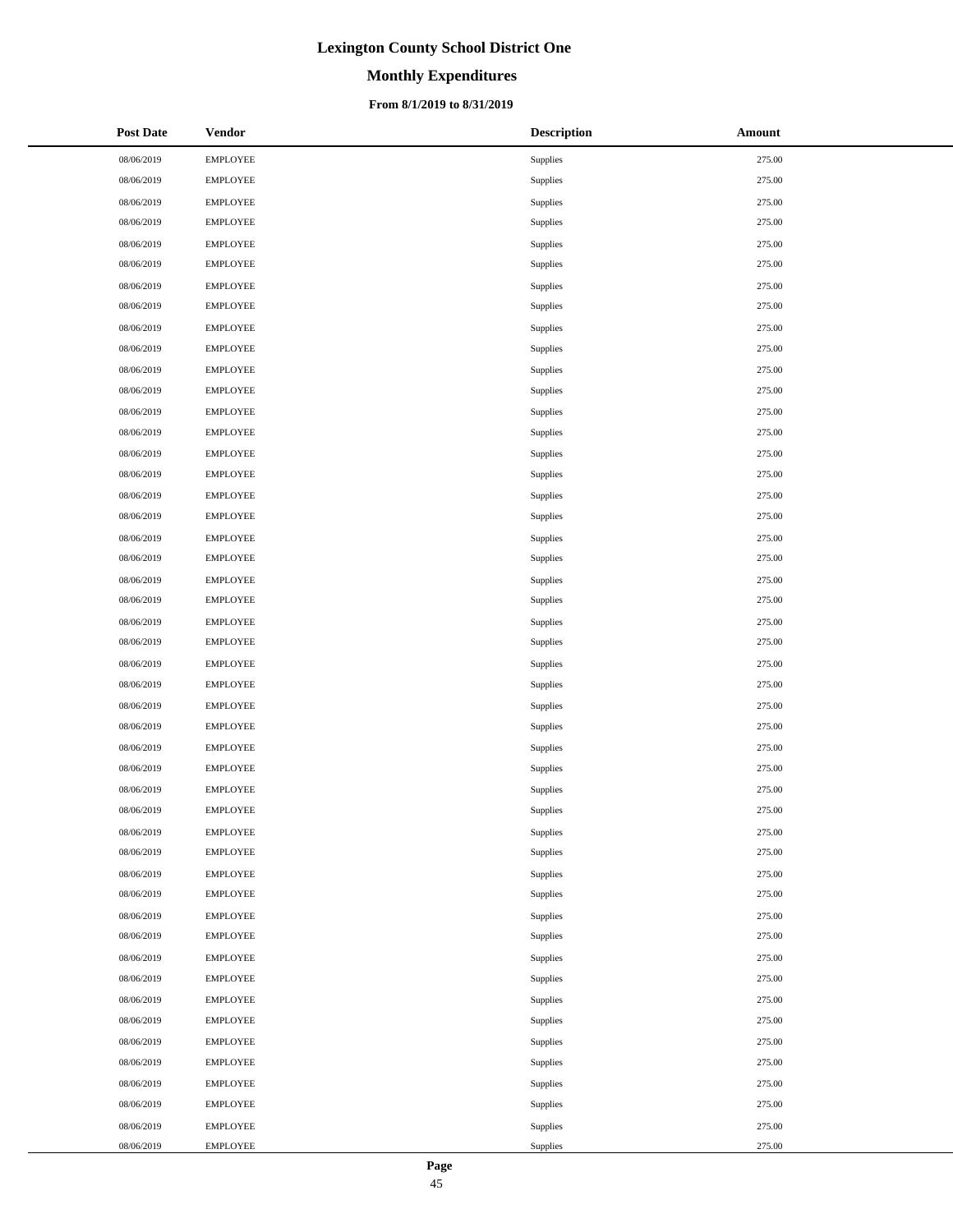# Lexington County School District One

## Monthly Expenditures

### From 8/1/2019 to 8/31/2019

| Post Date | Vendor | Description | Amount |
|---|---|---|---|
| 08/06/2019 | EMPLOYEE | Supplies | 275.00 |
| 08/06/2019 | EMPLOYEE | Supplies | 275.00 |
| 08/06/2019 | EMPLOYEE | Supplies | 275.00 |
| 08/06/2019 | EMPLOYEE | Supplies | 275.00 |
| 08/06/2019 | EMPLOYEE | Supplies | 275.00 |
| 08/06/2019 | EMPLOYEE | Supplies | 275.00 |
| 08/06/2019 | EMPLOYEE | Supplies | 275.00 |
| 08/06/2019 | EMPLOYEE | Supplies | 275.00 |
| 08/06/2019 | EMPLOYEE | Supplies | 275.00 |
| 08/06/2019 | EMPLOYEE | Supplies | 275.00 |
| 08/06/2019 | EMPLOYEE | Supplies | 275.00 |
| 08/06/2019 | EMPLOYEE | Supplies | 275.00 |
| 08/06/2019 | EMPLOYEE | Supplies | 275.00 |
| 08/06/2019 | EMPLOYEE | Supplies | 275.00 |
| 08/06/2019 | EMPLOYEE | Supplies | 275.00 |
| 08/06/2019 | EMPLOYEE | Supplies | 275.00 |
| 08/06/2019 | EMPLOYEE | Supplies | 275.00 |
| 08/06/2019 | EMPLOYEE | Supplies | 275.00 |
| 08/06/2019 | EMPLOYEE | Supplies | 275.00 |
| 08/06/2019 | EMPLOYEE | Supplies | 275.00 |
| 08/06/2019 | EMPLOYEE | Supplies | 275.00 |
| 08/06/2019 | EMPLOYEE | Supplies | 275.00 |
| 08/06/2019 | EMPLOYEE | Supplies | 275.00 |
| 08/06/2019 | EMPLOYEE | Supplies | 275.00 |
| 08/06/2019 | EMPLOYEE | Supplies | 275.00 |
| 08/06/2019 | EMPLOYEE | Supplies | 275.00 |
| 08/06/2019 | EMPLOYEE | Supplies | 275.00 |
| 08/06/2019 | EMPLOYEE | Supplies | 275.00 |
| 08/06/2019 | EMPLOYEE | Supplies | 275.00 |
| 08/06/2019 | EMPLOYEE | Supplies | 275.00 |
| 08/06/2019 | EMPLOYEE | Supplies | 275.00 |
| 08/06/2019 | EMPLOYEE | Supplies | 275.00 |
| 08/06/2019 | EMPLOYEE | Supplies | 275.00 |
| 08/06/2019 | EMPLOYEE | Supplies | 275.00 |
| 08/06/2019 | EMPLOYEE | Supplies | 275.00 |
| 08/06/2019 | EMPLOYEE | Supplies | 275.00 |
| 08/06/2019 | EMPLOYEE | Supplies | 275.00 |
| 08/06/2019 | EMPLOYEE | Supplies | 275.00 |
| 08/06/2019 | EMPLOYEE | Supplies | 275.00 |
| 08/06/2019 | EMPLOYEE | Supplies | 275.00 |
| 08/06/2019 | EMPLOYEE | Supplies | 275.00 |
| 08/06/2019 | EMPLOYEE | Supplies | 275.00 |
| 08/06/2019 | EMPLOYEE | Supplies | 275.00 |
| 08/06/2019 | EMPLOYEE | Supplies | 275.00 |
| 08/06/2019 | EMPLOYEE | Supplies | 275.00 |
| 08/06/2019 | EMPLOYEE | Supplies | 275.00 |
| 08/06/2019 | EMPLOYEE | Supplies | 275.00 |
| 08/06/2019 | EMPLOYEE | Supplies | 275.00 |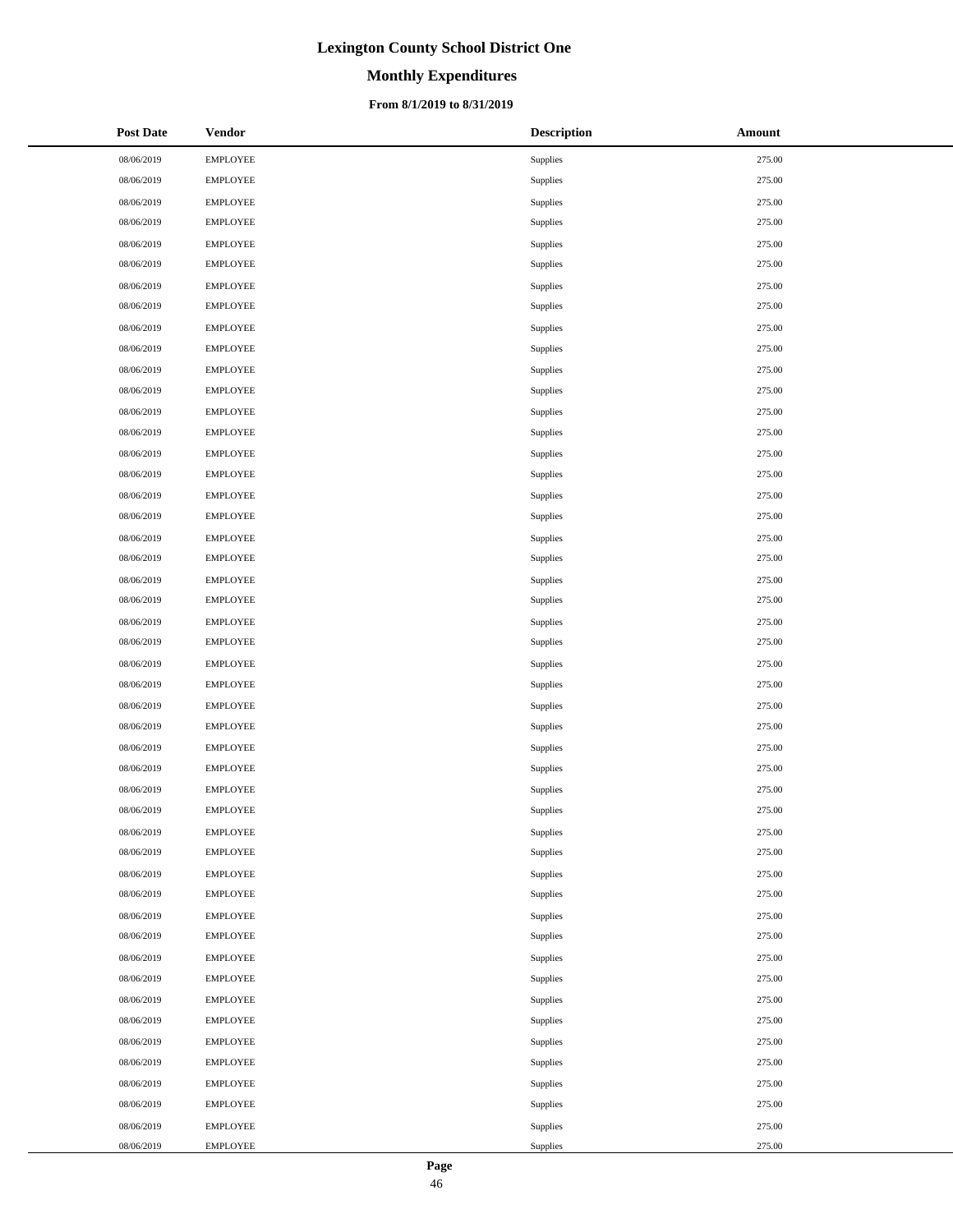# Lexington County School District One

## Monthly Expenditures

### From 8/1/2019 to 8/31/2019

| Post Date | Vendor | Description | Amount |
|---|---|---|---|
| 08/06/2019 | EMPLOYEE | Supplies | 275.00 |
| 08/06/2019 | EMPLOYEE | Supplies | 275.00 |
| 08/06/2019 | EMPLOYEE | Supplies | 275.00 |
| 08/06/2019 | EMPLOYEE | Supplies | 275.00 |
| 08/06/2019 | EMPLOYEE | Supplies | 275.00 |
| 08/06/2019 | EMPLOYEE | Supplies | 275.00 |
| 08/06/2019 | EMPLOYEE | Supplies | 275.00 |
| 08/06/2019 | EMPLOYEE | Supplies | 275.00 |
| 08/06/2019 | EMPLOYEE | Supplies | 275.00 |
| 08/06/2019 | EMPLOYEE | Supplies | 275.00 |
| 08/06/2019 | EMPLOYEE | Supplies | 275.00 |
| 08/06/2019 | EMPLOYEE | Supplies | 275.00 |
| 08/06/2019 | EMPLOYEE | Supplies | 275.00 |
| 08/06/2019 | EMPLOYEE | Supplies | 275.00 |
| 08/06/2019 | EMPLOYEE | Supplies | 275.00 |
| 08/06/2019 | EMPLOYEE | Supplies | 275.00 |
| 08/06/2019 | EMPLOYEE | Supplies | 275.00 |
| 08/06/2019 | EMPLOYEE | Supplies | 275.00 |
| 08/06/2019 | EMPLOYEE | Supplies | 275.00 |
| 08/06/2019 | EMPLOYEE | Supplies | 275.00 |
| 08/06/2019 | EMPLOYEE | Supplies | 275.00 |
| 08/06/2019 | EMPLOYEE | Supplies | 275.00 |
| 08/06/2019 | EMPLOYEE | Supplies | 275.00 |
| 08/06/2019 | EMPLOYEE | Supplies | 275.00 |
| 08/06/2019 | EMPLOYEE | Supplies | 275.00 |
| 08/06/2019 | EMPLOYEE | Supplies | 275.00 |
| 08/06/2019 | EMPLOYEE | Supplies | 275.00 |
| 08/06/2019 | EMPLOYEE | Supplies | 275.00 |
| 08/06/2019 | EMPLOYEE | Supplies | 275.00 |
| 08/06/2019 | EMPLOYEE | Supplies | 275.00 |
| 08/06/2019 | EMPLOYEE | Supplies | 275.00 |
| 08/06/2019 | EMPLOYEE | Supplies | 275.00 |
| 08/06/2019 | EMPLOYEE | Supplies | 275.00 |
| 08/06/2019 | EMPLOYEE | Supplies | 275.00 |
| 08/06/2019 | EMPLOYEE | Supplies | 275.00 |
| 08/06/2019 | EMPLOYEE | Supplies | 275.00 |
| 08/06/2019 | EMPLOYEE | Supplies | 275.00 |
| 08/06/2019 | EMPLOYEE | Supplies | 275.00 |
| 08/06/2019 | EMPLOYEE | Supplies | 275.00 |
| 08/06/2019 | EMPLOYEE | Supplies | 275.00 |
| 08/06/2019 | EMPLOYEE | Supplies | 275.00 |
| 08/06/2019 | EMPLOYEE | Supplies | 275.00 |
| 08/06/2019 | EMPLOYEE | Supplies | 275.00 |
| 08/06/2019 | EMPLOYEE | Supplies | 275.00 |
| 08/06/2019 | EMPLOYEE | Supplies | 275.00 |
| 08/06/2019 | EMPLOYEE | Supplies | 275.00 |
| 08/06/2019 | EMPLOYEE | Supplies | 275.00 |
| 08/06/2019 | EMPLOYEE | Supplies | 275.00 |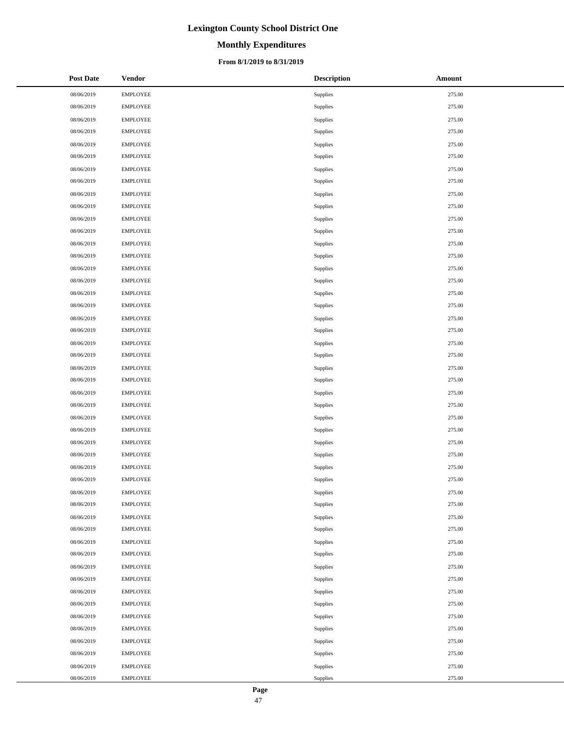# Lexington County School District One

## Monthly Expenditures

### From 8/1/2019 to 8/31/2019

| Post Date | Vendor | Description | Amount |
|---|---|---|---|
| 08/06/2019 | EMPLOYEE | Supplies | 275.00 |
| 08/06/2019 | EMPLOYEE | Supplies | 275.00 |
| 08/06/2019 | EMPLOYEE | Supplies | 275.00 |
| 08/06/2019 | EMPLOYEE | Supplies | 275.00 |
| 08/06/2019 | EMPLOYEE | Supplies | 275.00 |
| 08/06/2019 | EMPLOYEE | Supplies | 275.00 |
| 08/06/2019 | EMPLOYEE | Supplies | 275.00 |
| 08/06/2019 | EMPLOYEE | Supplies | 275.00 |
| 08/06/2019 | EMPLOYEE | Supplies | 275.00 |
| 08/06/2019 | EMPLOYEE | Supplies | 275.00 |
| 08/06/2019 | EMPLOYEE | Supplies | 275.00 |
| 08/06/2019 | EMPLOYEE | Supplies | 275.00 |
| 08/06/2019 | EMPLOYEE | Supplies | 275.00 |
| 08/06/2019 | EMPLOYEE | Supplies | 275.00 |
| 08/06/2019 | EMPLOYEE | Supplies | 275.00 |
| 08/06/2019 | EMPLOYEE | Supplies | 275.00 |
| 08/06/2019 | EMPLOYEE | Supplies | 275.00 |
| 08/06/2019 | EMPLOYEE | Supplies | 275.00 |
| 08/06/2019 | EMPLOYEE | Supplies | 275.00 |
| 08/06/2019 | EMPLOYEE | Supplies | 275.00 |
| 08/06/2019 | EMPLOYEE | Supplies | 275.00 |
| 08/06/2019 | EMPLOYEE | Supplies | 275.00 |
| 08/06/2019 | EMPLOYEE | Supplies | 275.00 |
| 08/06/2019 | EMPLOYEE | Supplies | 275.00 |
| 08/06/2019 | EMPLOYEE | Supplies | 275.00 |
| 08/06/2019 | EMPLOYEE | Supplies | 275.00 |
| 08/06/2019 | EMPLOYEE | Supplies | 275.00 |
| 08/06/2019 | EMPLOYEE | Supplies | 275.00 |
| 08/06/2019 | EMPLOYEE | Supplies | 275.00 |
| 08/06/2019 | EMPLOYEE | Supplies | 275.00 |
| 08/06/2019 | EMPLOYEE | Supplies | 275.00 |
| 08/06/2019 | EMPLOYEE | Supplies | 275.00 |
| 08/06/2019 | EMPLOYEE | Supplies | 275.00 |
| 08/06/2019 | EMPLOYEE | Supplies | 275.00 |
| 08/06/2019 | EMPLOYEE | Supplies | 275.00 |
| 08/06/2019 | EMPLOYEE | Supplies | 275.00 |
| 08/06/2019 | EMPLOYEE | Supplies | 275.00 |
| 08/06/2019 | EMPLOYEE | Supplies | 275.00 |
| 08/06/2019 | EMPLOYEE | Supplies | 275.00 |
| 08/06/2019 | EMPLOYEE | Supplies | 275.00 |
| 08/06/2019 | EMPLOYEE | Supplies | 275.00 |
| 08/06/2019 | EMPLOYEE | Supplies | 275.00 |
| 08/06/2019 | EMPLOYEE | Supplies | 275.00 |
| 08/06/2019 | EMPLOYEE | Supplies | 275.00 |
| 08/06/2019 | EMPLOYEE | Supplies | 275.00 |
| 08/06/2019 | EMPLOYEE | Supplies | 275.00 |
| 08/06/2019 | EMPLOYEE | Supplies | 275.00 |
| 08/06/2019 | EMPLOYEE | Supplies | 275.00 |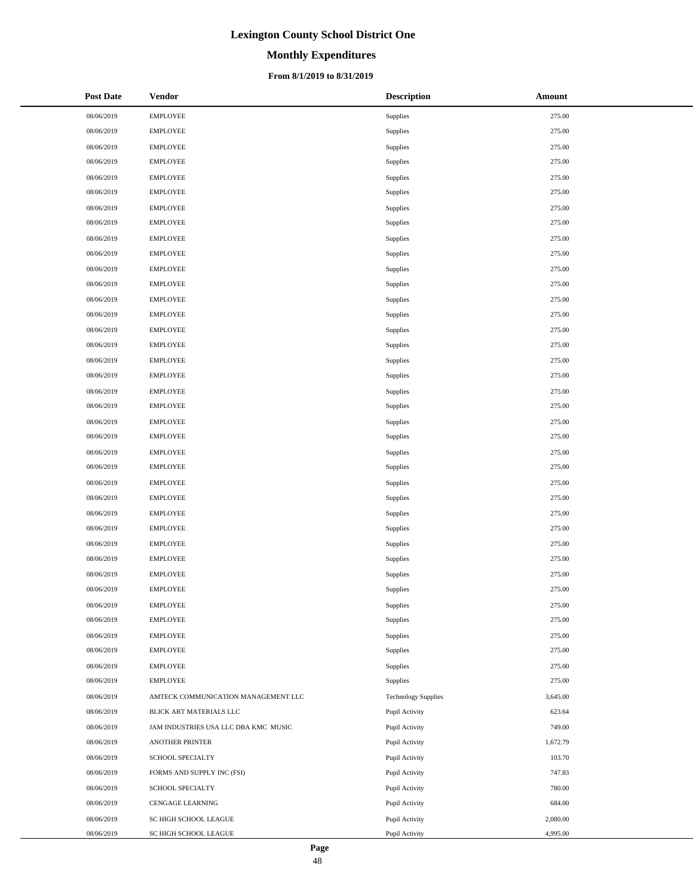# Lexington County School District One

## Monthly Expenditures

### From 8/1/2019 to 8/31/2019

| Post Date | Vendor | Description | Amount |
|---|---|---|---|
| 08/06/2019 | EMPLOYEE | Supplies | 275.00 |
| 08/06/2019 | EMPLOYEE | Supplies | 275.00 |
| 08/06/2019 | EMPLOYEE | Supplies | 275.00 |
| 08/06/2019 | EMPLOYEE | Supplies | 275.00 |
| 08/06/2019 | EMPLOYEE | Supplies | 275.00 |
| 08/06/2019 | EMPLOYEE | Supplies | 275.00 |
| 08/06/2019 | EMPLOYEE | Supplies | 275.00 |
| 08/06/2019 | EMPLOYEE | Supplies | 275.00 |
| 08/06/2019 | EMPLOYEE | Supplies | 275.00 |
| 08/06/2019 | EMPLOYEE | Supplies | 275.00 |
| 08/06/2019 | EMPLOYEE | Supplies | 275.00 |
| 08/06/2019 | EMPLOYEE | Supplies | 275.00 |
| 08/06/2019 | EMPLOYEE | Supplies | 275.00 |
| 08/06/2019 | EMPLOYEE | Supplies | 275.00 |
| 08/06/2019 | EMPLOYEE | Supplies | 275.00 |
| 08/06/2019 | EMPLOYEE | Supplies | 275.00 |
| 08/06/2019 | EMPLOYEE | Supplies | 275.00 |
| 08/06/2019 | EMPLOYEE | Supplies | 275.00 |
| 08/06/2019 | EMPLOYEE | Supplies | 275.00 |
| 08/06/2019 | EMPLOYEE | Supplies | 275.00 |
| 08/06/2019 | EMPLOYEE | Supplies | 275.00 |
| 08/06/2019 | EMPLOYEE | Supplies | 275.00 |
| 08/06/2019 | EMPLOYEE | Supplies | 275.00 |
| 08/06/2019 | EMPLOYEE | Supplies | 275.00 |
| 08/06/2019 | EMPLOYEE | Supplies | 275.00 |
| 08/06/2019 | EMPLOYEE | Supplies | 275.00 |
| 08/06/2019 | EMPLOYEE | Supplies | 275.00 |
| 08/06/2019 | EMPLOYEE | Supplies | 275.00 |
| 08/06/2019 | EMPLOYEE | Supplies | 275.00 |
| 08/06/2019 | EMPLOYEE | Supplies | 275.00 |
| 08/06/2019 | EMPLOYEE | Supplies | 275.00 |
| 08/06/2019 | EMPLOYEE | Supplies | 275.00 |
| 08/06/2019 | EMPLOYEE | Supplies | 275.00 |
| 08/06/2019 | EMPLOYEE | Supplies | 275.00 |
| 08/06/2019 | EMPLOYEE | Supplies | 275.00 |
| 08/06/2019 | EMPLOYEE | Supplies | 275.00 |
| 08/06/2019 | EMPLOYEE | Supplies | 275.00 |
| 08/06/2019 | EMPLOYEE | Supplies | 275.00 |
| 08/06/2019 | AMTECK COMMUNICATION MANAGEMENT LLC | Technology Supplies | 3,645.00 |
| 08/06/2019 | BLICK ART MATERIALS LLC | Pupil Activity | 623.64 |
| 08/06/2019 | JAM INDUSTRIES USA LLC DBA KMC MUSIC | Pupil Activity | 749.00 |
| 08/06/2019 | ANOTHER PRINTER | Pupil Activity | 1,672.79 |
| 08/06/2019 | SCHOOL SPECIALTY | Pupil Activity | 103.70 |
| 08/06/2019 | FORMS AND SUPPLY INC (FSI) | Pupil Activity | 747.83 |
| 08/06/2019 | SCHOOL SPECIALTY | Pupil Activity | 780.00 |
| 08/06/2019 | CENGAGE LEARNING | Pupil Activity | 684.00 |
| 08/06/2019 | SC HIGH SCHOOL LEAGUE | Pupil Activity | 2,080.00 |
| 08/06/2019 | SC HIGH SCHOOL LEAGUE | Pupil Activity | 4,995.00 |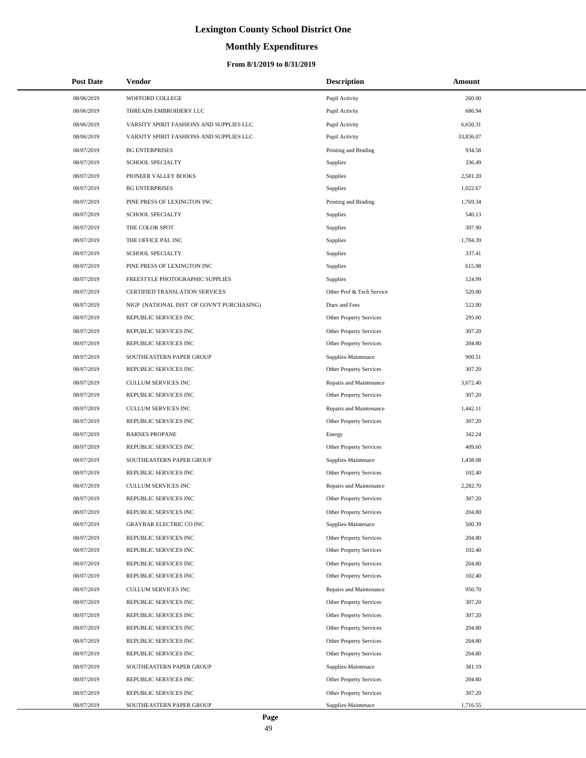# Lexington County School District One

## Monthly Expenditures

### From 8/1/2019 to 8/31/2019

| Post Date | Vendor | Description | Amount |
|---|---|---|---|
| 08/06/2019 | WOFFORD COLLEGE | Pupil Activity | 260.00 |
| 08/06/2019 | THREADS EMBROIDERY LLC | Pupil Activity | 686.94 |
| 08/06/2019 | VARSITY SPIRIT FASHIONS AND SUPPLIES LLC | Pupil Activity | 6,650.31 |
| 08/06/2019 | VARSITY SPIRIT FASHIONS AND SUPPLIES LLC | Pupil Activity | 33,836.07 |
| 08/07/2019 | BG ENTERPRISES | Printing and Binding | 934.58 |
| 08/07/2019 | SCHOOL SPECIALTY | Supplies | 336.49 |
| 08/07/2019 | PIONEER VALLEY BOOKS | Supplies | 2,581.20 |
| 08/07/2019 | BG ENTERPRISES | Supplies | 1,022.67 |
| 08/07/2019 | PINE PRESS OF LEXINGTON INC | Printing and Binding | 1,769.34 |
| 08/07/2019 | SCHOOL SPECIALTY | Supplies | 540.13 |
| 08/07/2019 | THE COLOR SPOT | Supplies | 307.90 |
| 08/07/2019 | THE OFFICE PAL INC | Supplies | 1,784.39 |
| 08/07/2019 | SCHOOL SPECIALTY | Supplies | 337.41 |
| 08/07/2019 | PINE PRESS OF LEXINGTON INC | Supplies | 615.98 |
| 08/07/2019 | FREESTYLE PHOTOGRAPHIC SUPPLIES | Supplies | 124.99 |
| 08/07/2019 | CERTIFIED TRANSLATION SERVICES | Other Prof & Tech Service | 520.00 |
| 08/07/2019 | NIGP (NATIONAL INST OF GOVN'T PURCHASING) | Dues and Fees | 522.00 |
| 08/07/2019 | REPUBLIC SERVICES INC | Other Property Services | 295.00 |
| 08/07/2019 | REPUBLIC SERVICES INC | Other Property Services | 307.20 |
| 08/07/2019 | REPUBLIC SERVICES INC | Other Property Services | 204.80 |
| 08/07/2019 | SOUTHEASTERN PAPER GROUP | Supplies-Maintenace | 900.51 |
| 08/07/2019 | REPUBLIC SERVICES INC | Other Property Services | 307.20 |
| 08/07/2019 | CULLUM SERVICES INC | Repairs and Maintenance | 3,672.40 |
| 08/07/2019 | REPUBLIC SERVICES INC | Other Property Services | 307.20 |
| 08/07/2019 | CULLUM SERVICES INC | Repairs and Maintenance | 1,442.11 |
| 08/07/2019 | REPUBLIC SERVICES INC | Other Property Services | 307.20 |
| 08/07/2019 | BARNES PROPANE | Energy | 342.24 |
| 08/07/2019 | REPUBLIC SERVICES INC | Other Property Services | 409.60 |
| 08/07/2019 | SOUTHEASTERN PAPER GROUP | Supplies-Maintenace | 1,438.08 |
| 08/07/2019 | REPUBLIC SERVICES INC | Other Property Services | 102.40 |
| 08/07/2019 | CULLUM SERVICES INC | Repairs and Maintenance | 2,282.70 |
| 08/07/2019 | REPUBLIC SERVICES INC | Other Property Services | 307.20 |
| 08/07/2019 | REPUBLIC SERVICES INC | Other Property Services | 204.80 |
| 08/07/2019 | GRAYBAR ELECTRIC CO INC | Supplies-Maintenace | 500.39 |
| 08/07/2019 | REPUBLIC SERVICES INC | Other Property Services | 204.80 |
| 08/07/2019 | REPUBLIC SERVICES INC | Other Property Services | 102.40 |
| 08/07/2019 | REPUBLIC SERVICES INC | Other Property Services | 204.80 |
| 08/07/2019 | REPUBLIC SERVICES INC | Other Property Services | 102.40 |
| 08/07/2019 | CULLUM SERVICES INC | Repairs and Maintenance | 950.70 |
| 08/07/2019 | REPUBLIC SERVICES INC | Other Property Services | 307.20 |
| 08/07/2019 | REPUBLIC SERVICES INC | Other Property Services | 307.20 |
| 08/07/2019 | REPUBLIC SERVICES INC | Other Property Services | 204.80 |
| 08/07/2019 | REPUBLIC SERVICES INC | Other Property Services | 204.80 |
| 08/07/2019 | REPUBLIC SERVICES INC | Other Property Services | 204.80 |
| 08/07/2019 | SOUTHEASTERN PAPER GROUP | Supplies-Maintenace | 381.19 |
| 08/07/2019 | REPUBLIC SERVICES INC | Other Property Services | 204.80 |
| 08/07/2019 | REPUBLIC SERVICES INC | Other Property Services | 307.20 |
| 08/07/2019 | SOUTHEASTERN PAPER GROUP | Supplies-Maintenace | 1,716.55 |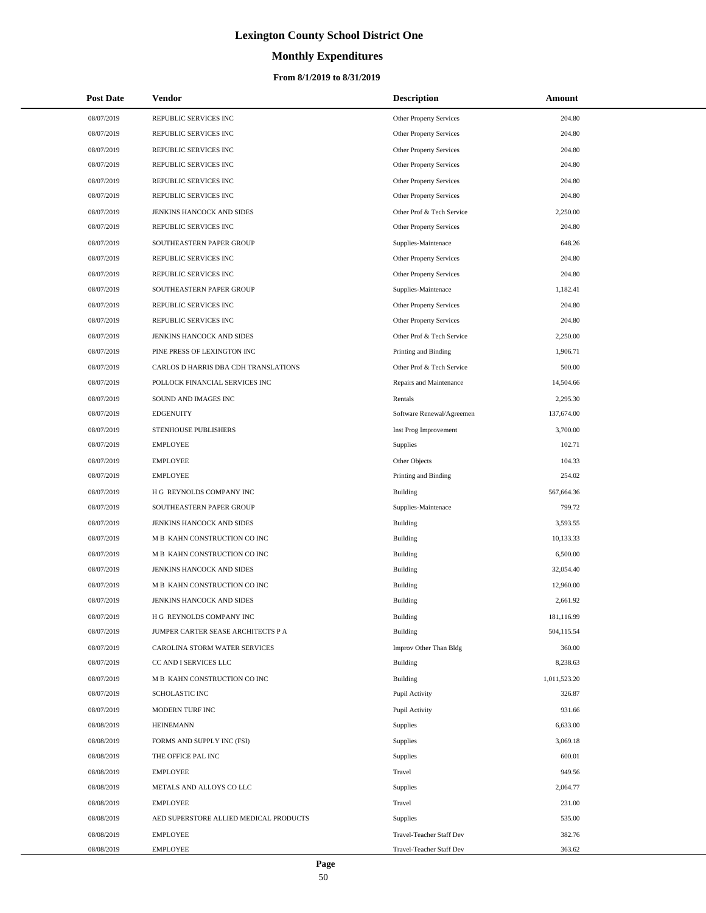# Lexington County School District One

## Monthly Expenditures

### From 8/1/2019 to 8/31/2019

| Post Date | Vendor | Description | Amount |
|---|---|---|---|
| 08/07/2019 | REPUBLIC SERVICES INC | Other Property Services | 204.80 |
| 08/07/2019 | REPUBLIC SERVICES INC | Other Property Services | 204.80 |
| 08/07/2019 | REPUBLIC SERVICES INC | Other Property Services | 204.80 |
| 08/07/2019 | REPUBLIC SERVICES INC | Other Property Services | 204.80 |
| 08/07/2019 | REPUBLIC SERVICES INC | Other Property Services | 204.80 |
| 08/07/2019 | REPUBLIC SERVICES INC | Other Property Services | 204.80 |
| 08/07/2019 | JENKINS HANCOCK AND SIDES | Other Prof & Tech Service | 2,250.00 |
| 08/07/2019 | REPUBLIC SERVICES INC | Other Property Services | 204.80 |
| 08/07/2019 | SOUTHEASTERN PAPER GROUP | Supplies-Maintenace | 648.26 |
| 08/07/2019 | REPUBLIC SERVICES INC | Other Property Services | 204.80 |
| 08/07/2019 | REPUBLIC SERVICES INC | Other Property Services | 204.80 |
| 08/07/2019 | SOUTHEASTERN PAPER GROUP | Supplies-Maintenace | 1,182.41 |
| 08/07/2019 | REPUBLIC SERVICES INC | Other Property Services | 204.80 |
| 08/07/2019 | REPUBLIC SERVICES INC | Other Property Services | 204.80 |
| 08/07/2019 | JENKINS HANCOCK AND SIDES | Other Prof & Tech Service | 2,250.00 |
| 08/07/2019 | PINE PRESS OF LEXINGTON INC | Printing and Binding | 1,906.71 |
| 08/07/2019 | CARLOS D HARRIS DBA CDH TRANSLATIONS | Other Prof & Tech Service | 500.00 |
| 08/07/2019 | POLLOCK FINANCIAL SERVICES INC | Repairs and Maintenance | 14,504.66 |
| 08/07/2019 | SOUND AND IMAGES INC | Rentals | 2,295.30 |
| 08/07/2019 | EDGENUITY | Software Renewal/Agreemen | 137,674.00 |
| 08/07/2019 | STENHOUSE PUBLISHERS | Inst Prog Improvement | 3,700.00 |
| 08/07/2019 | EMPLOYEE | Supplies | 102.71 |
| 08/07/2019 | EMPLOYEE | Other Objects | 104.33 |
| 08/07/2019 | EMPLOYEE | Printing and Binding | 254.02 |
| 08/07/2019 | H G REYNOLDS COMPANY INC | Building | 567,664.36 |
| 08/07/2019 | SOUTHEASTERN PAPER GROUP | Supplies-Maintenace | 799.72 |
| 08/07/2019 | JENKINS HANCOCK AND SIDES | Building | 3,593.55 |
| 08/07/2019 | M B KAHN CONSTRUCTION CO INC | Building | 10,133.33 |
| 08/07/2019 | M B KAHN CONSTRUCTION CO INC | Building | 6,500.00 |
| 08/07/2019 | JENKINS HANCOCK AND SIDES | Building | 32,054.40 |
| 08/07/2019 | M B KAHN CONSTRUCTION CO INC | Building | 12,960.00 |
| 08/07/2019 | JENKINS HANCOCK AND SIDES | Building | 2,661.92 |
| 08/07/2019 | H G REYNOLDS COMPANY INC | Building | 181,116.99 |
| 08/07/2019 | JUMPER CARTER SEASE ARCHITECTS P A | Building | 504,115.54 |
| 08/07/2019 | CAROLINA STORM WATER SERVICES | Improv Other Than Bldg | 360.00 |
| 08/07/2019 | CC AND I SERVICES LLC | Building | 8,238.63 |
| 08/07/2019 | M B KAHN CONSTRUCTION CO INC | Building | 1,011,523.20 |
| 08/07/2019 | SCHOLASTIC INC | Pupil Activity | 326.87 |
| 08/07/2019 | MODERN TURF INC | Pupil Activity | 931.66 |
| 08/08/2019 | HEINEMANN | Supplies | 6,633.00 |
| 08/08/2019 | FORMS AND SUPPLY INC (FSI) | Supplies | 3,069.18 |
| 08/08/2019 | THE OFFICE PAL INC | Supplies | 600.01 |
| 08/08/2019 | EMPLOYEE | Travel | 949.56 |
| 08/08/2019 | METALS AND ALLOYS CO LLC | Supplies | 2,064.77 |
| 08/08/2019 | EMPLOYEE | Travel | 231.00 |
| 08/08/2019 | AED SUPERSTORE ALLIED MEDICAL PRODUCTS | Supplies | 535.00 |
| 08/08/2019 | EMPLOYEE | Travel-Teacher Staff Dev | 382.76 |
| 08/08/2019 | EMPLOYEE | Travel-Teacher Staff Dev | 363.62 |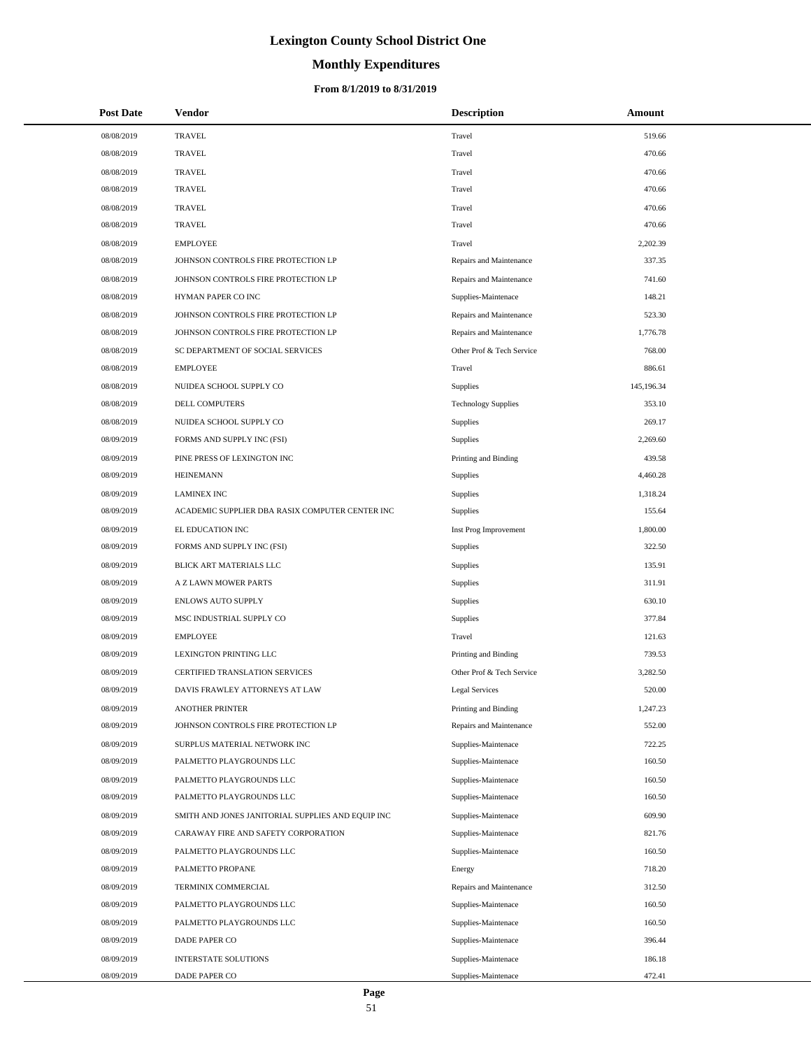# Lexington County School District One

## Monthly Expenditures

### From 8/1/2019 to 8/31/2019

| Post Date | Vendor | Description | Amount |
|---|---|---|---|
| 08/08/2019 | TRAVEL | Travel | 519.66 |
| 08/08/2019 | TRAVEL | Travel | 470.66 |
| 08/08/2019 | TRAVEL | Travel | 470.66 |
| 08/08/2019 | TRAVEL | Travel | 470.66 |
| 08/08/2019 | TRAVEL | Travel | 470.66 |
| 08/08/2019 | TRAVEL | Travel | 470.66 |
| 08/08/2019 | EMPLOYEE | Travel | 2,202.39 |
| 08/08/2019 | JOHNSON CONTROLS FIRE PROTECTION LP | Repairs and Maintenance | 337.35 |
| 08/08/2019 | JOHNSON CONTROLS FIRE PROTECTION LP | Repairs and Maintenance | 741.60 |
| 08/08/2019 | HYMAN PAPER CO INC | Supplies-Maintenace | 148.21 |
| 08/08/2019 | JOHNSON CONTROLS FIRE PROTECTION LP | Repairs and Maintenance | 523.30 |
| 08/08/2019 | JOHNSON CONTROLS FIRE PROTECTION LP | Repairs and Maintenance | 1,776.78 |
| 08/08/2019 | SC DEPARTMENT OF SOCIAL SERVICES | Other Prof & Tech Service | 768.00 |
| 08/08/2019 | EMPLOYEE | Travel | 886.61 |
| 08/08/2019 | NUIDEA SCHOOL SUPPLY CO | Supplies | 145,196.34 |
| 08/08/2019 | DELL COMPUTERS | Technology Supplies | 353.10 |
| 08/08/2019 | NUIDEA SCHOOL SUPPLY CO | Supplies | 269.17 |
| 08/09/2019 | FORMS AND SUPPLY INC (FSI) | Supplies | 2,269.60 |
| 08/09/2019 | PINE PRESS OF LEXINGTON INC | Printing and Binding | 439.58 |
| 08/09/2019 | HEINEMANN | Supplies | 4,460.28 |
| 08/09/2019 | LAMINEX INC | Supplies | 1,318.24 |
| 08/09/2019 | ACADEMIC SUPPLIER DBA RASIX COMPUTER CENTER INC | Supplies | 155.64 |
| 08/09/2019 | EL EDUCATION INC | Inst Prog Improvement | 1,800.00 |
| 08/09/2019 | FORMS AND SUPPLY INC (FSI) | Supplies | 322.50 |
| 08/09/2019 | BLICK ART MATERIALS LLC | Supplies | 135.91 |
| 08/09/2019 | A Z LAWN MOWER PARTS | Supplies | 311.91 |
| 08/09/2019 | ENLOWS AUTO SUPPLY | Supplies | 630.10 |
| 08/09/2019 | MSC INDUSTRIAL SUPPLY CO | Supplies | 377.84 |
| 08/09/2019 | EMPLOYEE | Travel | 121.63 |
| 08/09/2019 | LEXINGTON PRINTING LLC | Printing and Binding | 739.53 |
| 08/09/2019 | CERTIFIED TRANSLATION SERVICES | Other Prof & Tech Service | 3,282.50 |
| 08/09/2019 | DAVIS FRAWLEY ATTORNEYS AT LAW | Legal Services | 520.00 |
| 08/09/2019 | ANOTHER PRINTER | Printing and Binding | 1,247.23 |
| 08/09/2019 | JOHNSON CONTROLS FIRE PROTECTION LP | Repairs and Maintenance | 552.00 |
| 08/09/2019 | SURPLUS MATERIAL NETWORK INC | Supplies-Maintenace | 722.25 |
| 08/09/2019 | PALMETTO PLAYGROUNDS LLC | Supplies-Maintenace | 160.50 |
| 08/09/2019 | PALMETTO PLAYGROUNDS LLC | Supplies-Maintenace | 160.50 |
| 08/09/2019 | PALMETTO PLAYGROUNDS LLC | Supplies-Maintenace | 160.50 |
| 08/09/2019 | SMITH AND JONES JANITORIAL SUPPLIES AND EQUIP INC | Supplies-Maintenace | 609.90 |
| 08/09/2019 | CARAWAY FIRE AND SAFETY CORPORATION | Supplies-Maintenace | 821.76 |
| 08/09/2019 | PALMETTO PLAYGROUNDS LLC | Supplies-Maintenace | 160.50 |
| 08/09/2019 | PALMETTO PROPANE | Energy | 718.20 |
| 08/09/2019 | TERMINIX COMMERCIAL | Repairs and Maintenance | 312.50 |
| 08/09/2019 | PALMETTO PLAYGROUNDS LLC | Supplies-Maintenace | 160.50 |
| 08/09/2019 | PALMETTO PLAYGROUNDS LLC | Supplies-Maintenace | 160.50 |
| 08/09/2019 | DADE PAPER CO | Supplies-Maintenace | 396.44 |
| 08/09/2019 | INTERSTATE SOLUTIONS | Supplies-Maintenace | 186.18 |
| 08/09/2019 | DADE PAPER CO | Supplies-Maintenace | 472.41 |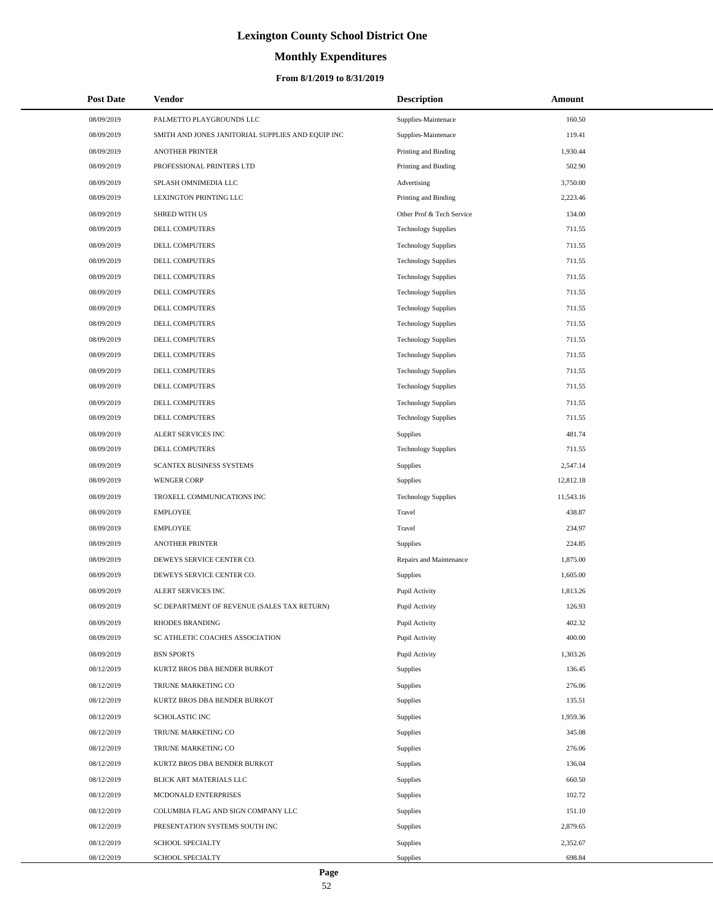# Lexington County School District One

## Monthly Expenditures

### From 8/1/2019 to 8/31/2019

| Post Date | Vendor | Description | Amount |
|---|---|---|---|
| 08/09/2019 | PALMETTO PLAYGROUNDS LLC | Supplies-Maintenace | 160.50 |
| 08/09/2019 | SMITH AND JONES JANITORIAL SUPPLIES AND EQUIP INC | Supplies-Maintenace | 119.41 |
| 08/09/2019 | ANOTHER PRINTER | Printing and Binding | 1,930.44 |
| 08/09/2019 | PROFESSIONAL PRINTERS LTD | Printing and Binding | 502.90 |
| 08/09/2019 | SPLASH OMNIMEDIA LLC | Advertising | 3,750.00 |
| 08/09/2019 | LEXINGTON PRINTING LLC | Printing and Binding | 2,223.46 |
| 08/09/2019 | SHRED WITH US | Other Prof & Tech Service | 134.00 |
| 08/09/2019 | DELL COMPUTERS | Technology Supplies | 711.55 |
| 08/09/2019 | DELL COMPUTERS | Technology Supplies | 711.55 |
| 08/09/2019 | DELL COMPUTERS | Technology Supplies | 711.55 |
| 08/09/2019 | DELL COMPUTERS | Technology Supplies | 711.55 |
| 08/09/2019 | DELL COMPUTERS | Technology Supplies | 711.55 |
| 08/09/2019 | DELL COMPUTERS | Technology Supplies | 711.55 |
| 08/09/2019 | DELL COMPUTERS | Technology Supplies | 711.55 |
| 08/09/2019 | DELL COMPUTERS | Technology Supplies | 711.55 |
| 08/09/2019 | DELL COMPUTERS | Technology Supplies | 711.55 |
| 08/09/2019 | DELL COMPUTERS | Technology Supplies | 711.55 |
| 08/09/2019 | DELL COMPUTERS | Technology Supplies | 711.55 |
| 08/09/2019 | DELL COMPUTERS | Technology Supplies | 711.55 |
| 08/09/2019 | DELL COMPUTERS | Technology Supplies | 711.55 |
| 08/09/2019 | ALERT SERVICES INC | Supplies | 481.74 |
| 08/09/2019 | DELL COMPUTERS | Technology Supplies | 711.55 |
| 08/09/2019 | SCANTEX BUSINESS SYSTEMS | Supplies | 2,547.14 |
| 08/09/2019 | WENGER CORP | Supplies | 12,812.18 |
| 08/09/2019 | TROXELL COMMUNICATIONS INC | Technology Supplies | 11,543.16 |
| 08/09/2019 | EMPLOYEE | Travel | 438.87 |
| 08/09/2019 | EMPLOYEE | Travel | 234.97 |
| 08/09/2019 | ANOTHER PRINTER | Supplies | 224.85 |
| 08/09/2019 | DEWEYS SERVICE CENTER CO. | Repairs and Maintenance | 1,875.00 |
| 08/09/2019 | DEWEYS SERVICE CENTER CO. | Supplies | 1,605.00 |
| 08/09/2019 | ALERT SERVICES INC | Pupil Activity | 1,813.26 |
| 08/09/2019 | SC DEPARTMENT OF REVENUE (SALES TAX RETURN) | Pupil Activity | 126.93 |
| 08/09/2019 | RHODES BRANDING | Pupil Activity | 402.32 |
| 08/09/2019 | SC ATHLETIC COACHES ASSOCIATION | Pupil Activity | 400.00 |
| 08/09/2019 | BSN SPORTS | Pupil Activity | 1,303.26 |
| 08/12/2019 | KURTZ BROS DBA BENDER BURKOT | Supplies | 136.45 |
| 08/12/2019 | TRIUNE MARKETING CO | Supplies | 276.06 |
| 08/12/2019 | KURTZ BROS DBA BENDER BURKOT | Supplies | 135.51 |
| 08/12/2019 | SCHOLASTIC INC | Supplies | 1,959.36 |
| 08/12/2019 | TRIUNE MARKETING CO | Supplies | 345.08 |
| 08/12/2019 | TRIUNE MARKETING CO | Supplies | 276.06 |
| 08/12/2019 | KURTZ BROS DBA BENDER BURKOT | Supplies | 136.04 |
| 08/12/2019 | BLICK ART MATERIALS LLC | Supplies | 660.50 |
| 08/12/2019 | MCDONALD ENTERPRISES | Supplies | 102.72 |
| 08/12/2019 | COLUMBIA FLAG AND SIGN COMPANY LLC | Supplies | 151.10 |
| 08/12/2019 | PRESENTATION SYSTEMS SOUTH INC | Supplies | 2,879.65 |
| 08/12/2019 | SCHOOL SPECIALTY | Supplies | 2,352.67 |
| 08/12/2019 | SCHOOL SPECIALTY | Supplies | 698.84 |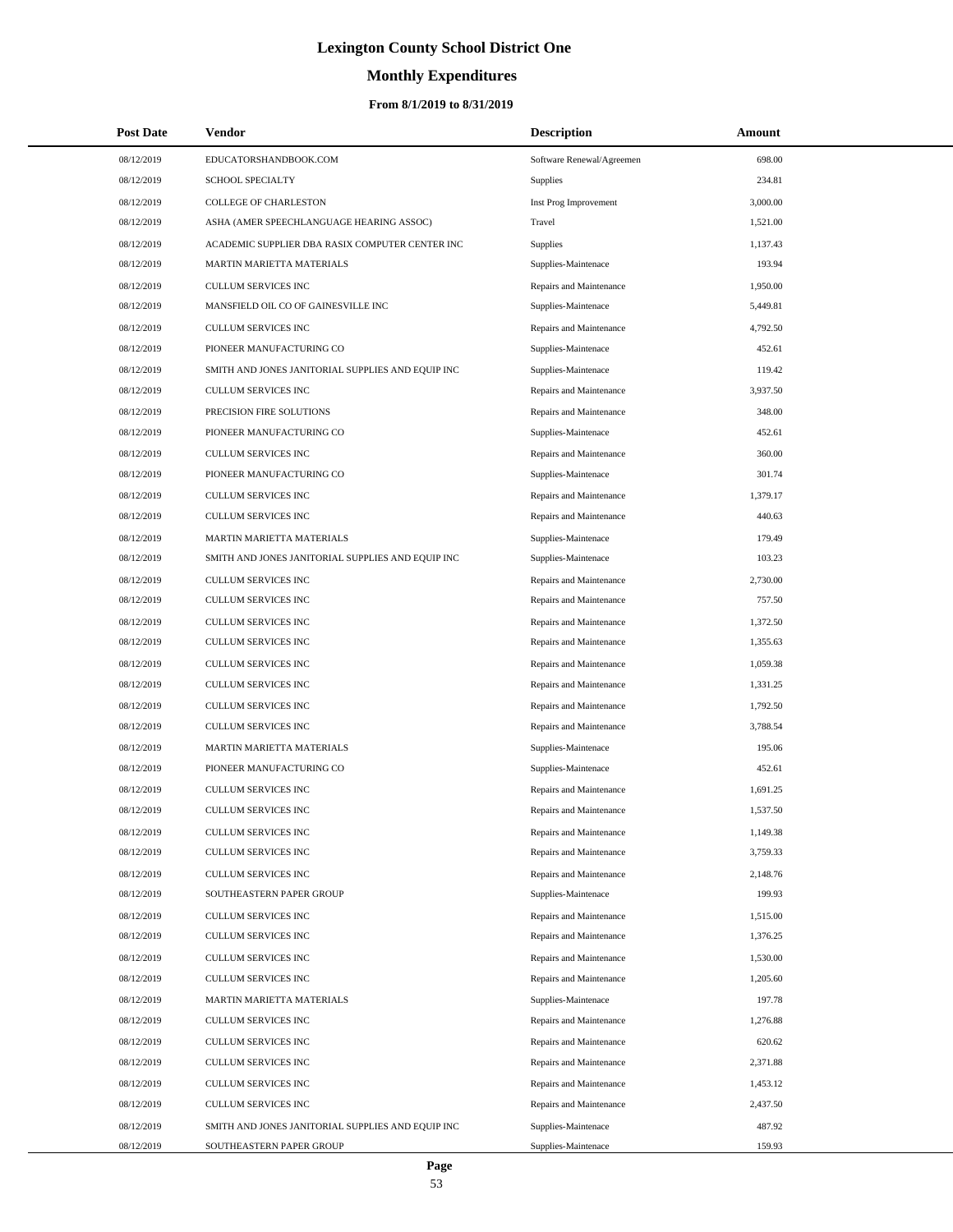# Lexington County School District One

## Monthly Expenditures

### From 8/1/2019 to 8/31/2019

| Post Date | Vendor | Description | Amount |
|---|---|---|---|
| 08/12/2019 | EDUCATORSHANDBOOK.COM | Software Renewal/Agreemen | 698.00 |
| 08/12/2019 | SCHOOL SPECIALTY | Supplies | 234.81 |
| 08/12/2019 | COLLEGE OF CHARLESTON | Inst Prog Improvement | 3,000.00 |
| 08/12/2019 | ASHA (AMER SPEECHLANGUAGE HEARING ASSOC) | Travel | 1,521.00 |
| 08/12/2019 | ACADEMIC SUPPLIER DBA RASIX COMPUTER CENTER INC | Supplies | 1,137.43 |
| 08/12/2019 | MARTIN MARIETTA MATERIALS | Supplies-Maintenace | 193.94 |
| 08/12/2019 | CULLUM SERVICES INC | Repairs and Maintenance | 1,950.00 |
| 08/12/2019 | MANSFIELD OIL CO OF GAINESVILLE INC | Supplies-Maintenace | 5,449.81 |
| 08/12/2019 | CULLUM SERVICES INC | Repairs and Maintenance | 4,792.50 |
| 08/12/2019 | PIONEER MANUFACTURING CO | Supplies-Maintenace | 452.61 |
| 08/12/2019 | SMITH AND JONES JANITORIAL SUPPLIES AND EQUIP INC | Supplies-Maintenace | 119.42 |
| 08/12/2019 | CULLUM SERVICES INC | Repairs and Maintenance | 3,937.50 |
| 08/12/2019 | PRECISION FIRE SOLUTIONS | Repairs and Maintenance | 348.00 |
| 08/12/2019 | PIONEER MANUFACTURING CO | Supplies-Maintenace | 452.61 |
| 08/12/2019 | CULLUM SERVICES INC | Repairs and Maintenance | 360.00 |
| 08/12/2019 | PIONEER MANUFACTURING CO | Supplies-Maintenace | 301.74 |
| 08/12/2019 | CULLUM SERVICES INC | Repairs and Maintenance | 1,379.17 |
| 08/12/2019 | CULLUM SERVICES INC | Repairs and Maintenance | 440.63 |
| 08/12/2019 | MARTIN MARIETTA MATERIALS | Supplies-Maintenace | 179.49 |
| 08/12/2019 | SMITH AND JONES JANITORIAL SUPPLIES AND EQUIP INC | Supplies-Maintenace | 103.23 |
| 08/12/2019 | CULLUM SERVICES INC | Repairs and Maintenance | 2,730.00 |
| 08/12/2019 | CULLUM SERVICES INC | Repairs and Maintenance | 757.50 |
| 08/12/2019 | CULLUM SERVICES INC | Repairs and Maintenance | 1,372.50 |
| 08/12/2019 | CULLUM SERVICES INC | Repairs and Maintenance | 1,355.63 |
| 08/12/2019 | CULLUM SERVICES INC | Repairs and Maintenance | 1,059.38 |
| 08/12/2019 | CULLUM SERVICES INC | Repairs and Maintenance | 1,331.25 |
| 08/12/2019 | CULLUM SERVICES INC | Repairs and Maintenance | 1,792.50 |
| 08/12/2019 | CULLUM SERVICES INC | Repairs and Maintenance | 3,788.54 |
| 08/12/2019 | MARTIN MARIETTA MATERIALS | Supplies-Maintenace | 195.06 |
| 08/12/2019 | PIONEER MANUFACTURING CO | Supplies-Maintenace | 452.61 |
| 08/12/2019 | CULLUM SERVICES INC | Repairs and Maintenance | 1,691.25 |
| 08/12/2019 | CULLUM SERVICES INC | Repairs and Maintenance | 1,537.50 |
| 08/12/2019 | CULLUM SERVICES INC | Repairs and Maintenance | 1,149.38 |
| 08/12/2019 | CULLUM SERVICES INC | Repairs and Maintenance | 3,759.33 |
| 08/12/2019 | CULLUM SERVICES INC | Repairs and Maintenance | 2,148.76 |
| 08/12/2019 | SOUTHEASTERN PAPER GROUP | Supplies-Maintenace | 199.93 |
| 08/12/2019 | CULLUM SERVICES INC | Repairs and Maintenance | 1,515.00 |
| 08/12/2019 | CULLUM SERVICES INC | Repairs and Maintenance | 1,376.25 |
| 08/12/2019 | CULLUM SERVICES INC | Repairs and Maintenance | 1,530.00 |
| 08/12/2019 | CULLUM SERVICES INC | Repairs and Maintenance | 1,205.60 |
| 08/12/2019 | MARTIN MARIETTA MATERIALS | Supplies-Maintenace | 197.78 |
| 08/12/2019 | CULLUM SERVICES INC | Repairs and Maintenance | 1,276.88 |
| 08/12/2019 | CULLUM SERVICES INC | Repairs and Maintenance | 620.62 |
| 08/12/2019 | CULLUM SERVICES INC | Repairs and Maintenance | 2,371.88 |
| 08/12/2019 | CULLUM SERVICES INC | Repairs and Maintenance | 1,453.12 |
| 08/12/2019 | CULLUM SERVICES INC | Repairs and Maintenance | 2,437.50 |
| 08/12/2019 | SMITH AND JONES JANITORIAL SUPPLIES AND EQUIP INC | Supplies-Maintenace | 487.92 |
| 08/12/2019 | SOUTHEASTERN PAPER GROUP | Supplies-Maintenace | 159.93 |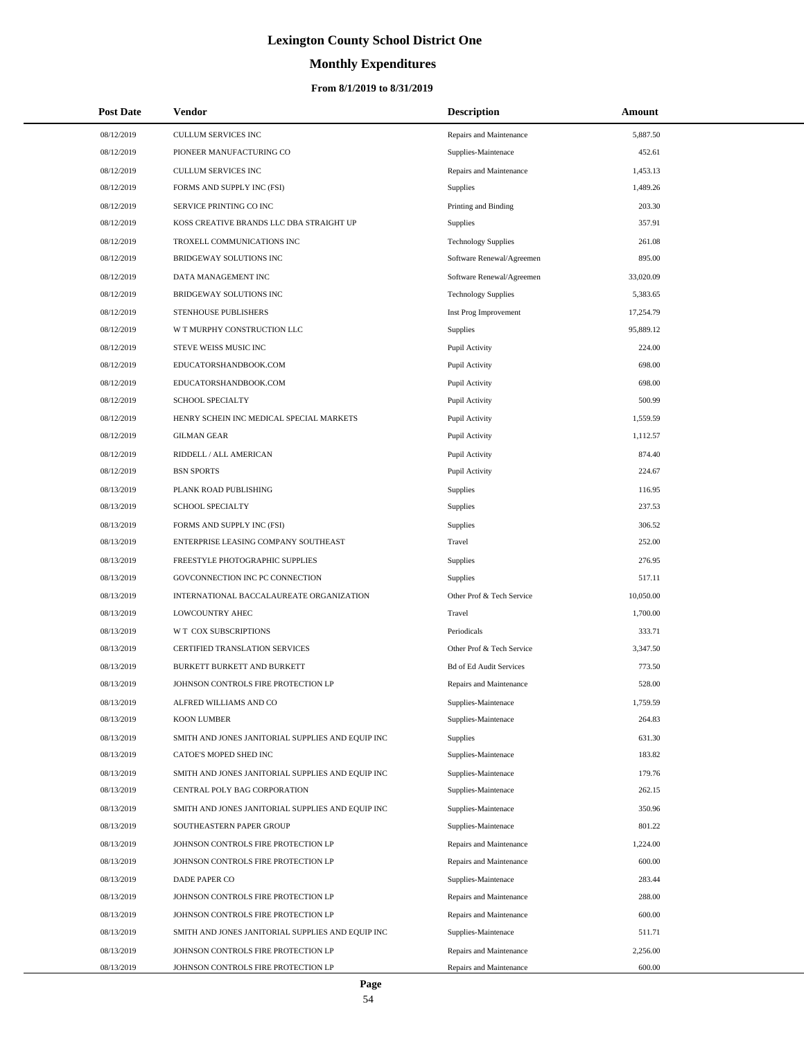# Lexington County School District One

## Monthly Expenditures

### From 8/1/2019 to 8/31/2019

| Post Date | Vendor | Description | Amount |
|---|---|---|---|
| 08/12/2019 | CULLUM SERVICES INC | Repairs and Maintenance | 5,887.50 |
| 08/12/2019 | PIONEER MANUFACTURING CO | Supplies-Maintenace | 452.61 |
| 08/12/2019 | CULLUM SERVICES INC | Repairs and Maintenance | 1,453.13 |
| 08/12/2019 | FORMS AND SUPPLY INC (FSI) | Supplies | 1,489.26 |
| 08/12/2019 | SERVICE PRINTING CO INC | Printing and Binding | 203.30 |
| 08/12/2019 | KOSS CREATIVE BRANDS LLC DBA STRAIGHT UP | Supplies | 357.91 |
| 08/12/2019 | TROXELL COMMUNICATIONS INC | Technology Supplies | 261.08 |
| 08/12/2019 | BRIDGEWAY SOLUTIONS INC | Software Renewal/Agreemen | 895.00 |
| 08/12/2019 | DATA MANAGEMENT INC | Software Renewal/Agreemen | 33,020.09 |
| 08/12/2019 | BRIDGEWAY SOLUTIONS INC | Technology Supplies | 5,383.65 |
| 08/12/2019 | STENHOUSE PUBLISHERS | Inst Prog Improvement | 17,254.79 |
| 08/12/2019 | W T MURPHY CONSTRUCTION LLC | Supplies | 95,889.12 |
| 08/12/2019 | STEVE WEISS MUSIC INC | Pupil Activity | 224.00 |
| 08/12/2019 | EDUCATORSHANDBOOK.COM | Pupil Activity | 698.00 |
| 08/12/2019 | EDUCATORSHANDBOOK.COM | Pupil Activity | 698.00 |
| 08/12/2019 | SCHOOL SPECIALTY | Pupil Activity | 500.99 |
| 08/12/2019 | HENRY SCHEIN INC MEDICAL SPECIAL MARKETS | Pupil Activity | 1,559.59 |
| 08/12/2019 | GILMAN GEAR | Pupil Activity | 1,112.57 |
| 08/12/2019 | RIDDELL / ALL AMERICAN | Pupil Activity | 874.40 |
| 08/12/2019 | BSN SPORTS | Pupil Activity | 224.67 |
| 08/13/2019 | PLANK ROAD PUBLISHING | Supplies | 116.95 |
| 08/13/2019 | SCHOOL SPECIALTY | Supplies | 237.53 |
| 08/13/2019 | FORMS AND SUPPLY INC (FSI) | Supplies | 306.52 |
| 08/13/2019 | ENTERPRISE LEASING COMPANY SOUTHEAST | Travel | 252.00 |
| 08/13/2019 | FREESTYLE PHOTOGRAPHIC SUPPLIES | Supplies | 276.95 |
| 08/13/2019 | GOVCONNECTION INC PC CONNECTION | Supplies | 517.11 |
| 08/13/2019 | INTERNATIONAL BACCALAUREATE ORGANIZATION | Other Prof & Tech Service | 10,050.00 |
| 08/13/2019 | LOWCOUNTRY AHEC | Travel | 1,700.00 |
| 08/13/2019 | W T COX SUBSCRIPTIONS | Periodicals | 333.71 |
| 08/13/2019 | CERTIFIED TRANSLATION SERVICES | Other Prof & Tech Service | 3,347.50 |
| 08/13/2019 | BURKETT BURKETT AND BURKETT | Bd of Ed Audit Services | 773.50 |
| 08/13/2019 | JOHNSON CONTROLS FIRE PROTECTION LP | Repairs and Maintenance | 528.00 |
| 08/13/2019 | ALFRED WILLIAMS AND CO | Supplies-Maintenace | 1,759.59 |
| 08/13/2019 | KOON LUMBER | Supplies-Maintenace | 264.83 |
| 08/13/2019 | SMITH AND JONES JANITORIAL SUPPLIES AND EQUIP INC | Supplies | 631.30 |
| 08/13/2019 | CATOE'S MOPED SHED INC | Supplies-Maintenace | 183.82 |
| 08/13/2019 | SMITH AND JONES JANITORIAL SUPPLIES AND EQUIP INC | Supplies-Maintenace | 179.76 |
| 08/13/2019 | CENTRAL POLY BAG CORPORATION | Supplies-Maintenace | 262.15 |
| 08/13/2019 | SMITH AND JONES JANITORIAL SUPPLIES AND EQUIP INC | Supplies-Maintenace | 350.96 |
| 08/13/2019 | SOUTHEASTERN PAPER GROUP | Supplies-Maintenace | 801.22 |
| 08/13/2019 | JOHNSON CONTROLS FIRE PROTECTION LP | Repairs and Maintenance | 1,224.00 |
| 08/13/2019 | JOHNSON CONTROLS FIRE PROTECTION LP | Repairs and Maintenance | 600.00 |
| 08/13/2019 | DADE PAPER CO | Supplies-Maintenace | 283.44 |
| 08/13/2019 | JOHNSON CONTROLS FIRE PROTECTION LP | Repairs and Maintenance | 288.00 |
| 08/13/2019 | JOHNSON CONTROLS FIRE PROTECTION LP | Repairs and Maintenance | 600.00 |
| 08/13/2019 | SMITH AND JONES JANITORIAL SUPPLIES AND EQUIP INC | Supplies-Maintenace | 511.71 |
| 08/13/2019 | JOHNSON CONTROLS FIRE PROTECTION LP | Repairs and Maintenance | 2,256.00 |
| 08/13/2019 | JOHNSON CONTROLS FIRE PROTECTION LP | Repairs and Maintenance | 600.00 |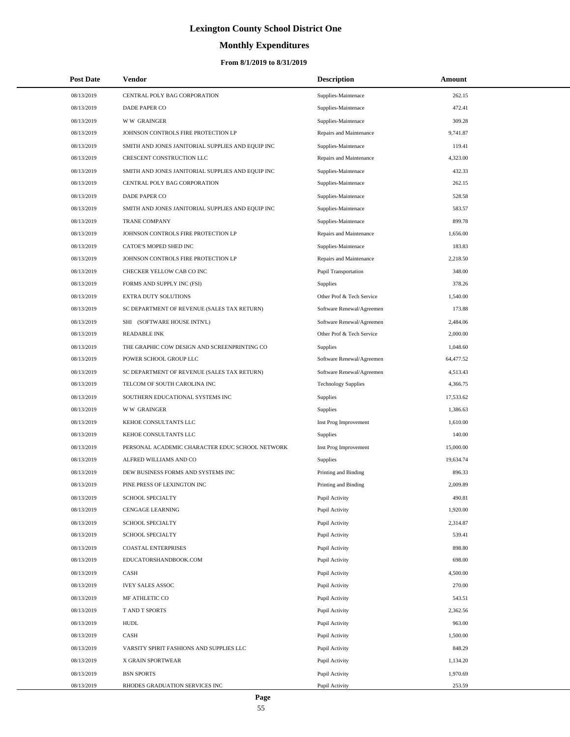# Lexington County School District One

## Monthly Expenditures

### From 8/1/2019 to 8/31/2019

| Post Date | Vendor | Description | Amount |
|---|---|---|---|
| 08/13/2019 | CENTRAL POLY BAG CORPORATION | Supplies-Maintenace | 262.15 |
| 08/13/2019 | DADE PAPER CO | Supplies-Maintenace | 472.41 |
| 08/13/2019 | W W GRAINGER | Supplies-Maintenace | 309.28 |
| 08/13/2019 | JOHNSON CONTROLS FIRE PROTECTION LP | Repairs and Maintenance | 9,741.87 |
| 08/13/2019 | SMITH AND JONES JANITORIAL SUPPLIES AND EQUIP INC | Supplies-Maintenace | 119.41 |
| 08/13/2019 | CRESCENT CONSTRUCTION LLC | Repairs and Maintenance | 4,323.00 |
| 08/13/2019 | SMITH AND JONES JANITORIAL SUPPLIES AND EQUIP INC | Supplies-Maintenace | 432.33 |
| 08/13/2019 | CENTRAL POLY BAG CORPORATION | Supplies-Maintenace | 262.15 |
| 08/13/2019 | DADE PAPER CO | Supplies-Maintenace | 528.58 |
| 08/13/2019 | SMITH AND JONES JANITORIAL SUPPLIES AND EQUIP INC | Supplies-Maintenace | 583.57 |
| 08/13/2019 | TRANE COMPANY | Supplies-Maintenace | 899.78 |
| 08/13/2019 | JOHNSON CONTROLS FIRE PROTECTION LP | Repairs and Maintenance | 1,656.00 |
| 08/13/2019 | CATOE'S MOPED SHED INC | Supplies-Maintenace | 183.83 |
| 08/13/2019 | JOHNSON CONTROLS FIRE PROTECTION LP | Repairs and Maintenance | 2,218.50 |
| 08/13/2019 | CHECKER YELLOW CAB CO INC | Pupil Transportation | 348.00 |
| 08/13/2019 | FORMS AND SUPPLY INC (FSI) | Supplies | 378.26 |
| 08/13/2019 | EXTRA DUTY SOLUTIONS | Other Prof & Tech Service | 1,540.00 |
| 08/13/2019 | SC DEPARTMENT OF REVENUE (SALES TAX RETURN) | Software Renewal/Agreemen | 173.88 |
| 08/13/2019 | SHI (SOFTWARE HOUSE INTN'L) | Software Renewal/Agreemen | 2,484.06 |
| 08/13/2019 | READABLE INK | Other Prof & Tech Service | 2,000.00 |
| 08/13/2019 | THE GRAPHIC COW DESIGN AND SCREENPRINTING CO | Supplies | 1,048.60 |
| 08/13/2019 | POWER SCHOOL GROUP LLC | Software Renewal/Agreemen | 64,477.52 |
| 08/13/2019 | SC DEPARTMENT OF REVENUE (SALES TAX RETURN) | Software Renewal/Agreemen | 4,513.43 |
| 08/13/2019 | TELCOM OF SOUTH CAROLINA INC | Technology Supplies | 4,366.75 |
| 08/13/2019 | SOUTHERN EDUCATIONAL SYSTEMS INC | Supplies | 17,533.62 |
| 08/13/2019 | W W GRAINGER | Supplies | 1,386.63 |
| 08/13/2019 | KEHOE CONSULTANTS LLC | Inst Prog Improvement | 1,610.00 |
| 08/13/2019 | KEHOE CONSULTANTS LLC | Supplies | 140.00 |
| 08/13/2019 | PERSONAL ACADEMIC CHARACTER EDUC SCHOOL NETWORK | Inst Prog Improvement | 15,000.00 |
| 08/13/2019 | ALFRED WILLIAMS AND CO | Supplies | 19,634.74 |
| 08/13/2019 | DEW BUSINESS FORMS AND SYSTEMS INC | Printing and Binding | 896.33 |
| 08/13/2019 | PINE PRESS OF LEXINGTON INC | Printing and Binding | 2,009.89 |
| 08/13/2019 | SCHOOL SPECIALTY | Pupil Activity | 490.81 |
| 08/13/2019 | CENGAGE LEARNING | Pupil Activity | 1,920.00 |
| 08/13/2019 | SCHOOL SPECIALTY | Pupil Activity | 2,314.87 |
| 08/13/2019 | SCHOOL SPECIALTY | Pupil Activity | 539.41 |
| 08/13/2019 | COASTAL ENTERPRISES | Pupil Activity | 898.80 |
| 08/13/2019 | EDUCATORSHANDBOOK.COM | Pupil Activity | 698.00 |
| 08/13/2019 | CASH | Pupil Activity | 4,500.00 |
| 08/13/2019 | IVEY SALES ASSOC | Pupil Activity | 270.00 |
| 08/13/2019 | MF ATHLETIC CO | Pupil Activity | 543.51 |
| 08/13/2019 | T AND T SPORTS | Pupil Activity | 2,362.56 |
| 08/13/2019 | HUDL | Pupil Activity | 963.00 |
| 08/13/2019 | CASH | Pupil Activity | 1,500.00 |
| 08/13/2019 | VARSITY SPIRIT FASHIONS AND SUPPLIES LLC | Pupil Activity | 848.29 |
| 08/13/2019 | X GRAIN SPORTWEAR | Pupil Activity | 1,134.20 |
| 08/13/2019 | BSN SPORTS | Pupil Activity | 1,970.69 |
| 08/13/2019 | RHODES GRADUATION SERVICES INC | Pupil Activity | 253.59 |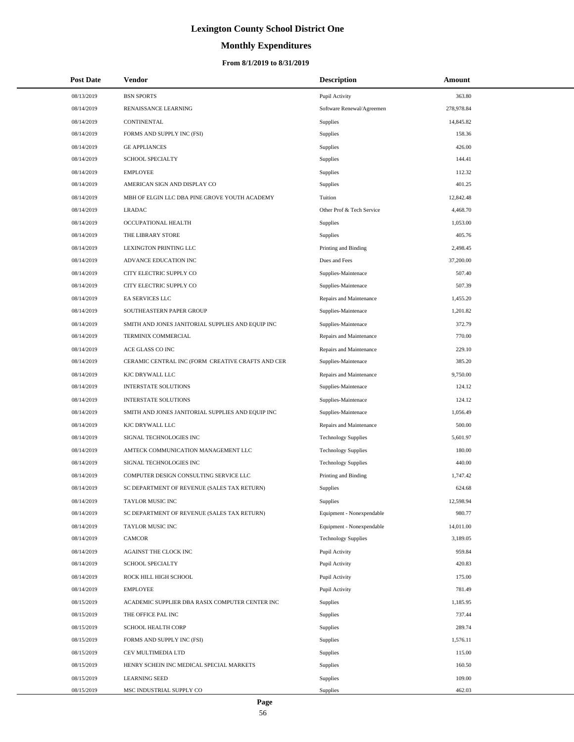# Lexington County School District One

## Monthly Expenditures

### From 8/1/2019 to 8/31/2019

| Post Date | Vendor | Description | Amount |
|---|---|---|---|
| 08/13/2019 | BSN SPORTS | Pupil Activity | 363.80 |
| 08/14/2019 | RENAISSANCE LEARNING | Software Renewal/Agreemen | 278,978.84 |
| 08/14/2019 | CONTINENTAL | Supplies | 14,845.82 |
| 08/14/2019 | FORMS AND SUPPLY INC (FSI) | Supplies | 158.36 |
| 08/14/2019 | GE APPLIANCES | Supplies | 426.00 |
| 08/14/2019 | SCHOOL SPECIALTY | Supplies | 144.41 |
| 08/14/2019 | EMPLOYEE | Supplies | 112.32 |
| 08/14/2019 | AMERICAN SIGN AND DISPLAY CO | Supplies | 401.25 |
| 08/14/2019 | MBH OF ELGIN LLC DBA PINE GROVE YOUTH ACADEMY | Tuition | 12,842.48 |
| 08/14/2019 | LRADAC | Other Prof & Tech Service | 4,468.70 |
| 08/14/2019 | OCCUPATIONAL HEALTH | Supplies | 1,053.00 |
| 08/14/2019 | THE LIBRARY STORE | Supplies | 405.76 |
| 08/14/2019 | LEXINGTON PRINTING LLC | Printing and Binding | 2,498.45 |
| 08/14/2019 | ADVANCE EDUCATION INC | Dues and Fees | 37,200.00 |
| 08/14/2019 | CITY ELECTRIC SUPPLY CO | Supplies-Maintenace | 507.40 |
| 08/14/2019 | CITY ELECTRIC SUPPLY CO | Supplies-Maintenace | 507.39 |
| 08/14/2019 | EA SERVICES LLC | Repairs and Maintenance | 1,455.20 |
| 08/14/2019 | SOUTHEASTERN PAPER GROUP | Supplies-Maintenace | 1,201.82 |
| 08/14/2019 | SMITH AND JONES JANITORIAL SUPPLIES AND EQUIP INC | Supplies-Maintenace | 372.79 |
| 08/14/2019 | TERMINIX COMMERCIAL | Repairs and Maintenance | 770.00 |
| 08/14/2019 | ACE GLASS CO INC | Repairs and Maintenance | 229.10 |
| 08/14/2019 | CERAMIC CENTRAL INC (FORM CREATIVE CRAFTS AND CER | Supplies-Maintenace | 385.20 |
| 08/14/2019 | KJC DRYWALL LLC | Repairs and Maintenance | 9,750.00 |
| 08/14/2019 | INTERSTATE SOLUTIONS | Supplies-Maintenace | 124.12 |
| 08/14/2019 | INTERSTATE SOLUTIONS | Supplies-Maintenace | 124.12 |
| 08/14/2019 | SMITH AND JONES JANITORIAL SUPPLIES AND EQUIP INC | Supplies-Maintenace | 1,056.49 |
| 08/14/2019 | KJC DRYWALL LLC | Repairs and Maintenance | 500.00 |
| 08/14/2019 | SIGNAL TECHNOLOGIES INC | Technology Supplies | 5,601.97 |
| 08/14/2019 | AMTECK COMMUNICATION MANAGEMENT LLC | Technology Supplies | 180.00 |
| 08/14/2019 | SIGNAL TECHNOLOGIES INC | Technology Supplies | 440.00 |
| 08/14/2019 | COMPUTER DESIGN CONSULTING SERVICE LLC | Printing and Binding | 1,747.42 |
| 08/14/2019 | SC DEPARTMENT OF REVENUE (SALES TAX RETURN) | Supplies | 624.68 |
| 08/14/2019 | TAYLOR MUSIC INC | Supplies | 12,598.94 |
| 08/14/2019 | SC DEPARTMENT OF REVENUE (SALES TAX RETURN) | Equipment - Nonexpendable | 980.77 |
| 08/14/2019 | TAYLOR MUSIC INC | Equipment - Nonexpendable | 14,011.00 |
| 08/14/2019 | CAMCOR | Technology Supplies | 3,189.05 |
| 08/14/2019 | AGAINST THE CLOCK INC | Pupil Activity | 959.84 |
| 08/14/2019 | SCHOOL SPECIALTY | Pupil Activity | 420.83 |
| 08/14/2019 | ROCK HILL HIGH SCHOOL | Pupil Activity | 175.00 |
| 08/14/2019 | EMPLOYEE | Pupil Activity | 781.49 |
| 08/15/2019 | ACADEMIC SUPPLIER DBA RASIX COMPUTER CENTER INC | Supplies | 1,185.95 |
| 08/15/2019 | THE OFFICE PAL INC | Supplies | 737.44 |
| 08/15/2019 | SCHOOL HEALTH CORP | Supplies | 289.74 |
| 08/15/2019 | FORMS AND SUPPLY INC (FSI) | Supplies | 1,576.11 |
| 08/15/2019 | CEV MULTIMEDIA LTD | Supplies | 115.00 |
| 08/15/2019 | HENRY SCHEIN INC MEDICAL SPECIAL MARKETS | Supplies | 160.50 |
| 08/15/2019 | LEARNING SEED | Supplies | 109.00 |
| 08/15/2019 | MSC INDUSTRIAL SUPPLY CO | Supplies | 462.03 |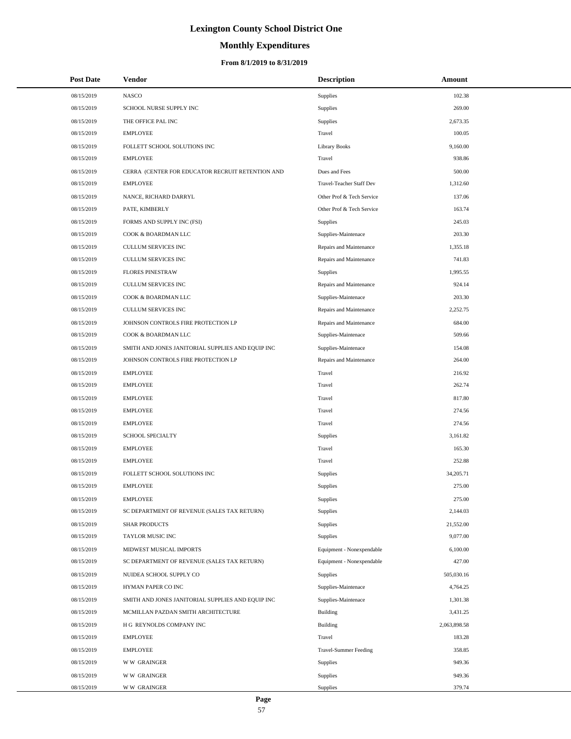# Lexington County School District One

## Monthly Expenditures

### From 8/1/2019 to 8/31/2019

| Post Date | Vendor | Description | Amount |
|---|---|---|---|
| 08/15/2019 | NASCO | Supplies | 102.38 |
| 08/15/2019 | SCHOOL NURSE SUPPLY INC | Supplies | 269.00 |
| 08/15/2019 | THE OFFICE PAL INC | Supplies | 2,673.35 |
| 08/15/2019 | EMPLOYEE | Travel | 100.05 |
| 08/15/2019 | FOLLETT SCHOOL SOLUTIONS INC | Library Books | 9,160.00 |
| 08/15/2019 | EMPLOYEE | Travel | 938.86 |
| 08/15/2019 | CERRA (CENTER FOR EDUCATOR RECRUIT RETENTION AND | Dues and Fees | 500.00 |
| 08/15/2019 | EMPLOYEE | Travel-Teacher Staff Dev | 1,312.60 |
| 08/15/2019 | NANCE, RICHARD DARRYL | Other Prof & Tech Service | 137.06 |
| 08/15/2019 | PATE, KIMBERLY | Other Prof & Tech Service | 163.74 |
| 08/15/2019 | FORMS AND SUPPLY INC (FSI) | Supplies | 245.03 |
| 08/15/2019 | COOK & BOARDMAN LLC | Supplies-Maintenace | 203.30 |
| 08/15/2019 | CULLUM SERVICES INC | Repairs and Maintenance | 1,355.18 |
| 08/15/2019 | CULLUM SERVICES INC | Repairs and Maintenance | 741.83 |
| 08/15/2019 | FLORES PINESTRAW | Supplies | 1,995.55 |
| 08/15/2019 | CULLUM SERVICES INC | Repairs and Maintenance | 924.14 |
| 08/15/2019 | COOK & BOARDMAN LLC | Supplies-Maintenace | 203.30 |
| 08/15/2019 | CULLUM SERVICES INC | Repairs and Maintenance | 2,252.75 |
| 08/15/2019 | JOHNSON CONTROLS FIRE PROTECTION LP | Repairs and Maintenance | 684.00 |
| 08/15/2019 | COOK & BOARDMAN LLC | Supplies-Maintenace | 509.66 |
| 08/15/2019 | SMITH AND JONES JANITORIAL SUPPLIES AND EQUIP INC | Supplies-Maintenace | 154.08 |
| 08/15/2019 | JOHNSON CONTROLS FIRE PROTECTION LP | Repairs and Maintenance | 264.00 |
| 08/15/2019 | EMPLOYEE | Travel | 216.92 |
| 08/15/2019 | EMPLOYEE | Travel | 262.74 |
| 08/15/2019 | EMPLOYEE | Travel | 817.80 |
| 08/15/2019 | EMPLOYEE | Travel | 274.56 |
| 08/15/2019 | EMPLOYEE | Travel | 274.56 |
| 08/15/2019 | SCHOOL SPECIALTY | Supplies | 3,161.82 |
| 08/15/2019 | EMPLOYEE | Travel | 165.30 |
| 08/15/2019 | EMPLOYEE | Travel | 252.88 |
| 08/15/2019 | FOLLETT SCHOOL SOLUTIONS INC | Supplies | 34,205.71 |
| 08/15/2019 | EMPLOYEE | Supplies | 275.00 |
| 08/15/2019 | EMPLOYEE | Supplies | 275.00 |
| 08/15/2019 | SC DEPARTMENT OF REVENUE (SALES TAX RETURN) | Supplies | 2,144.03 |
| 08/15/2019 | SHAR PRODUCTS | Supplies | 21,552.00 |
| 08/15/2019 | TAYLOR MUSIC INC | Supplies | 9,077.00 |
| 08/15/2019 | MIDWEST MUSICAL IMPORTS | Equipment - Nonexpendable | 6,100.00 |
| 08/15/2019 | SC DEPARTMENT OF REVENUE (SALES TAX RETURN) | Equipment - Nonexpendable | 427.00 |
| 08/15/2019 | NUIDEA SCHOOL SUPPLY CO | Supplies | 505,030.16 |
| 08/15/2019 | HYMAN PAPER CO INC | Supplies-Maintenace | 4,764.25 |
| 08/15/2019 | SMITH AND JONES JANITORIAL SUPPLIES AND EQUIP INC | Supplies-Maintenace | 1,301.38 |
| 08/15/2019 | MCMILLAN PAZDAN SMITH ARCHITECTURE | Building | 3,431.25 |
| 08/15/2019 | H G REYNOLDS COMPANY INC | Building | 2,063,898.58 |
| 08/15/2019 | EMPLOYEE | Travel | 183.28 |
| 08/15/2019 | EMPLOYEE | Travel-Summer Feeding | 358.85 |
| 08/15/2019 | W W GRAINGER | Supplies | 949.36 |
| 08/15/2019 | W W GRAINGER | Supplies | 949.36 |
| 08/15/2019 | W W GRAINGER | Supplies | 379.74 |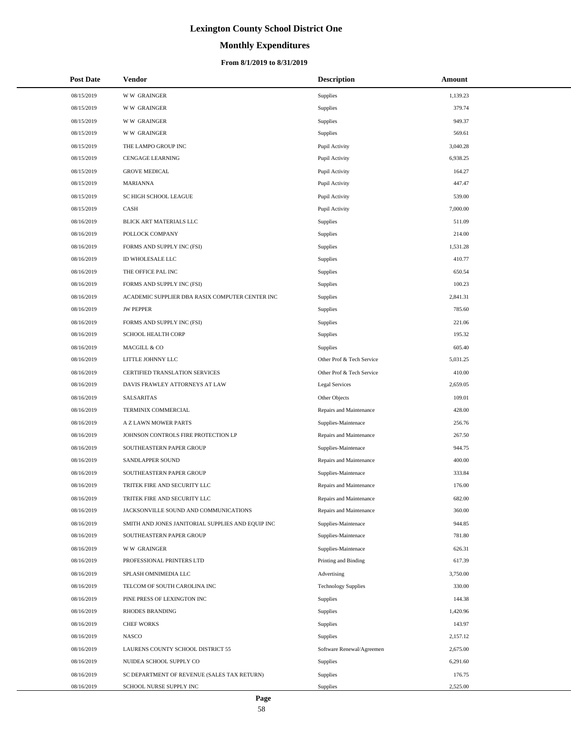# Lexington County School District One

## Monthly Expenditures

### From 8/1/2019 to 8/31/2019

| Post Date | Vendor | Description | Amount |
|---|---|---|---|
| 08/15/2019 | W W GRAINGER | Supplies | 1,139.23 |
| 08/15/2019 | W W GRAINGER | Supplies | 379.74 |
| 08/15/2019 | W W GRAINGER | Supplies | 949.37 |
| 08/15/2019 | W W GRAINGER | Supplies | 569.61 |
| 08/15/2019 | THE LAMPO GROUP INC | Pupil Activity | 3,040.28 |
| 08/15/2019 | CENGAGE LEARNING | Pupil Activity | 6,938.25 |
| 08/15/2019 | GROVE MEDICAL | Pupil Activity | 164.27 |
| 08/15/2019 | MARIANNA | Pupil Activity | 447.47 |
| 08/15/2019 | SC HIGH SCHOOL LEAGUE | Pupil Activity | 539.00 |
| 08/15/2019 | CASH | Pupil Activity | 7,000.00 |
| 08/16/2019 | BLICK ART MATERIALS LLC | Supplies | 511.09 |
| 08/16/2019 | POLLOCK COMPANY | Supplies | 214.00 |
| 08/16/2019 | FORMS AND SUPPLY INC (FSI) | Supplies | 1,531.28 |
| 08/16/2019 | ID WHOLESALE LLC | Supplies | 410.77 |
| 08/16/2019 | THE OFFICE PAL INC | Supplies | 650.54 |
| 08/16/2019 | FORMS AND SUPPLY INC (FSI) | Supplies | 100.23 |
| 08/16/2019 | ACADEMIC SUPPLIER DBA RASIX COMPUTER CENTER INC | Supplies | 2,841.31 |
| 08/16/2019 | JW PEPPER | Supplies | 785.60 |
| 08/16/2019 | FORMS AND SUPPLY INC (FSI) | Supplies | 221.06 |
| 08/16/2019 | SCHOOL HEALTH CORP | Supplies | 195.32 |
| 08/16/2019 | MACGILL & CO | Supplies | 605.40 |
| 08/16/2019 | LITTLE JOHNNY LLC | Other Prof & Tech Service | 5,031.25 |
| 08/16/2019 | CERTIFIED TRANSLATION SERVICES | Other Prof & Tech Service | 410.00 |
| 08/16/2019 | DAVIS FRAWLEY ATTORNEYS AT LAW | Legal Services | 2,659.05 |
| 08/16/2019 | SALSARITAS | Other Objects | 109.01 |
| 08/16/2019 | TERMINIX COMMERCIAL | Repairs and Maintenance | 428.00 |
| 08/16/2019 | A Z LAWN MOWER PARTS | Supplies-Maintenace | 256.76 |
| 08/16/2019 | JOHNSON CONTROLS FIRE PROTECTION LP | Repairs and Maintenance | 267.50 |
| 08/16/2019 | SOUTHEASTERN PAPER GROUP | Supplies-Maintenace | 944.75 |
| 08/16/2019 | SANDLAPPER SOUND | Repairs and Maintenance | 400.00 |
| 08/16/2019 | SOUTHEASTERN PAPER GROUP | Supplies-Maintenace | 333.84 |
| 08/16/2019 | TRITEK FIRE AND SECURITY LLC | Repairs and Maintenance | 176.00 |
| 08/16/2019 | TRITEK FIRE AND SECURITY LLC | Repairs and Maintenance | 682.00 |
| 08/16/2019 | JACKSONVILLE SOUND AND COMMUNICATIONS | Repairs and Maintenance | 360.00 |
| 08/16/2019 | SMITH AND JONES JANITORIAL SUPPLIES AND EQUIP INC | Supplies-Maintenace | 944.85 |
| 08/16/2019 | SOUTHEASTERN PAPER GROUP | Supplies-Maintenace | 781.80 |
| 08/16/2019 | W W GRAINGER | Supplies-Maintenace | 626.31 |
| 08/16/2019 | PROFESSIONAL PRINTERS LTD | Printing and Binding | 617.39 |
| 08/16/2019 | SPLASH OMNIMEDIA LLC | Advertising | 3,750.00 |
| 08/16/2019 | TELCOM OF SOUTH CAROLINA INC | Technology Supplies | 330.00 |
| 08/16/2019 | PINE PRESS OF LEXINGTON INC | Supplies | 144.38 |
| 08/16/2019 | RHODES BRANDING | Supplies | 1,420.96 |
| 08/16/2019 | CHEF WORKS | Supplies | 143.97 |
| 08/16/2019 | NASCO | Supplies | 2,157.12 |
| 08/16/2019 | LAURENS COUNTY SCHOOL DISTRICT 55 | Software Renewal/Agreemen | 2,675.00 |
| 08/16/2019 | NUIDEA SCHOOL SUPPLY CO | Supplies | 6,291.60 |
| 08/16/2019 | SC DEPARTMENT OF REVENUE (SALES TAX RETURN) | Supplies | 176.75 |
| 08/16/2019 | SCHOOL NURSE SUPPLY INC | Supplies | 2,525.00 |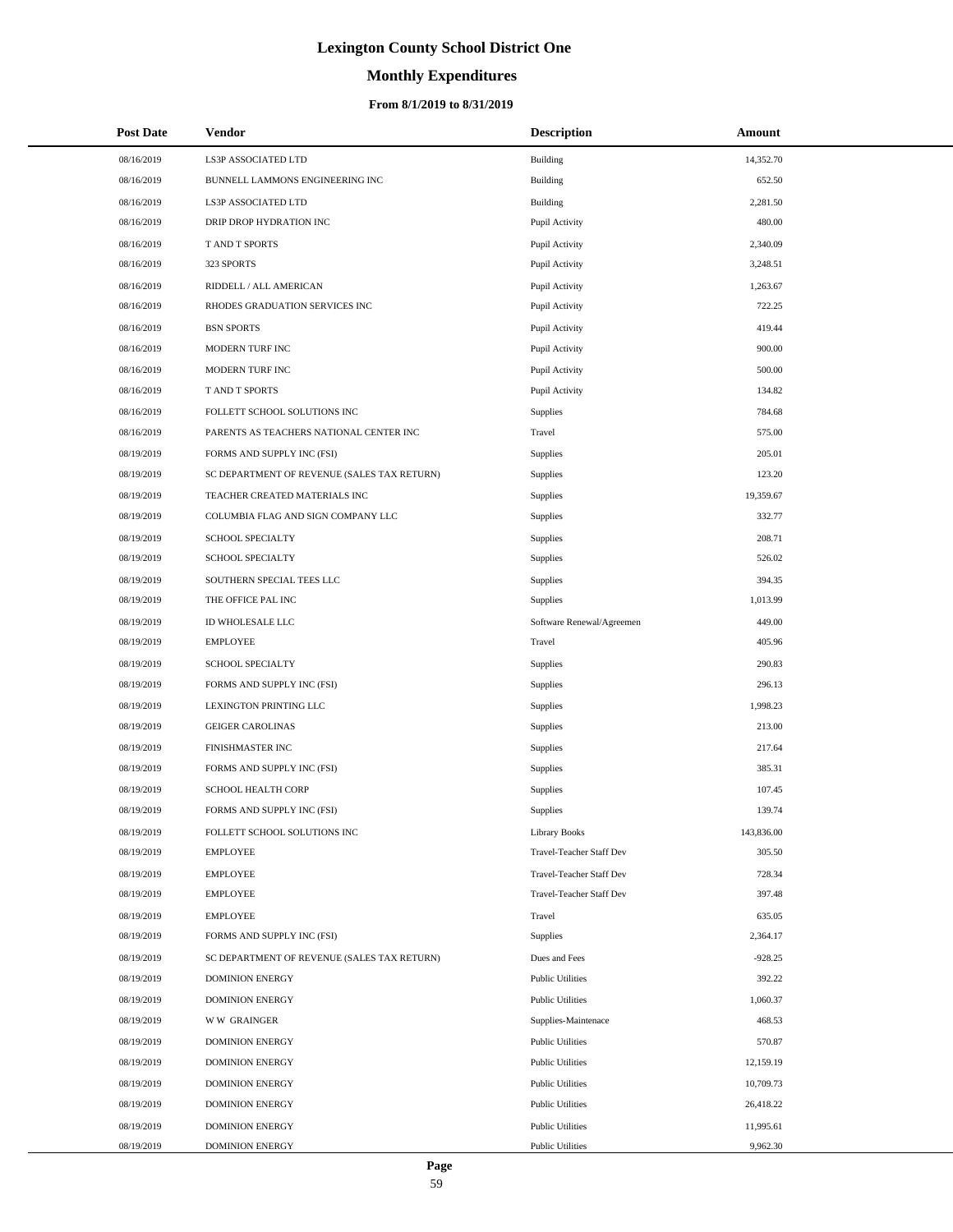# Lexington County School District One

## Monthly Expenditures

### From 8/1/2019 to 8/31/2019

| Post Date | Vendor | Description | Amount |
|---|---|---|---|
| 08/16/2019 | LS3P ASSOCIATED LTD | Building | 14,352.70 |
| 08/16/2019 | BUNNELL LAMMONS ENGINEERING INC | Building | 652.50 |
| 08/16/2019 | LS3P ASSOCIATED LTD | Building | 2,281.50 |
| 08/16/2019 | DRIP DROP HYDRATION INC | Pupil Activity | 480.00 |
| 08/16/2019 | T AND T SPORTS | Pupil Activity | 2,340.09 |
| 08/16/2019 | 323 SPORTS | Pupil Activity | 3,248.51 |
| 08/16/2019 | RIDDELL / ALL AMERICAN | Pupil Activity | 1,263.67 |
| 08/16/2019 | RHODES GRADUATION SERVICES INC | Pupil Activity | 722.25 |
| 08/16/2019 | BSN SPORTS | Pupil Activity | 419.44 |
| 08/16/2019 | MODERN TURF INC | Pupil Activity | 900.00 |
| 08/16/2019 | MODERN TURF INC | Pupil Activity | 500.00 |
| 08/16/2019 | T AND T SPORTS | Pupil Activity | 134.82 |
| 08/16/2019 | FOLLETT SCHOOL SOLUTIONS INC | Supplies | 784.68 |
| 08/16/2019 | PARENTS AS TEACHERS NATIONAL CENTER INC | Travel | 575.00 |
| 08/19/2019 | FORMS AND SUPPLY INC (FSI) | Supplies | 205.01 |
| 08/19/2019 | SC DEPARTMENT OF REVENUE (SALES TAX RETURN) | Supplies | 123.20 |
| 08/19/2019 | TEACHER CREATED MATERIALS INC | Supplies | 19,359.67 |
| 08/19/2019 | COLUMBIA FLAG AND SIGN COMPANY LLC | Supplies | 332.77 |
| 08/19/2019 | SCHOOL SPECIALTY | Supplies | 208.71 |
| 08/19/2019 | SCHOOL SPECIALTY | Supplies | 526.02 |
| 08/19/2019 | SOUTHERN SPECIAL TEES LLC | Supplies | 394.35 |
| 08/19/2019 | THE OFFICE PAL INC | Supplies | 1,013.99 |
| 08/19/2019 | ID WHOLESALE LLC | Software Renewal/Agreemen | 449.00 |
| 08/19/2019 | EMPLOYEE | Travel | 405.96 |
| 08/19/2019 | SCHOOL SPECIALTY | Supplies | 290.83 |
| 08/19/2019 | FORMS AND SUPPLY INC (FSI) | Supplies | 296.13 |
| 08/19/2019 | LEXINGTON PRINTING LLC | Supplies | 1,998.23 |
| 08/19/2019 | GEIGER CAROLINAS | Supplies | 213.00 |
| 08/19/2019 | FINISHMASTER INC | Supplies | 217.64 |
| 08/19/2019 | FORMS AND SUPPLY INC (FSI) | Supplies | 385.31 |
| 08/19/2019 | SCHOOL HEALTH CORP | Supplies | 107.45 |
| 08/19/2019 | FORMS AND SUPPLY INC (FSI) | Supplies | 139.74 |
| 08/19/2019 | FOLLETT SCHOOL SOLUTIONS INC | Library Books | 143,836.00 |
| 08/19/2019 | EMPLOYEE | Travel-Teacher Staff Dev | 305.50 |
| 08/19/2019 | EMPLOYEE | Travel-Teacher Staff Dev | 728.34 |
| 08/19/2019 | EMPLOYEE | Travel-Teacher Staff Dev | 397.48 |
| 08/19/2019 | EMPLOYEE | Travel | 635.05 |
| 08/19/2019 | FORMS AND SUPPLY INC (FSI) | Supplies | 2,364.17 |
| 08/19/2019 | SC DEPARTMENT OF REVENUE (SALES TAX RETURN) | Dues and Fees | -928.25 |
| 08/19/2019 | DOMINION ENERGY | Public Utilities | 392.22 |
| 08/19/2019 | DOMINION ENERGY | Public Utilities | 1,060.37 |
| 08/19/2019 | W W GRAINGER | Supplies-Maintenace | 468.53 |
| 08/19/2019 | DOMINION ENERGY | Public Utilities | 570.87 |
| 08/19/2019 | DOMINION ENERGY | Public Utilities | 12,159.19 |
| 08/19/2019 | DOMINION ENERGY | Public Utilities | 10,709.73 |
| 08/19/2019 | DOMINION ENERGY | Public Utilities | 26,418.22 |
| 08/19/2019 | DOMINION ENERGY | Public Utilities | 11,995.61 |
| 08/19/2019 | DOMINION ENERGY | Public Utilities | 9,962.30 |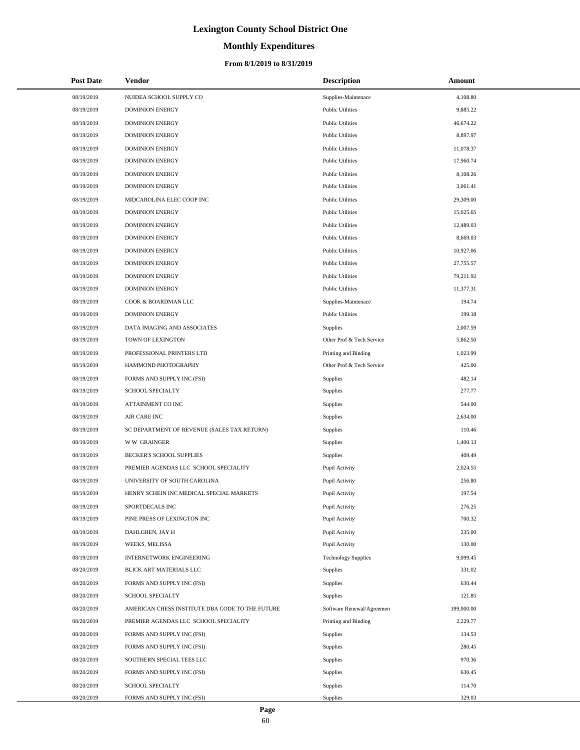# Lexington County School District One

## Monthly Expenditures

### From 8/1/2019 to 8/31/2019

| Post Date | Vendor | Description | Amount |
|---|---|---|---|
| 08/19/2019 | NUIDEA SCHOOL SUPPLY CO | Supplies-Maintenace | 4,108.80 |
| 08/19/2019 | DOMINION ENERGY | Public Utilities | 9,885.22 |
| 08/19/2019 | DOMINION ENERGY | Public Utilities | 46,674.22 |
| 08/19/2019 | DOMINION ENERGY | Public Utilities | 8,897.97 |
| 08/19/2019 | DOMINION ENERGY | Public Utilities | 11,078.37 |
| 08/19/2019 | DOMINION ENERGY | Public Utilities | 17,960.74 |
| 08/19/2019 | DOMINION ENERGY | Public Utilities | 8,108.26 |
| 08/19/2019 | DOMINION ENERGY | Public Utilities | 3,061.41 |
| 08/19/2019 | MIDCAROLINA ELEC COOP INC | Public Utilities | 29,309.00 |
| 08/19/2019 | DOMINION ENERGY | Public Utilities | 15,025.65 |
| 08/19/2019 | DOMINION ENERGY | Public Utilities | 12,489.03 |
| 08/19/2019 | DOMINION ENERGY | Public Utilities | 8,669.03 |
| 08/19/2019 | DOMINION ENERGY | Public Utilities | 10,927.06 |
| 08/19/2019 | DOMINION ENERGY | Public Utilities | 27,755.57 |
| 08/19/2019 | DOMINION ENERGY | Public Utilities | 79,211.92 |
| 08/19/2019 | DOMINION ENERGY | Public Utilities | 11,377.31 |
| 08/19/2019 | COOK & BOARDMAN LLC | Supplies-Maintenace | 194.74 |
| 08/19/2019 | DOMINION ENERGY | Public Utilities | 199.18 |
| 08/19/2019 | DATA IMAGING AND ASSOCIATES | Supplies | 2,007.59 |
| 08/19/2019 | TOWN OF LEXINGTON | Other Prof & Tech Service | 5,862.50 |
| 08/19/2019 | PROFESSIONAL PRINTERS LTD | Printing and Binding | 1,023.99 |
| 08/19/2019 | HAMMOND PHOTOGRAPHY | Other Prof & Tech Service | 425.00 |
| 08/19/2019 | FORMS AND SUPPLY INC (FSI) | Supplies | 482.14 |
| 08/19/2019 | SCHOOL SPECIALTY | Supplies | 277.77 |
| 08/19/2019 | ATTAINMENT CO INC | Supplies | 544.00 |
| 08/19/2019 | AIR CARE INC | Supplies | 2,634.00 |
| 08/19/2019 | SC DEPARTMENT OF REVENUE (SALES TAX RETURN) | Supplies | 110.46 |
| 08/19/2019 | W W GRAINGER | Supplies | 1,400.13 |
| 08/19/2019 | BECKER'S SCHOOL SUPPLIES | Supplies | 409.49 |
| 08/19/2019 | PREMIER AGENDAS LLC SCHOOL SPECIALITY | Pupil Activity | 2,024.55 |
| 08/19/2019 | UNIVERSITY OF SOUTH CAROLINA | Pupil Activity | 256.80 |
| 08/19/2019 | HENRY SCHEIN INC MEDICAL SPECIAL MARKETS | Pupil Activity | 197.54 |
| 08/19/2019 | SPORTDECALS INC | Pupil Activity | 276.25 |
| 08/19/2019 | PINE PRESS OF LEXINGTON INC | Pupil Activity | 700.32 |
| 08/19/2019 | DAHLGREN, JAY H | Pupil Activity | 235.00 |
| 08/19/2019 | WEEKS, MELISSA | Pupil Activity | 130.00 |
| 08/19/2019 | INTERNETWORK ENGINEERING | Technology Supplies | 9,099.45 |
| 08/20/2019 | BLICK ART MATERIALS LLC | Supplies | 331.02 |
| 08/20/2019 | FORMS AND SUPPLY INC (FSI) | Supplies | 630.44 |
| 08/20/2019 | SCHOOL SPECIALTY | Supplies | 121.85 |
| 08/20/2019 | AMERICAN CHESS INSTITUTE DBA CODE TO THE FUTURE | Software Renewal/Agreemen | 199,000.00 |
| 08/20/2019 | PREMIER AGENDAS LLC SCHOOL SPECIALITY | Printing and Binding | 2,229.77 |
| 08/20/2019 | FORMS AND SUPPLY INC (FSI) | Supplies | 134.53 |
| 08/20/2019 | FORMS AND SUPPLY INC (FSI) | Supplies | 280.45 |
| 08/20/2019 | SOUTHERN SPECIAL TEES LLC | Supplies | 970.36 |
| 08/20/2019 | FORMS AND SUPPLY INC (FSI) | Supplies | 630.45 |
| 08/20/2019 | SCHOOL SPECIALTY | Supplies | 114.70 |
| 08/20/2019 | FORMS AND SUPPLY INC (FSI) | Supplies | 329.03 |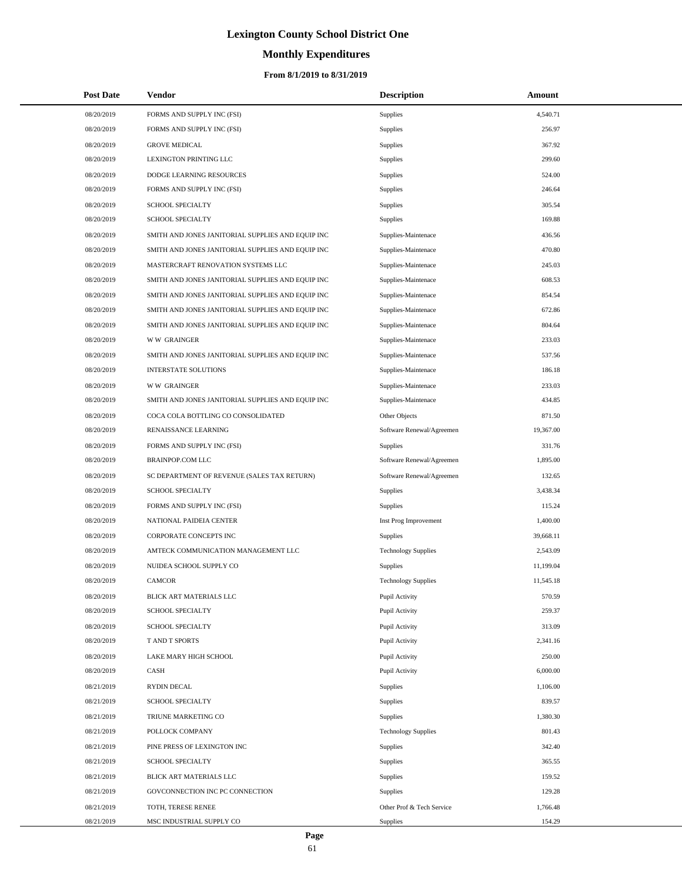# Lexington County School District One

## Monthly Expenditures

### From 8/1/2019 to 8/31/2019

| Post Date | Vendor | Description | Amount |
|---|---|---|---|
| 08/20/2019 | FORMS AND SUPPLY INC (FSI) | Supplies | 4,540.71 |
| 08/20/2019 | FORMS AND SUPPLY INC (FSI) | Supplies | 256.97 |
| 08/20/2019 | GROVE MEDICAL | Supplies | 367.92 |
| 08/20/2019 | LEXINGTON PRINTING LLC | Supplies | 299.60 |
| 08/20/2019 | DODGE LEARNING RESOURCES | Supplies | 524.00 |
| 08/20/2019 | FORMS AND SUPPLY INC (FSI) | Supplies | 246.64 |
| 08/20/2019 | SCHOOL SPECIALTY | Supplies | 305.54 |
| 08/20/2019 | SCHOOL SPECIALTY | Supplies | 169.88 |
| 08/20/2019 | SMITH AND JONES JANITORIAL SUPPLIES AND EQUIP INC | Supplies-Maintenace | 436.56 |
| 08/20/2019 | SMITH AND JONES JANITORIAL SUPPLIES AND EQUIP INC | Supplies-Maintenace | 470.80 |
| 08/20/2019 | MASTERCRAFT RENOVATION SYSTEMS LLC | Supplies-Maintenace | 245.03 |
| 08/20/2019 | SMITH AND JONES JANITORIAL SUPPLIES AND EQUIP INC | Supplies-Maintenace | 608.53 |
| 08/20/2019 | SMITH AND JONES JANITORIAL SUPPLIES AND EQUIP INC | Supplies-Maintenace | 854.54 |
| 08/20/2019 | SMITH AND JONES JANITORIAL SUPPLIES AND EQUIP INC | Supplies-Maintenace | 672.86 |
| 08/20/2019 | SMITH AND JONES JANITORIAL SUPPLIES AND EQUIP INC | Supplies-Maintenace | 804.64 |
| 08/20/2019 | W W GRAINGER | Supplies-Maintenace | 233.03 |
| 08/20/2019 | SMITH AND JONES JANITORIAL SUPPLIES AND EQUIP INC | Supplies-Maintenace | 537.56 |
| 08/20/2019 | INTERSTATE SOLUTIONS | Supplies-Maintenace | 186.18 |
| 08/20/2019 | W W GRAINGER | Supplies-Maintenace | 233.03 |
| 08/20/2019 | SMITH AND JONES JANITORIAL SUPPLIES AND EQUIP INC | Supplies-Maintenace | 434.85 |
| 08/20/2019 | COCA COLA BOTTLING CO CONSOLIDATED | Other Objects | 871.50 |
| 08/20/2019 | RENAISSANCE LEARNING | Software Renewal/Agreemen | 19,367.00 |
| 08/20/2019 | FORMS AND SUPPLY INC (FSI) | Supplies | 331.76 |
| 08/20/2019 | BRAINPOP.COM LLC | Software Renewal/Agreemen | 1,895.00 |
| 08/20/2019 | SC DEPARTMENT OF REVENUE (SALES TAX RETURN) | Software Renewal/Agreemen | 132.65 |
| 08/20/2019 | SCHOOL SPECIALTY | Supplies | 3,438.34 |
| 08/20/2019 | FORMS AND SUPPLY INC (FSI) | Supplies | 115.24 |
| 08/20/2019 | NATIONAL PAIDEIA CENTER | Inst Prog Improvement | 1,400.00 |
| 08/20/2019 | CORPORATE CONCEPTS INC | Supplies | 39,668.11 |
| 08/20/2019 | AMTECK COMMUNICATION MANAGEMENT LLC | Technology Supplies | 2,543.09 |
| 08/20/2019 | NUIDEA SCHOOL SUPPLY CO | Supplies | 11,199.04 |
| 08/20/2019 | CAMCOR | Technology Supplies | 11,545.18 |
| 08/20/2019 | BLICK ART MATERIALS LLC | Pupil Activity | 570.59 |
| 08/20/2019 | SCHOOL SPECIALTY | Pupil Activity | 259.37 |
| 08/20/2019 | SCHOOL SPECIALTY | Pupil Activity | 313.09 |
| 08/20/2019 | T AND T SPORTS | Pupil Activity | 2,341.16 |
| 08/20/2019 | LAKE MARY HIGH SCHOOL | Pupil Activity | 250.00 |
| 08/20/2019 | CASH | Pupil Activity | 6,000.00 |
| 08/21/2019 | RYDIN DECAL | Supplies | 1,106.00 |
| 08/21/2019 | SCHOOL SPECIALTY | Supplies | 839.57 |
| 08/21/2019 | TRIUNE MARKETING CO | Supplies | 1,380.30 |
| 08/21/2019 | POLLOCK COMPANY | Technology Supplies | 801.43 |
| 08/21/2019 | PINE PRESS OF LEXINGTON INC | Supplies | 342.40 |
| 08/21/2019 | SCHOOL SPECIALTY | Supplies | 365.55 |
| 08/21/2019 | BLICK ART MATERIALS LLC | Supplies | 159.52 |
| 08/21/2019 | GOVCONNECTION INC PC CONNECTION | Supplies | 129.28 |
| 08/21/2019 | TOTH, TERESE RENEE | Other Prof & Tech Service | 1,766.48 |
| 08/21/2019 | MSC INDUSTRIAL SUPPLY CO | Supplies | 154.29 |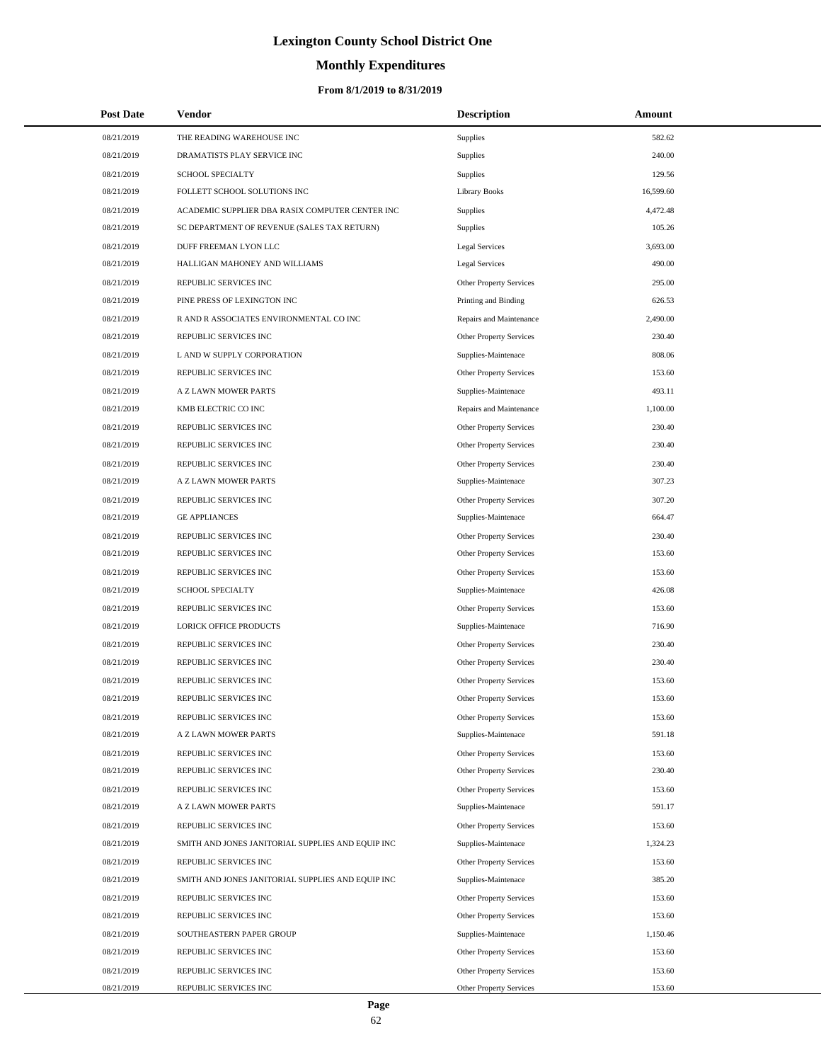# Lexington County School District One

## Monthly Expenditures

### From 8/1/2019 to 8/31/2019

| Post Date | Vendor | Description | Amount |
|---|---|---|---|
| 08/21/2019 | THE READING WAREHOUSE INC | Supplies | 582.62 |
| 08/21/2019 | DRAMATISTS PLAY SERVICE INC | Supplies | 240.00 |
| 08/21/2019 | SCHOOL SPECIALTY | Supplies | 129.56 |
| 08/21/2019 | FOLLETT SCHOOL SOLUTIONS INC | Library Books | 16,599.60 |
| 08/21/2019 | ACADEMIC SUPPLIER DBA RASIX COMPUTER CENTER INC | Supplies | 4,472.48 |
| 08/21/2019 | SC DEPARTMENT OF REVENUE (SALES TAX RETURN) | Supplies | 105.26 |
| 08/21/2019 | DUFF FREEMAN LYON LLC | Legal Services | 3,693.00 |
| 08/21/2019 | HALLIGAN MAHONEY AND WILLIAMS | Legal Services | 490.00 |
| 08/21/2019 | REPUBLIC SERVICES INC | Other Property Services | 295.00 |
| 08/21/2019 | PINE PRESS OF LEXINGTON INC | Printing and Binding | 626.53 |
| 08/21/2019 | R AND R ASSOCIATES ENVIRONMENTAL CO INC | Repairs and Maintenance | 2,490.00 |
| 08/21/2019 | REPUBLIC SERVICES INC | Other Property Services | 230.40 |
| 08/21/2019 | L AND W SUPPLY CORPORATION | Supplies-Maintenace | 808.06 |
| 08/21/2019 | REPUBLIC SERVICES INC | Other Property Services | 153.60 |
| 08/21/2019 | A Z LAWN MOWER PARTS | Supplies-Maintenace | 493.11 |
| 08/21/2019 | KMB ELECTRIC CO INC | Repairs and Maintenance | 1,100.00 |
| 08/21/2019 | REPUBLIC SERVICES INC | Other Property Services | 230.40 |
| 08/21/2019 | REPUBLIC SERVICES INC | Other Property Services | 230.40 |
| 08/21/2019 | REPUBLIC SERVICES INC | Other Property Services | 230.40 |
| 08/21/2019 | A Z LAWN MOWER PARTS | Supplies-Maintenace | 307.23 |
| 08/21/2019 | REPUBLIC SERVICES INC | Other Property Services | 307.20 |
| 08/21/2019 | GE APPLIANCES | Supplies-Maintenace | 664.47 |
| 08/21/2019 | REPUBLIC SERVICES INC | Other Property Services | 230.40 |
| 08/21/2019 | REPUBLIC SERVICES INC | Other Property Services | 153.60 |
| 08/21/2019 | REPUBLIC SERVICES INC | Other Property Services | 153.60 |
| 08/21/2019 | SCHOOL SPECIALTY | Supplies-Maintenace | 426.08 |
| 08/21/2019 | REPUBLIC SERVICES INC | Other Property Services | 153.60 |
| 08/21/2019 | LORICK OFFICE PRODUCTS | Supplies-Maintenace | 716.90 |
| 08/21/2019 | REPUBLIC SERVICES INC | Other Property Services | 230.40 |
| 08/21/2019 | REPUBLIC SERVICES INC | Other Property Services | 230.40 |
| 08/21/2019 | REPUBLIC SERVICES INC | Other Property Services | 153.60 |
| 08/21/2019 | REPUBLIC SERVICES INC | Other Property Services | 153.60 |
| 08/21/2019 | REPUBLIC SERVICES INC | Other Property Services | 153.60 |
| 08/21/2019 | A Z LAWN MOWER PARTS | Supplies-Maintenace | 591.18 |
| 08/21/2019 | REPUBLIC SERVICES INC | Other Property Services | 153.60 |
| 08/21/2019 | REPUBLIC SERVICES INC | Other Property Services | 230.40 |
| 08/21/2019 | REPUBLIC SERVICES INC | Other Property Services | 153.60 |
| 08/21/2019 | A Z LAWN MOWER PARTS | Supplies-Maintenace | 591.17 |
| 08/21/2019 | REPUBLIC SERVICES INC | Other Property Services | 153.60 |
| 08/21/2019 | SMITH AND JONES JANITORIAL SUPPLIES AND EQUIP INC | Supplies-Maintenace | 1,324.23 |
| 08/21/2019 | REPUBLIC SERVICES INC | Other Property Services | 153.60 |
| 08/21/2019 | SMITH AND JONES JANITORIAL SUPPLIES AND EQUIP INC | Supplies-Maintenace | 385.20 |
| 08/21/2019 | REPUBLIC SERVICES INC | Other Property Services | 153.60 |
| 08/21/2019 | REPUBLIC SERVICES INC | Other Property Services | 153.60 |
| 08/21/2019 | SOUTHEASTERN PAPER GROUP | Supplies-Maintenace | 1,150.46 |
| 08/21/2019 | REPUBLIC SERVICES INC | Other Property Services | 153.60 |
| 08/21/2019 | REPUBLIC SERVICES INC | Other Property Services | 153.60 |
| 08/21/2019 | REPUBLIC SERVICES INC | Other Property Services | 153.60 |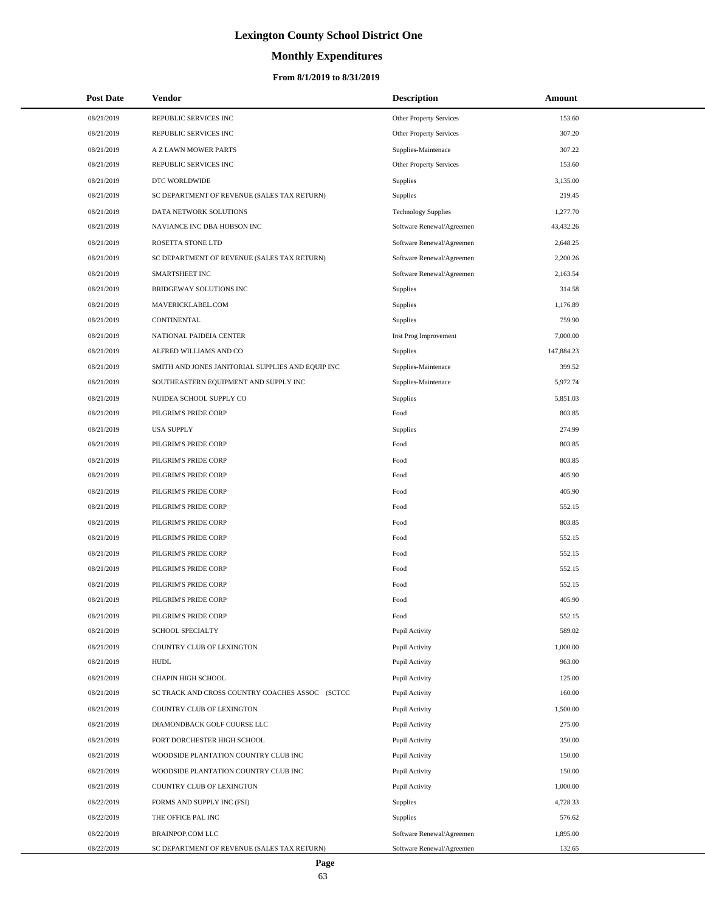# Lexington County School District One

## Monthly Expenditures

### From 8/1/2019 to 8/31/2019

| Post Date | Vendor | Description | Amount |
|---|---|---|---|
| 08/21/2019 | REPUBLIC SERVICES INC | Other Property Services | 153.60 |
| 08/21/2019 | REPUBLIC SERVICES INC | Other Property Services | 307.20 |
| 08/21/2019 | A Z LAWN MOWER PARTS | Supplies-Maintenace | 307.22 |
| 08/21/2019 | REPUBLIC SERVICES INC | Other Property Services | 153.60 |
| 08/21/2019 | DTC WORLDWIDE | Supplies | 3,135.00 |
| 08/21/2019 | SC DEPARTMENT OF REVENUE (SALES TAX RETURN) | Supplies | 219.45 |
| 08/21/2019 | DATA NETWORK SOLUTIONS | Technology Supplies | 1,277.70 |
| 08/21/2019 | NAVIANCE INC DBA HOBSON INC | Software Renewal/Agreemen | 43,432.26 |
| 08/21/2019 | ROSETTA STONE LTD | Software Renewal/Agreemen | 2,648.25 |
| 08/21/2019 | SC DEPARTMENT OF REVENUE (SALES TAX RETURN) | Software Renewal/Agreemen | 2,200.26 |
| 08/21/2019 | SMARTSHEET INC | Software Renewal/Agreemen | 2,163.54 |
| 08/21/2019 | BRIDGEWAY SOLUTIONS INC | Supplies | 314.58 |
| 08/21/2019 | MAVERICKLABEL.COM | Supplies | 1,176.89 |
| 08/21/2019 | CONTINENTAL | Supplies | 759.90 |
| 08/21/2019 | NATIONAL PAIDEIA CENTER | Inst Prog Improvement | 7,000.00 |
| 08/21/2019 | ALFRED WILLIAMS AND CO | Supplies | 147,884.23 |
| 08/21/2019 | SMITH AND JONES JANITORIAL SUPPLIES AND EQUIP INC | Supplies-Maintenace | 399.52 |
| 08/21/2019 | SOUTHEASTERN EQUIPMENT AND SUPPLY INC | Supplies-Maintenace | 5,972.74 |
| 08/21/2019 | NUIDEA SCHOOL SUPPLY CO | Supplies | 5,851.03 |
| 08/21/2019 | PILGRIM'S PRIDE CORP | Food | 803.85 |
| 08/21/2019 | USA SUPPLY | Supplies | 274.99 |
| 08/21/2019 | PILGRIM'S PRIDE CORP | Food | 803.85 |
| 08/21/2019 | PILGRIM'S PRIDE CORP | Food | 803.85 |
| 08/21/2019 | PILGRIM'S PRIDE CORP | Food | 405.90 |
| 08/21/2019 | PILGRIM'S PRIDE CORP | Food | 405.90 |
| 08/21/2019 | PILGRIM'S PRIDE CORP | Food | 552.15 |
| 08/21/2019 | PILGRIM'S PRIDE CORP | Food | 803.85 |
| 08/21/2019 | PILGRIM'S PRIDE CORP | Food | 552.15 |
| 08/21/2019 | PILGRIM'S PRIDE CORP | Food | 552.15 |
| 08/21/2019 | PILGRIM'S PRIDE CORP | Food | 552.15 |
| 08/21/2019 | PILGRIM'S PRIDE CORP | Food | 552.15 |
| 08/21/2019 | PILGRIM'S PRIDE CORP | Food | 405.90 |
| 08/21/2019 | PILGRIM'S PRIDE CORP | Food | 552.15 |
| 08/21/2019 | SCHOOL SPECIALTY | Pupil Activity | 589.02 |
| 08/21/2019 | COUNTRY CLUB OF LEXINGTON | Pupil Activity | 1,000.00 |
| 08/21/2019 | HUDL | Pupil Activity | 963.00 |
| 08/21/2019 | CHAPIN HIGH SCHOOL | Pupil Activity | 125.00 |
| 08/21/2019 | SC TRACK AND CROSS COUNTRY COACHES ASSOC (SCTCC | Pupil Activity | 160.00 |
| 08/21/2019 | COUNTRY CLUB OF LEXINGTON | Pupil Activity | 1,500.00 |
| 08/21/2019 | DIAMONDBACK GOLF COURSE LLC | Pupil Activity | 275.00 |
| 08/21/2019 | FORT DORCHESTER HIGH SCHOOL | Pupil Activity | 350.00 |
| 08/21/2019 | WOODSIDE PLANTATION COUNTRY CLUB INC | Pupil Activity | 150.00 |
| 08/21/2019 | WOODSIDE PLANTATION COUNTRY CLUB INC | Pupil Activity | 150.00 |
| 08/21/2019 | COUNTRY CLUB OF LEXINGTON | Pupil Activity | 1,000.00 |
| 08/22/2019 | FORMS AND SUPPLY INC (FSI) | Supplies | 4,728.33 |
| 08/22/2019 | THE OFFICE PAL INC | Supplies | 576.62 |
| 08/22/2019 | BRAINPOP.COM LLC | Software Renewal/Agreemen | 1,895.00 |
| 08/22/2019 | SC DEPARTMENT OF REVENUE (SALES TAX RETURN) | Software Renewal/Agreemen | 132.65 |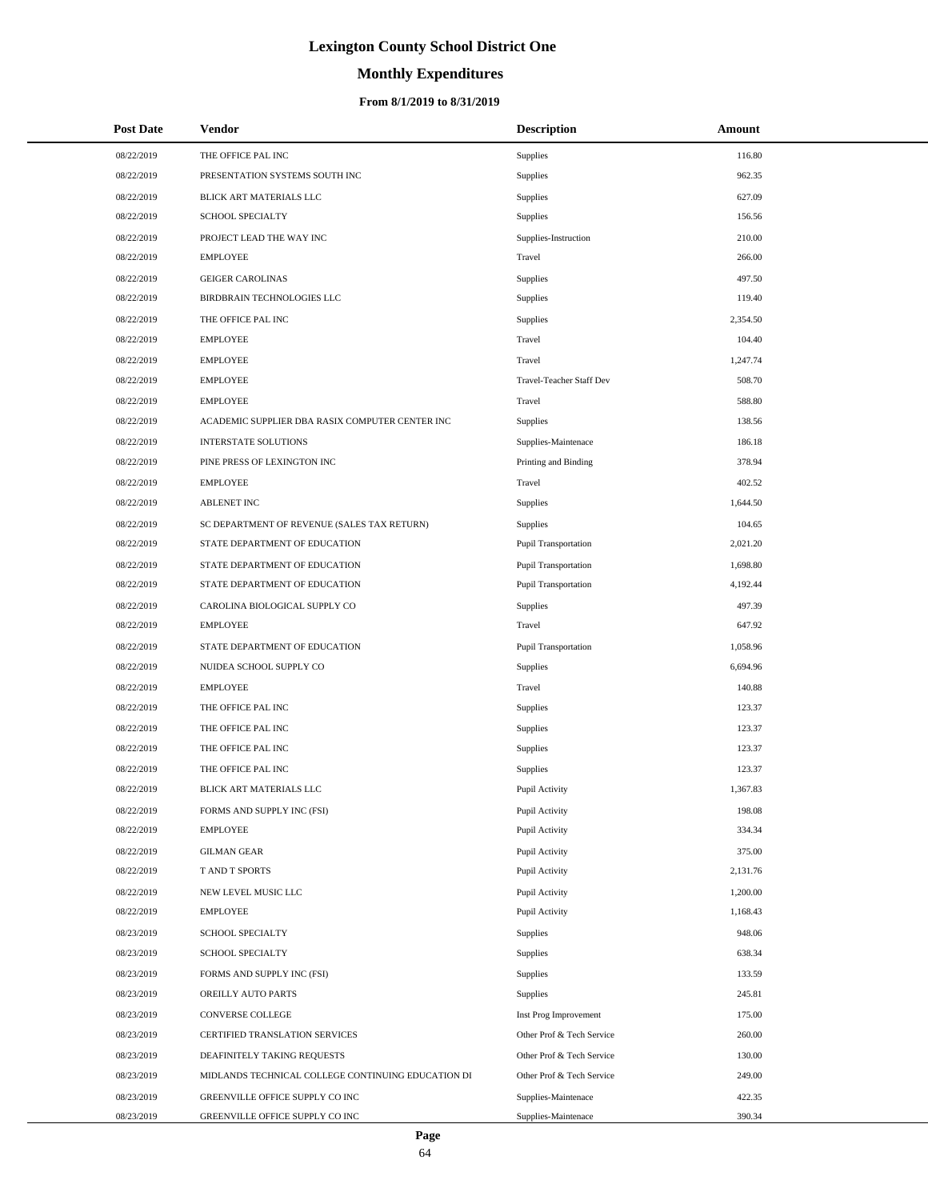# Lexington County School District One

## Monthly Expenditures

### From 8/1/2019 to 8/31/2019

| Post Date | Vendor | Description | Amount |
|---|---|---|---|
| 08/22/2019 | THE OFFICE PAL INC | Supplies | 116.80 |
| 08/22/2019 | PRESENTATION SYSTEMS SOUTH INC | Supplies | 962.35 |
| 08/22/2019 | BLICK ART MATERIALS LLC | Supplies | 627.09 |
| 08/22/2019 | SCHOOL SPECIALTY | Supplies | 156.56 |
| 08/22/2019 | PROJECT LEAD THE WAY INC | Supplies-Instruction | 210.00 |
| 08/22/2019 | EMPLOYEE | Travel | 266.00 |
| 08/22/2019 | GEIGER CAROLINAS | Supplies | 497.50 |
| 08/22/2019 | BIRDBRAIN TECHNOLOGIES LLC | Supplies | 119.40 |
| 08/22/2019 | THE OFFICE PAL INC | Supplies | 2,354.50 |
| 08/22/2019 | EMPLOYEE | Travel | 104.40 |
| 08/22/2019 | EMPLOYEE | Travel | 1,247.74 |
| 08/22/2019 | EMPLOYEE | Travel-Teacher Staff Dev | 508.70 |
| 08/22/2019 | EMPLOYEE | Travel | 588.80 |
| 08/22/2019 | ACADEMIC SUPPLIER DBA RASIX COMPUTER CENTER INC | Supplies | 138.56 |
| 08/22/2019 | INTERSTATE SOLUTIONS | Supplies-Maintenace | 186.18 |
| 08/22/2019 | PINE PRESS OF LEXINGTON INC | Printing and Binding | 378.94 |
| 08/22/2019 | EMPLOYEE | Travel | 402.52 |
| 08/22/2019 | ABLENET INC | Supplies | 1,644.50 |
| 08/22/2019 | SC DEPARTMENT OF REVENUE (SALES TAX RETURN) | Supplies | 104.65 |
| 08/22/2019 | STATE DEPARTMENT OF EDUCATION | Pupil Transportation | 2,021.20 |
| 08/22/2019 | STATE DEPARTMENT OF EDUCATION | Pupil Transportation | 1,698.80 |
| 08/22/2019 | STATE DEPARTMENT OF EDUCATION | Pupil Transportation | 4,192.44 |
| 08/22/2019 | CAROLINA BIOLOGICAL SUPPLY CO | Supplies | 497.39 |
| 08/22/2019 | EMPLOYEE | Travel | 647.92 |
| 08/22/2019 | STATE DEPARTMENT OF EDUCATION | Pupil Transportation | 1,058.96 |
| 08/22/2019 | NUIDEA SCHOOL SUPPLY CO | Supplies | 6,694.96 |
| 08/22/2019 | EMPLOYEE | Travel | 140.88 |
| 08/22/2019 | THE OFFICE PAL INC | Supplies | 123.37 |
| 08/22/2019 | THE OFFICE PAL INC | Supplies | 123.37 |
| 08/22/2019 | THE OFFICE PAL INC | Supplies | 123.37 |
| 08/22/2019 | THE OFFICE PAL INC | Supplies | 123.37 |
| 08/22/2019 | BLICK ART MATERIALS LLC | Pupil Activity | 1,367.83 |
| 08/22/2019 | FORMS AND SUPPLY INC (FSI) | Pupil Activity | 198.08 |
| 08/22/2019 | EMPLOYEE | Pupil Activity | 334.34 |
| 08/22/2019 | GILMAN GEAR | Pupil Activity | 375.00 |
| 08/22/2019 | T AND T SPORTS | Pupil Activity | 2,131.76 |
| 08/22/2019 | NEW LEVEL MUSIC LLC | Pupil Activity | 1,200.00 |
| 08/22/2019 | EMPLOYEE | Pupil Activity | 1,168.43 |
| 08/23/2019 | SCHOOL SPECIALTY | Supplies | 948.06 |
| 08/23/2019 | SCHOOL SPECIALTY | Supplies | 638.34 |
| 08/23/2019 | FORMS AND SUPPLY INC (FSI) | Supplies | 133.59 |
| 08/23/2019 | OREILLY AUTO PARTS | Supplies | 245.81 |
| 08/23/2019 | CONVERSE COLLEGE | Inst Prog Improvement | 175.00 |
| 08/23/2019 | CERTIFIED TRANSLATION SERVICES | Other Prof & Tech Service | 260.00 |
| 08/23/2019 | DEAFINITELY TAKING REQUESTS | Other Prof & Tech Service | 130.00 |
| 08/23/2019 | MIDLANDS TECHNICAL COLLEGE CONTINUING EDUCATION DI | Other Prof & Tech Service | 249.00 |
| 08/23/2019 | GREENVILLE OFFICE SUPPLY CO INC | Supplies-Maintenace | 422.35 |
| 08/23/2019 | GREENVILLE OFFICE SUPPLY CO INC | Supplies-Maintenace | 390.34 |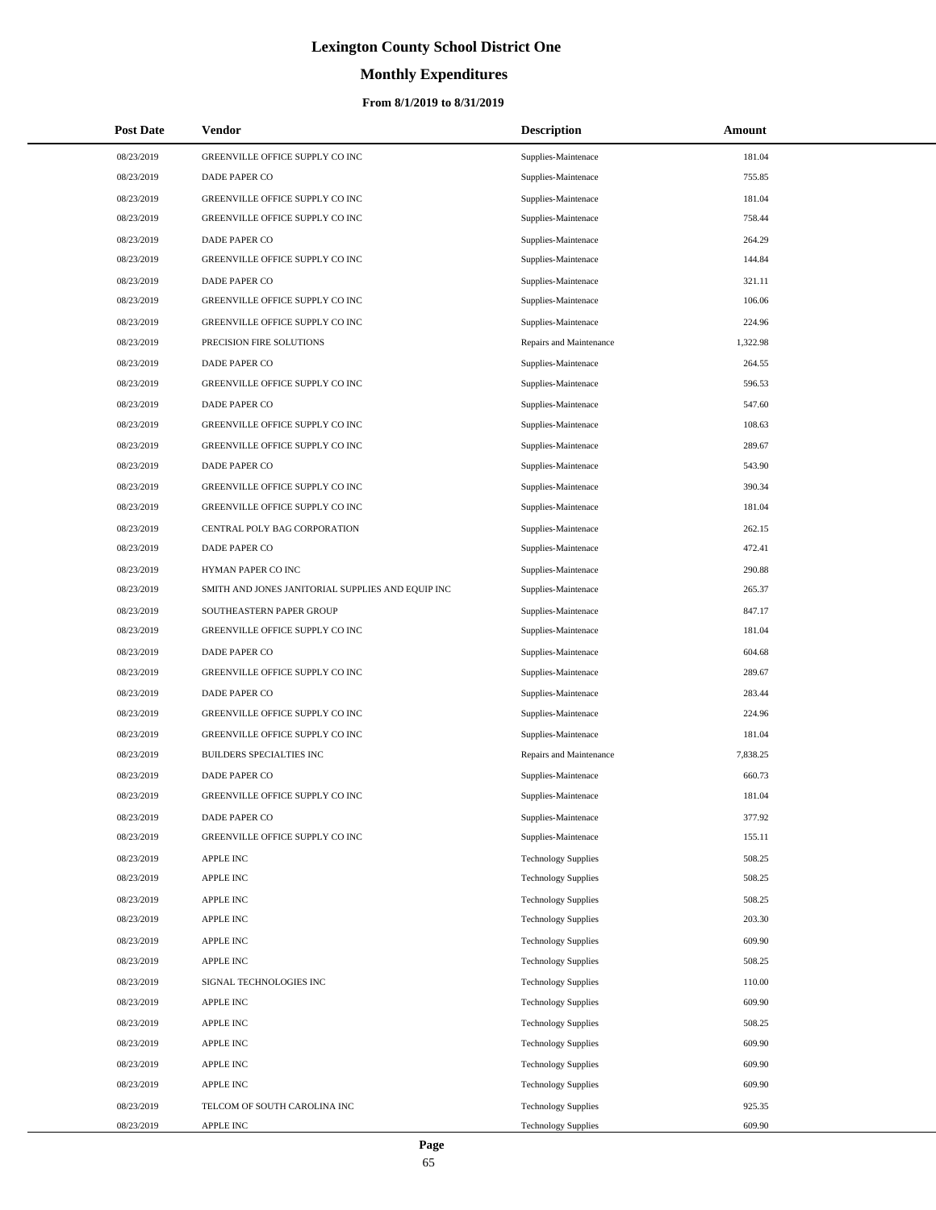# Lexington County School District One

## Monthly Expenditures

### From 8/1/2019 to 8/31/2019

| Post Date | Vendor | Description | Amount |
|---|---|---|---|
| 08/23/2019 | GREENVILLE OFFICE SUPPLY CO INC | Supplies-Maintenace | 181.04 |
| 08/23/2019 | DADE PAPER CO | Supplies-Maintenace | 755.85 |
| 08/23/2019 | GREENVILLE OFFICE SUPPLY CO INC | Supplies-Maintenace | 181.04 |
| 08/23/2019 | GREENVILLE OFFICE SUPPLY CO INC | Supplies-Maintenace | 758.44 |
| 08/23/2019 | DADE PAPER CO | Supplies-Maintenace | 264.29 |
| 08/23/2019 | GREENVILLE OFFICE SUPPLY CO INC | Supplies-Maintenace | 144.84 |
| 08/23/2019 | DADE PAPER CO | Supplies-Maintenace | 321.11 |
| 08/23/2019 | GREENVILLE OFFICE SUPPLY CO INC | Supplies-Maintenace | 106.06 |
| 08/23/2019 | GREENVILLE OFFICE SUPPLY CO INC | Supplies-Maintenace | 224.96 |
| 08/23/2019 | PRECISION FIRE SOLUTIONS | Repairs and Maintenance | 1,322.98 |
| 08/23/2019 | DADE PAPER CO | Supplies-Maintenace | 264.55 |
| 08/23/2019 | GREENVILLE OFFICE SUPPLY CO INC | Supplies-Maintenace | 596.53 |
| 08/23/2019 | DADE PAPER CO | Supplies-Maintenace | 547.60 |
| 08/23/2019 | GREENVILLE OFFICE SUPPLY CO INC | Supplies-Maintenace | 108.63 |
| 08/23/2019 | GREENVILLE OFFICE SUPPLY CO INC | Supplies-Maintenace | 289.67 |
| 08/23/2019 | DADE PAPER CO | Supplies-Maintenace | 543.90 |
| 08/23/2019 | GREENVILLE OFFICE SUPPLY CO INC | Supplies-Maintenace | 390.34 |
| 08/23/2019 | GREENVILLE OFFICE SUPPLY CO INC | Supplies-Maintenace | 181.04 |
| 08/23/2019 | CENTRAL POLY BAG CORPORATION | Supplies-Maintenace | 262.15 |
| 08/23/2019 | DADE PAPER CO | Supplies-Maintenace | 472.41 |
| 08/23/2019 | HYMAN PAPER CO INC | Supplies-Maintenace | 290.88 |
| 08/23/2019 | SMITH AND JONES JANITORIAL SUPPLIES AND EQUIP INC | Supplies-Maintenace | 265.37 |
| 08/23/2019 | SOUTHEASTERN PAPER GROUP | Supplies-Maintenace | 847.17 |
| 08/23/2019 | GREENVILLE OFFICE SUPPLY CO INC | Supplies-Maintenace | 181.04 |
| 08/23/2019 | DADE PAPER CO | Supplies-Maintenace | 604.68 |
| 08/23/2019 | GREENVILLE OFFICE SUPPLY CO INC | Supplies-Maintenace | 289.67 |
| 08/23/2019 | DADE PAPER CO | Supplies-Maintenace | 283.44 |
| 08/23/2019 | GREENVILLE OFFICE SUPPLY CO INC | Supplies-Maintenace | 224.96 |
| 08/23/2019 | GREENVILLE OFFICE SUPPLY CO INC | Supplies-Maintenace | 181.04 |
| 08/23/2019 | BUILDERS SPECIALTIES INC | Repairs and Maintenance | 7,838.25 |
| 08/23/2019 | DADE PAPER CO | Supplies-Maintenace | 660.73 |
| 08/23/2019 | GREENVILLE OFFICE SUPPLY CO INC | Supplies-Maintenace | 181.04 |
| 08/23/2019 | DADE PAPER CO | Supplies-Maintenace | 377.92 |
| 08/23/2019 | GREENVILLE OFFICE SUPPLY CO INC | Supplies-Maintenace | 155.11 |
| 08/23/2019 | APPLE INC | Technology Supplies | 508.25 |
| 08/23/2019 | APPLE INC | Technology Supplies | 508.25 |
| 08/23/2019 | APPLE INC | Technology Supplies | 508.25 |
| 08/23/2019 | APPLE INC | Technology Supplies | 203.30 |
| 08/23/2019 | APPLE INC | Technology Supplies | 609.90 |
| 08/23/2019 | APPLE INC | Technology Supplies | 508.25 |
| 08/23/2019 | SIGNAL TECHNOLOGIES INC | Technology Supplies | 110.00 |
| 08/23/2019 | APPLE INC | Technology Supplies | 609.90 |
| 08/23/2019 | APPLE INC | Technology Supplies | 508.25 |
| 08/23/2019 | APPLE INC | Technology Supplies | 609.90 |
| 08/23/2019 | APPLE INC | Technology Supplies | 609.90 |
| 08/23/2019 | APPLE INC | Technology Supplies | 609.90 |
| 08/23/2019 | TELCOM OF SOUTH CAROLINA INC | Technology Supplies | 925.35 |
| 08/23/2019 | APPLE INC | Technology Supplies | 609.90 |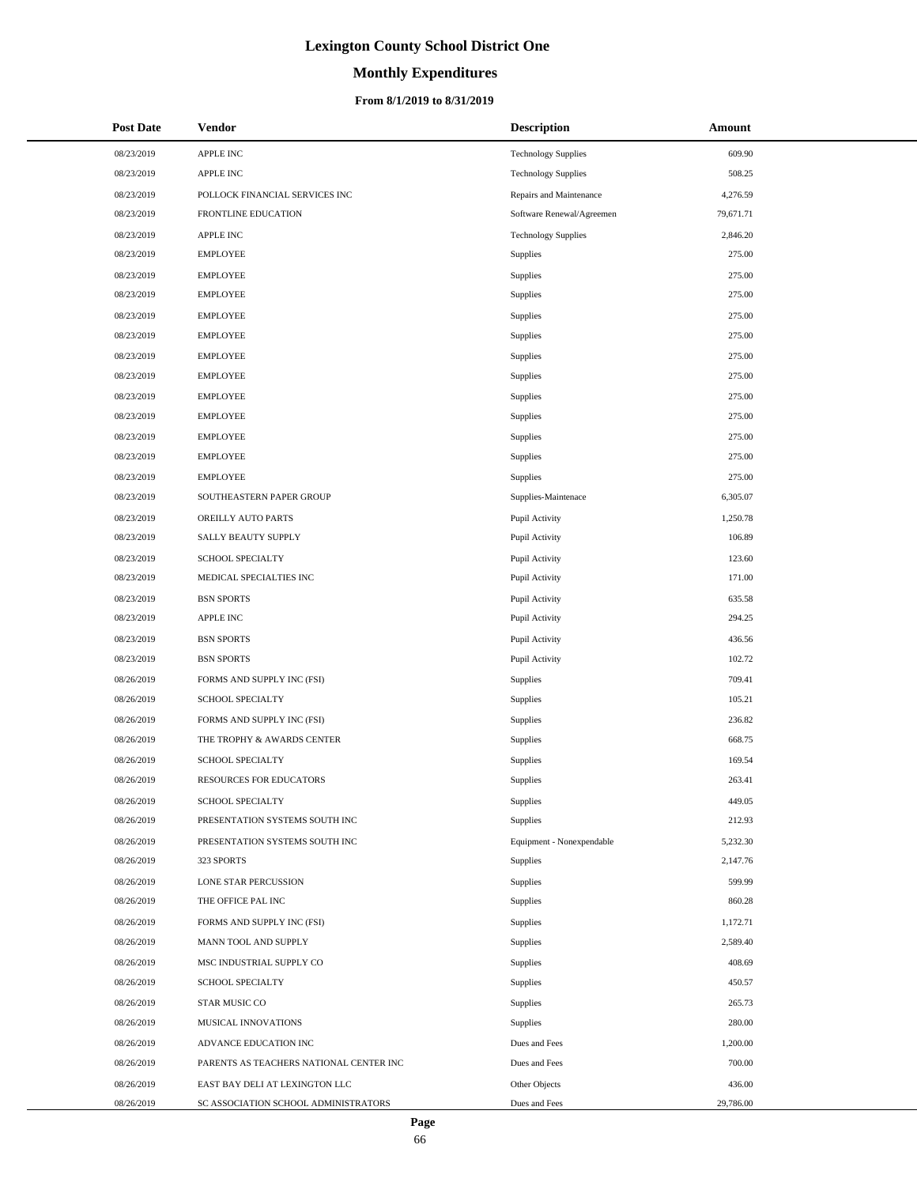# Lexington County School District One

## Monthly Expenditures

### From 8/1/2019 to 8/31/2019

| Post Date | Vendor | Description | Amount |
|---|---|---|---|
| 08/23/2019 | APPLE INC | Technology Supplies | 609.90 |
| 08/23/2019 | APPLE INC | Technology Supplies | 508.25 |
| 08/23/2019 | POLLOCK FINANCIAL SERVICES INC | Repairs and Maintenance | 4,276.59 |
| 08/23/2019 | FRONTLINE EDUCATION | Software Renewal/Agreemen | 79,671.71 |
| 08/23/2019 | APPLE INC | Technology Supplies | 2,846.20 |
| 08/23/2019 | EMPLOYEE | Supplies | 275.00 |
| 08/23/2019 | EMPLOYEE | Supplies | 275.00 |
| 08/23/2019 | EMPLOYEE | Supplies | 275.00 |
| 08/23/2019 | EMPLOYEE | Supplies | 275.00 |
| 08/23/2019 | EMPLOYEE | Supplies | 275.00 |
| 08/23/2019 | EMPLOYEE | Supplies | 275.00 |
| 08/23/2019 | EMPLOYEE | Supplies | 275.00 |
| 08/23/2019 | EMPLOYEE | Supplies | 275.00 |
| 08/23/2019 | EMPLOYEE | Supplies | 275.00 |
| 08/23/2019 | EMPLOYEE | Supplies | 275.00 |
| 08/23/2019 | EMPLOYEE | Supplies | 275.00 |
| 08/23/2019 | EMPLOYEE | Supplies | 275.00 |
| 08/23/2019 | SOUTHEASTERN PAPER GROUP | Supplies-Maintenace | 6,305.07 |
| 08/23/2019 | OREILLY AUTO PARTS | Pupil Activity | 1,250.78 |
| 08/23/2019 | SALLY BEAUTY SUPPLY | Pupil Activity | 106.89 |
| 08/23/2019 | SCHOOL SPECIALTY | Pupil Activity | 123.60 |
| 08/23/2019 | MEDICAL SPECIALTIES INC | Pupil Activity | 171.00 |
| 08/23/2019 | BSN SPORTS | Pupil Activity | 635.58 |
| 08/23/2019 | APPLE INC | Pupil Activity | 294.25 |
| 08/23/2019 | BSN SPORTS | Pupil Activity | 436.56 |
| 08/23/2019 | BSN SPORTS | Pupil Activity | 102.72 |
| 08/26/2019 | FORMS AND SUPPLY INC (FSI) | Supplies | 709.41 |
| 08/26/2019 | SCHOOL SPECIALTY | Supplies | 105.21 |
| 08/26/2019 | FORMS AND SUPPLY INC (FSI) | Supplies | 236.82 |
| 08/26/2019 | THE TROPHY & AWARDS CENTER | Supplies | 668.75 |
| 08/26/2019 | SCHOOL SPECIALTY | Supplies | 169.54 |
| 08/26/2019 | RESOURCES FOR EDUCATORS | Supplies | 263.41 |
| 08/26/2019 | SCHOOL SPECIALTY | Supplies | 449.05 |
| 08/26/2019 | PRESENTATION SYSTEMS SOUTH INC | Supplies | 212.93 |
| 08/26/2019 | PRESENTATION SYSTEMS SOUTH INC | Equipment - Nonexpendable | 5,232.30 |
| 08/26/2019 | 323 SPORTS | Supplies | 2,147.76 |
| 08/26/2019 | LONE STAR PERCUSSION | Supplies | 599.99 |
| 08/26/2019 | THE OFFICE PAL INC | Supplies | 860.28 |
| 08/26/2019 | FORMS AND SUPPLY INC (FSI) | Supplies | 1,172.71 |
| 08/26/2019 | MANN TOOL AND SUPPLY | Supplies | 2,589.40 |
| 08/26/2019 | MSC INDUSTRIAL SUPPLY CO | Supplies | 408.69 |
| 08/26/2019 | SCHOOL SPECIALTY | Supplies | 450.57 |
| 08/26/2019 | STAR MUSIC CO | Supplies | 265.73 |
| 08/26/2019 | MUSICAL INNOVATIONS | Supplies | 280.00 |
| 08/26/2019 | ADVANCE EDUCATION INC | Dues and Fees | 1,200.00 |
| 08/26/2019 | PARENTS AS TEACHERS NATIONAL CENTER INC | Dues and Fees | 700.00 |
| 08/26/2019 | EAST BAY DELI AT LEXINGTON LLC | Other Objects | 436.00 |
| 08/26/2019 | SC ASSOCIATION SCHOOL ADMINISTRATORS | Dues and Fees | 29,786.00 |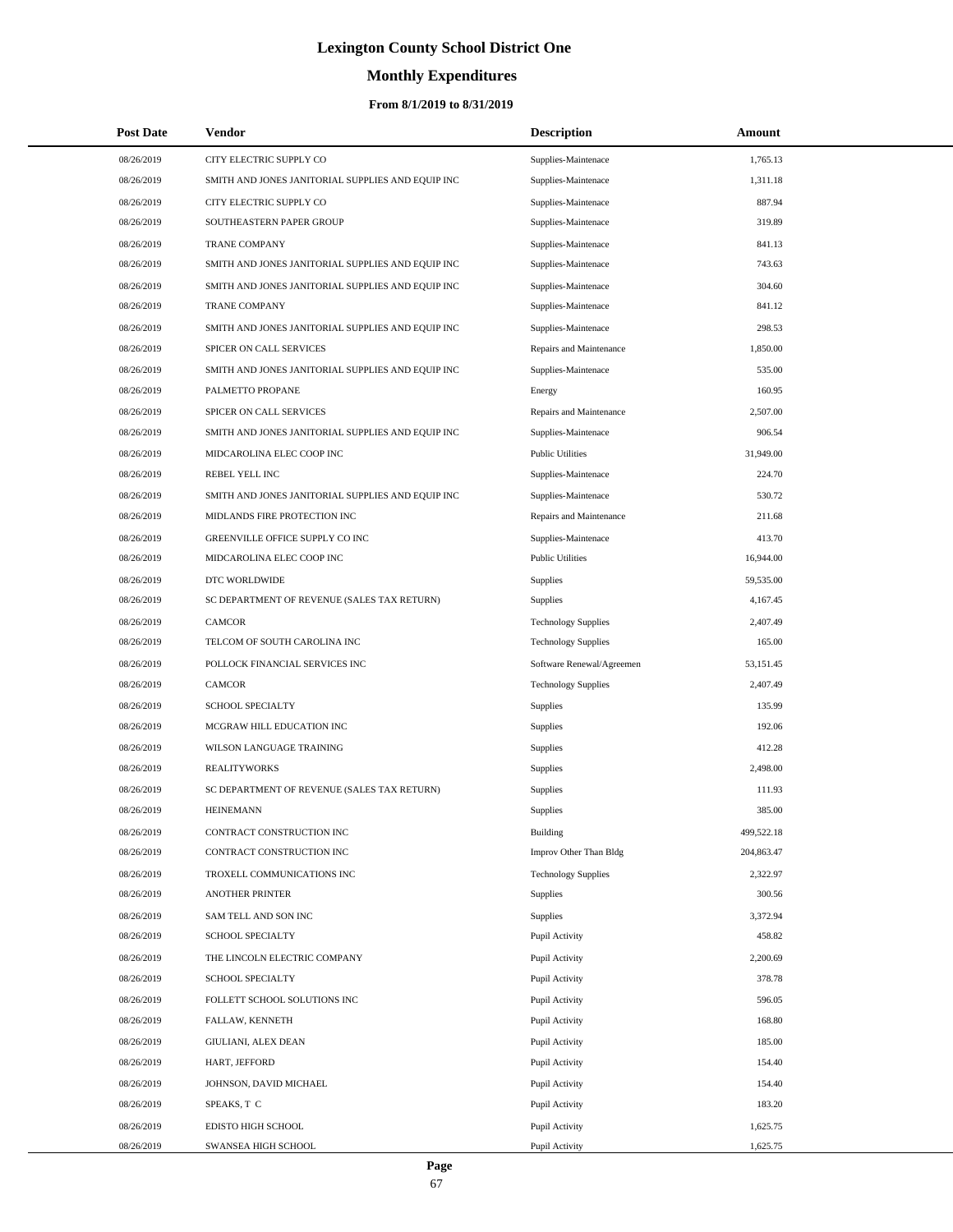# Lexington County School District One

## Monthly Expenditures

### From 8/1/2019 to 8/31/2019

| Post Date | Vendor | Description | Amount |
|---|---|---|---|
| 08/26/2019 | CITY ELECTRIC SUPPLY CO | Supplies-Maintenace | 1,765.13 |
| 08/26/2019 | SMITH AND JONES JANITORIAL SUPPLIES AND EQUIP INC | Supplies-Maintenace | 1,311.18 |
| 08/26/2019 | CITY ELECTRIC SUPPLY CO | Supplies-Maintenace | 887.94 |
| 08/26/2019 | SOUTHEASTERN PAPER GROUP | Supplies-Maintenace | 319.89 |
| 08/26/2019 | TRANE COMPANY | Supplies-Maintenace | 841.13 |
| 08/26/2019 | SMITH AND JONES JANITORIAL SUPPLIES AND EQUIP INC | Supplies-Maintenace | 743.63 |
| 08/26/2019 | SMITH AND JONES JANITORIAL SUPPLIES AND EQUIP INC | Supplies-Maintenace | 304.60 |
| 08/26/2019 | TRANE COMPANY | Supplies-Maintenace | 841.12 |
| 08/26/2019 | SMITH AND JONES JANITORIAL SUPPLIES AND EQUIP INC | Supplies-Maintenace | 298.53 |
| 08/26/2019 | SPICER ON CALL SERVICES | Repairs and Maintenance | 1,850.00 |
| 08/26/2019 | SMITH AND JONES JANITORIAL SUPPLIES AND EQUIP INC | Supplies-Maintenace | 535.00 |
| 08/26/2019 | PALMETTO PROPANE | Energy | 160.95 |
| 08/26/2019 | SPICER ON CALL SERVICES | Repairs and Maintenance | 2,507.00 |
| 08/26/2019 | SMITH AND JONES JANITORIAL SUPPLIES AND EQUIP INC | Supplies-Maintenace | 906.54 |
| 08/26/2019 | MIDCAROLINA ELEC COOP INC | Public Utilities | 31,949.00 |
| 08/26/2019 | REBEL YELL INC | Supplies-Maintenace | 224.70 |
| 08/26/2019 | SMITH AND JONES JANITORIAL SUPPLIES AND EQUIP INC | Supplies-Maintenace | 530.72 |
| 08/26/2019 | MIDLANDS FIRE PROTECTION INC | Repairs and Maintenance | 211.68 |
| 08/26/2019 | GREENVILLE OFFICE SUPPLY CO INC | Supplies-Maintenace | 413.70 |
| 08/26/2019 | MIDCAROLINA ELEC COOP INC | Public Utilities | 16,944.00 |
| 08/26/2019 | DTC WORLDWIDE | Supplies | 59,535.00 |
| 08/26/2019 | SC DEPARTMENT OF REVENUE (SALES TAX RETURN) | Supplies | 4,167.45 |
| 08/26/2019 | CAMCOR | Technology Supplies | 2,407.49 |
| 08/26/2019 | TELCOM OF SOUTH CAROLINA INC | Technology Supplies | 165.00 |
| 08/26/2019 | POLLOCK FINANCIAL SERVICES INC | Software Renewal/Agreemen | 53,151.45 |
| 08/26/2019 | CAMCOR | Technology Supplies | 2,407.49 |
| 08/26/2019 | SCHOOL SPECIALTY | Supplies | 135.99 |
| 08/26/2019 | MCGRAW HILL EDUCATION INC | Supplies | 192.06 |
| 08/26/2019 | WILSON LANGUAGE TRAINING | Supplies | 412.28 |
| 08/26/2019 | REALITYWORKS | Supplies | 2,498.00 |
| 08/26/2019 | SC DEPARTMENT OF REVENUE (SALES TAX RETURN) | Supplies | 111.93 |
| 08/26/2019 | HEINEMANN | Supplies | 385.00 |
| 08/26/2019 | CONTRACT CONSTRUCTION INC | Building | 499,522.18 |
| 08/26/2019 | CONTRACT CONSTRUCTION INC | Improv Other Than Bldg | 204,863.47 |
| 08/26/2019 | TROXELL COMMUNICATIONS INC | Technology Supplies | 2,322.97 |
| 08/26/2019 | ANOTHER PRINTER | Supplies | 300.56 |
| 08/26/2019 | SAM TELL AND SON INC | Supplies | 3,372.94 |
| 08/26/2019 | SCHOOL SPECIALTY | Pupil Activity | 458.82 |
| 08/26/2019 | THE LINCOLN ELECTRIC COMPANY | Pupil Activity | 2,200.69 |
| 08/26/2019 | SCHOOL SPECIALTY | Pupil Activity | 378.78 |
| 08/26/2019 | FOLLETT SCHOOL SOLUTIONS INC | Pupil Activity | 596.05 |
| 08/26/2019 | FALLAW, KENNETH | Pupil Activity | 168.80 |
| 08/26/2019 | GIULIANI, ALEX DEAN | Pupil Activity | 185.00 |
| 08/26/2019 | HART, JEFFORD | Pupil Activity | 154.40 |
| 08/26/2019 | JOHNSON, DAVID MICHAEL | Pupil Activity | 154.40 |
| 08/26/2019 | SPEAKS, T C | Pupil Activity | 183.20 |
| 08/26/2019 | EDISTO HIGH SCHOOL | Pupil Activity | 1,625.75 |
| 08/26/2019 | SWANSEA HIGH SCHOOL | Pupil Activity | 1,625.75 |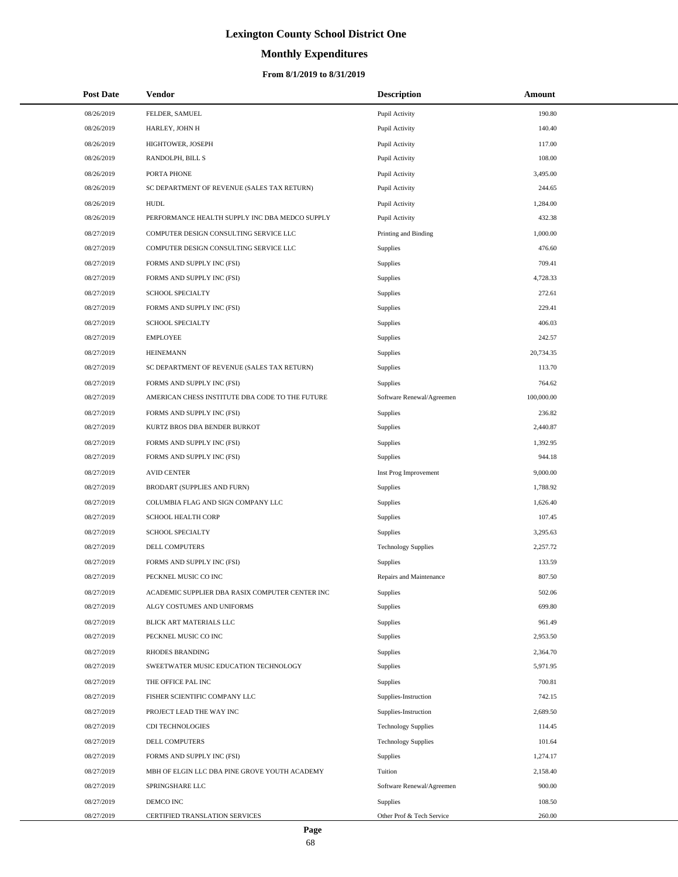# Lexington County School District One

## Monthly Expenditures

### From 8/1/2019 to 8/31/2019

| Post Date | Vendor | Description | Amount |
|---|---|---|---|
| 08/26/2019 | FELDER, SAMUEL | Pupil Activity | 190.80 |
| 08/26/2019 | HARLEY, JOHN H | Pupil Activity | 140.40 |
| 08/26/2019 | HIGHTOWER, JOSEPH | Pupil Activity | 117.00 |
| 08/26/2019 | RANDOLPH, BILL S | Pupil Activity | 108.00 |
| 08/26/2019 | PORTA PHONE | Pupil Activity | 3,495.00 |
| 08/26/2019 | SC DEPARTMENT OF REVENUE (SALES TAX RETURN) | Pupil Activity | 244.65 |
| 08/26/2019 | HUDL | Pupil Activity | 1,284.00 |
| 08/26/2019 | PERFORMANCE HEALTH SUPPLY INC DBA MEDCO SUPPLY | Pupil Activity | 432.38 |
| 08/27/2019 | COMPUTER DESIGN CONSULTING SERVICE LLC | Printing and Binding | 1,000.00 |
| 08/27/2019 | COMPUTER DESIGN CONSULTING SERVICE LLC | Supplies | 476.60 |
| 08/27/2019 | FORMS AND SUPPLY INC (FSI) | Supplies | 709.41 |
| 08/27/2019 | FORMS AND SUPPLY INC (FSI) | Supplies | 4,728.33 |
| 08/27/2019 | SCHOOL SPECIALTY | Supplies | 272.61 |
| 08/27/2019 | FORMS AND SUPPLY INC (FSI) | Supplies | 229.41 |
| 08/27/2019 | SCHOOL SPECIALTY | Supplies | 406.03 |
| 08/27/2019 | EMPLOYEE | Supplies | 242.57 |
| 08/27/2019 | HEINEMANN | Supplies | 20,734.35 |
| 08/27/2019 | SC DEPARTMENT OF REVENUE (SALES TAX RETURN) | Supplies | 113.70 |
| 08/27/2019 | FORMS AND SUPPLY INC (FSI) | Supplies | 764.62 |
| 08/27/2019 | AMERICAN CHESS INSTITUTE DBA CODE TO THE FUTURE | Software Renewal/Agreemen | 100,000.00 |
| 08/27/2019 | FORMS AND SUPPLY INC (FSI) | Supplies | 236.82 |
| 08/27/2019 | KURTZ BROS DBA BENDER BURKOT | Supplies | 2,440.87 |
| 08/27/2019 | FORMS AND SUPPLY INC (FSI) | Supplies | 1,392.95 |
| 08/27/2019 | FORMS AND SUPPLY INC (FSI) | Supplies | 944.18 |
| 08/27/2019 | AVID CENTER | Inst Prog Improvement | 9,000.00 |
| 08/27/2019 | BRODART (SUPPLIES AND FURN) | Supplies | 1,788.92 |
| 08/27/2019 | COLUMBIA FLAG AND SIGN COMPANY LLC | Supplies | 1,626.40 |
| 08/27/2019 | SCHOOL HEALTH CORP | Supplies | 107.45 |
| 08/27/2019 | SCHOOL SPECIALTY | Supplies | 3,295.63 |
| 08/27/2019 | DELL COMPUTERS | Technology Supplies | 2,257.72 |
| 08/27/2019 | FORMS AND SUPPLY INC (FSI) | Supplies | 133.59 |
| 08/27/2019 | PECKNEL MUSIC CO INC | Repairs and Maintenance | 807.50 |
| 08/27/2019 | ACADEMIC SUPPLIER DBA RASIX COMPUTER CENTER INC | Supplies | 502.06 |
| 08/27/2019 | ALGY COSTUMES AND UNIFORMS | Supplies | 699.80 |
| 08/27/2019 | BLICK ART MATERIALS LLC | Supplies | 961.49 |
| 08/27/2019 | PECKNEL MUSIC CO INC | Supplies | 2,953.50 |
| 08/27/2019 | RHODES BRANDING | Supplies | 2,364.70 |
| 08/27/2019 | SWEETWATER MUSIC EDUCATION TECHNOLOGY | Supplies | 5,971.95 |
| 08/27/2019 | THE OFFICE PAL INC | Supplies | 700.81 |
| 08/27/2019 | FISHER SCIENTIFIC COMPANY LLC | Supplies-Instruction | 742.15 |
| 08/27/2019 | PROJECT LEAD THE WAY INC | Supplies-Instruction | 2,689.50 |
| 08/27/2019 | CDI TECHNOLOGIES | Technology Supplies | 114.45 |
| 08/27/2019 | DELL COMPUTERS | Technology Supplies | 101.64 |
| 08/27/2019 | FORMS AND SUPPLY INC (FSI) | Supplies | 1,274.17 |
| 08/27/2019 | MBH OF ELGIN LLC DBA PINE GROVE YOUTH ACADEMY | Tuition | 2,158.40 |
| 08/27/2019 | SPRINGSHARE LLC | Software Renewal/Agreemen | 900.00 |
| 08/27/2019 | DEMCO INC | Supplies | 108.50 |
| 08/27/2019 | CERTIFIED TRANSLATION SERVICES | Other Prof & Tech Service | 260.00 |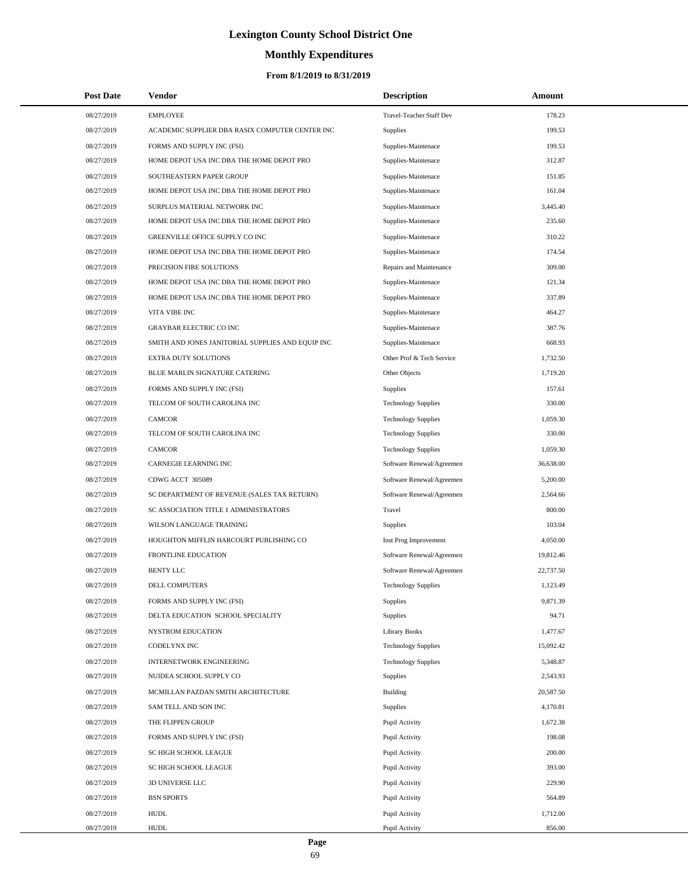# Lexington County School District One

## Monthly Expenditures

### From 8/1/2019 to 8/31/2019

| Post Date | Vendor | Description | Amount |
|---|---|---|---|
| 08/27/2019 | EMPLOYEE | Travel-Teacher Staff Dev | 178.23 |
| 08/27/2019 | ACADEMIC SUPPLIER DBA RASIX COMPUTER CENTER INC | Supplies | 199.53 |
| 08/27/2019 | FORMS AND SUPPLY INC (FSI) | Supplies-Maintenace | 199.53 |
| 08/27/2019 | HOME DEPOT USA INC DBA THE HOME DEPOT PRO | Supplies-Maintenace | 312.87 |
| 08/27/2019 | SOUTHEASTERN PAPER GROUP | Supplies-Maintenace | 151.85 |
| 08/27/2019 | HOME DEPOT USA INC DBA THE HOME DEPOT PRO | Supplies-Maintenace | 161.04 |
| 08/27/2019 | SURPLUS MATERIAL NETWORK INC | Supplies-Maintenace | 3,445.40 |
| 08/27/2019 | HOME DEPOT USA INC DBA THE HOME DEPOT PRO | Supplies-Maintenace | 235.60 |
| 08/27/2019 | GREENVILLE OFFICE SUPPLY CO INC | Supplies-Maintenace | 310.22 |
| 08/27/2019 | HOME DEPOT USA INC DBA THE HOME DEPOT PRO | Supplies-Maintenace | 174.54 |
| 08/27/2019 | PRECISION FIRE SOLUTIONS | Repairs and Maintenance | 309.00 |
| 08/27/2019 | HOME DEPOT USA INC DBA THE HOME DEPOT PRO | Supplies-Maintenace | 121.34 |
| 08/27/2019 | HOME DEPOT USA INC DBA THE HOME DEPOT PRO | Supplies-Maintenace | 337.89 |
| 08/27/2019 | VITA VIBE INC | Supplies-Maintenace | 464.27 |
| 08/27/2019 | GRAYBAR ELECTRIC CO INC | Supplies-Maintenace | 387.76 |
| 08/27/2019 | SMITH AND JONES JANITORIAL SUPPLIES AND EQUIP INC | Supplies-Maintenace | 668.93 |
| 08/27/2019 | EXTRA DUTY SOLUTIONS | Other Prof & Tech Service | 1,732.50 |
| 08/27/2019 | BLUE MARLIN SIGNATURE CATERING | Other Objects | 1,719.20 |
| 08/27/2019 | FORMS AND SUPPLY INC (FSI) | Supplies | 157.61 |
| 08/27/2019 | TELCOM OF SOUTH CAROLINA INC | Technology Supplies | 330.00 |
| 08/27/2019 | CAMCOR | Technology Supplies | 1,059.30 |
| 08/27/2019 | TELCOM OF SOUTH CAROLINA INC | Technology Supplies | 330.00 |
| 08/27/2019 | CAMCOR | Technology Supplies | 1,059.30 |
| 08/27/2019 | CARNEGIE LEARNING INC | Software Renewal/Agreemen | 36,638.00 |
| 08/27/2019 | CDWG ACCT 305089 | Software Renewal/Agreemen | 5,200.00 |
| 08/27/2019 | SC DEPARTMENT OF REVENUE (SALES TAX RETURN) | Software Renewal/Agreemen | 2,564.66 |
| 08/27/2019 | SC ASSOCIATION TITLE 1 ADMINISTRATORS | Travel | 800.00 |
| 08/27/2019 | WILSON LANGUAGE TRAINING | Supplies | 103.04 |
| 08/27/2019 | HOUGHTON MIFFLIN HARCOURT PUBLISHING CO | Inst Prog Improvement | 4,050.00 |
| 08/27/2019 | FRONTLINE EDUCATION | Software Renewal/Agreemen | 19,812.46 |
| 08/27/2019 | BENTY LLC | Software Renewal/Agreemen | 22,737.50 |
| 08/27/2019 | DELL COMPUTERS | Technology Supplies | 1,123.49 |
| 08/27/2019 | FORMS AND SUPPLY INC (FSI) | Supplies | 9,871.39 |
| 08/27/2019 | DELTA EDUCATION SCHOOL SPECIALITY | Supplies | 94.71 |
| 08/27/2019 | NYSTROM EDUCATION | Library Books | 1,477.67 |
| 08/27/2019 | CODELYNX INC | Technology Supplies | 15,092.42 |
| 08/27/2019 | INTERNETWORK ENGINEERING | Technology Supplies | 5,348.87 |
| 08/27/2019 | NUIDEA SCHOOL SUPPLY CO | Supplies | 2,543.93 |
| 08/27/2019 | MCMILLAN PAZDAN SMITH ARCHITECTURE | Building | 20,587.50 |
| 08/27/2019 | SAM TELL AND SON INC | Supplies | 4,170.81 |
| 08/27/2019 | THE FLIPPEN GROUP | Pupil Activity | 1,672.38 |
| 08/27/2019 | FORMS AND SUPPLY INC (FSI) | Pupil Activity | 198.08 |
| 08/27/2019 | SC HIGH SCHOOL LEAGUE | Pupil Activity | 200.00 |
| 08/27/2019 | SC HIGH SCHOOL LEAGUE | Pupil Activity | 393.00 |
| 08/27/2019 | 3D UNIVERSE LLC | Pupil Activity | 229.90 |
| 08/27/2019 | BSN SPORTS | Pupil Activity | 564.89 |
| 08/27/2019 | HUDL | Pupil Activity | 1,712.00 |
| 08/27/2019 | HUDL | Pupil Activity | 856.00 |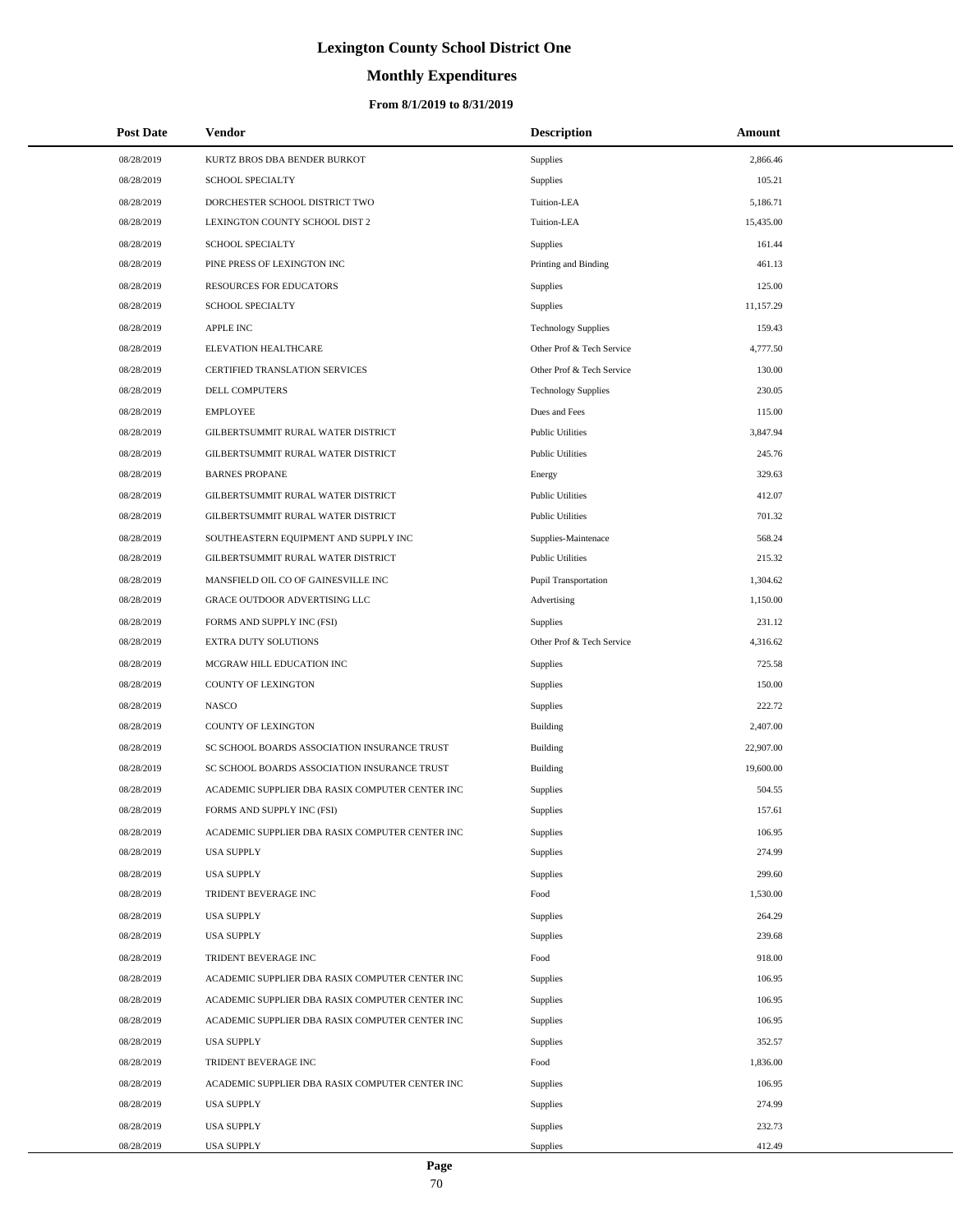# Lexington County School District One

## Monthly Expenditures

### From 8/1/2019 to 8/31/2019

| Post Date | Vendor | Description | Amount |
|---|---|---|---|
| 08/28/2019 | KURTZ BROS DBA BENDER BURKOT | Supplies | 2,866.46 |
| 08/28/2019 | SCHOOL SPECIALTY | Supplies | 105.21 |
| 08/28/2019 | DORCHESTER SCHOOL DISTRICT TWO | Tuition-LEA | 5,186.71 |
| 08/28/2019 | LEXINGTON COUNTY SCHOOL DIST 2 | Tuition-LEA | 15,435.00 |
| 08/28/2019 | SCHOOL SPECIALTY | Supplies | 161.44 |
| 08/28/2019 | PINE PRESS OF LEXINGTON INC | Printing and Binding | 461.13 |
| 08/28/2019 | RESOURCES FOR EDUCATORS | Supplies | 125.00 |
| 08/28/2019 | SCHOOL SPECIALTY | Supplies | 11,157.29 |
| 08/28/2019 | APPLE INC | Technology Supplies | 159.43 |
| 08/28/2019 | ELEVATION HEALTHCARE | Other Prof & Tech Service | 4,777.50 |
| 08/28/2019 | CERTIFIED TRANSLATION SERVICES | Other Prof & Tech Service | 130.00 |
| 08/28/2019 | DELL COMPUTERS | Technology Supplies | 230.05 |
| 08/28/2019 | EMPLOYEE | Dues and Fees | 115.00 |
| 08/28/2019 | GILBERTSUMMIT RURAL WATER DISTRICT | Public Utilities | 3,847.94 |
| 08/28/2019 | GILBERTSUMMIT RURAL WATER DISTRICT | Public Utilities | 245.76 |
| 08/28/2019 | BARNES PROPANE | Energy | 329.63 |
| 08/28/2019 | GILBERTSUMMIT RURAL WATER DISTRICT | Public Utilities | 412.07 |
| 08/28/2019 | GILBERTSUMMIT RURAL WATER DISTRICT | Public Utilities | 701.32 |
| 08/28/2019 | SOUTHEASTERN EQUIPMENT AND SUPPLY INC | Supplies-Maintenace | 568.24 |
| 08/28/2019 | GILBERTSUMMIT RURAL WATER DISTRICT | Public Utilities | 215.32 |
| 08/28/2019 | MANSFIELD OIL CO OF GAINESVILLE INC | Pupil Transportation | 1,304.62 |
| 08/28/2019 | GRACE OUTDOOR ADVERTISING LLC | Advertising | 1,150.00 |
| 08/28/2019 | FORMS AND SUPPLY INC (FSI) | Supplies | 231.12 |
| 08/28/2019 | EXTRA DUTY SOLUTIONS | Other Prof & Tech Service | 4,316.62 |
| 08/28/2019 | MCGRAW HILL EDUCATION INC | Supplies | 725.58 |
| 08/28/2019 | COUNTY OF LEXINGTON | Supplies | 150.00 |
| 08/28/2019 | NASCO | Supplies | 222.72 |
| 08/28/2019 | COUNTY OF LEXINGTON | Building | 2,407.00 |
| 08/28/2019 | SC SCHOOL BOARDS ASSOCIATION INSURANCE TRUST | Building | 22,907.00 |
| 08/28/2019 | SC SCHOOL BOARDS ASSOCIATION INSURANCE TRUST | Building | 19,600.00 |
| 08/28/2019 | ACADEMIC SUPPLIER DBA RASIX COMPUTER CENTER INC | Supplies | 504.55 |
| 08/28/2019 | FORMS AND SUPPLY INC (FSI) | Supplies | 157.61 |
| 08/28/2019 | ACADEMIC SUPPLIER DBA RASIX COMPUTER CENTER INC | Supplies | 106.95 |
| 08/28/2019 | USA SUPPLY | Supplies | 274.99 |
| 08/28/2019 | USA SUPPLY | Supplies | 299.60 |
| 08/28/2019 | TRIDENT BEVERAGE INC | Food | 1,530.00 |
| 08/28/2019 | USA SUPPLY | Supplies | 264.29 |
| 08/28/2019 | USA SUPPLY | Supplies | 239.68 |
| 08/28/2019 | TRIDENT BEVERAGE INC | Food | 918.00 |
| 08/28/2019 | ACADEMIC SUPPLIER DBA RASIX COMPUTER CENTER INC | Supplies | 106.95 |
| 08/28/2019 | ACADEMIC SUPPLIER DBA RASIX COMPUTER CENTER INC | Supplies | 106.95 |
| 08/28/2019 | ACADEMIC SUPPLIER DBA RASIX COMPUTER CENTER INC | Supplies | 106.95 |
| 08/28/2019 | USA SUPPLY | Supplies | 352.57 |
| 08/28/2019 | TRIDENT BEVERAGE INC | Food | 1,836.00 |
| 08/28/2019 | ACADEMIC SUPPLIER DBA RASIX COMPUTER CENTER INC | Supplies | 106.95 |
| 08/28/2019 | USA SUPPLY | Supplies | 274.99 |
| 08/28/2019 | USA SUPPLY | Supplies | 232.73 |
| 08/28/2019 | USA SUPPLY | Supplies | 412.49 |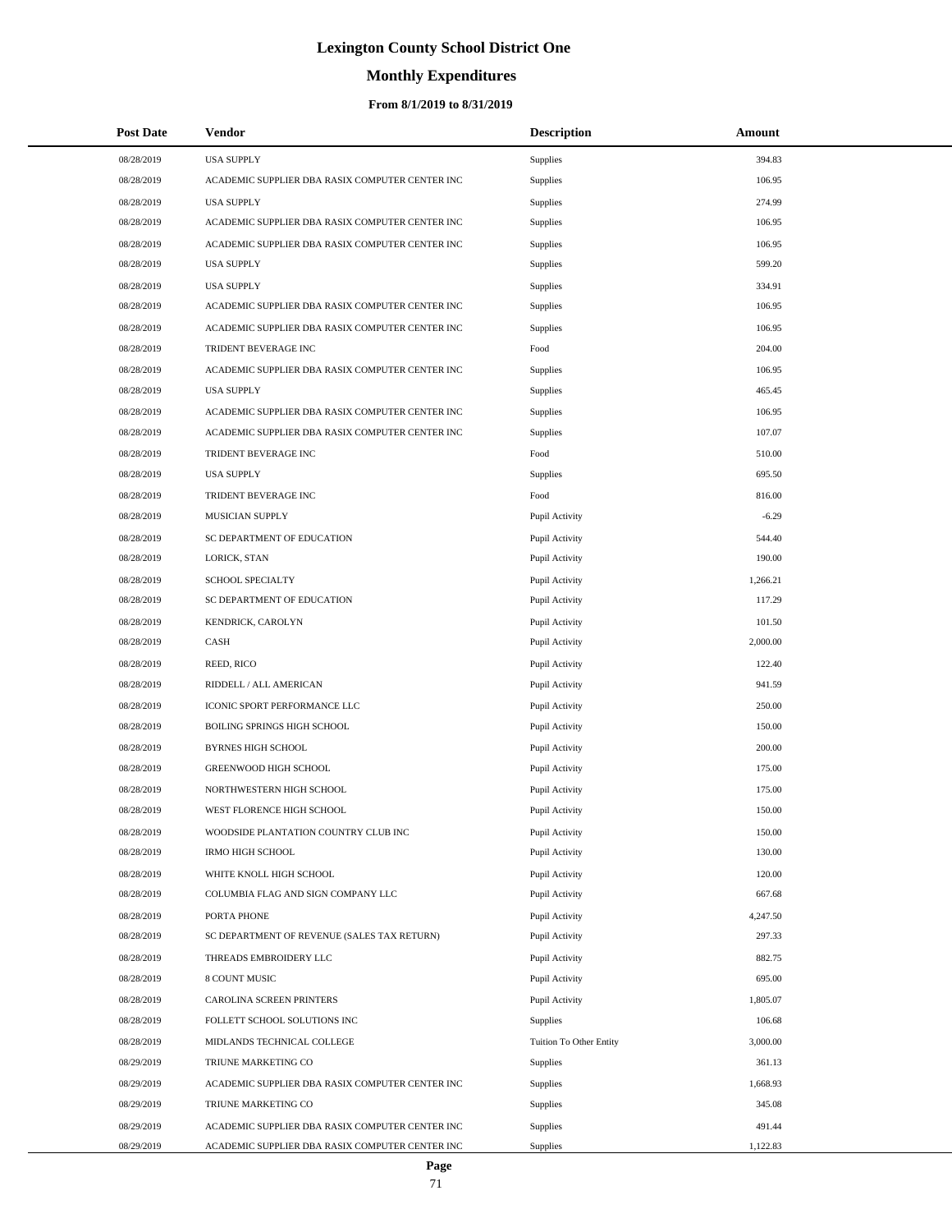# Lexington County School District One

## Monthly Expenditures

### From 8/1/2019 to 8/31/2019

| Post Date | Vendor | Description | Amount |
|---|---|---|---|
| 08/28/2019 | USA SUPPLY | Supplies | 394.83 |
| 08/28/2019 | ACADEMIC SUPPLIER DBA RASIX COMPUTER CENTER INC | Supplies | 106.95 |
| 08/28/2019 | USA SUPPLY | Supplies | 274.99 |
| 08/28/2019 | ACADEMIC SUPPLIER DBA RASIX COMPUTER CENTER INC | Supplies | 106.95 |
| 08/28/2019 | ACADEMIC SUPPLIER DBA RASIX COMPUTER CENTER INC | Supplies | 106.95 |
| 08/28/2019 | USA SUPPLY | Supplies | 599.20 |
| 08/28/2019 | USA SUPPLY | Supplies | 334.91 |
| 08/28/2019 | ACADEMIC SUPPLIER DBA RASIX COMPUTER CENTER INC | Supplies | 106.95 |
| 08/28/2019 | ACADEMIC SUPPLIER DBA RASIX COMPUTER CENTER INC | Supplies | 106.95 |
| 08/28/2019 | TRIDENT BEVERAGE INC | Food | 204.00 |
| 08/28/2019 | ACADEMIC SUPPLIER DBA RASIX COMPUTER CENTER INC | Supplies | 106.95 |
| 08/28/2019 | USA SUPPLY | Supplies | 465.45 |
| 08/28/2019 | ACADEMIC SUPPLIER DBA RASIX COMPUTER CENTER INC | Supplies | 106.95 |
| 08/28/2019 | ACADEMIC SUPPLIER DBA RASIX COMPUTER CENTER INC | Supplies | 107.07 |
| 08/28/2019 | TRIDENT BEVERAGE INC | Food | 510.00 |
| 08/28/2019 | USA SUPPLY | Supplies | 695.50 |
| 08/28/2019 | TRIDENT BEVERAGE INC | Food | 816.00 |
| 08/28/2019 | MUSICIAN SUPPLY | Pupil Activity | -6.29 |
| 08/28/2019 | SC DEPARTMENT OF EDUCATION | Pupil Activity | 544.40 |
| 08/28/2019 | LORICK, STAN | Pupil Activity | 190.00 |
| 08/28/2019 | SCHOOL SPECIALTY | Pupil Activity | 1,266.21 |
| 08/28/2019 | SC DEPARTMENT OF EDUCATION | Pupil Activity | 117.29 |
| 08/28/2019 | KENDRICK, CAROLYN | Pupil Activity | 101.50 |
| 08/28/2019 | CASH | Pupil Activity | 2,000.00 |
| 08/28/2019 | REED, RICO | Pupil Activity | 122.40 |
| 08/28/2019 | RIDDELL / ALL AMERICAN | Pupil Activity | 941.59 |
| 08/28/2019 | ICONIC SPORT PERFORMANCE LLC | Pupil Activity | 250.00 |
| 08/28/2019 | BOILING SPRINGS HIGH SCHOOL | Pupil Activity | 150.00 |
| 08/28/2019 | BYRNES HIGH SCHOOL | Pupil Activity | 200.00 |
| 08/28/2019 | GREENWOOD HIGH SCHOOL | Pupil Activity | 175.00 |
| 08/28/2019 | NORTHWESTERN HIGH SCHOOL | Pupil Activity | 175.00 |
| 08/28/2019 | WEST FLORENCE HIGH SCHOOL | Pupil Activity | 150.00 |
| 08/28/2019 | WOODSIDE PLANTATION COUNTRY CLUB INC | Pupil Activity | 150.00 |
| 08/28/2019 | IRMO HIGH SCHOOL | Pupil Activity | 130.00 |
| 08/28/2019 | WHITE KNOLL HIGH SCHOOL | Pupil Activity | 120.00 |
| 08/28/2019 | COLUMBIA FLAG AND SIGN COMPANY LLC | Pupil Activity | 667.68 |
| 08/28/2019 | PORTA PHONE | Pupil Activity | 4,247.50 |
| 08/28/2019 | SC DEPARTMENT OF REVENUE (SALES TAX RETURN) | Pupil Activity | 297.33 |
| 08/28/2019 | THREADS EMBROIDERY LLC | Pupil Activity | 882.75 |
| 08/28/2019 | 8 COUNT MUSIC | Pupil Activity | 695.00 |
| 08/28/2019 | CAROLINA SCREEN PRINTERS | Pupil Activity | 1,805.07 |
| 08/28/2019 | FOLLETT SCHOOL SOLUTIONS INC | Supplies | 106.68 |
| 08/28/2019 | MIDLANDS TECHNICAL COLLEGE | Tuition To Other Entity | 3,000.00 |
| 08/29/2019 | TRIUNE MARKETING CO | Supplies | 361.13 |
| 08/29/2019 | ACADEMIC SUPPLIER DBA RASIX COMPUTER CENTER INC | Supplies | 1,668.93 |
| 08/29/2019 | TRIUNE MARKETING CO | Supplies | 345.08 |
| 08/29/2019 | ACADEMIC SUPPLIER DBA RASIX COMPUTER CENTER INC | Supplies | 491.44 |
| 08/29/2019 | ACADEMIC SUPPLIER DBA RASIX COMPUTER CENTER INC | Supplies | 1,122.83 |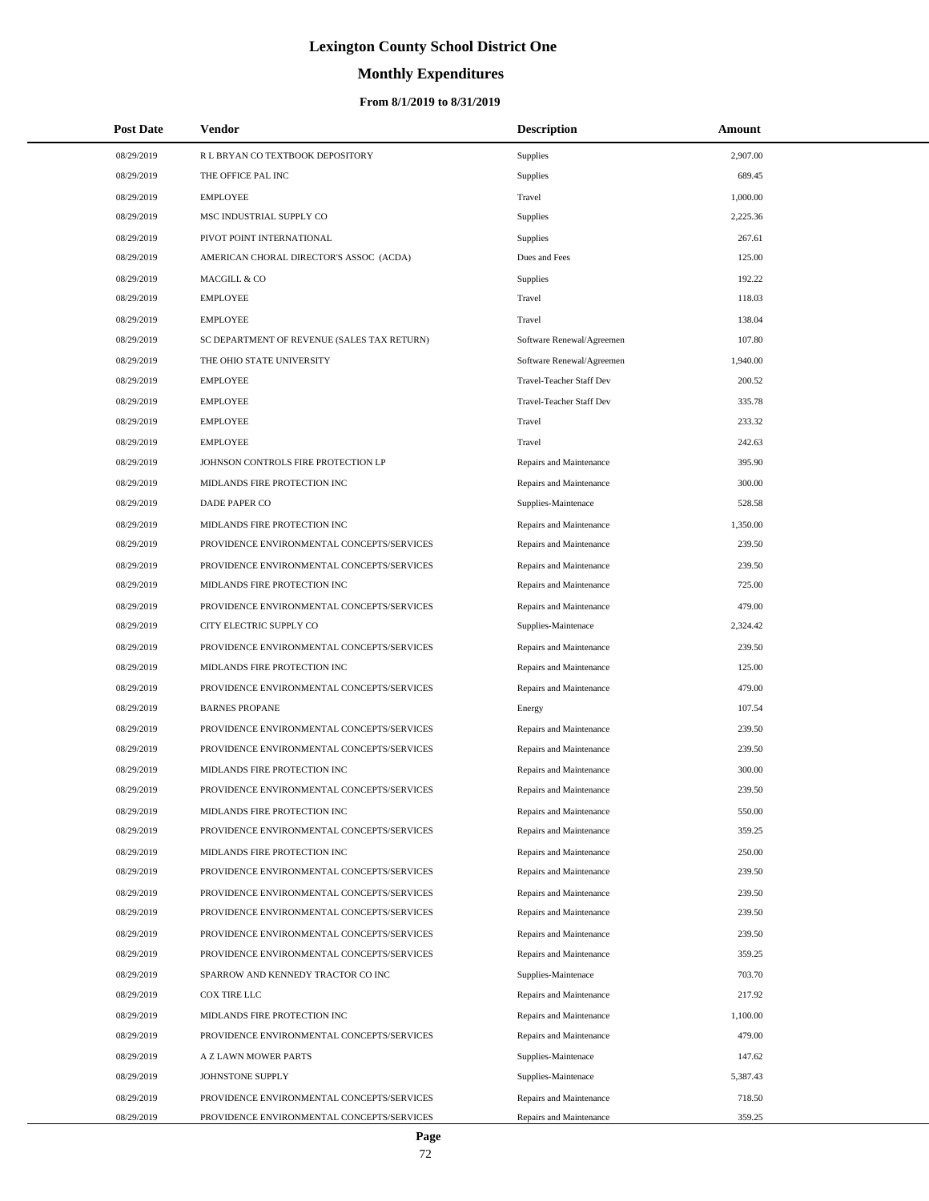# Lexington County School District One

## Monthly Expenditures

### From 8/1/2019 to 8/31/2019

| Post Date | Vendor | Description | Amount |
|---|---|---|---|
| 08/29/2019 | R L BRYAN CO TEXTBOOK DEPOSITORY | Supplies | 2,907.00 |
| 08/29/2019 | THE OFFICE PAL INC | Supplies | 689.45 |
| 08/29/2019 | EMPLOYEE | Travel | 1,000.00 |
| 08/29/2019 | MSC INDUSTRIAL SUPPLY CO | Supplies | 2,225.36 |
| 08/29/2019 | PIVOT POINT INTERNATIONAL | Supplies | 267.61 |
| 08/29/2019 | AMERICAN CHORAL DIRECTOR'S ASSOC (ACDA) | Dues and Fees | 125.00 |
| 08/29/2019 | MACGILL & CO | Supplies | 192.22 |
| 08/29/2019 | EMPLOYEE | Travel | 118.03 |
| 08/29/2019 | EMPLOYEE | Travel | 138.04 |
| 08/29/2019 | SC DEPARTMENT OF REVENUE (SALES TAX RETURN) | Software Renewal/Agreemen | 107.80 |
| 08/29/2019 | THE OHIO STATE UNIVERSITY | Software Renewal/Agreemen | 1,940.00 |
| 08/29/2019 | EMPLOYEE | Travel-Teacher Staff Dev | 200.52 |
| 08/29/2019 | EMPLOYEE | Travel-Teacher Staff Dev | 335.78 |
| 08/29/2019 | EMPLOYEE | Travel | 233.32 |
| 08/29/2019 | EMPLOYEE | Travel | 242.63 |
| 08/29/2019 | JOHNSON CONTROLS FIRE PROTECTION LP | Repairs and Maintenance | 395.90 |
| 08/29/2019 | MIDLANDS FIRE PROTECTION INC | Repairs and Maintenance | 300.00 |
| 08/29/2019 | DADE PAPER CO | Supplies-Maintenace | 528.58 |
| 08/29/2019 | MIDLANDS FIRE PROTECTION INC | Repairs and Maintenance | 1,350.00 |
| 08/29/2019 | PROVIDENCE ENVIRONMENTAL CONCEPTS/SERVICES | Repairs and Maintenance | 239.50 |
| 08/29/2019 | PROVIDENCE ENVIRONMENTAL CONCEPTS/SERVICES | Repairs and Maintenance | 239.50 |
| 08/29/2019 | MIDLANDS FIRE PROTECTION INC | Repairs and Maintenance | 725.00 |
| 08/29/2019 | PROVIDENCE ENVIRONMENTAL CONCEPTS/SERVICES | Repairs and Maintenance | 479.00 |
| 08/29/2019 | CITY ELECTRIC SUPPLY CO | Supplies-Maintenace | 2,324.42 |
| 08/29/2019 | PROVIDENCE ENVIRONMENTAL CONCEPTS/SERVICES | Repairs and Maintenance | 239.50 |
| 08/29/2019 | MIDLANDS FIRE PROTECTION INC | Repairs and Maintenance | 125.00 |
| 08/29/2019 | PROVIDENCE ENVIRONMENTAL CONCEPTS/SERVICES | Repairs and Maintenance | 479.00 |
| 08/29/2019 | BARNES PROPANE | Energy | 107.54 |
| 08/29/2019 | PROVIDENCE ENVIRONMENTAL CONCEPTS/SERVICES | Repairs and Maintenance | 239.50 |
| 08/29/2019 | PROVIDENCE ENVIRONMENTAL CONCEPTS/SERVICES | Repairs and Maintenance | 239.50 |
| 08/29/2019 | MIDLANDS FIRE PROTECTION INC | Repairs and Maintenance | 300.00 |
| 08/29/2019 | PROVIDENCE ENVIRONMENTAL CONCEPTS/SERVICES | Repairs and Maintenance | 239.50 |
| 08/29/2019 | MIDLANDS FIRE PROTECTION INC | Repairs and Maintenance | 550.00 |
| 08/29/2019 | PROVIDENCE ENVIRONMENTAL CONCEPTS/SERVICES | Repairs and Maintenance | 359.25 |
| 08/29/2019 | MIDLANDS FIRE PROTECTION INC | Repairs and Maintenance | 250.00 |
| 08/29/2019 | PROVIDENCE ENVIRONMENTAL CONCEPTS/SERVICES | Repairs and Maintenance | 239.50 |
| 08/29/2019 | PROVIDENCE ENVIRONMENTAL CONCEPTS/SERVICES | Repairs and Maintenance | 239.50 |
| 08/29/2019 | PROVIDENCE ENVIRONMENTAL CONCEPTS/SERVICES | Repairs and Maintenance | 239.50 |
| 08/29/2019 | PROVIDENCE ENVIRONMENTAL CONCEPTS/SERVICES | Repairs and Maintenance | 239.50 |
| 08/29/2019 | PROVIDENCE ENVIRONMENTAL CONCEPTS/SERVICES | Repairs and Maintenance | 359.25 |
| 08/29/2019 | SPARROW AND KENNEDY TRACTOR CO INC | Supplies-Maintenace | 703.70 |
| 08/29/2019 | COX TIRE LLC | Repairs and Maintenance | 217.92 |
| 08/29/2019 | MIDLANDS FIRE PROTECTION INC | Repairs and Maintenance | 1,100.00 |
| 08/29/2019 | PROVIDENCE ENVIRONMENTAL CONCEPTS/SERVICES | Repairs and Maintenance | 479.00 |
| 08/29/2019 | A Z LAWN MOWER PARTS | Supplies-Maintenace | 147.62 |
| 08/29/2019 | JOHNSTONE SUPPLY | Supplies-Maintenace | 5,387.43 |
| 08/29/2019 | PROVIDENCE ENVIRONMENTAL CONCEPTS/SERVICES | Repairs and Maintenance | 718.50 |
| 08/29/2019 | PROVIDENCE ENVIRONMENTAL CONCEPTS/SERVICES | Repairs and Maintenance | 359.25 |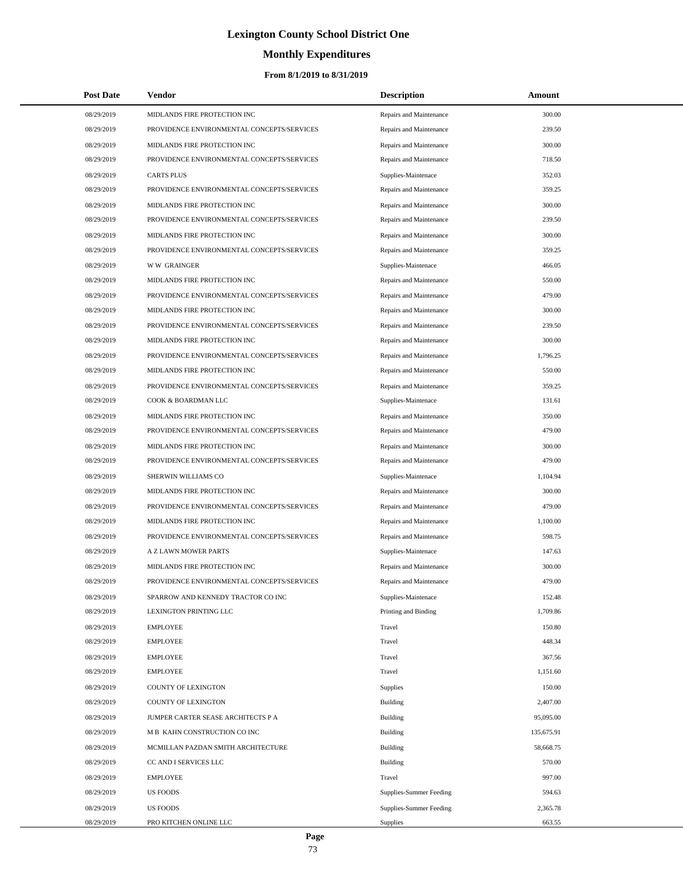# Lexington County School District One

## Monthly Expenditures

### From 8/1/2019 to 8/31/2019

| Post Date | Vendor | Description | Amount |
|---|---|---|---|
| 08/29/2019 | MIDLANDS FIRE PROTECTION INC | Repairs and Maintenance | 300.00 |
| 08/29/2019 | PROVIDENCE ENVIRONMENTAL CONCEPTS/SERVICES | Repairs and Maintenance | 239.50 |
| 08/29/2019 | MIDLANDS FIRE PROTECTION INC | Repairs and Maintenance | 300.00 |
| 08/29/2019 | PROVIDENCE ENVIRONMENTAL CONCEPTS/SERVICES | Repairs and Maintenance | 718.50 |
| 08/29/2019 | CARTS PLUS | Supplies-Maintenace | 352.03 |
| 08/29/2019 | PROVIDENCE ENVIRONMENTAL CONCEPTS/SERVICES | Repairs and Maintenance | 359.25 |
| 08/29/2019 | MIDLANDS FIRE PROTECTION INC | Repairs and Maintenance | 300.00 |
| 08/29/2019 | PROVIDENCE ENVIRONMENTAL CONCEPTS/SERVICES | Repairs and Maintenance | 239.50 |
| 08/29/2019 | MIDLANDS FIRE PROTECTION INC | Repairs and Maintenance | 300.00 |
| 08/29/2019 | PROVIDENCE ENVIRONMENTAL CONCEPTS/SERVICES | Repairs and Maintenance | 359.25 |
| 08/29/2019 | W W GRAINGER | Supplies-Maintenace | 466.05 |
| 08/29/2019 | MIDLANDS FIRE PROTECTION INC | Repairs and Maintenance | 550.00 |
| 08/29/2019 | PROVIDENCE ENVIRONMENTAL CONCEPTS/SERVICES | Repairs and Maintenance | 479.00 |
| 08/29/2019 | MIDLANDS FIRE PROTECTION INC | Repairs and Maintenance | 300.00 |
| 08/29/2019 | PROVIDENCE ENVIRONMENTAL CONCEPTS/SERVICES | Repairs and Maintenance | 239.50 |
| 08/29/2019 | MIDLANDS FIRE PROTECTION INC | Repairs and Maintenance | 300.00 |
| 08/29/2019 | PROVIDENCE ENVIRONMENTAL CONCEPTS/SERVICES | Repairs and Maintenance | 1,796.25 |
| 08/29/2019 | MIDLANDS FIRE PROTECTION INC | Repairs and Maintenance | 550.00 |
| 08/29/2019 | PROVIDENCE ENVIRONMENTAL CONCEPTS/SERVICES | Repairs and Maintenance | 359.25 |
| 08/29/2019 | COOK & BOARDMAN LLC | Supplies-Maintenace | 131.61 |
| 08/29/2019 | MIDLANDS FIRE PROTECTION INC | Repairs and Maintenance | 350.00 |
| 08/29/2019 | PROVIDENCE ENVIRONMENTAL CONCEPTS/SERVICES | Repairs and Maintenance | 479.00 |
| 08/29/2019 | MIDLANDS FIRE PROTECTION INC | Repairs and Maintenance | 300.00 |
| 08/29/2019 | PROVIDENCE ENVIRONMENTAL CONCEPTS/SERVICES | Repairs and Maintenance | 479.00 |
| 08/29/2019 | SHERWIN WILLIAMS CO | Supplies-Maintenace | 1,104.94 |
| 08/29/2019 | MIDLANDS FIRE PROTECTION INC | Repairs and Maintenance | 300.00 |
| 08/29/2019 | PROVIDENCE ENVIRONMENTAL CONCEPTS/SERVICES | Repairs and Maintenance | 479.00 |
| 08/29/2019 | MIDLANDS FIRE PROTECTION INC | Repairs and Maintenance | 1,100.00 |
| 08/29/2019 | PROVIDENCE ENVIRONMENTAL CONCEPTS/SERVICES | Repairs and Maintenance | 598.75 |
| 08/29/2019 | A Z LAWN MOWER PARTS | Supplies-Maintenace | 147.63 |
| 08/29/2019 | MIDLANDS FIRE PROTECTION INC | Repairs and Maintenance | 300.00 |
| 08/29/2019 | PROVIDENCE ENVIRONMENTAL CONCEPTS/SERVICES | Repairs and Maintenance | 479.00 |
| 08/29/2019 | SPARROW AND KENNEDY TRACTOR CO INC | Supplies-Maintenace | 152.48 |
| 08/29/2019 | LEXINGTON PRINTING LLC | Printing and Binding | 1,709.86 |
| 08/29/2019 | EMPLOYEE | Travel | 150.80 |
| 08/29/2019 | EMPLOYEE | Travel | 448.34 |
| 08/29/2019 | EMPLOYEE | Travel | 367.56 |
| 08/29/2019 | EMPLOYEE | Travel | 1,151.60 |
| 08/29/2019 | COUNTY OF LEXINGTON | Supplies | 150.00 |
| 08/29/2019 | COUNTY OF LEXINGTON | Building | 2,407.00 |
| 08/29/2019 | JUMPER CARTER SEASE ARCHITECTS P A | Building | 95,095.00 |
| 08/29/2019 | M B KAHN CONSTRUCTION CO INC | Building | 135,675.91 |
| 08/29/2019 | MCMILLAN PAZDAN SMITH ARCHITECTURE | Building | 58,668.75 |
| 08/29/2019 | CC AND I SERVICES LLC | Building | 570.00 |
| 08/29/2019 | EMPLOYEE | Travel | 997.00 |
| 08/29/2019 | US FOODS | Supplies-Summer Feeding | 594.63 |
| 08/29/2019 | US FOODS | Supplies-Summer Feeding | 2,365.78 |
| 08/29/2019 | PRO KITCHEN ONLINE LLC | Supplies | 663.55 |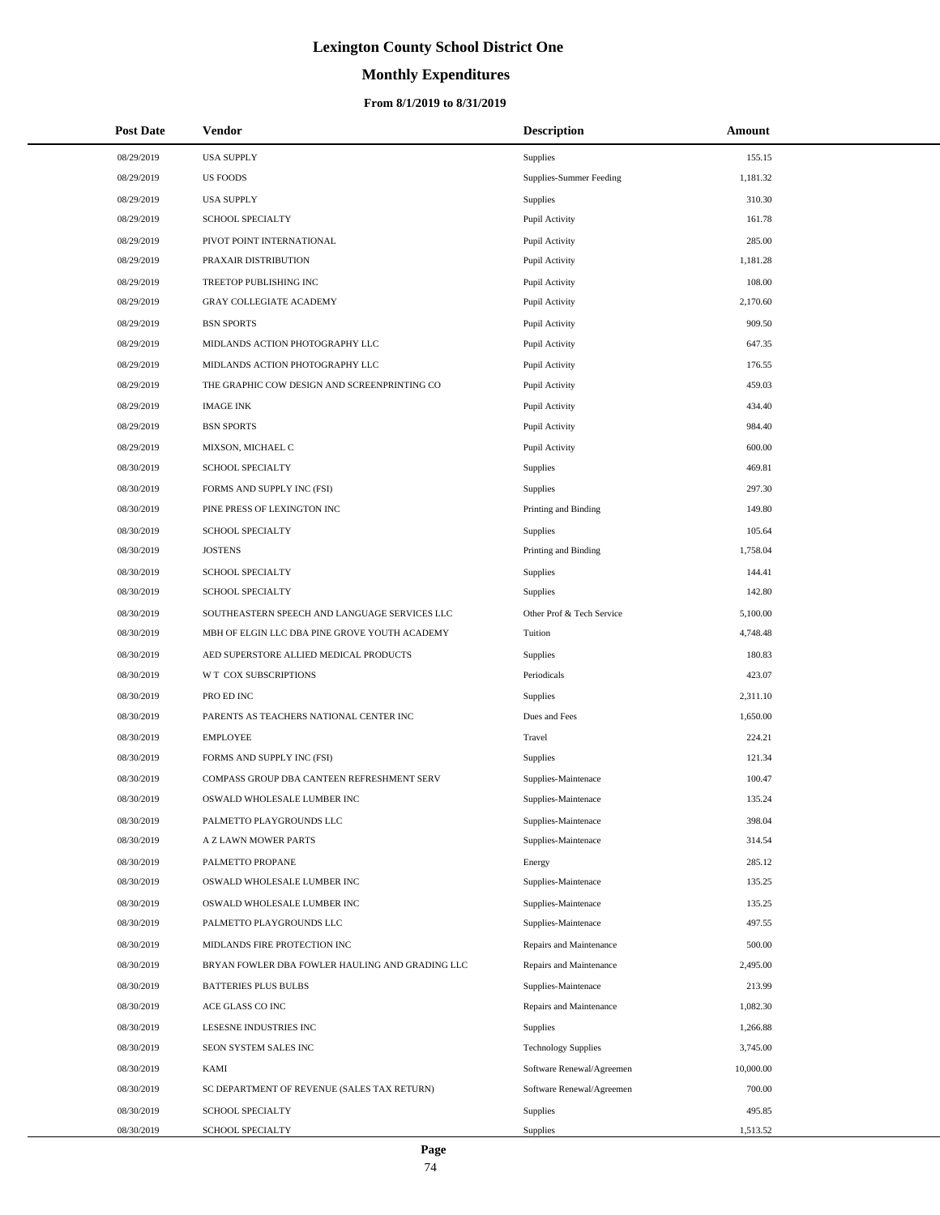# Lexington County School District One

## Monthly Expenditures

### From 8/1/2019 to 8/31/2019

| Post Date | Vendor | Description | Amount |
|---|---|---|---|
| 08/29/2019 | USA SUPPLY | Supplies | 155.15 |
| 08/29/2019 | US FOODS | Supplies-Summer Feeding | 1,181.32 |
| 08/29/2019 | USA SUPPLY | Supplies | 310.30 |
| 08/29/2019 | SCHOOL SPECIALTY | Pupil Activity | 161.78 |
| 08/29/2019 | PIVOT POINT INTERNATIONAL | Pupil Activity | 285.00 |
| 08/29/2019 | PRAXAIR DISTRIBUTION | Pupil Activity | 1,181.28 |
| 08/29/2019 | TREETOP PUBLISHING INC | Pupil Activity | 108.00 |
| 08/29/2019 | GRAY COLLEGIATE ACADEMY | Pupil Activity | 2,170.60 |
| 08/29/2019 | BSN SPORTS | Pupil Activity | 909.50 |
| 08/29/2019 | MIDLANDS ACTION PHOTOGRAPHY LLC | Pupil Activity | 647.35 |
| 08/29/2019 | MIDLANDS ACTION PHOTOGRAPHY LLC | Pupil Activity | 176.55 |
| 08/29/2019 | THE GRAPHIC COW DESIGN AND SCREENPRINTING CO | Pupil Activity | 459.03 |
| 08/29/2019 | IMAGE INK | Pupil Activity | 434.40 |
| 08/29/2019 | BSN SPORTS | Pupil Activity | 984.40 |
| 08/29/2019 | MIXSON, MICHAEL C | Pupil Activity | 600.00 |
| 08/30/2019 | SCHOOL SPECIALTY | Supplies | 469.81 |
| 08/30/2019 | FORMS AND SUPPLY INC (FSI) | Supplies | 297.30 |
| 08/30/2019 | PINE PRESS OF LEXINGTON INC | Printing and Binding | 149.80 |
| 08/30/2019 | SCHOOL SPECIALTY | Supplies | 105.64 |
| 08/30/2019 | JOSTENS | Printing and Binding | 1,758.04 |
| 08/30/2019 | SCHOOL SPECIALTY | Supplies | 144.41 |
| 08/30/2019 | SCHOOL SPECIALTY | Supplies | 142.80 |
| 08/30/2019 | SOUTHEASTERN SPEECH AND LANGUAGE SERVICES LLC | Other Prof & Tech Service | 5,100.00 |
| 08/30/2019 | MBH OF ELGIN LLC DBA PINE GROVE YOUTH ACADEMY | Tuition | 4,748.48 |
| 08/30/2019 | AED SUPERSTORE ALLIED MEDICAL PRODUCTS | Supplies | 180.83 |
| 08/30/2019 | W T COX SUBSCRIPTIONS | Periodicals | 423.07 |
| 08/30/2019 | PRO ED INC | Supplies | 2,311.10 |
| 08/30/2019 | PARENTS AS TEACHERS NATIONAL CENTER INC | Dues and Fees | 1,650.00 |
| 08/30/2019 | EMPLOYEE | Travel | 224.21 |
| 08/30/2019 | FORMS AND SUPPLY INC (FSI) | Supplies | 121.34 |
| 08/30/2019 | COMPASS GROUP DBA CANTEEN REFRESHMENT SERV | Supplies-Maintenace | 100.47 |
| 08/30/2019 | OSWALD WHOLESALE LUMBER INC | Supplies-Maintenace | 135.24 |
| 08/30/2019 | PALMETTO PLAYGROUNDS LLC | Supplies-Maintenace | 398.04 |
| 08/30/2019 | A Z LAWN MOWER PARTS | Supplies-Maintenace | 314.54 |
| 08/30/2019 | PALMETTO PROPANE | Energy | 285.12 |
| 08/30/2019 | OSWALD WHOLESALE LUMBER INC | Supplies-Maintenace | 135.25 |
| 08/30/2019 | OSWALD WHOLESALE LUMBER INC | Supplies-Maintenace | 135.25 |
| 08/30/2019 | PALMETTO PLAYGROUNDS LLC | Supplies-Maintenace | 497.55 |
| 08/30/2019 | MIDLANDS FIRE PROTECTION INC | Repairs and Maintenance | 500.00 |
| 08/30/2019 | BRYAN FOWLER DBA FOWLER HAULING AND GRADING LLC | Repairs and Maintenance | 2,495.00 |
| 08/30/2019 | BATTERIES PLUS BULBS | Supplies-Maintenace | 213.99 |
| 08/30/2019 | ACE GLASS CO INC | Repairs and Maintenance | 1,082.30 |
| 08/30/2019 | LESESNE INDUSTRIES INC | Supplies | 1,266.88 |
| 08/30/2019 | SEON SYSTEM SALES INC | Technology Supplies | 3,745.00 |
| 08/30/2019 | KAMI | Software Renewal/Agreemen | 10,000.00 |
| 08/30/2019 | SC DEPARTMENT OF REVENUE (SALES TAX RETURN) | Software Renewal/Agreemen | 700.00 |
| 08/30/2019 | SCHOOL SPECIALTY | Supplies | 495.85 |
| 08/30/2019 | SCHOOL SPECIALTY | Supplies | 1,513.52 |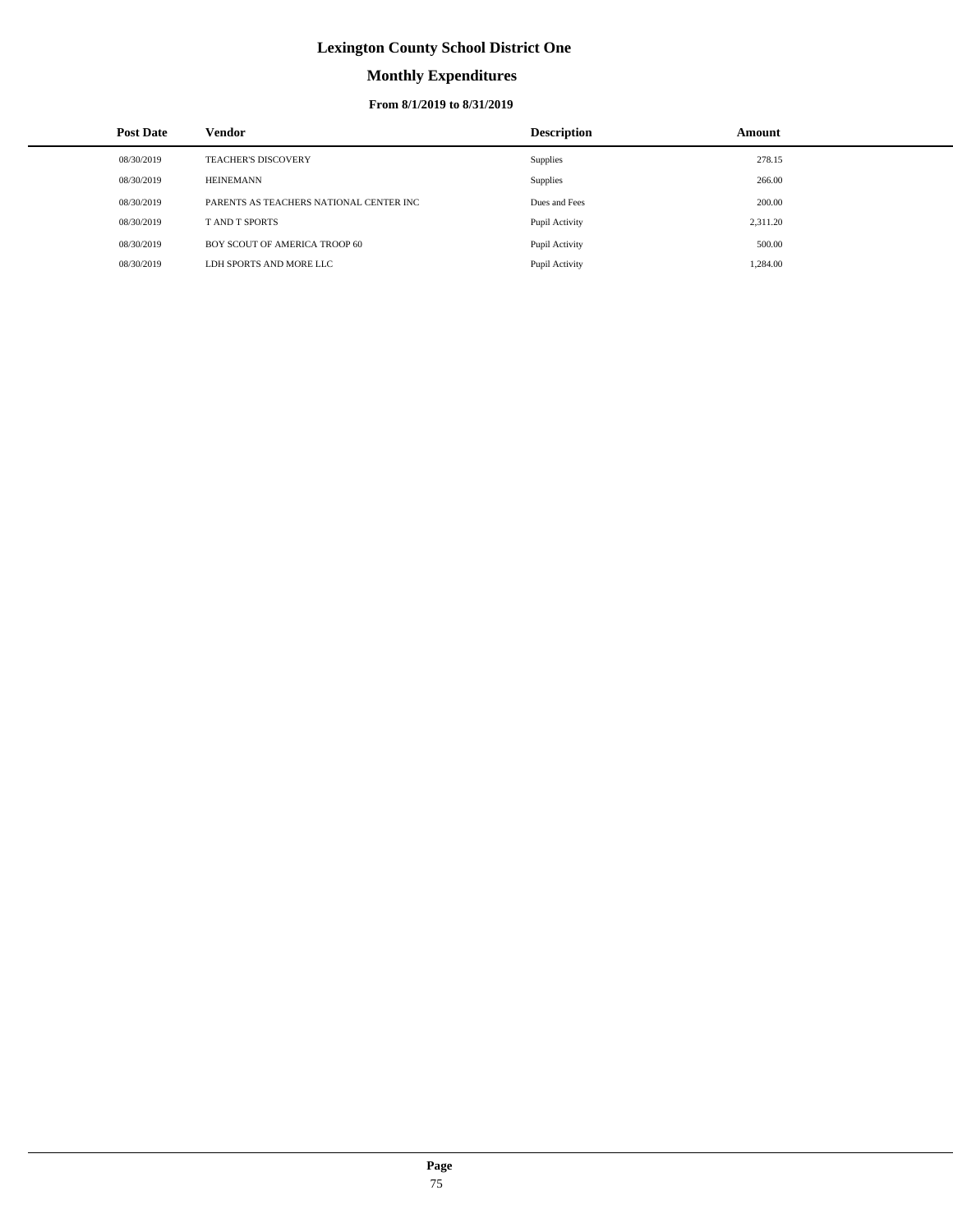# Lexington County School District One

## Monthly Expenditures

### From 8/1/2019 to 8/31/2019

| Post Date | Vendor | Description | Amount |
|---|---|---|---|
| 08/30/2019 | TEACHER'S DISCOVERY | Supplies | 278.15 |
| 08/30/2019 | HEINEMANN | Supplies | 266.00 |
| 08/30/2019 | PARENTS AS TEACHERS NATIONAL CENTER INC | Dues and Fees | 200.00 |
| 08/30/2019 | T AND T SPORTS | Pupil Activity | 2,311.20 |
| 08/30/2019 | BOY SCOUT OF AMERICA TROOP 60 | Pupil Activity | 500.00 |
| 08/30/2019 | LDH SPORTS AND MORE LLC | Pupil Activity | 1,284.00 |